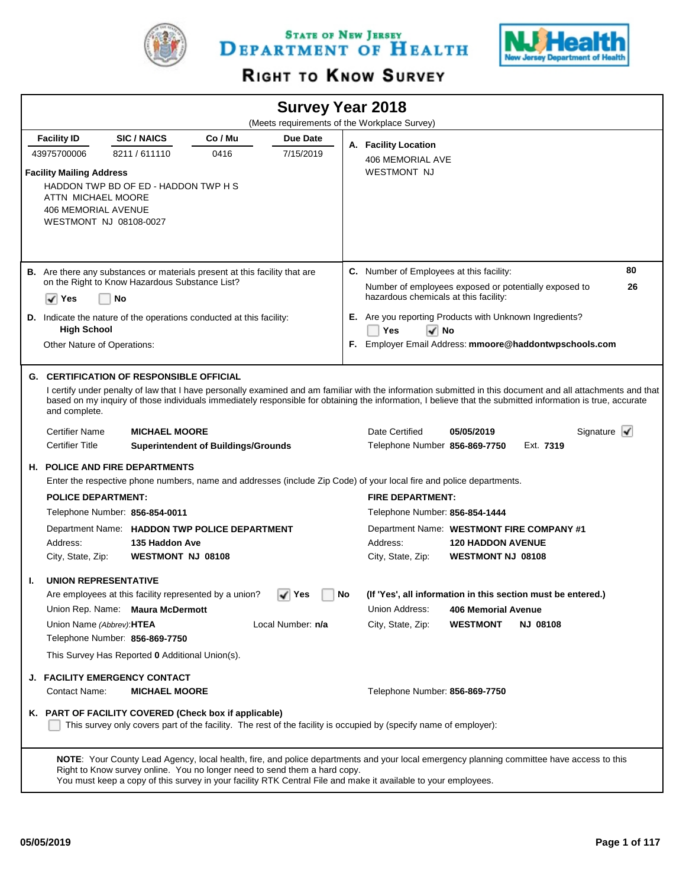# State of New Jersey Department of Health

## Right to Know Survey

## Survey Year 2018

(Meets requirements of the Workplace Survey)

| Facility ID | SIC / NAICS | Co / Mu | Due Date |
|---|---|---|---|
| 43975700006 | 8211 / 611110 | 0416 | 7/15/2019 |

**Facility Mailing Address**

HADDON TWP BD OF ED - HADDON TWP H S
ATTN MICHAEL MOORE
406 MEMORIAL AVENUE
WESTMONT NJ 08108-0027

**A. Facility Location**

406 MEMORIAL AVE
WESTMONT NJ

**B.** Are there any substances or materials present at this facility that are on the Right to Know Hazardous Substance List?

☑ Yes ☐ No

**C.** Number of Employees at this facility: **80**

Number of employees exposed or potentially exposed to hazardous chemicals at this facility: **26**

**D.** Indicate the nature of the operations conducted at this facility:
**High School**

Other Nature of Operations:

**E.** Are you reporting Products with Unknown Ingredients?

☐ Yes ☑ No

**F.** Employer Email Address: **mmoore@haddontwpschools.com**

### G. CERTIFICATION OF RESPONSIBLE OFFICIAL

I certify under penalty of law that I have personally examined and am familiar with the information submitted in this document and all attachments and that based on my inquiry of those individuals immediately responsible for obtaining the information, I believe that the submitted information is true, accurate and complete.

Certifier Name **MICHAEL MOORE**
Certifier Title **Superintendent of Buildings/Grounds**
Date Certified **05/05/2019**
Signature ☑
Telephone Number **856-869-7750** Ext. **7319**

### H. POLICE AND FIRE DEPARTMENTS

Enter the respective phone numbers, name and addresses (include Zip Code) of your local fire and police departments.

**POLICE DEPARTMENT:**

Telephone Number: **856-854-0011**
Department Name: **HADDON TWP POLICE DEPARTMENT**
Address: **135 Haddon Ave**
City, State, Zip: **WESTMONT NJ 08108**

**FIRE DEPARTMENT:**

Telephone Number: **856-854-1444**
Department Name: **WESTMONT FIRE COMPANY #1**
Address: **120 HADDON AVENUE**
City, State, Zip: **WESTMONT NJ 08108**

### I. UNION REPRESENTATIVE

Are employees at this facility represented by a union? ☑ Yes ☐ No **(If 'Yes', all information in this section must be entered.)**

Union Rep. Name: **Maura McDermott**
Union Name *(Abbrev)*: **HTEA**
Local Number: **n/a**
Telephone Number: **856-869-7750**
Union Address: **406 Memorial Avenue**
City, State, Zip: **WESTMONT NJ 08108**

This Survey Has Reported **0** Additional Union(s).

### J. FACILITY EMERGENCY CONTACT

Contact Name: **MICHAEL MOORE**
Telephone Number: **856-869-7750**

### K. PART OF FACILITY COVERED (Check box if applicable)

☐ This survey only covers part of the facility. The rest of the facility is occupied by (specify name of employer):

**NOTE**: Your County Lead Agency, local health, fire, and police departments and your local emergency planning committee have access to this Right to Know survey online. You no longer need to send them a hard copy.
You must keep a copy of this survey in your facility RTK Central File and make it available to your employees.

05/05/2019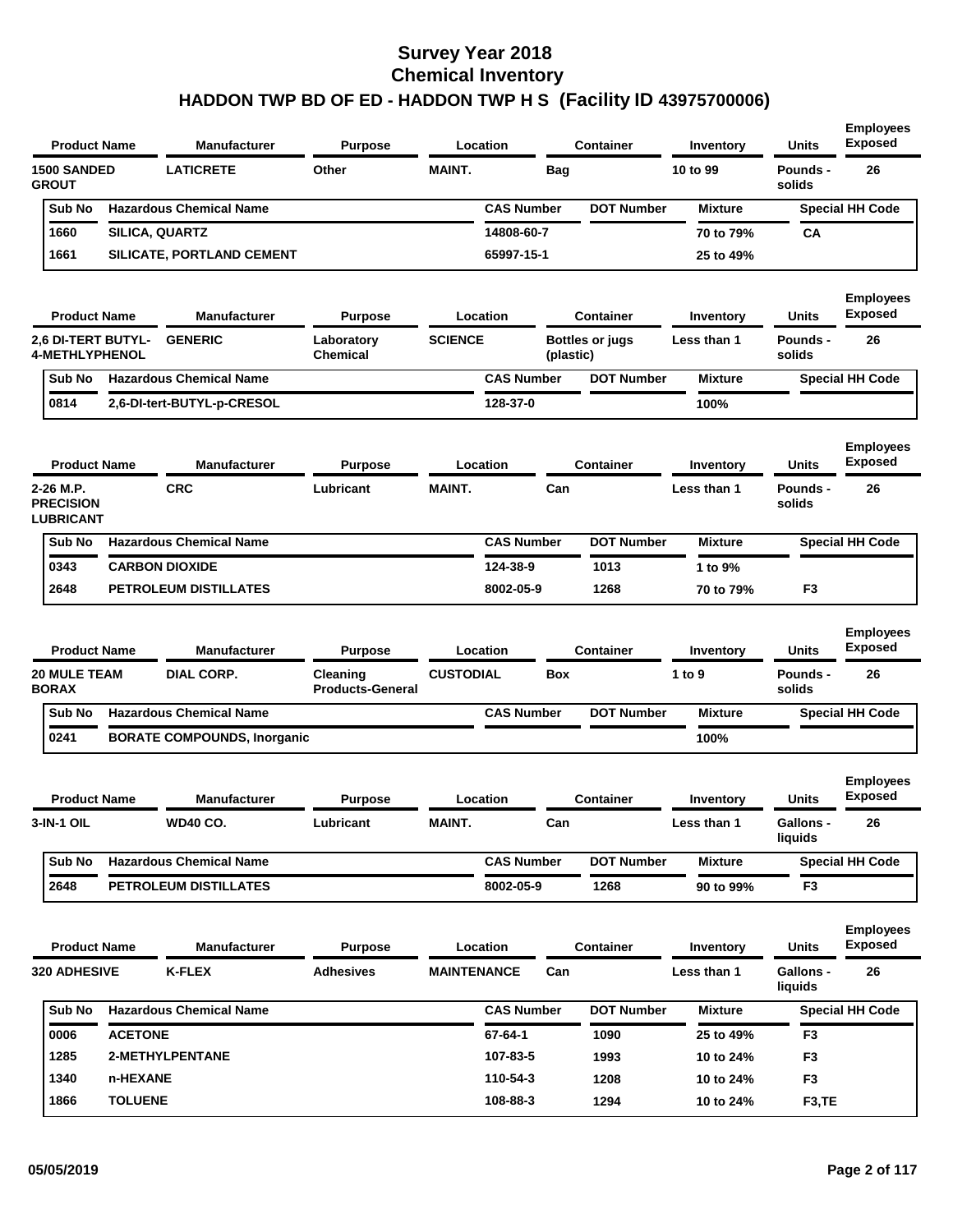# Survey Year 2018
## Chemical Inventory
## HADDON TWP BD OF ED - HADDON TWP H S (Facility ID 43975700006)

| Product Name | Manufacturer | Purpose | Location | Container | Inventory | Units | Employees Exposed |
|---|---|---|---|---|---|---|---|
| 1500 SANDED GROUT | LATICRETE | Other | MAINT. | Bag | 10 to 99 | Pounds - solids | 26 |

| Sub No | Hazardous Chemical Name | CAS Number | DOT Number | Mixture | Special HH Code |
|---|---|---|---|---|---|
| 1660 | SILICA, QUARTZ | 14808-60-7 | | 70 to 79% | CA |
| 1661 | SILICATE, PORTLAND CEMENT | 65997-15-1 | | 25 to 49% | |

| Product Name | Manufacturer | Purpose | Location | Container | Inventory | Units | Employees Exposed |
|---|---|---|---|---|---|---|---|
| 2,6 DI-TERT BUTYL-4-METHLYPHENOL | GENERIC | Laboratory Chemical | SCIENCE | Bottles or jugs (plastic) | Less than 1 | Pounds - solids | 26 |

| Sub No | Hazardous Chemical Name | CAS Number | DOT Number | Mixture | Special HH Code |
|---|---|---|---|---|---|
| 0814 | 2,6-DI-tert-BUTYL-p-CRESOL | 128-37-0 | | 100% | |

| Product Name | Manufacturer | Purpose | Location | Container | Inventory | Units | Employees Exposed |
|---|---|---|---|---|---|---|---|
| 2-26 M.P. PRECISION LUBRICANT | CRC | Lubricant | MAINT. | Can | Less than 1 | Pounds - solids | 26 |

| Sub No | Hazardous Chemical Name | CAS Number | DOT Number | Mixture | Special HH Code |
|---|---|---|---|---|---|
| 0343 | CARBON DIOXIDE | 124-38-9 | 1013 | 1 to 9% | |
| 2648 | PETROLEUM DISTILLATES | 8002-05-9 | 1268 | 70 to 79% | F3 |

| Product Name | Manufacturer | Purpose | Location | Container | Inventory | Units | Employees Exposed |
|---|---|---|---|---|---|---|---|
| 20 MULE TEAM BORAX | DIAL CORP. | Cleaning Products-General | CUSTODIAL | Box | 1 to 9 | Pounds - solids | 26 |

| Sub No | Hazardous Chemical Name | CAS Number | DOT Number | Mixture | Special HH Code |
|---|---|---|---|---|---|
| 0241 | BORATE COMPOUNDS, Inorganic | | | 100% | |

| Product Name | Manufacturer | Purpose | Location | Container | Inventory | Units | Employees Exposed |
|---|---|---|---|---|---|---|---|
| 3-IN-1 OIL | WD40 CO. | Lubricant | MAINT. | Can | Less than 1 | Gallons - liquids | 26 |

| Sub No | Hazardous Chemical Name | CAS Number | DOT Number | Mixture | Special HH Code |
|---|---|---|---|---|---|
| 2648 | PETROLEUM DISTILLATES | 8002-05-9 | 1268 | 90 to 99% | F3 |

| Product Name | Manufacturer | Purpose | Location | Container | Inventory | Units | Employees Exposed |
|---|---|---|---|---|---|---|---|
| 320 ADHESIVE | K-FLEX | Adhesives | MAINTENANCE | Can | Less than 1 | Gallons - liquids | 26 |

| Sub No | Hazardous Chemical Name | CAS Number | DOT Number | Mixture | Special HH Code |
|---|---|---|---|---|---|
| 0006 | ACETONE | 67-64-1 | 1090 | 25 to 49% | F3 |
| 1285 | 2-METHYLPENTANE | 107-83-5 | 1993 | 10 to 24% | F3 |
| 1340 | n-HEXANE | 110-54-3 | 1208 | 10 to 24% | F3 |
| 1866 | TOLUENE | 108-88-3 | 1294 | 10 to 24% | F3,TE |

05/05/2019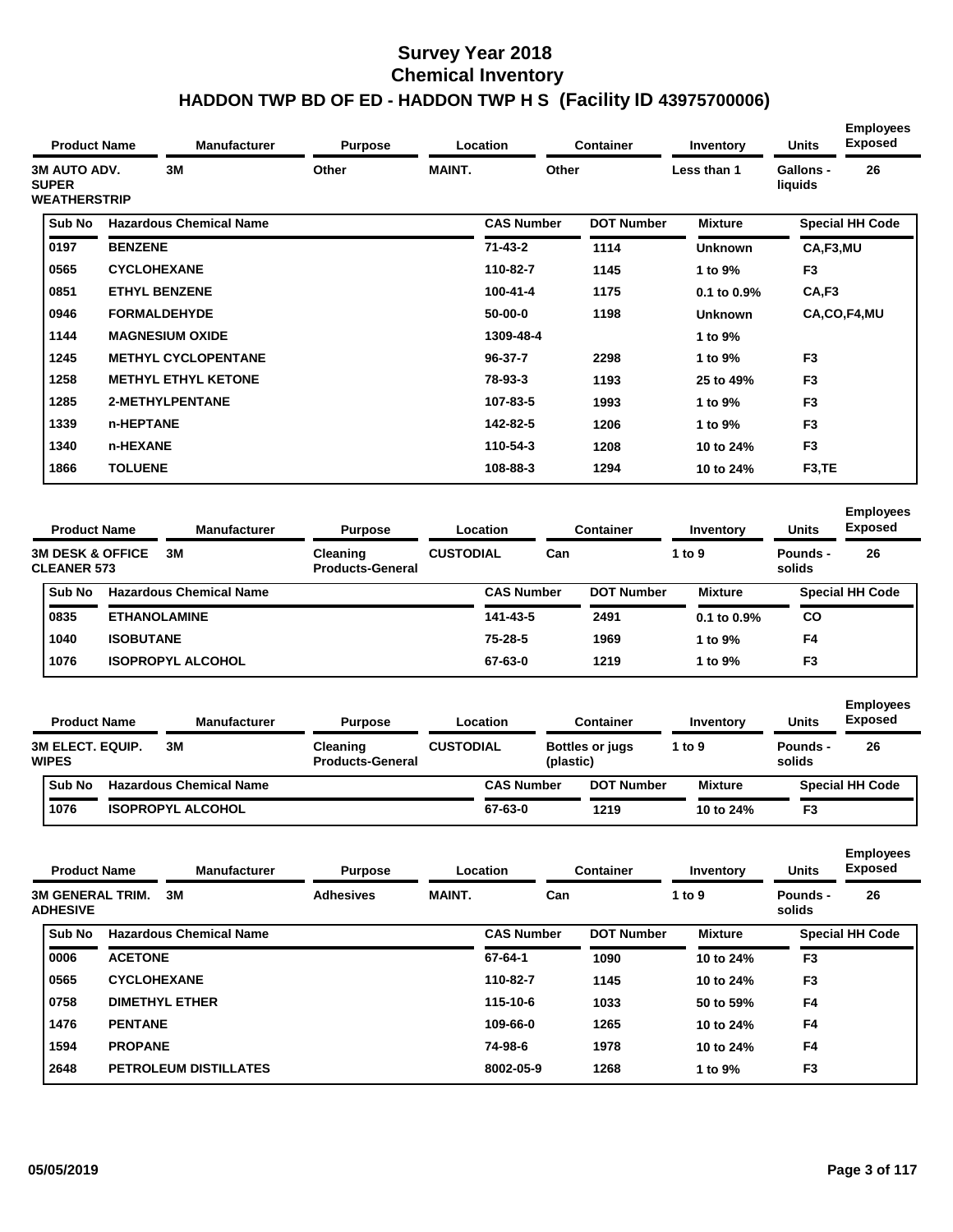# Survey Year 2018
## Chemical Inventory
## HADDON TWP BD OF ED - HADDON TWP H S (Facility ID 43975700006)

| Product Name | Manufacturer | Purpose | Location | Container | Inventory | Units | Employees Exposed |
|---|---|---|---|---|---|---|---|
| 3M AUTO ADV. SUPER WEATHERSTRIP | 3M | Other | MAINT. | Other | Less than 1 | Gallons - liquids | 26 |

| Sub No | Hazardous Chemical Name | CAS Number | DOT Number | Mixture | Special HH Code |
|---|---|---|---|---|---|
| 0197 | BENZENE | 71-43-2 | 1114 | Unknown | CA,F3,MU |
| 0565 | CYCLOHEXANE | 110-82-7 | 1145 | 1 to 9% | F3 |
| 0851 | ETHYL BENZENE | 100-41-4 | 1175 | 0.1 to 0.9% | CA,F3 |
| 0946 | FORMALDEHYDE | 50-00-0 | 1198 | Unknown | CA,CO,F4,MU |
| 1144 | MAGNESIUM OXIDE | 1309-48-4 | | 1 to 9% | |
| 1245 | METHYL CYCLOPENTANE | 96-37-7 | 2298 | 1 to 9% | F3 |
| 1258 | METHYL ETHYL KETONE | 78-93-3 | 1193 | 25 to 49% | F3 |
| 1285 | 2-METHYLPENTANE | 107-83-5 | 1993 | 1 to 9% | F3 |
| 1339 | n-HEPTANE | 142-82-5 | 1206 | 1 to 9% | F3 |
| 1340 | n-HEXANE | 110-54-3 | 1208 | 10 to 24% | F3 |
| 1866 | TOLUENE | 108-88-3 | 1294 | 10 to 24% | F3,TE |

| Product Name | Manufacturer | Purpose | Location | Container | Inventory | Units | Employees Exposed |
|---|---|---|---|---|---|---|---|
| 3M DESK & OFFICE CLEANER 573 | 3M | Cleaning Products-General | CUSTODIAL | Can | 1 to 9 | Pounds - solids | 26 |

| Sub No | Hazardous Chemical Name | CAS Number | DOT Number | Mixture | Special HH Code |
|---|---|---|---|---|---|
| 0835 | ETHANOLAMINE | 141-43-5 | 2491 | 0.1 to 0.9% | CO |
| 1040 | ISOBUTANE | 75-28-5 | 1969 | 1 to 9% | F4 |
| 1076 | ISOPROPYL ALCOHOL | 67-63-0 | 1219 | 1 to 9% | F3 |

| Product Name | Manufacturer | Purpose | Location | Container | Inventory | Units | Employees Exposed |
|---|---|---|---|---|---|---|---|
| 3M ELECT. EQUIP. WIPES | 3M | Cleaning Products-General | CUSTODIAL | Bottles or jugs (plastic) | 1 to 9 | Pounds - solids | 26 |

| Sub No | Hazardous Chemical Name | CAS Number | DOT Number | Mixture | Special HH Code |
|---|---|---|---|---|---|
| 1076 | ISOPROPYL ALCOHOL | 67-63-0 | 1219 | 10 to 24% | F3 |

| Product Name | Manufacturer | Purpose | Location | Container | Inventory | Units | Employees Exposed |
|---|---|---|---|---|---|---|---|
| 3M GENERAL TRIM. ADHESIVE | 3M | Adhesives | MAINT. | Can | 1 to 9 | Pounds - solids | 26 |

| Sub No | Hazardous Chemical Name | CAS Number | DOT Number | Mixture | Special HH Code |
|---|---|---|---|---|---|
| 0006 | ACETONE | 67-64-1 | 1090 | 10 to 24% | F3 |
| 0565 | CYCLOHEXANE | 110-82-7 | 1145 | 10 to 24% | F3 |
| 0758 | DIMETHYL ETHER | 115-10-6 | 1033 | 50 to 59% | F4 |
| 1476 | PENTANE | 109-66-0 | 1265 | 10 to 24% | F4 |
| 1594 | PROPANE | 74-98-6 | 1978 | 10 to 24% | F4 |
| 2648 | PETROLEUM DISTILLATES | 8002-05-9 | 1268 | 1 to 9% | F3 |

05/05/2019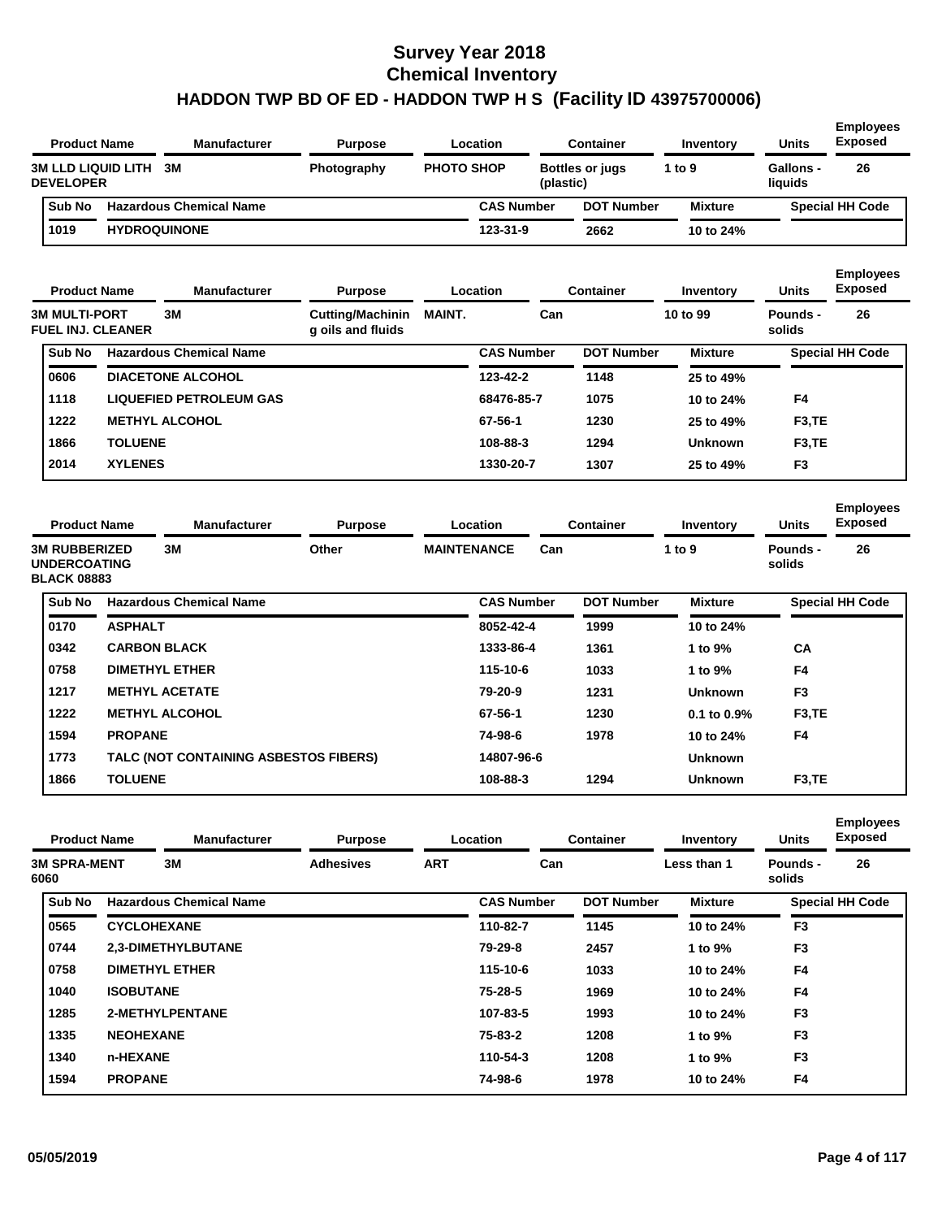# Survey Year 2018
# Chemical Inventory
# HADDON TWP BD OF ED - HADDON TWP H S (Facility ID 43975700006)

| Product Name | Manufacturer | Purpose | Location | Container | Inventory | Units | Employees Exposed |
|---|---|---|---|---|---|---|---|
| 3M LLD LIQUID LITH DEVELOPER | 3M | Photography | PHOTO SHOP | Bottles or jugs (plastic) | 1 to 9 | Gallons - liquids | 26 |

| Sub No | Hazardous Chemical Name | CAS Number | DOT Number | Mixture | Special HH Code |
|---|---|---|---|---|---|
| 1019 | HYDROQUINONE | 123-31-9 | 2662 | 10 to 24% | |

| Product Name | Manufacturer | Purpose | Location | Container | Inventory | Units | Employees Exposed |
|---|---|---|---|---|---|---|---|
| 3M MULTI-PORT FUEL INJ. CLEANER | 3M | Cutting/Machining oils and fluids | MAINT. | Can | 10 to 99 | Pounds - solids | 26 |

| Sub No | Hazardous Chemical Name | CAS Number | DOT Number | Mixture | Special HH Code |
|---|---|---|---|---|---|
| 0606 | DIACETONE ALCOHOL | 123-42-2 | 1148 | 25 to 49% | |
| 1118 | LIQUEFIED PETROLEUM GAS | 68476-85-7 | 1075 | 10 to 24% | F4 |
| 1222 | METHYL ALCOHOL | 67-56-1 | 1230 | 25 to 49% | F3,TE |
| 1866 | TOLUENE | 108-88-3 | 1294 | Unknown | F3,TE |
| 2014 | XYLENES | 1330-20-7 | 1307 | 25 to 49% | F3 |

| Product Name | Manufacturer | Purpose | Location | Container | Inventory | Units | Employees Exposed |
|---|---|---|---|---|---|---|---|
| 3M RUBBERIZED UNDERCOATING BLACK 08883 | 3M | Other | MAINTENANCE | Can | 1 to 9 | Pounds - solids | 26 |

| Sub No | Hazardous Chemical Name | CAS Number | DOT Number | Mixture | Special HH Code |
|---|---|---|---|---|---|
| 0170 | ASPHALT | 8052-42-4 | 1999 | 10 to 24% | |
| 0342 | CARBON BLACK | 1333-86-4 | 1361 | 1 to 9% | CA |
| 0758 | DIMETHYL ETHER | 115-10-6 | 1033 | 1 to 9% | F4 |
| 1217 | METHYL ACETATE | 79-20-9 | 1231 | Unknown | F3 |
| 1222 | METHYL ALCOHOL | 67-56-1 | 1230 | 0.1 to 0.9% | F3,TE |
| 1594 | PROPANE | 74-98-6 | 1978 | 10 to 24% | F4 |
| 1773 | TALC (NOT CONTAINING ASBESTOS FIBERS) | 14807-96-6 | | Unknown | |
| 1866 | TOLUENE | 108-88-3 | 1294 | Unknown | F3,TE |

| Product Name | Manufacturer | Purpose | Location | Container | Inventory | Units | Employees Exposed |
|---|---|---|---|---|---|---|---|
| 3M SPRA-MENT 6060 | 3M | Adhesives | ART | Can | Less than 1 | Pounds - solids | 26 |

| Sub No | Hazardous Chemical Name | CAS Number | DOT Number | Mixture | Special HH Code |
|---|---|---|---|---|---|
| 0565 | CYCLOHEXANE | 110-82-7 | 1145 | 10 to 24% | F3 |
| 0744 | 2,3-DIMETHYLBUTANE | 79-29-8 | 2457 | 1 to 9% | F3 |
| 0758 | DIMETHYL ETHER | 115-10-6 | 1033 | 10 to 24% | F4 |
| 1040 | ISOBUTANE | 75-28-5 | 1969 | 10 to 24% | F4 |
| 1285 | 2-METHYLPENTANE | 107-83-5 | 1993 | 10 to 24% | F3 |
| 1335 | NEOHEXANE | 75-83-2 | 1208 | 1 to 9% | F3 |
| 1340 | n-HEXANE | 110-54-3 | 1208 | 1 to 9% | F3 |
| 1594 | PROPANE | 74-98-6 | 1978 | 10 to 24% | F4 |

05/05/2019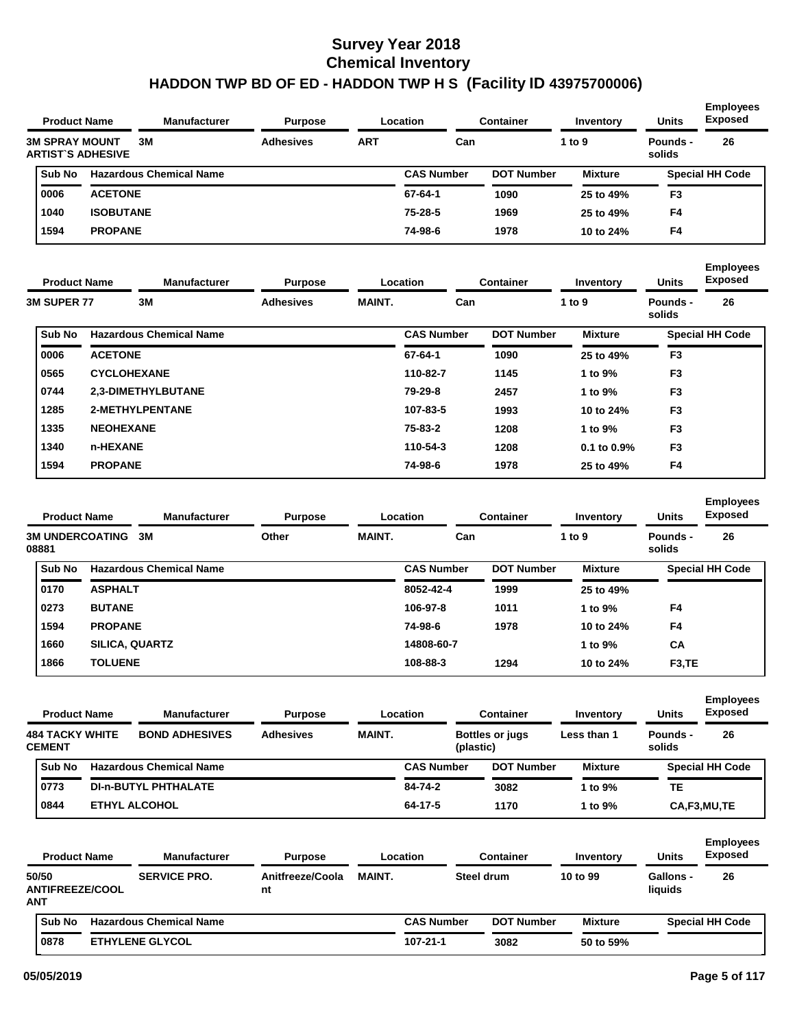# Survey Year 2018
# Chemical Inventory
# HADDON TWP BD OF ED - HADDON TWP H S (Facility ID 43975700006)

| Product Name | Manufacturer | Purpose | Location | Container | Inventory | Units | Employees Exposed |
|---|---|---|---|---|---|---|---|
| 3M SPRAY MOUNT ARTIST`S ADHESIVE | 3M | Adhesives | ART | Can | 1 to 9 | Pounds - solids | 26 |

| Sub No | Hazardous Chemical Name | CAS Number | DOT Number | Mixture | Special HH Code |
|---|---|---|---|---|---|
| 0006 | ACETONE | 67-64-1 | 1090 | 25 to 49% | F3 |
| 1040 | ISOBUTANE | 75-28-5 | 1969 | 25 to 49% | F4 |
| 1594 | PROPANE | 74-98-6 | 1978 | 10 to 24% | F4 |

| Product Name | Manufacturer | Purpose | Location | Container | Inventory | Units | Employees Exposed |
|---|---|---|---|---|---|---|---|
| 3M SUPER 77 | 3M | Adhesives | MAINT. | Can | 1 to 9 | Pounds - solids | 26 |

| Sub No | Hazardous Chemical Name | CAS Number | DOT Number | Mixture | Special HH Code |
|---|---|---|---|---|---|
| 0006 | ACETONE | 67-64-1 | 1090 | 25 to 49% | F3 |
| 0565 | CYCLOHEXANE | 110-82-7 | 1145 | 1 to 9% | F3 |
| 0744 | 2,3-DIMETHYLBUTANE | 79-29-8 | 2457 | 1 to 9% | F3 |
| 1285 | 2-METHYLPENTANE | 107-83-5 | 1993 | 10 to 24% | F3 |
| 1335 | NEOHEXANE | 75-83-2 | 1208 | 1 to 9% | F3 |
| 1340 | n-HEXANE | 110-54-3 | 1208 | 0.1 to 0.9% | F3 |
| 1594 | PROPANE | 74-98-6 | 1978 | 25 to 49% | F4 |

| Product Name | Manufacturer | Purpose | Location | Container | Inventory | Units | Employees Exposed |
|---|---|---|---|---|---|---|---|
| 3M UNDERCOATING 08881 | 3M | Other | MAINT. | Can | 1 to 9 | Pounds - solids | 26 |

| Sub No | Hazardous Chemical Name | CAS Number | DOT Number | Mixture | Special HH Code |
|---|---|---|---|---|---|
| 0170 | ASPHALT | 8052-42-4 | 1999 | 25 to 49% | |
| 0273 | BUTANE | 106-97-8 | 1011 | 1 to 9% | F4 |
| 1594 | PROPANE | 74-98-6 | 1978 | 10 to 24% | F4 |
| 1660 | SILICA, QUARTZ | 14808-60-7 | | 1 to 9% | CA |
| 1866 | TOLUENE | 108-88-3 | 1294 | 10 to 24% | F3,TE |

| Product Name | Manufacturer | Purpose | Location | Container | Inventory | Units | Employees Exposed |
|---|---|---|---|---|---|---|---|
| 484 TACKY WHITE CEMENT | BOND ADHESIVES | Adhesives | MAINT. | Bottles or jugs (plastic) | Less than 1 | Pounds - solids | 26 |

| Sub No | Hazardous Chemical Name | CAS Number | DOT Number | Mixture | Special HH Code |
|---|---|---|---|---|---|
| 0773 | DI-n-BUTYL PHTHALATE | 84-74-2 | 3082 | 1 to 9% | TE |
| 0844 | ETHYL ALCOHOL | 64-17-5 | 1170 | 1 to 9% | CA,F3,MU,TE |

| Product Name | Manufacturer | Purpose | Location | Container | Inventory | Units | Employees Exposed |
|---|---|---|---|---|---|---|---|
| 50/50 ANTIFREEZE/COOLANT | SERVICE PRO. | Anitfreeze/Coolant | MAINT. | Steel drum | 10 to 99 | Gallons - liquids | 26 |

| Sub No | Hazardous Chemical Name | CAS Number | DOT Number | Mixture | Special HH Code |
|---|---|---|---|---|---|
| 0878 | ETHYLENE GLYCOL | 107-21-1 | 3082 | 50 to 59% | |

05/05/2019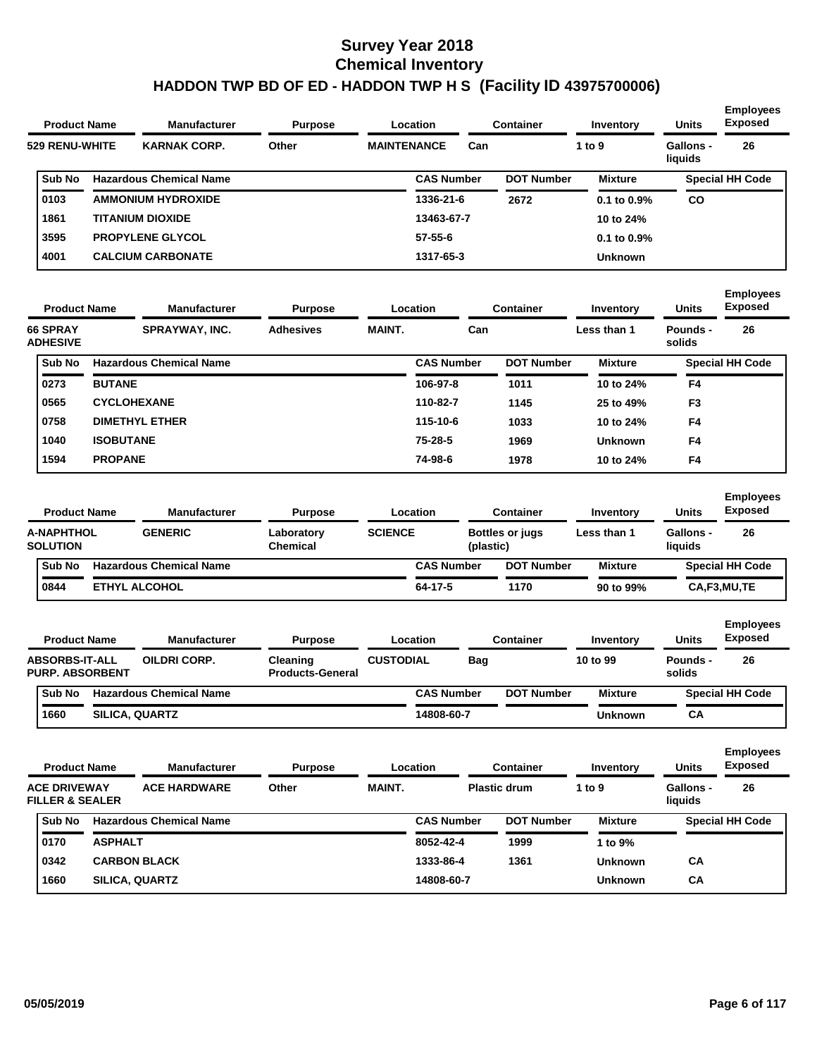# Survey Year 2018
## Chemical Inventory
## HADDON TWP BD OF ED - HADDON TWP H S (Facility ID 43975700006)

| Product Name | Manufacturer | Purpose | Location | Container | Inventory | Units | Employees Exposed |
|---|---|---|---|---|---|---|---|
| 529 RENU-WHITE | KARNAK CORP. | Other | MAINTENANCE | Can | 1 to 9 | Gallons - liquids | 26 |

| Sub No | Hazardous Chemical Name | CAS Number | DOT Number | Mixture | Special HH Code |
|---|---|---|---|---|---|
| 0103 | AMMONIUM HYDROXIDE | 1336-21-6 | 2672 | 0.1 to 0.9% | CO |
| 1861 | TITANIUM DIOXIDE | 13463-67-7 | | 10 to 24% | |
| 3595 | PROPYLENE GLYCOL | 57-55-6 | | 0.1 to 0.9% | |
| 4001 | CALCIUM CARBONATE | 1317-65-3 | | Unknown | |

| Product Name | Manufacturer | Purpose | Location | Container | Inventory | Units | Employees Exposed |
|---|---|---|---|---|---|---|---|
| 66 SPRAY ADHESIVE | SPRAYWAY, INC. | Adhesives | MAINT. | Can | Less than 1 | Pounds - solids | 26 |

| Sub No | Hazardous Chemical Name | CAS Number | DOT Number | Mixture | Special HH Code |
|---|---|---|---|---|---|
| 0273 | BUTANE | 106-97-8 | 1011 | 10 to 24% | F4 |
| 0565 | CYCLOHEXANE | 110-82-7 | 1145 | 25 to 49% | F3 |
| 0758 | DIMETHYL ETHER | 115-10-6 | 1033 | 10 to 24% | F4 |
| 1040 | ISOBUTANE | 75-28-5 | 1969 | Unknown | F4 |
| 1594 | PROPANE | 74-98-6 | 1978 | 10 to 24% | F4 |

| Product Name | Manufacturer | Purpose | Location | Container | Inventory | Units | Employees Exposed |
|---|---|---|---|---|---|---|---|
| A-NAPHTHOL SOLUTION | GENERIC | Laboratory Chemical | SCIENCE | Bottles or jugs (plastic) | Less than 1 | Gallons - liquids | 26 |

| Sub No | Hazardous Chemical Name | CAS Number | DOT Number | Mixture | Special HH Code |
|---|---|---|---|---|---|
| 0844 | ETHYL ALCOHOL | 64-17-5 | 1170 | 90 to 99% | CA,F3,MU,TE |

| Product Name | Manufacturer | Purpose | Location | Container | Inventory | Units | Employees Exposed |
|---|---|---|---|---|---|---|---|
| ABSORBS-IT-ALL PURP. ABSORBENT | OILDRI CORP. | Cleaning Products-General | CUSTODIAL | Bag | 10 to 99 | Pounds - solids | 26 |

| Sub No | Hazardous Chemical Name | CAS Number | DOT Number | Mixture | Special HH Code |
|---|---|---|---|---|---|
| 1660 | SILICA, QUARTZ | 14808-60-7 | | Unknown | CA |

| Product Name | Manufacturer | Purpose | Location | Container | Inventory | Units | Employees Exposed |
|---|---|---|---|---|---|---|---|
| ACE DRIVEWAY FILLER & SEALER | ACE HARDWARE | Other | MAINT. | Plastic drum | 1 to 9 | Gallons - liquids | 26 |

| Sub No | Hazardous Chemical Name | CAS Number | DOT Number | Mixture | Special HH Code |
|---|---|---|---|---|---|
| 0170 | ASPHALT | 8052-42-4 | 1999 | 1 to 9% | |
| 0342 | CARBON BLACK | 1333-86-4 | 1361 | Unknown | CA |
| 1660 | SILICA, QUARTZ | 14808-60-7 | | Unknown | CA |

05/05/2019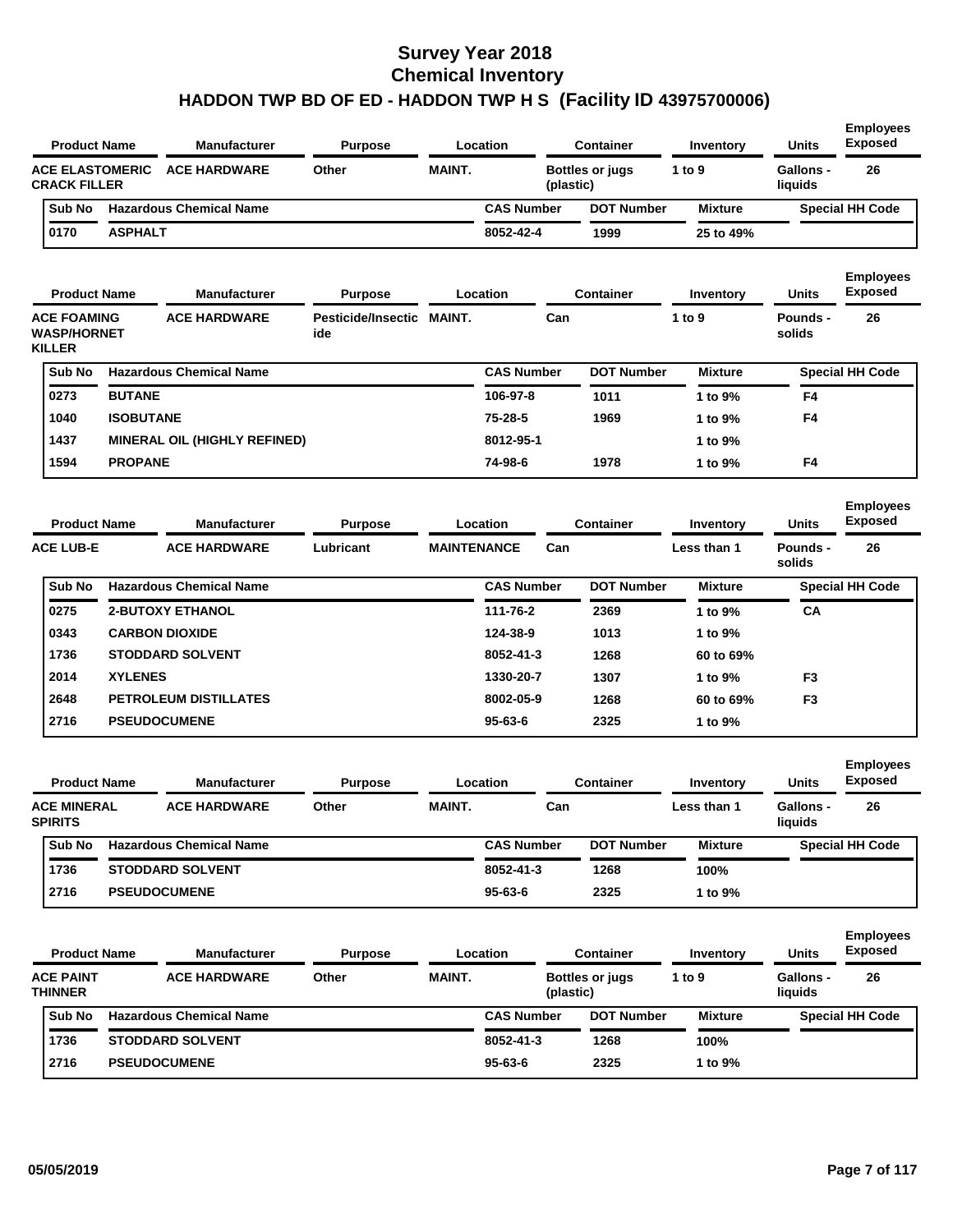# Survey Year 2018
## Chemical Inventory
## HADDON TWP BD OF ED - HADDON TWP H S (Facility ID 43975700006)

| Product Name | Manufacturer | Purpose | Location | Container | Inventory | Units | Employees Exposed |
|---|---|---|---|---|---|---|---|
| ACE ELASTOMERIC CRACK FILLER | ACE HARDWARE | Other | MAINT. | Bottles or jugs (plastic) | 1 to 9 | Gallons - liquids | 26 |

| Sub No | Hazardous Chemical Name | CAS Number | DOT Number | Mixture | Special HH Code |
|---|---|---|---|---|---|
| 0170 | ASPHALT | 8052-42-4 | 1999 | 25 to 49% | |

| Product Name | Manufacturer | Purpose | Location | Container | Inventory | Units | Employees Exposed |
|---|---|---|---|---|---|---|---|
| ACE FOAMING WASP/HORNET KILLER | ACE HARDWARE | Pesticide/Insecticide | MAINT. | Can | 1 to 9 | Pounds - solids | 26 |

| Sub No | Hazardous Chemical Name | CAS Number | DOT Number | Mixture | Special HH Code |
|---|---|---|---|---|---|
| 0273 | BUTANE | 106-97-8 | 1011 | 1 to 9% | F4 |
| 1040 | ISOBUTANE | 75-28-5 | 1969 | 1 to 9% | F4 |
| 1437 | MINERAL OIL (HIGHLY REFINED) | 8012-95-1 | | 1 to 9% | |
| 1594 | PROPANE | 74-98-6 | 1978 | 1 to 9% | F4 |

| Product Name | Manufacturer | Purpose | Location | Container | Inventory | Units | Employees Exposed |
|---|---|---|---|---|---|---|---|
| ACE LUB-E | ACE HARDWARE | Lubricant | MAINTENANCE | Can | Less than 1 | Pounds - solids | 26 |

| Sub No | Hazardous Chemical Name | CAS Number | DOT Number | Mixture | Special HH Code |
|---|---|---|---|---|---|
| 0275 | 2-BUTOXY ETHANOL | 111-76-2 | 2369 | 1 to 9% | CA |
| 0343 | CARBON DIOXIDE | 124-38-9 | 1013 | 1 to 9% | |
| 1736 | STODDARD SOLVENT | 8052-41-3 | 1268 | 60 to 69% | |
| 2014 | XYLENES | 1330-20-7 | 1307 | 1 to 9% | F3 |
| 2648 | PETROLEUM DISTILLATES | 8002-05-9 | 1268 | 60 to 69% | F3 |
| 2716 | PSEUDOCUMENE | 95-63-6 | 2325 | 1 to 9% | |

| Product Name | Manufacturer | Purpose | Location | Container | Inventory | Units | Employees Exposed |
|---|---|---|---|---|---|---|---|
| ACE MINERAL SPIRITS | ACE HARDWARE | Other | MAINT. | Can | Less than 1 | Gallons - liquids | 26 |

| Sub No | Hazardous Chemical Name | CAS Number | DOT Number | Mixture | Special HH Code |
|---|---|---|---|---|---|
| 1736 | STODDARD SOLVENT | 8052-41-3 | 1268 | 100% | |
| 2716 | PSEUDOCUMENE | 95-63-6 | 2325 | 1 to 9% | |

| Product Name | Manufacturer | Purpose | Location | Container | Inventory | Units | Employees Exposed |
|---|---|---|---|---|---|---|---|
| ACE PAINT THINNER | ACE HARDWARE | Other | MAINT. | Bottles or jugs (plastic) | 1 to 9 | Gallons - liquids | 26 |

| Sub No | Hazardous Chemical Name | CAS Number | DOT Number | Mixture | Special HH Code |
|---|---|---|---|---|---|
| 1736 | STODDARD SOLVENT | 8052-41-3 | 1268 | 100% | |
| 2716 | PSEUDOCUMENE | 95-63-6 | 2325 | 1 to 9% | |

05/05/2019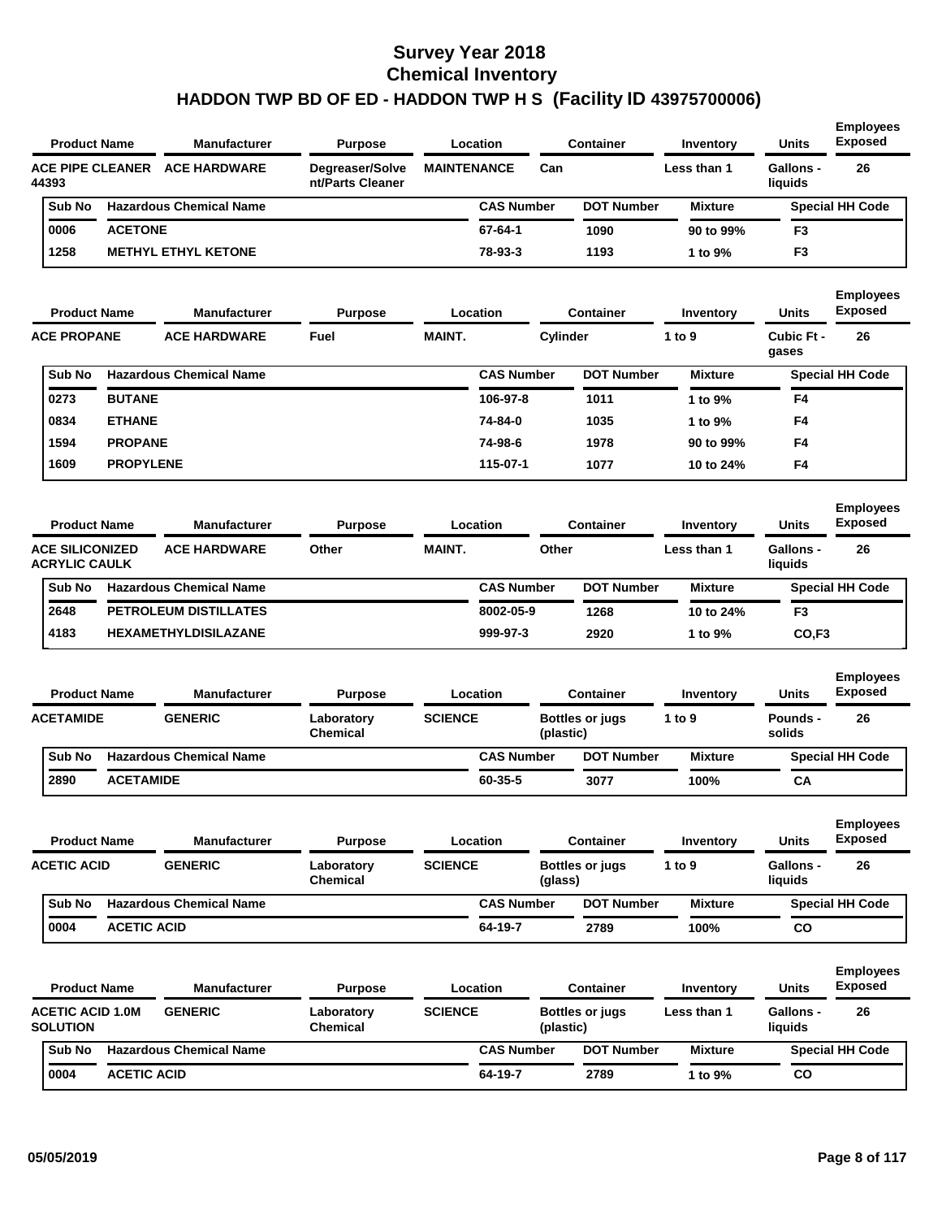# Survey Year 2018
## Chemical Inventory
## HADDON TWP BD OF ED - HADDON TWP H S (Facility ID 43975700006)

| Product Name | Manufacturer | Purpose | Location | Container | Inventory | Units | Employees Exposed |
|---|---|---|---|---|---|---|---|
| ACE PIPE CLEANER 44393 | ACE HARDWARE | Degreaser/Solvent/Parts Cleaner | MAINTENANCE | Can | Less than 1 | Gallons - liquids | 26 |

| Sub No | Hazardous Chemical Name | CAS Number | DOT Number | Mixture | Special HH Code |
|---|---|---|---|---|---|
| 0006 | ACETONE | 67-64-1 | 1090 | 90 to 99% | F3 |
| 1258 | METHYL ETHYL KETONE | 78-93-3 | 1193 | 1 to 9% | F3 |

| Product Name | Manufacturer | Purpose | Location | Container | Inventory | Units | Employees Exposed |
|---|---|---|---|---|---|---|---|
| ACE PROPANE | ACE HARDWARE | Fuel | MAINT. | Cylinder | 1 to 9 | Cubic Ft - gases | 26 |

| Sub No | Hazardous Chemical Name | CAS Number | DOT Number | Mixture | Special HH Code |
|---|---|---|---|---|---|
| 0273 | BUTANE | 106-97-8 | 1011 | 1 to 9% | F4 |
| 0834 | ETHANE | 74-84-0 | 1035 | 1 to 9% | F4 |
| 1594 | PROPANE | 74-98-6 | 1978 | 90 to 99% | F4 |
| 1609 | PROPYLENE | 115-07-1 | 1077 | 10 to 24% | F4 |

| Product Name | Manufacturer | Purpose | Location | Container | Inventory | Units | Employees Exposed |
|---|---|---|---|---|---|---|---|
| ACE SILICONIZED ACRYLIC CAULK | ACE HARDWARE | Other | MAINT. | Other | Less than 1 | Gallons - liquids | 26 |

| Sub No | Hazardous Chemical Name | CAS Number | DOT Number | Mixture | Special HH Code |
|---|---|---|---|---|---|
| 2648 | PETROLEUM DISTILLATES | 8002-05-9 | 1268 | 10 to 24% | F3 |
| 4183 | HEXAMETHYLDISILAZANE | 999-97-3 | 2920 | 1 to 9% | CO,F3 |

| Product Name | Manufacturer | Purpose | Location | Container | Inventory | Units | Employees Exposed |
|---|---|---|---|---|---|---|---|
| ACETAMIDE | GENERIC | Laboratory Chemical | SCIENCE | Bottles or jugs (plastic) | 1 to 9 | Pounds - solids | 26 |

| Sub No | Hazardous Chemical Name | CAS Number | DOT Number | Mixture | Special HH Code |
|---|---|---|---|---|---|
| 2890 | ACETAMIDE | 60-35-5 | 3077 | 100% | CA |

| Product Name | Manufacturer | Purpose | Location | Container | Inventory | Units | Employees Exposed |
|---|---|---|---|---|---|---|---|
| ACETIC ACID | GENERIC | Laboratory Chemical | SCIENCE | Bottles or jugs (glass) | 1 to 9 | Gallons - liquids | 26 |

| Sub No | Hazardous Chemical Name | CAS Number | DOT Number | Mixture | Special HH Code |
|---|---|---|---|---|---|
| 0004 | ACETIC ACID | 64-19-7 | 2789 | 100% | CO |

| Product Name | Manufacturer | Purpose | Location | Container | Inventory | Units | Employees Exposed |
|---|---|---|---|---|---|---|---|
| ACETIC ACID 1.0M SOLUTION | GENERIC | Laboratory Chemical | SCIENCE | Bottles or jugs (plastic) | Less than 1 | Gallons - liquids | 26 |

| Sub No | Hazardous Chemical Name | CAS Number | DOT Number | Mixture | Special HH Code |
|---|---|---|---|---|---|
| 0004 | ACETIC ACID | 64-19-7 | 2789 | 1 to 9% | CO |

05/05/2019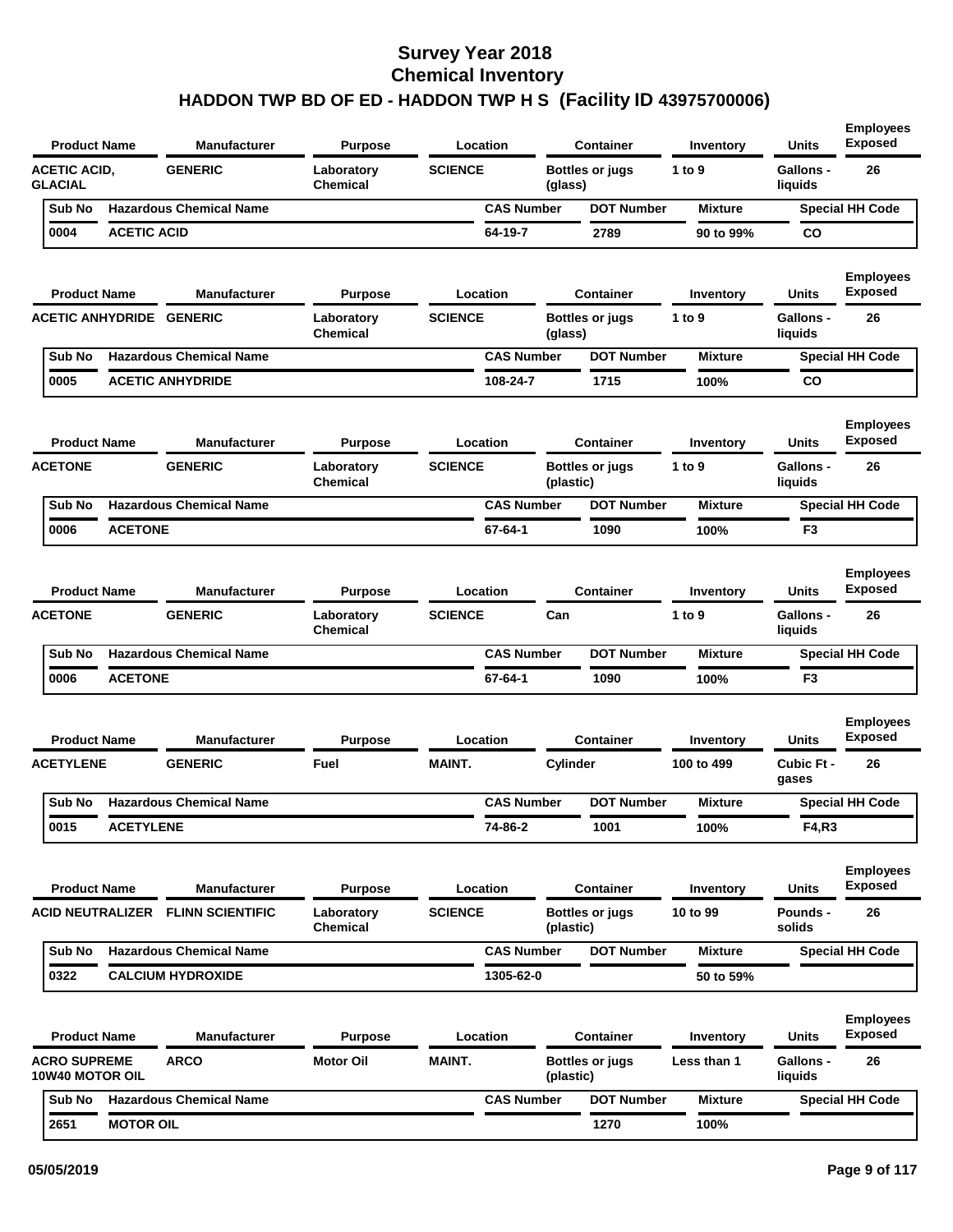# Survey Year 2018
# Chemical Inventory
## HADDON TWP BD OF ED - HADDON TWP H S (Facility ID 43975700006)

| Product Name | Manufacturer | Purpose | Location | Container | Inventory | Units | Employees Exposed |
|---|---|---|---|---|---|---|---|
| ACETIC ACID, GLACIAL | GENERIC | Laboratory Chemical | SCIENCE | Bottles or jugs (glass) | 1 to 9 | Gallons - liquids | 26 |

| Sub No | Hazardous Chemical Name | CAS Number | DOT Number | Mixture | Special HH Code |
|---|---|---|---|---|---|
| 0004 | ACETIC ACID | 64-19-7 | 2789 | 90 to 99% | CO |

| Product Name | Manufacturer | Purpose | Location | Container | Inventory | Units | Employees Exposed |
|---|---|---|---|---|---|---|---|
| ACETIC ANHYDRIDE | GENERIC | Laboratory Chemical | SCIENCE | Bottles or jugs (glass) | 1 to 9 | Gallons - liquids | 26 |

| Sub No | Hazardous Chemical Name | CAS Number | DOT Number | Mixture | Special HH Code |
|---|---|---|---|---|---|
| 0005 | ACETIC ANHYDRIDE | 108-24-7 | 1715 | 100% | CO |

| Product Name | Manufacturer | Purpose | Location | Container | Inventory | Units | Employees Exposed |
|---|---|---|---|---|---|---|---|
| ACETONE | GENERIC | Laboratory Chemical | SCIENCE | Bottles or jugs (plastic) | 1 to 9 | Gallons - liquids | 26 |

| Sub No | Hazardous Chemical Name | CAS Number | DOT Number | Mixture | Special HH Code |
|---|---|---|---|---|---|
| 0006 | ACETONE | 67-64-1 | 1090 | 100% | F3 |

| Product Name | Manufacturer | Purpose | Location | Container | Inventory | Units | Employees Exposed |
|---|---|---|---|---|---|---|---|
| ACETONE | GENERIC | Laboratory Chemical | SCIENCE | Can | 1 to 9 | Gallons - liquids | 26 |

| Sub No | Hazardous Chemical Name | CAS Number | DOT Number | Mixture | Special HH Code |
|---|---|---|---|---|---|
| 0006 | ACETONE | 67-64-1 | 1090 | 100% | F3 |

| Product Name | Manufacturer | Purpose | Location | Container | Inventory | Units | Employees Exposed |
|---|---|---|---|---|---|---|---|
| ACETYLENE | GENERIC | Fuel | MAINT. | Cylinder | 100 to 499 | Cubic Ft - gases | 26 |

| Sub No | Hazardous Chemical Name | CAS Number | DOT Number | Mixture | Special HH Code |
|---|---|---|---|---|---|
| 0015 | ACETYLENE | 74-86-2 | 1001 | 100% | F4,R3 |

| Product Name | Manufacturer | Purpose | Location | Container | Inventory | Units | Employees Exposed |
|---|---|---|---|---|---|---|---|
| ACID NEUTRALIZER | FLINN SCIENTIFIC | Laboratory Chemical | SCIENCE | Bottles or jugs (plastic) | 10 to 99 | Pounds - solids | 26 |

| Sub No | Hazardous Chemical Name | CAS Number | DOT Number | Mixture | Special HH Code |
|---|---|---|---|---|---|
| 0322 | CALCIUM HYDROXIDE | 1305-62-0 | | 50 to 59% | |

| Product Name | Manufacturer | Purpose | Location | Container | Inventory | Units | Employees Exposed |
|---|---|---|---|---|---|---|---|
| ACRO SUPREME 10W40 MOTOR OIL | ARCO | Motor Oil | MAINT. | Bottles or jugs (plastic) | Less than 1 | Gallons - liquids | 26 |

| Sub No | Hazardous Chemical Name | CAS Number | DOT Number | Mixture | Special HH Code |
|---|---|---|---|---|---|
| 2651 | MOTOR OIL | | 1270 | 100% | |

05/05/2019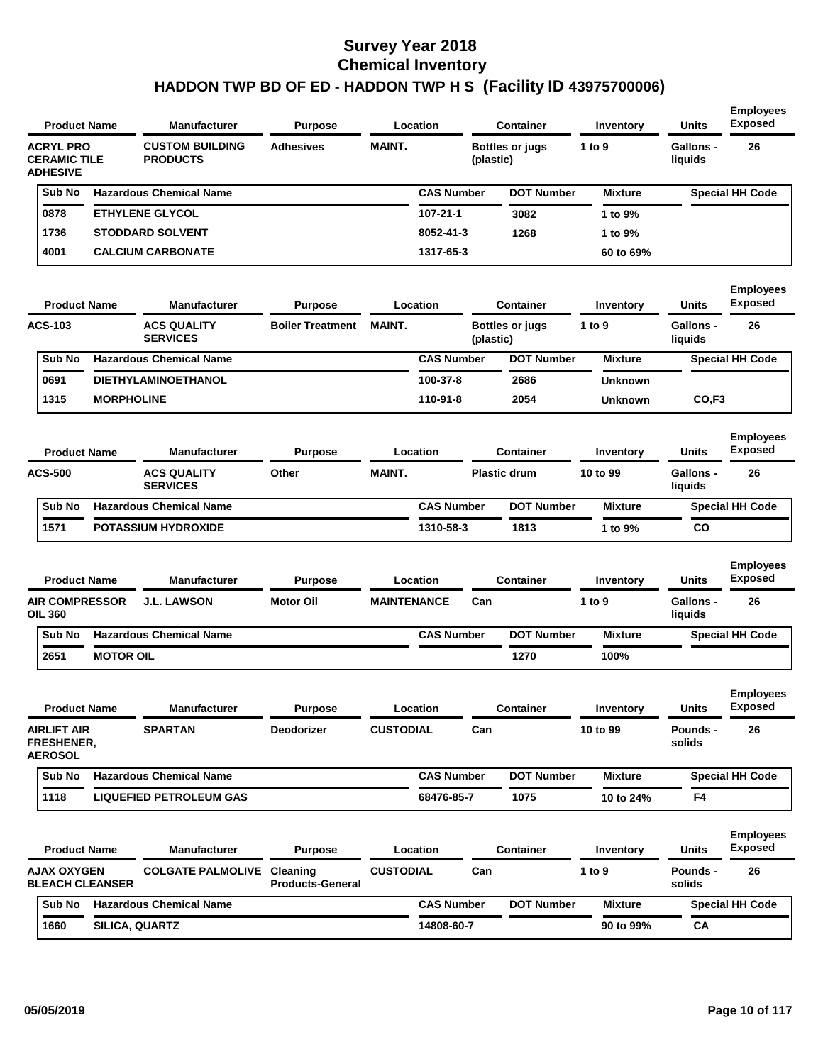# Survey Year 2018
## Chemical Inventory
### HADDON TWP BD OF ED - HADDON TWP H S (Facility ID 43975700006)

| Product Name | Manufacturer | Purpose | Location | Container | Inventory | Units | Employees Exposed |
|---|---|---|---|---|---|---|---|
| ACRYL PRO CERAMIC TILE ADHESIVE | CUSTOM BUILDING PRODUCTS | Adhesives | MAINT. | Bottles or jugs (plastic) | 1 to 9 | Gallons - liquids | 26 |

| Sub No | Hazardous Chemical Name | CAS Number | DOT Number | Mixture | Special HH Code |
|---|---|---|---|---|---|
| 0878 | ETHYLENE GLYCOL | 107-21-1 | 3082 | 1 to 9% | |
| 1736 | STODDARD SOLVENT | 8052-41-3 | 1268 | 1 to 9% | |
| 4001 | CALCIUM CARBONATE | 1317-65-3 | | 60 to 69% | |

| Product Name | Manufacturer | Purpose | Location | Container | Inventory | Units | Employees Exposed |
|---|---|---|---|---|---|---|---|
| ACS-103 | ACS QUALITY SERVICES | Boiler Treatment | MAINT. | Bottles or jugs (plastic) | 1 to 9 | Gallons - liquids | 26 |

| Sub No | Hazardous Chemical Name | CAS Number | DOT Number | Mixture | Special HH Code |
|---|---|---|---|---|---|
| 0691 | DIETHYLAMINOETHANOL | 100-37-8 | 2686 | Unknown | |
| 1315 | MORPHOLINE | 110-91-8 | 2054 | Unknown | CO,F3 |

| Product Name | Manufacturer | Purpose | Location | Container | Inventory | Units | Employees Exposed |
|---|---|---|---|---|---|---|---|
| ACS-500 | ACS QUALITY SERVICES | Other | MAINT. | Plastic drum | 10 to 99 | Gallons - liquids | 26 |

| Sub No | Hazardous Chemical Name | CAS Number | DOT Number | Mixture | Special HH Code |
|---|---|---|---|---|---|
| 1571 | POTASSIUM HYDROXIDE | 1310-58-3 | 1813 | 1 to 9% | CO |

| Product Name | Manufacturer | Purpose | Location | Container | Inventory | Units | Employees Exposed |
|---|---|---|---|---|---|---|---|
| AIR COMPRESSOR OIL 360 | J.L. LAWSON | Motor Oil | MAINTENANCE | Can | 1 to 9 | Gallons - liquids | 26 |

| Sub No | Hazardous Chemical Name | CAS Number | DOT Number | Mixture | Special HH Code |
|---|---|---|---|---|---|
| 2651 | MOTOR OIL | | 1270 | 100% | |

| Product Name | Manufacturer | Purpose | Location | Container | Inventory | Units | Employees Exposed |
|---|---|---|---|---|---|---|---|
| AIRLIFT AIR FRESHENER, AEROSOL | SPARTAN | Deodorizer | CUSTODIAL | Can | 10 to 99 | Pounds - solids | 26 |

| Sub No | Hazardous Chemical Name | CAS Number | DOT Number | Mixture | Special HH Code |
|---|---|---|---|---|---|
| 1118 | LIQUEFIED PETROLEUM GAS | 68476-85-7 | 1075 | 10 to 24% | F4 |

| Product Name | Manufacturer | Purpose | Location | Container | Inventory | Units | Employees Exposed |
|---|---|---|---|---|---|---|---|
| AJAX OXYGEN BLEACH CLEANSER | COLGATE PALMOLIVE | Cleaning Products-General | CUSTODIAL | Can | 1 to 9 | Pounds - solids | 26 |

| Sub No | Hazardous Chemical Name | CAS Number | DOT Number | Mixture | Special HH Code |
|---|---|---|---|---|---|
| 1660 | SILICA, QUARTZ | 14808-60-7 | | 90 to 99% | CA |

05/05/2019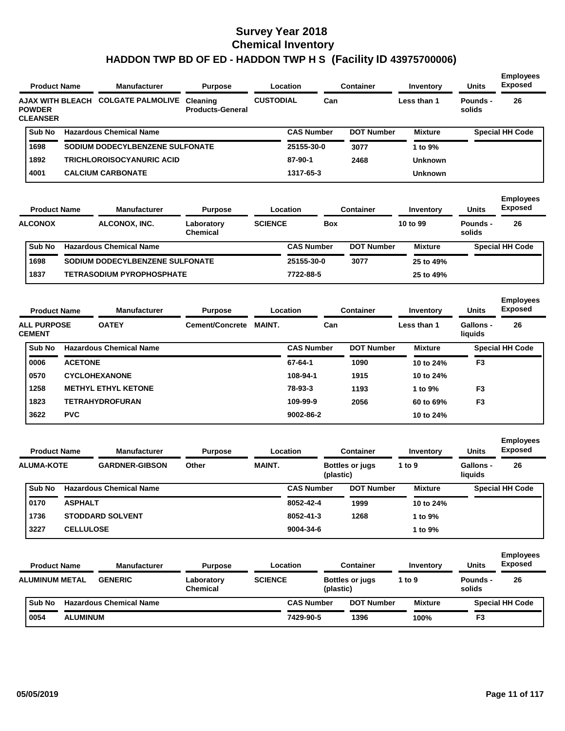# Survey Year 2018
# Chemical Inventory
## HADDON TWP BD OF ED - HADDON TWP H S (Facility ID 43975700006)

| Product Name | Manufacturer | Purpose | Location | Container | Inventory | Units | Employees Exposed |
|---|---|---|---|---|---|---|---|
| AJAX WITH BLEACH POWDER CLEANSER | COLGATE PALMOLIVE | Cleaning Products-General | CUSTODIAL | Can | Less than 1 | Pounds - solids | 26 |

| Sub No | Hazardous Chemical Name | CAS Number | DOT Number | Mixture | Special HH Code |
|---|---|---|---|---|---|
| 1698 | SODIUM DODECYLBENZENE SULFONATE | 25155-30-0 | 3077 | 1 to 9% | |
| 1892 | TRICHLOROISOCYANURIC ACID | 87-90-1 | 2468 | Unknown | |
| 4001 | CALCIUM CARBONATE | 1317-65-3 | | Unknown | |

| Product Name | Manufacturer | Purpose | Location | Container | Inventory | Units | Employees Exposed |
|---|---|---|---|---|---|---|---|
| ALCONOX | ALCONOX, INC. | Laboratory Chemical | SCIENCE | Box | 10 to 99 | Pounds - solids | 26 |

| Sub No | Hazardous Chemical Name | CAS Number | DOT Number | Mixture | Special HH Code |
|---|---|---|---|---|---|
| 1698 | SODIUM DODECYLBENZENE SULFONATE | 25155-30-0 | 3077 | 25 to 49% | |
| 1837 | TETRASODIUM PYROPHOSPHATE | 7722-88-5 | | 25 to 49% | |

| Product Name | Manufacturer | Purpose | Location | Container | Inventory | Units | Employees Exposed |
|---|---|---|---|---|---|---|---|
| ALL PURPOSE CEMENT | OATEY | Cement/Concrete | MAINT. | Can | Less than 1 | Gallons - liquids | 26 |

| Sub No | Hazardous Chemical Name | CAS Number | DOT Number | Mixture | Special HH Code |
|---|---|---|---|---|---|
| 0006 | ACETONE | 67-64-1 | 1090 | 10 to 24% | F3 |
| 0570 | CYCLOHEXANONE | 108-94-1 | 1915 | 10 to 24% | |
| 1258 | METHYL ETHYL KETONE | 78-93-3 | 1193 | 1 to 9% | F3 |
| 1823 | TETRAHYDROFURAN | 109-99-9 | 2056 | 60 to 69% | F3 |
| 3622 | PVC | 9002-86-2 | | 10 to 24% | |

| Product Name | Manufacturer | Purpose | Location | Container | Inventory | Units | Employees Exposed |
|---|---|---|---|---|---|---|---|
| ALUMA-KOTE | GARDNER-GIBSON | Other | MAINT. | Bottles or jugs (plastic) | 1 to 9 | Gallons - liquids | 26 |

| Sub No | Hazardous Chemical Name | CAS Number | DOT Number | Mixture | Special HH Code |
|---|---|---|---|---|---|
| 0170 | ASPHALT | 8052-42-4 | 1999 | 10 to 24% | |
| 1736 | STODDARD SOLVENT | 8052-41-3 | 1268 | 1 to 9% | |
| 3227 | CELLULOSE | 9004-34-6 | | 1 to 9% | |

| Product Name | Manufacturer | Purpose | Location | Container | Inventory | Units | Employees Exposed |
|---|---|---|---|---|---|---|---|
| ALUMINUM METAL | GENERIC | Laboratory Chemical | SCIENCE | Bottles or jugs (plastic) | 1 to 9 | Pounds - solids | 26 |

| Sub No | Hazardous Chemical Name | CAS Number | DOT Number | Mixture | Special HH Code |
|---|---|---|---|---|---|
| 0054 | ALUMINUM | 7429-90-5 | 1396 | 100% | F3 |

05/05/2019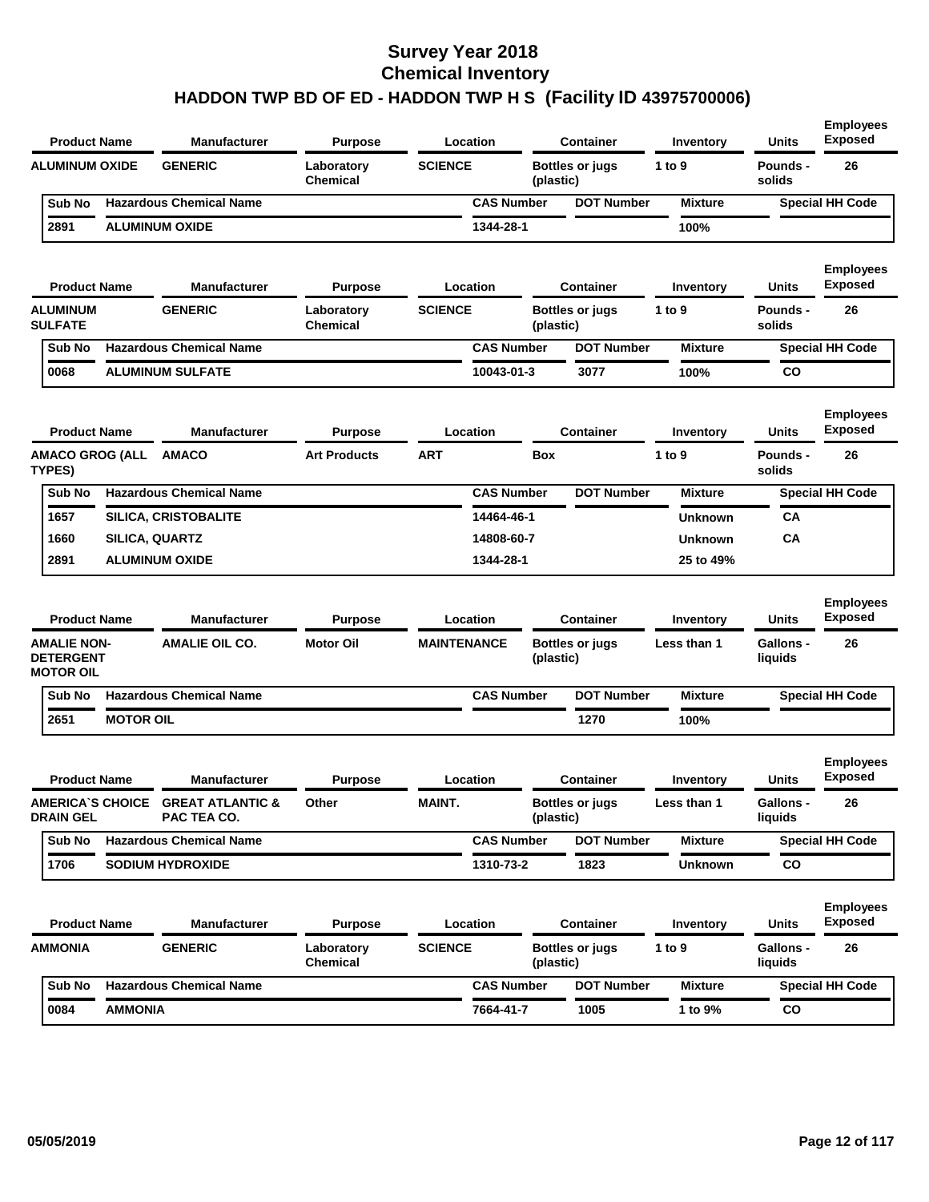# Survey Year 2018
## Chemical Inventory
## HADDON TWP BD OF ED - HADDON TWP H S (Facility ID 43975700006)

| Product Name | Manufacturer | Purpose | Location | Container | Inventory | Units | Employees Exposed |
|---|---|---|---|---|---|---|---|
| ALUMINUM OXIDE | GENERIC | Laboratory Chemical | SCIENCE | Bottles or jugs (plastic) | 1 to 9 | Pounds - solids | 26 |

| Sub No | Hazardous Chemical Name | CAS Number | DOT Number | Mixture | Special HH Code |
|---|---|---|---|---|---|
| 2891 | ALUMINUM OXIDE | 1344-28-1 | | 100% | |

| Product Name | Manufacturer | Purpose | Location | Container | Inventory | Units | Employees Exposed |
|---|---|---|---|---|---|---|---|
| ALUMINUM SULFATE | GENERIC | Laboratory Chemical | SCIENCE | Bottles or jugs (plastic) | 1 to 9 | Pounds - solids | 26 |

| Sub No | Hazardous Chemical Name | CAS Number | DOT Number | Mixture | Special HH Code |
|---|---|---|---|---|---|
| 0068 | ALUMINUM SULFATE | 10043-01-3 | 3077 | 100% | CO |

| Product Name | Manufacturer | Purpose | Location | Container | Inventory | Units | Employees Exposed |
|---|---|---|---|---|---|---|---|
| AMACO GROG (ALL TYPES) | AMACO | Art Products | ART | Box | 1 to 9 | Pounds - solids | 26 |

| Sub No | Hazardous Chemical Name | CAS Number | DOT Number | Mixture | Special HH Code |
|---|---|---|---|---|---|
| 1657 | SILICA, CRISTOBALITE | 14464-46-1 | | Unknown | CA |
| 1660 | SILICA, QUARTZ | 14808-60-7 | | Unknown | CA |
| 2891 | ALUMINUM OXIDE | 1344-28-1 | | 25 to 49% | |

| Product Name | Manufacturer | Purpose | Location | Container | Inventory | Units | Employees Exposed |
|---|---|---|---|---|---|---|---|
| AMALIE NON-DETERGENT MOTOR OIL | AMALIE OIL CO. | Motor Oil | MAINTENANCE | Bottles or jugs (plastic) | Less than 1 | Gallons - liquids | 26 |

| Sub No | Hazardous Chemical Name | CAS Number | DOT Number | Mixture | Special HH Code |
|---|---|---|---|---|---|
| 2651 | MOTOR OIL | | 1270 | 100% | |

| Product Name | Manufacturer | Purpose | Location | Container | Inventory | Units | Employees Exposed |
|---|---|---|---|---|---|---|---|
| AMERICA`S CHOICE DRAIN GEL | GREAT ATLANTIC & PAC TEA CO. | Other | MAINT. | Bottles or jugs (plastic) | Less than 1 | Gallons - liquids | 26 |

| Sub No | Hazardous Chemical Name | CAS Number | DOT Number | Mixture | Special HH Code |
|---|---|---|---|---|---|
| 1706 | SODIUM HYDROXIDE | 1310-73-2 | 1823 | Unknown | CO |

| Product Name | Manufacturer | Purpose | Location | Container | Inventory | Units | Employees Exposed |
|---|---|---|---|---|---|---|---|
| AMMONIA | GENERIC | Laboratory Chemical | SCIENCE | Bottles or jugs (plastic) | 1 to 9 | Gallons - liquids | 26 |

| Sub No | Hazardous Chemical Name | CAS Number | DOT Number | Mixture | Special HH Code |
|---|---|---|---|---|---|
| 0084 | AMMONIA | 7664-41-7 | 1005 | 1 to 9% | CO |

05/05/2019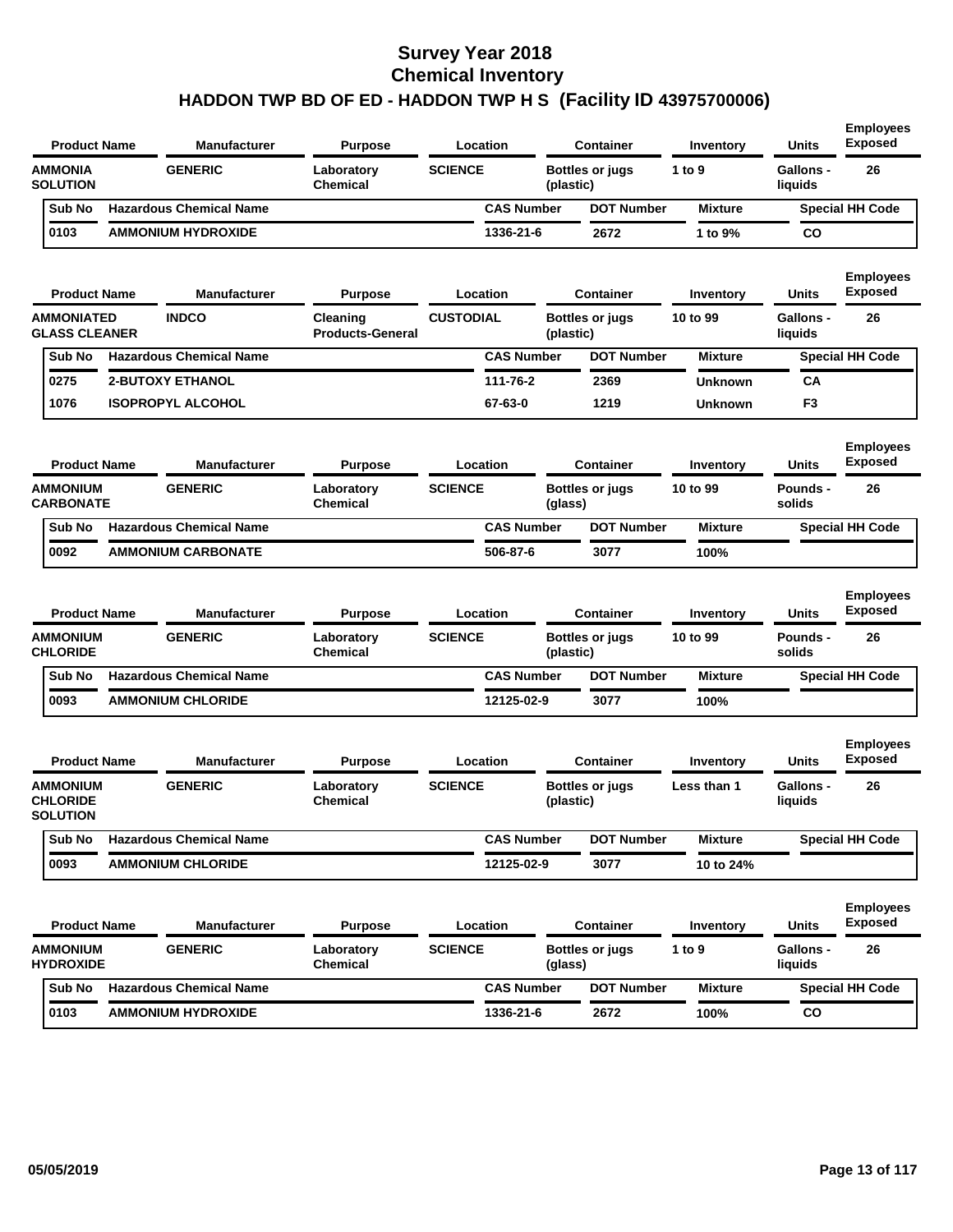# Survey Year 2018
# Chemical Inventory
# HADDON TWP BD OF ED - HADDON TWP H S (Facility ID 43975700006)

| Product Name | Manufacturer | Purpose | Location | Container | Inventory | Units | Employees Exposed |
|---|---|---|---|---|---|---|---|
| AMMONIA SOLUTION | GENERIC | Laboratory Chemical | SCIENCE | Bottles or jugs (plastic) | 1 to 9 | Gallons - liquids | 26 |

| Sub No | Hazardous Chemical Name | CAS Number | DOT Number | Mixture | Special HH Code |
|---|---|---|---|---|---|
| 0103 | AMMONIUM HYDROXIDE | 1336-21-6 | 2672 | 1 to 9% | CO |

| Product Name | Manufacturer | Purpose | Location | Container | Inventory | Units | Employees Exposed |
|---|---|---|---|---|---|---|---|
| AMMONIATED GLASS CLEANER | INDCO | Cleaning Products-General | CUSTODIAL | Bottles or jugs (plastic) | 10 to 99 | Gallons - liquids | 26 |

| Sub No | Hazardous Chemical Name | CAS Number | DOT Number | Mixture | Special HH Code |
|---|---|---|---|---|---|
| 0275 | 2-BUTOXY ETHANOL | 111-76-2 | 2369 | Unknown | CA |
| 1076 | ISOPROPYL ALCOHOL | 67-63-0 | 1219 | Unknown | F3 |

| Product Name | Manufacturer | Purpose | Location | Container | Inventory | Units | Employees Exposed |
|---|---|---|---|---|---|---|---|
| AMMONIUM CARBONATE | GENERIC | Laboratory Chemical | SCIENCE | Bottles or jugs (glass) | 10 to 99 | Pounds - solids | 26 |

| Sub No | Hazardous Chemical Name | CAS Number | DOT Number | Mixture | Special HH Code |
|---|---|---|---|---|---|
| 0092 | AMMONIUM CARBONATE | 506-87-6 | 3077 | 100% | |

| Product Name | Manufacturer | Purpose | Location | Container | Inventory | Units | Employees Exposed |
|---|---|---|---|---|---|---|---|
| AMMONIUM CHLORIDE | GENERIC | Laboratory Chemical | SCIENCE | Bottles or jugs (plastic) | 10 to 99 | Pounds - solids | 26 |

| Sub No | Hazardous Chemical Name | CAS Number | DOT Number | Mixture | Special HH Code |
|---|---|---|---|---|---|
| 0093 | AMMONIUM CHLORIDE | 12125-02-9 | 3077 | 100% | |

| Product Name | Manufacturer | Purpose | Location | Container | Inventory | Units | Employees Exposed |
|---|---|---|---|---|---|---|---|
| AMMONIUM CHLORIDE SOLUTION | GENERIC | Laboratory Chemical | SCIENCE | Bottles or jugs (plastic) | Less than 1 | Gallons - liquids | 26 |

| Sub No | Hazardous Chemical Name | CAS Number | DOT Number | Mixture | Special HH Code |
|---|---|---|---|---|---|
| 0093 | AMMONIUM CHLORIDE | 12125-02-9 | 3077 | 10 to 24% | |

| Product Name | Manufacturer | Purpose | Location | Container | Inventory | Units | Employees Exposed |
|---|---|---|---|---|---|---|---|
| AMMONIUM HYDROXIDE | GENERIC | Laboratory Chemical | SCIENCE | Bottles or jugs (glass) | 1 to 9 | Gallons - liquids | 26 |

| Sub No | Hazardous Chemical Name | CAS Number | DOT Number | Mixture | Special HH Code |
|---|---|---|---|---|---|
| 0103 | AMMONIUM HYDROXIDE | 1336-21-6 | 2672 | 100% | CO |

05/05/2019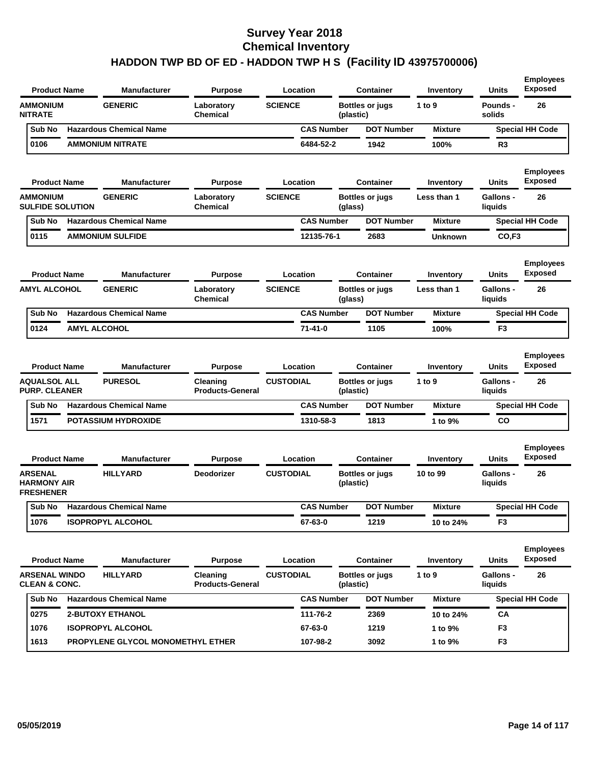# Survey Year 2018
## Chemical Inventory
## HADDON TWP BD OF ED - HADDON TWP H S (Facility ID 43975700006)

| Product Name | Manufacturer | Purpose | Location | Container | Inventory | Units | Employees Exposed |
|---|---|---|---|---|---|---|---|
| AMMONIUM NITRATE | GENERIC | Laboratory Chemical | SCIENCE | Bottles or jugs (plastic) | 1 to 9 | Pounds - solids | 26 |

| Sub No | Hazardous Chemical Name | CAS Number | DOT Number | Mixture | Special HH Code |
|---|---|---|---|---|---|
| 0106 | AMMONIUM NITRATE | 6484-52-2 | 1942 | 100% | R3 |

| Product Name | Manufacturer | Purpose | Location | Container | Inventory | Units | Employees Exposed |
|---|---|---|---|---|---|---|---|
| AMMONIUM SULFIDE SOLUTION | GENERIC | Laboratory Chemical | SCIENCE | Bottles or jugs (glass) | Less than 1 | Gallons - liquids | 26 |

| Sub No | Hazardous Chemical Name | CAS Number | DOT Number | Mixture | Special HH Code |
|---|---|---|---|---|---|
| 0115 | AMMONIUM SULFIDE | 12135-76-1 | 2683 | Unknown | CO,F3 |

| Product Name | Manufacturer | Purpose | Location | Container | Inventory | Units | Employees Exposed |
|---|---|---|---|---|---|---|---|
| AMYL ALCOHOL | GENERIC | Laboratory Chemical | SCIENCE | Bottles or jugs (glass) | Less than 1 | Gallons - liquids | 26 |

| Sub No | Hazardous Chemical Name | CAS Number | DOT Number | Mixture | Special HH Code |
|---|---|---|---|---|---|
| 0124 | AMYL ALCOHOL | 71-41-0 | 1105 | 100% | F3 |

| Product Name | Manufacturer | Purpose | Location | Container | Inventory | Units | Employees Exposed |
|---|---|---|---|---|---|---|---|
| AQUALSOL ALL PURP. CLEANER | PURESOL | Cleaning Products-General | CUSTODIAL | Bottles or jugs (plastic) | 1 to 9 | Gallons - liquids | 26 |

| Sub No | Hazardous Chemical Name | CAS Number | DOT Number | Mixture | Special HH Code |
|---|---|---|---|---|---|
| 1571 | POTASSIUM HYDROXIDE | 1310-58-3 | 1813 | 1 to 9% | CO |

| Product Name | Manufacturer | Purpose | Location | Container | Inventory | Units | Employees Exposed |
|---|---|---|---|---|---|---|---|
| ARSENAL HARMONY AIR FRESHENER | HILLYARD | Deodorizer | CUSTODIAL | Bottles or jugs (plastic) | 10 to 99 | Gallons - liquids | 26 |

| Sub No | Hazardous Chemical Name | CAS Number | DOT Number | Mixture | Special HH Code |
|---|---|---|---|---|---|
| 1076 | ISOPROPYL ALCOHOL | 67-63-0 | 1219 | 10 to 24% | F3 |

| Product Name | Manufacturer | Purpose | Location | Container | Inventory | Units | Employees Exposed |
|---|---|---|---|---|---|---|---|
| ARSENAL WINDO CLEAN & CONC. | HILLYARD | Cleaning Products-General | CUSTODIAL | Bottles or jugs (plastic) | 1 to 9 | Gallons - liquids | 26 |

| Sub No | Hazardous Chemical Name | CAS Number | DOT Number | Mixture | Special HH Code |
|---|---|---|---|---|---|
| 0275 | 2-BUTOXY ETHANOL | 111-76-2 | 2369 | 10 to 24% | CA |
| 1076 | ISOPROPYL ALCOHOL | 67-63-0 | 1219 | 1 to 9% | F3 |
| 1613 | PROPYLENE GLYCOL MONOMETHYL ETHER | 107-98-2 | 3092 | 1 to 9% | F3 |

05/05/2019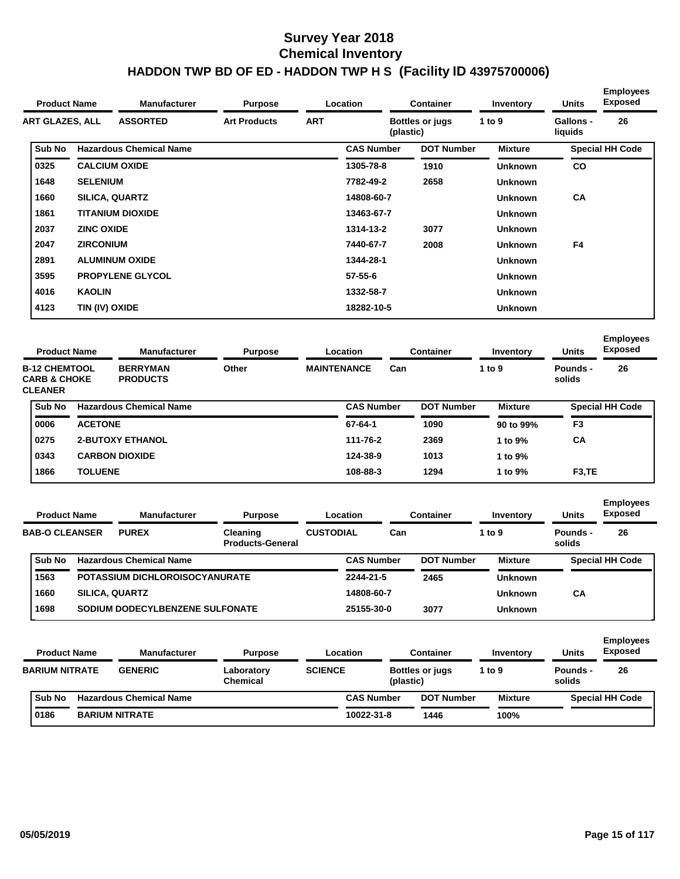# Survey Year 2018
# Chemical Inventory
# HADDON TWP BD OF ED - HADDON TWP H S (Facility ID 43975700006)

| Product Name | Manufacturer | Purpose | Location | Container | Inventory | Units | Employees Exposed |
|---|---|---|---|---|---|---|---|
| ART GLAZES, ALL | ASSORTED | Art Products | ART | Bottles or jugs (plastic) | 1 to 9 | Gallons - liquids | 26 |

| Sub No | Hazardous Chemical Name | CAS Number | DOT Number | Mixture | Special HH Code |
|---|---|---|---|---|---|
| 0325 | CALCIUM OXIDE | 1305-78-8 | 1910 | Unknown | CO |
| 1648 | SELENIUM | 7782-49-2 | 2658 | Unknown | |
| 1660 | SILICA, QUARTZ | 14808-60-7 | | Unknown | CA |
| 1861 | TITANIUM DIOXIDE | 13463-67-7 | | Unknown | |
| 2037 | ZINC OXIDE | 1314-13-2 | 3077 | Unknown | |
| 2047 | ZIRCONIUM | 7440-67-7 | 2008 | Unknown | F4 |
| 2891 | ALUMINUM OXIDE | 1344-28-1 | | Unknown | |
| 3595 | PROPYLENE GLYCOL | 57-55-6 | | Unknown | |
| 4016 | KAOLIN | 1332-58-7 | | Unknown | |
| 4123 | TIN (IV) OXIDE | 18282-10-5 | | Unknown | |

| Product Name | Manufacturer | Purpose | Location | Container | Inventory | Units | Employees Exposed |
|---|---|---|---|---|---|---|---|
| B-12 CHEMTOOL CARB & CHOKE CLEANER | BERRYMAN PRODUCTS | Other | MAINTENANCE | Can | 1 to 9 | Pounds - solids | 26 |

| Sub No | Hazardous Chemical Name | CAS Number | DOT Number | Mixture | Special HH Code |
|---|---|---|---|---|---|
| 0006 | ACETONE | 67-64-1 | 1090 | 90 to 99% | F3 |
| 0275 | 2-BUTOXY ETHANOL | 111-76-2 | 2369 | 1 to 9% | CA |
| 0343 | CARBON DIOXIDE | 124-38-9 | 1013 | 1 to 9% | |
| 1866 | TOLUENE | 108-88-3 | 1294 | 1 to 9% | F3,TE |

| Product Name | Manufacturer | Purpose | Location | Container | Inventory | Units | Employees Exposed |
|---|---|---|---|---|---|---|---|
| BAB-O CLEANSER | PUREX | Cleaning Products-General | CUSTODIAL | Can | 1 to 9 | Pounds - solids | 26 |

| Sub No | Hazardous Chemical Name | CAS Number | DOT Number | Mixture | Special HH Code |
|---|---|---|---|---|---|
| 1563 | POTASSIUM DICHLOROISOCYANURATE | 2244-21-5 | 2465 | Unknown | |
| 1660 | SILICA, QUARTZ | 14808-60-7 | | Unknown | CA |
| 1698 | SODIUM DODECYLBENZENE SULFONATE | 25155-30-0 | 3077 | Unknown | |

| Product Name | Manufacturer | Purpose | Location | Container | Inventory | Units | Employees Exposed |
|---|---|---|---|---|---|---|---|
| BARIUM NITRATE | GENERIC | Laboratory Chemical | SCIENCE | Bottles or jugs (plastic) | 1 to 9 | Pounds - solids | 26 |

| Sub No | Hazardous Chemical Name | CAS Number | DOT Number | Mixture | Special HH Code |
|---|---|---|---|---|---|
| 0186 | BARIUM NITRATE | 10022-31-8 | 1446 | 100% | |

05/05/2019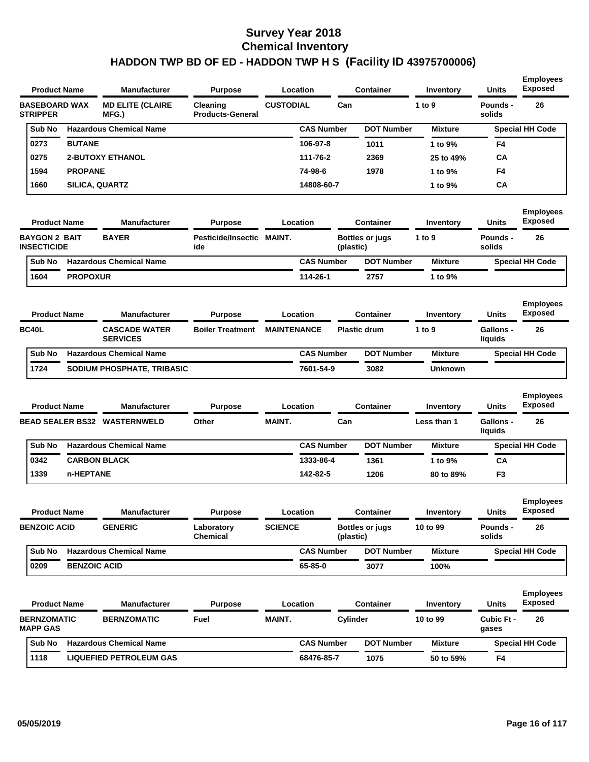# Survey Year 2018
## Chemical Inventory
## HADDON TWP BD OF ED - HADDON TWP H S (Facility ID 43975700006)

| Product Name | Manufacturer | Purpose | Location | Container | Inventory | Units | Employees Exposed |
|---|---|---|---|---|---|---|---|
| BASEBOARD WAX STRIPPER | MD ELITE (CLAIRE MFG.) | Cleaning Products-General | CUSTODIAL | Can | 1 to 9 | Pounds - solids | 26 |

| Sub No | Hazardous Chemical Name | CAS Number | DOT Number | Mixture | Special HH Code |
|---|---|---|---|---|---|
| 0273 | BUTANE | 106-97-8 | 1011 | 1 to 9% | F4 |
| 0275 | 2-BUTOXY ETHANOL | 111-76-2 | 2369 | 25 to 49% | CA |
| 1594 | PROPANE | 74-98-6 | 1978 | 1 to 9% | F4 |
| 1660 | SILICA, QUARTZ | 14808-60-7 | | 1 to 9% | CA |

| Product Name | Manufacturer | Purpose | Location | Container | Inventory | Units | Employees Exposed |
|---|---|---|---|---|---|---|---|
| BAYGON 2 BAIT INSECTICIDE | BAYER | Pesticide/Insecticide | MAINT. | Bottles or jugs (plastic) | 1 to 9 | Pounds - solids | 26 |

| Sub No | Hazardous Chemical Name | CAS Number | DOT Number | Mixture | Special HH Code |
|---|---|---|---|---|---|
| 1604 | PROPOXUR | 114-26-1 | 2757 | 1 to 9% | |

| Product Name | Manufacturer | Purpose | Location | Container | Inventory | Units | Employees Exposed |
|---|---|---|---|---|---|---|---|
| BC40L | CASCADE WATER SERVICES | Boiler Treatment | MAINTENANCE | Plastic drum | 1 to 9 | Gallons - liquids | 26 |

| Sub No | Hazardous Chemical Name | CAS Number | DOT Number | Mixture | Special HH Code |
|---|---|---|---|---|---|
| 1724 | SODIUM PHOSPHATE, TRIBASIC | 7601-54-9 | 3082 | Unknown | |

| Product Name | Manufacturer | Purpose | Location | Container | Inventory | Units | Employees Exposed |
|---|---|---|---|---|---|---|---|
| BEAD SEALER BS32 | WASTERNWELD | Other | MAINT. | Can | Less than 1 | Gallons - liquids | 26 |

| Sub No | Hazardous Chemical Name | CAS Number | DOT Number | Mixture | Special HH Code |
|---|---|---|---|---|---|
| 0342 | CARBON BLACK | 1333-86-4 | 1361 | 1 to 9% | CA |
| 1339 | n-HEPTANE | 142-82-5 | 1206 | 80 to 89% | F3 |

| Product Name | Manufacturer | Purpose | Location | Container | Inventory | Units | Employees Exposed |
|---|---|---|---|---|---|---|---|
| BENZOIC ACID | GENERIC | Laboratory Chemical | SCIENCE | Bottles or jugs (plastic) | 10 to 99 | Pounds - solids | 26 |

| Sub No | Hazardous Chemical Name | CAS Number | DOT Number | Mixture | Special HH Code |
|---|---|---|---|---|---|
| 0209 | BENZOIC ACID | 65-85-0 | 3077 | 100% | |

| Product Name | Manufacturer | Purpose | Location | Container | Inventory | Units | Employees Exposed |
|---|---|---|---|---|---|---|---|
| BERNZOMATIC MAPP GAS | BERNZOMATIC | Fuel | MAINT. | Cylinder | 10 to 99 | Cubic Ft - gases | 26 |

| Sub No | Hazardous Chemical Name | CAS Number | DOT Number | Mixture | Special HH Code |
|---|---|---|---|---|---|
| 1118 | LIQUEFIED PETROLEUM GAS | 68476-85-7 | 1075 | 50 to 59% | F4 |

05/05/2019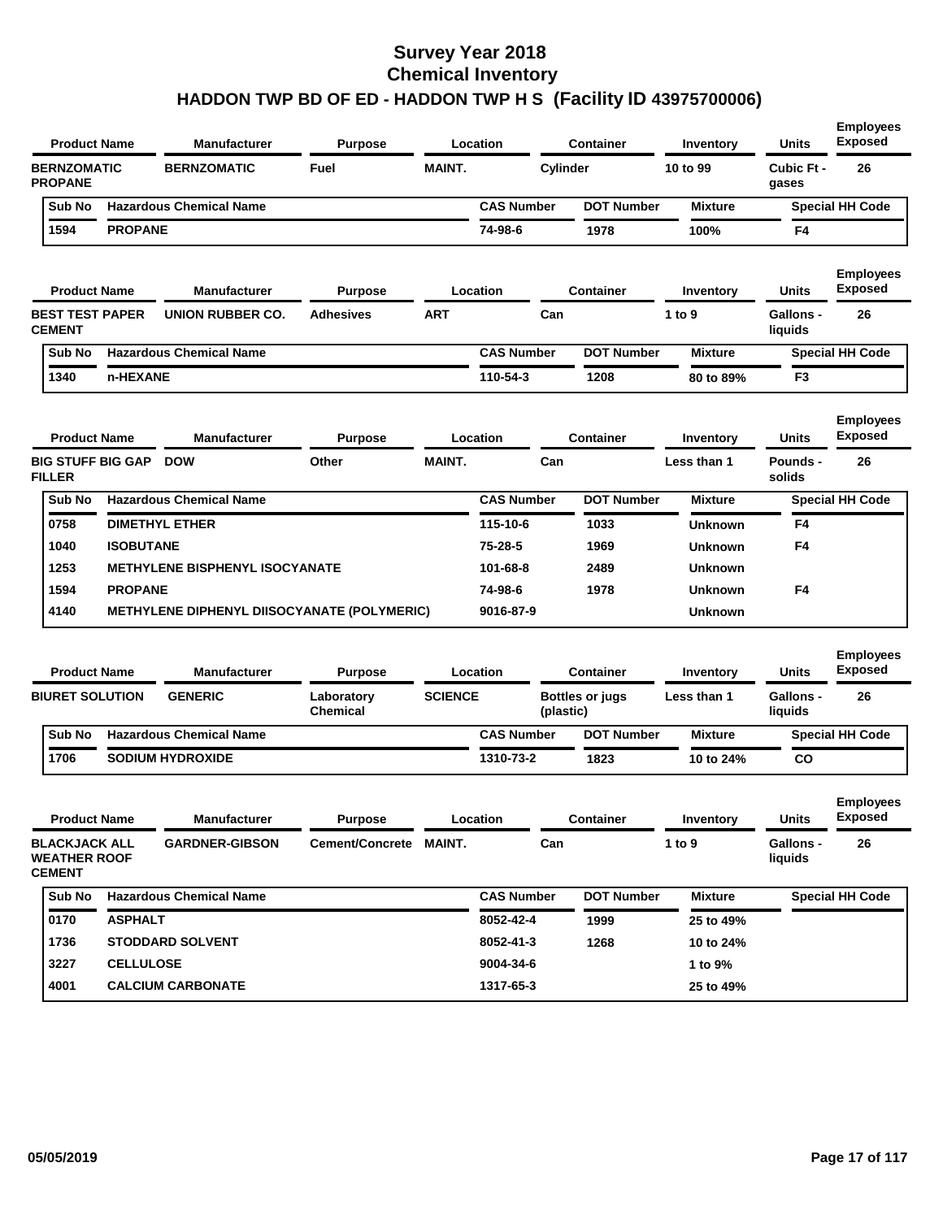# Survey Year 2018
# Chemical Inventory
# HADDON TWP BD OF ED - HADDON TWP H S (Facility ID 43975700006)

| Product Name | Manufacturer | Purpose | Location | Container | Inventory | Units | Employees Exposed |
|---|---|---|---|---|---|---|---|
| BERNZOMATIC PROPANE | BERNZOMATIC | Fuel | MAINT. | Cylinder | 10 to 99 | Cubic Ft - gases | 26 |

| Sub No | Hazardous Chemical Name | CAS Number | DOT Number | Mixture | Special HH Code |
|---|---|---|---|---|---|
| 1594 | PROPANE | 74-98-6 | 1978 | 100% | F4 |

| Product Name | Manufacturer | Purpose | Location | Container | Inventory | Units | Employees Exposed |
|---|---|---|---|---|---|---|---|
| BEST TEST PAPER CEMENT | UNION RUBBER CO. | Adhesives | ART | Can | 1 to 9 | Gallons - liquids | 26 |

| Sub No | Hazardous Chemical Name | CAS Number | DOT Number | Mixture | Special HH Code |
|---|---|---|---|---|---|
| 1340 | n-HEXANE | 110-54-3 | 1208 | 80 to 89% | F3 |

| Product Name | Manufacturer | Purpose | Location | Container | Inventory | Units | Employees Exposed |
|---|---|---|---|---|---|---|---|
| BIG STUFF BIG GAP FILLER | DOW | Other | MAINT. | Can | Less than 1 | Pounds - solids | 26 |

| Sub No | Hazardous Chemical Name | CAS Number | DOT Number | Mixture | Special HH Code |
|---|---|---|---|---|---|
| 0758 | DIMETHYL ETHER | 115-10-6 | 1033 | Unknown | F4 |
| 1040 | ISOBUTANE | 75-28-5 | 1969 | Unknown | F4 |
| 1253 | METHYLENE BISPHENYL ISOCYANATE | 101-68-8 | 2489 | Unknown | |
| 1594 | PROPANE | 74-98-6 | 1978 | Unknown | F4 |
| 4140 | METHYLENE DIPHENYL DIISOCYANATE (POLYMERIC) | 9016-87-9 | | Unknown | |

| Product Name | Manufacturer | Purpose | Location | Container | Inventory | Units | Employees Exposed |
|---|---|---|---|---|---|---|---|
| BIURET SOLUTION | GENERIC | Laboratory Chemical | SCIENCE | Bottles or jugs (plastic) | Less than 1 | Gallons - liquids | 26 |

| Sub No | Hazardous Chemical Name | CAS Number | DOT Number | Mixture | Special HH Code |
|---|---|---|---|---|---|
| 1706 | SODIUM HYDROXIDE | 1310-73-2 | 1823 | 10 to 24% | CO |

| Product Name | Manufacturer | Purpose | Location | Container | Inventory | Units | Employees Exposed |
|---|---|---|---|---|---|---|---|
| BLACKJACK ALL WEATHER ROOF CEMENT | GARDNER-GIBSON | Cement/Concrete | MAINT. | Can | 1 to 9 | Gallons - liquids | 26 |

| Sub No | Hazardous Chemical Name | CAS Number | DOT Number | Mixture | Special HH Code |
|---|---|---|---|---|---|
| 0170 | ASPHALT | 8052-42-4 | 1999 | 25 to 49% | |
| 1736 | STODDARD SOLVENT | 8052-41-3 | 1268 | 10 to 24% | |
| 3227 | CELLULOSE | 9004-34-6 | | 1 to 9% | |
| 4001 | CALCIUM CARBONATE | 1317-65-3 | | 25 to 49% | |

05/05/2019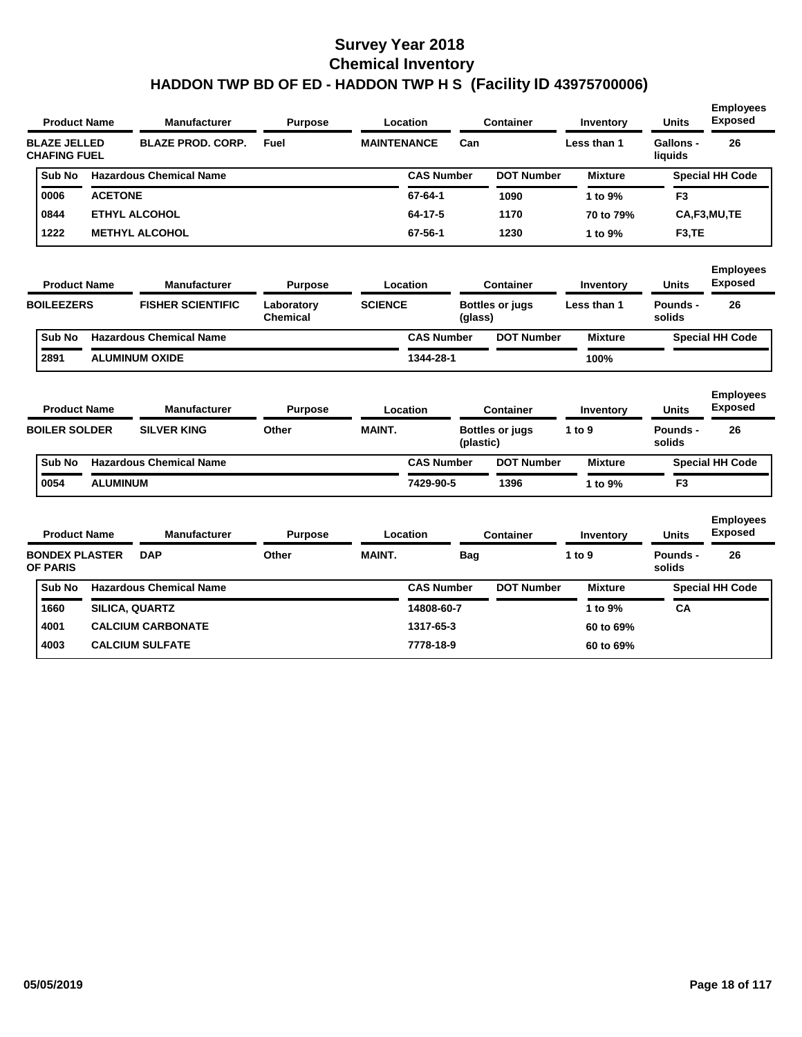# Survey Year 2018
# Chemical Inventory
# HADDON TWP BD OF ED - HADDON TWP H S (Facility ID 43975700006)

| Product Name | Manufacturer | Purpose | Location | Container | Inventory | Units | Employees Exposed |
|---|---|---|---|---|---|---|---|
| BLAZE JELLED CHAFING FUEL | BLAZE PROD. CORP. | Fuel | MAINTENANCE | Can | Less than 1 | Gallons - liquids | 26 |

| Sub No | Hazardous Chemical Name | CAS Number | DOT Number | Mixture | Special HH Code |
|---|---|---|---|---|---|
| 0006 | ACETONE | 67-64-1 | 1090 | 1 to 9% | F3 |
| 0844 | ETHYL ALCOHOL | 64-17-5 | 1170 | 70 to 79% | CA,F3,MU,TE |
| 1222 | METHYL ALCOHOL | 67-56-1 | 1230 | 1 to 9% | F3,TE |

| Product Name | Manufacturer | Purpose | Location | Container | Inventory | Units | Employees Exposed |
|---|---|---|---|---|---|---|---|
| BOILEEZERS | FISHER SCIENTIFIC | Laboratory Chemical | SCIENCE | Bottles or jugs (glass) | Less than 1 | Pounds - solids | 26 |

| Sub No | Hazardous Chemical Name | CAS Number | DOT Number | Mixture | Special HH Code |
|---|---|---|---|---|---|
| 2891 | ALUMINUM OXIDE | 1344-28-1 | | 100% | |

| Product Name | Manufacturer | Purpose | Location | Container | Inventory | Units | Employees Exposed |
|---|---|---|---|---|---|---|---|
| BOILER SOLDER | SILVER KING | Other | MAINT. | Bottles or jugs (plastic) | 1 to 9 | Pounds - solids | 26 |

| Sub No | Hazardous Chemical Name | CAS Number | DOT Number | Mixture | Special HH Code |
|---|---|---|---|---|---|
| 0054 | ALUMINUM | 7429-90-5 | 1396 | 1 to 9% | F3 |

| Product Name | Manufacturer | Purpose | Location | Container | Inventory | Units | Employees Exposed |
|---|---|---|---|---|---|---|---|
| BONDEX PLASTER OF PARIS | DAP | Other | MAINT. | Bag | 1 to 9 | Pounds - solids | 26 |

| Sub No | Hazardous Chemical Name | CAS Number | DOT Number | Mixture | Special HH Code |
|---|---|---|---|---|---|
| 1660 | SILICA, QUARTZ | 14808-60-7 | | 1 to 9% | CA |
| 4001 | CALCIUM CARBONATE | 1317-65-3 | | 60 to 69% | |
| 4003 | CALCIUM SULFATE | 7778-18-9 | | 60 to 69% | |

05/05/2019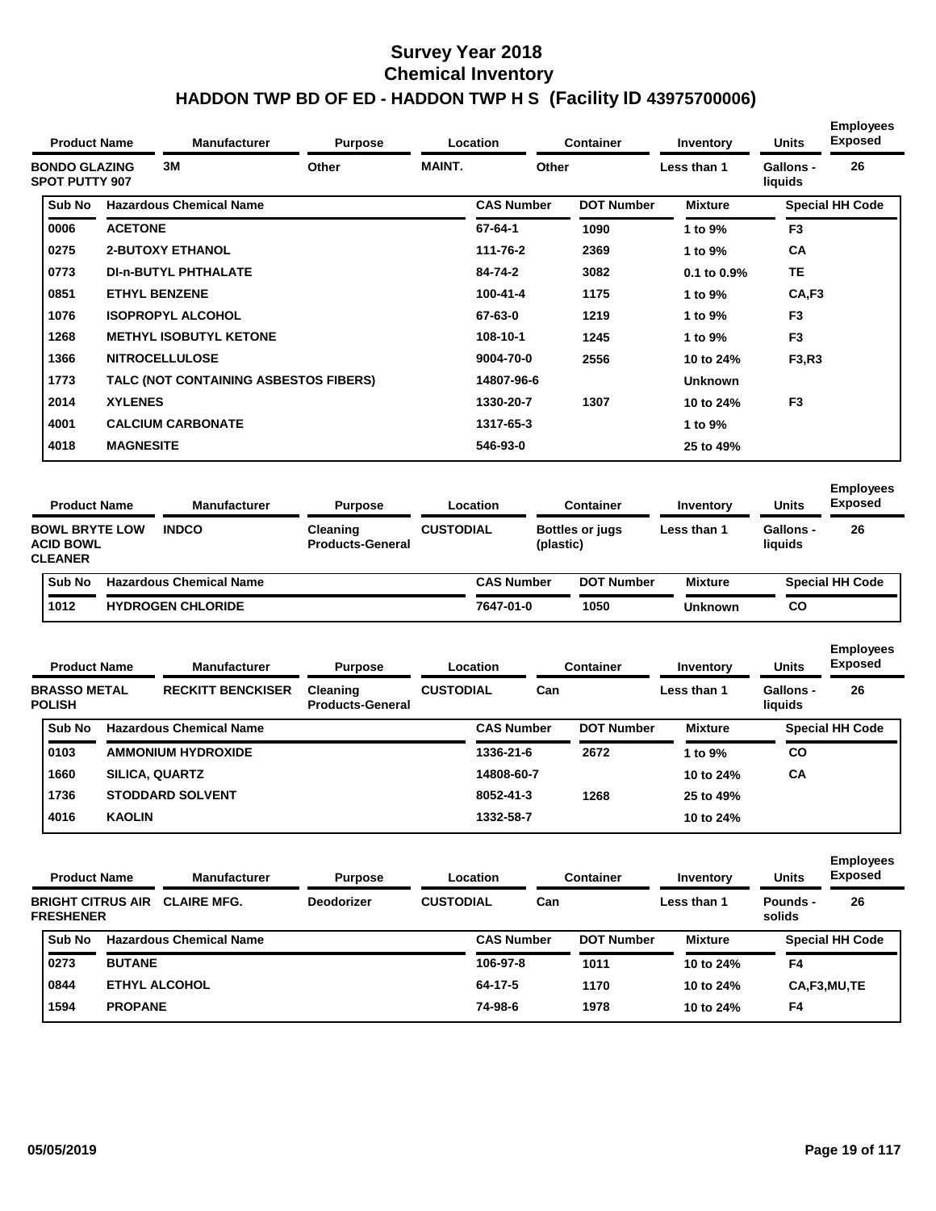# Survey Year 2018
# Chemical Inventory
# HADDON TWP BD OF ED - HADDON TWP H S (Facility ID 43975700006)

| Product Name | Manufacturer | Purpose | Location | Container | Inventory | Units | Employees Exposed |
|---|---|---|---|---|---|---|---|
| BONDO GLAZING SPOT PUTTY 907 | 3M | Other | MAINT. | Other | Less than 1 | Gallons - liquids | 26 |

| Sub No | Hazardous Chemical Name | CAS Number | DOT Number | Mixture | Special HH Code |
|---|---|---|---|---|---|
| 0006 | ACETONE | 67-64-1 | 1090 | 1 to 9% | F3 |
| 0275 | 2-BUTOXY ETHANOL | 111-76-2 | 2369 | 1 to 9% | CA |
| 0773 | DI-n-BUTYL PHTHALATE | 84-74-2 | 3082 | 0.1 to 0.9% | TE |
| 0851 | ETHYL BENZENE | 100-41-4 | 1175 | 1 to 9% | CA,F3 |
| 1076 | ISOPROPYL ALCOHOL | 67-63-0 | 1219 | 1 to 9% | F3 |
| 1268 | METHYL ISOBUTYL KETONE | 108-10-1 | 1245 | 1 to 9% | F3 |
| 1366 | NITROCELLULOSE | 9004-70-0 | 2556 | 10 to 24% | F3,R3 |
| 1773 | TALC (NOT CONTAINING ASBESTOS FIBERS) | 14807-96-6 | | Unknown | |
| 2014 | XYLENES | 1330-20-7 | 1307 | 10 to 24% | F3 |
| 4001 | CALCIUM CARBONATE | 1317-65-3 | | 1 to 9% | |
| 4018 | MAGNESITE | 546-93-0 | | 25 to 49% | |

| Product Name | Manufacturer | Purpose | Location | Container | Inventory | Units | Employees Exposed |
|---|---|---|---|---|---|---|---|
| BOWL BRYTE LOW ACID BOWL CLEANER | INDCO | Cleaning Products-General | CUSTODIAL | Bottles or jugs (plastic) | Less than 1 | Gallons - liquids | 26 |

| Sub No | Hazardous Chemical Name | CAS Number | DOT Number | Mixture | Special HH Code |
|---|---|---|---|---|---|
| 1012 | HYDROGEN CHLORIDE | 7647-01-0 | 1050 | Unknown | CO |

| Product Name | Manufacturer | Purpose | Location | Container | Inventory | Units | Employees Exposed |
|---|---|---|---|---|---|---|---|
| BRASSO METAL POLISH | RECKITT BENCKISER | Cleaning Products-General | CUSTODIAL | Can | Less than 1 | Gallons - liquids | 26 |

| Sub No | Hazardous Chemical Name | CAS Number | DOT Number | Mixture | Special HH Code |
|---|---|---|---|---|---|
| 0103 | AMMONIUM HYDROXIDE | 1336-21-6 | 2672 | 1 to 9% | CO |
| 1660 | SILICA, QUARTZ | 14808-60-7 | | 10 to 24% | CA |
| 1736 | STODDARD SOLVENT | 8052-41-3 | 1268 | 25 to 49% | |
| 4016 | KAOLIN | 1332-58-7 | | 10 to 24% | |

| Product Name | Manufacturer | Purpose | Location | Container | Inventory | Units | Employees Exposed |
|---|---|---|---|---|---|---|---|
| BRIGHT CITRUS AIR FRESHENER | CLAIRE MFG. | Deodorizer | CUSTODIAL | Can | Less than 1 | Pounds - solids | 26 |

| Sub No | Hazardous Chemical Name | CAS Number | DOT Number | Mixture | Special HH Code |
|---|---|---|---|---|---|
| 0273 | BUTANE | 106-97-8 | 1011 | 10 to 24% | F4 |
| 0844 | ETHYL ALCOHOL | 64-17-5 | 1170 | 10 to 24% | CA,F3,MU,TE |
| 1594 | PROPANE | 74-98-6 | 1978 | 10 to 24% | F4 |

05/05/2019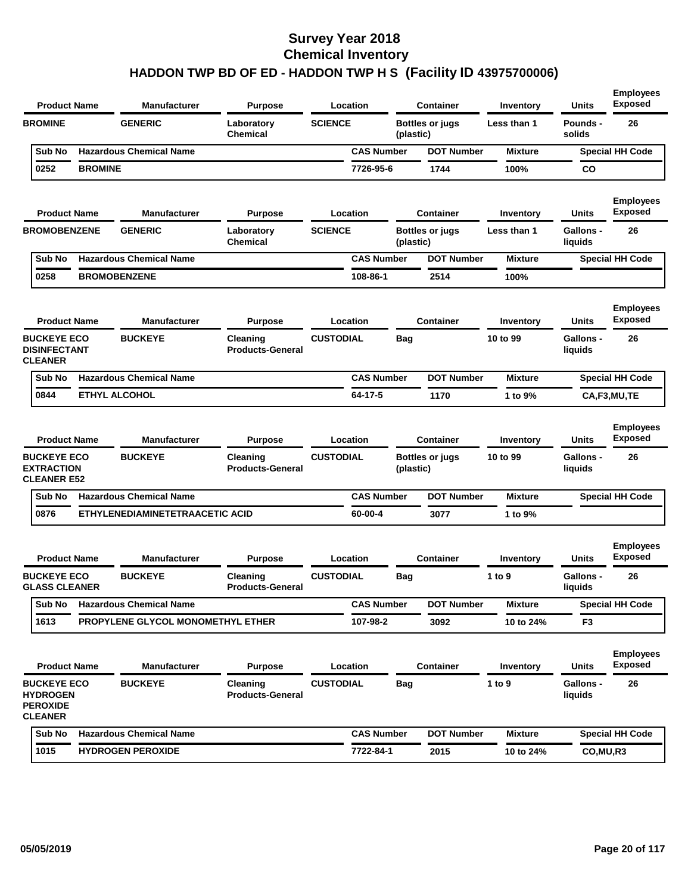# Survey Year 2018
## Chemical Inventory
## HADDON TWP BD OF ED - HADDON TWP H S (Facility ID 43975700006)

| Product Name | Manufacturer | Purpose | Location | Container | Inventory | Units | Employees Exposed |
|---|---|---|---|---|---|---|---|
| BROMINE | GENERIC | Laboratory Chemical | SCIENCE | Bottles or jugs (plastic) | Less than 1 | Pounds - solids | 26 |

| Sub No | Hazardous Chemical Name | CAS Number | DOT Number | Mixture | Special HH Code |
|---|---|---|---|---|---|
| 0252 | BROMINE | 7726-95-6 | 1744 | 100% | CO |

| Product Name | Manufacturer | Purpose | Location | Container | Inventory | Units | Employees Exposed |
|---|---|---|---|---|---|---|---|
| BROMOBENZENE | GENERIC | Laboratory Chemical | SCIENCE | Bottles or jugs (plastic) | Less than 1 | Gallons - liquids | 26 |

| Sub No | Hazardous Chemical Name | CAS Number | DOT Number | Mixture | Special HH Code |
|---|---|---|---|---|---|
| 0258 | BROMOBENZENE | 108-86-1 | 2514 | 100% | |

| Product Name | Manufacturer | Purpose | Location | Container | Inventory | Units | Employees Exposed |
|---|---|---|---|---|---|---|---|
| BUCKEYE ECO DISINFECTANT CLEANER | BUCKEYE | Cleaning Products-General | CUSTODIAL | Bag | 10 to 99 | Gallons - liquids | 26 |

| Sub No | Hazardous Chemical Name | CAS Number | DOT Number | Mixture | Special HH Code |
|---|---|---|---|---|---|
| 0844 | ETHYL ALCOHOL | 64-17-5 | 1170 | 1 to 9% | CA,F3,MU,TE |

| Product Name | Manufacturer | Purpose | Location | Container | Inventory | Units | Employees Exposed |
|---|---|---|---|---|---|---|---|
| BUCKEYE ECO EXTRACTION CLEANER E52 | BUCKEYE | Cleaning Products-General | CUSTODIAL | Bottles or jugs (plastic) | 10 to 99 | Gallons - liquids | 26 |

| Sub No | Hazardous Chemical Name | CAS Number | DOT Number | Mixture | Special HH Code |
|---|---|---|---|---|---|
| 0876 | ETHYLENEDIAMINETETRAACETIC ACID | 60-00-4 | 3077 | 1 to 9% | |

| Product Name | Manufacturer | Purpose | Location | Container | Inventory | Units | Employees Exposed |
|---|---|---|---|---|---|---|---|
| BUCKEYE ECO GLASS CLEANER | BUCKEYE | Cleaning Products-General | CUSTODIAL | Bag | 1 to 9 | Gallons - liquids | 26 |

| Sub No | Hazardous Chemical Name | CAS Number | DOT Number | Mixture | Special HH Code |
|---|---|---|---|---|---|
| 1613 | PROPYLENE GLYCOL MONOMETHYL ETHER | 107-98-2 | 3092 | 10 to 24% | F3 |

| Product Name | Manufacturer | Purpose | Location | Container | Inventory | Units | Employees Exposed |
|---|---|---|---|---|---|---|---|
| BUCKEYE ECO HYDROGEN PEROXIDE CLEANER | BUCKEYE | Cleaning Products-General | CUSTODIAL | Bag | 1 to 9 | Gallons - liquids | 26 |

| Sub No | Hazardous Chemical Name | CAS Number | DOT Number | Mixture | Special HH Code |
|---|---|---|---|---|---|
| 1015 | HYDROGEN PEROXIDE | 7722-84-1 | 2015 | 10 to 24% | CO,MU,R3 |

05/05/2019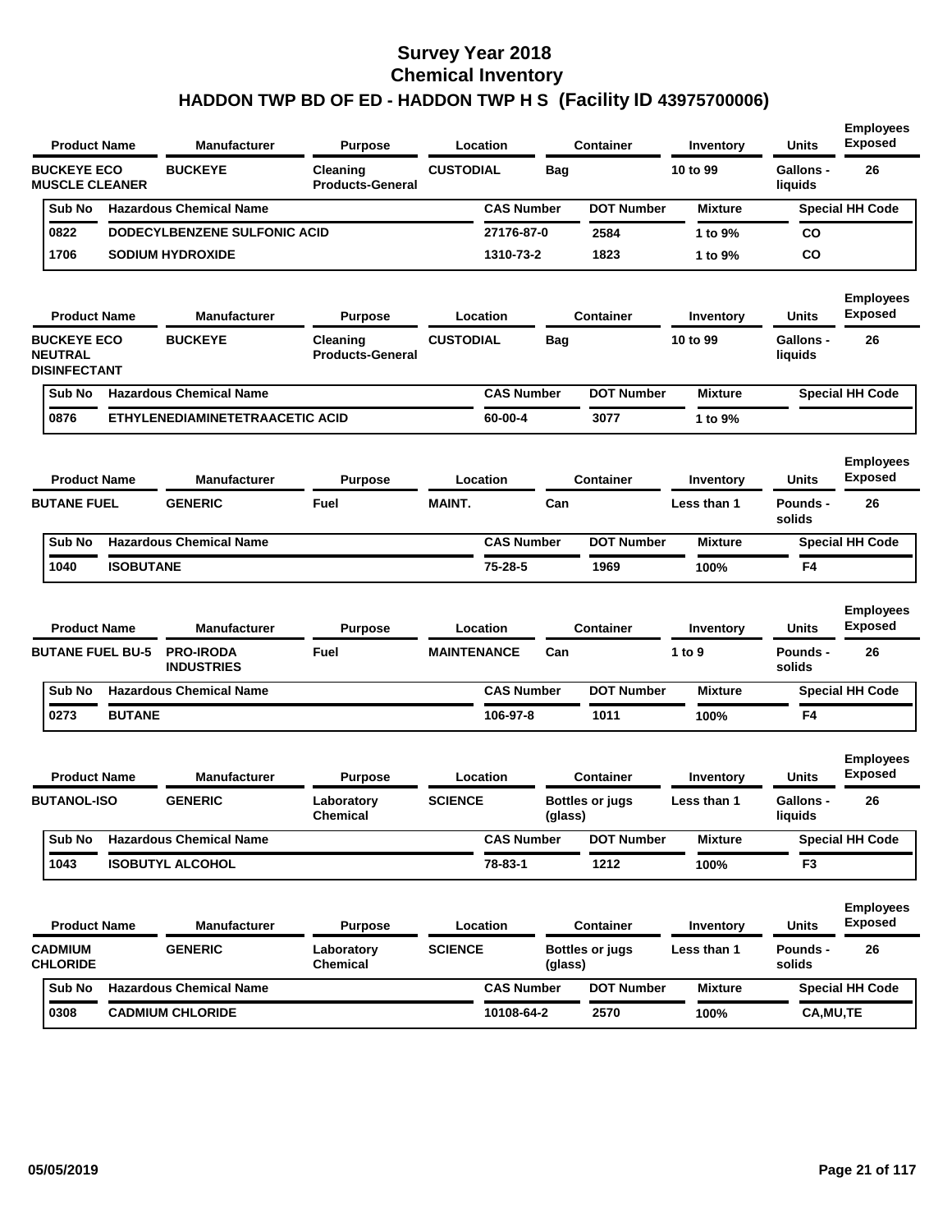# Survey Year 2018
## Chemical Inventory
## HADDON TWP BD OF ED - HADDON TWP H S (Facility ID 43975700006)

| Product Name | Manufacturer | Purpose | Location | Container | Inventory | Units | Employees Exposed |
|---|---|---|---|---|---|---|---|
| BUCKEYE ECO MUSCLE CLEANER | BUCKEYE | Cleaning Products-General | CUSTODIAL | Bag | 10 to 99 | Gallons - liquids | 26 |

| Sub No | Hazardous Chemical Name | CAS Number | DOT Number | Mixture | Special HH Code |
|---|---|---|---|---|---|
| 0822 | DODECYLBENZENE SULFONIC ACID | 27176-87-0 | 2584 | 1 to 9% | CO |
| 1706 | SODIUM HYDROXIDE | 1310-73-2 | 1823 | 1 to 9% | CO |

| Product Name | Manufacturer | Purpose | Location | Container | Inventory | Units | Employees Exposed |
|---|---|---|---|---|---|---|---|
| BUCKEYE ECO NEUTRAL DISINFECTANT | BUCKEYE | Cleaning Products-General | CUSTODIAL | Bag | 10 to 99 | Gallons - liquids | 26 |

| Sub No | Hazardous Chemical Name | CAS Number | DOT Number | Mixture | Special HH Code |
|---|---|---|---|---|---|
| 0876 | ETHYLENEDIAMINETETRAACETIC ACID | 60-00-4 | 3077 | 1 to 9% | |

| Product Name | Manufacturer | Purpose | Location | Container | Inventory | Units | Employees Exposed |
|---|---|---|---|---|---|---|---|
| BUTANE FUEL | GENERIC | Fuel | MAINT. | Can | Less than 1 | Pounds - solids | 26 |

| Sub No | Hazardous Chemical Name | CAS Number | DOT Number | Mixture | Special HH Code |
|---|---|---|---|---|---|
| 1040 | ISOBUTANE | 75-28-5 | 1969 | 100% | F4 |

| Product Name | Manufacturer | Purpose | Location | Container | Inventory | Units | Employees Exposed |
|---|---|---|---|---|---|---|---|
| BUTANE FUEL BU-5 | PRO-IRODA INDUSTRIES | Fuel | MAINTENANCE | Can | 1 to 9 | Pounds - solids | 26 |

| Sub No | Hazardous Chemical Name | CAS Number | DOT Number | Mixture | Special HH Code |
|---|---|---|---|---|---|
| 0273 | BUTANE | 106-97-8 | 1011 | 100% | F4 |

| Product Name | Manufacturer | Purpose | Location | Container | Inventory | Units | Employees Exposed |
|---|---|---|---|---|---|---|---|
| BUTANOL-ISO | GENERIC | Laboratory Chemical | SCIENCE | Bottles or jugs (glass) | Less than 1 | Gallons - liquids | 26 |

| Sub No | Hazardous Chemical Name | CAS Number | DOT Number | Mixture | Special HH Code |
|---|---|---|---|---|---|
| 1043 | ISOBUTYL ALCOHOL | 78-83-1 | 1212 | 100% | F3 |

| Product Name | Manufacturer | Purpose | Location | Container | Inventory | Units | Employees Exposed |
|---|---|---|---|---|---|---|---|
| CADMIUM CHLORIDE | GENERIC | Laboratory Chemical | SCIENCE | Bottles or jugs (glass) | Less than 1 | Pounds - solids | 26 |

| Sub No | Hazardous Chemical Name | CAS Number | DOT Number | Mixture | Special HH Code |
|---|---|---|---|---|---|
| 0308 | CADMIUM CHLORIDE | 10108-64-2 | 2570 | 100% | CA,MU,TE |

05/05/2019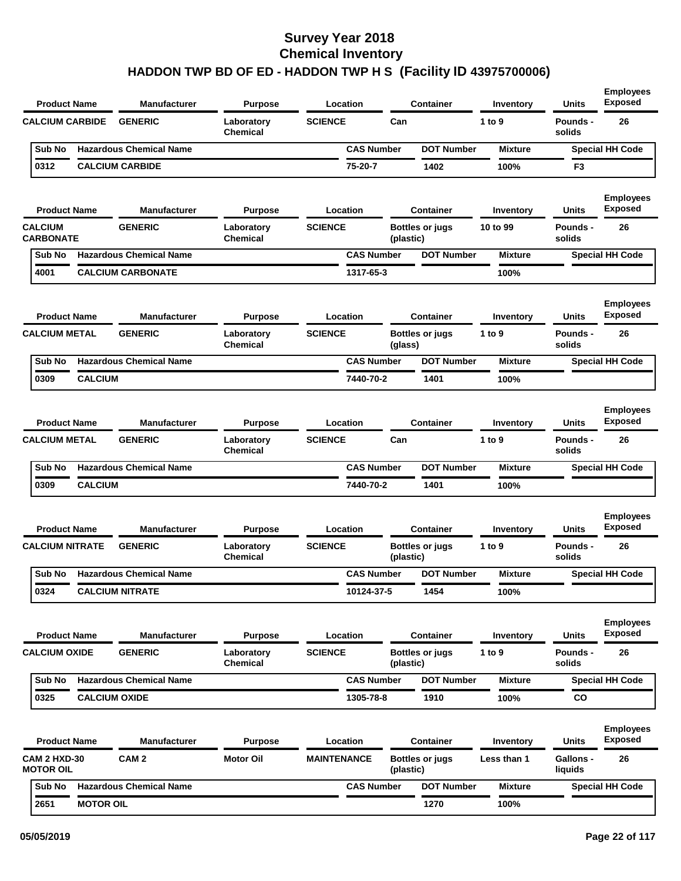# Survey Year 2018
# Chemical Inventory
## HADDON TWP BD OF ED - HADDON TWP H S (Facility ID 43975700006)

| Product Name | Manufacturer | Purpose | Location | Container | Inventory | Units | Employees Exposed |
|---|---|---|---|---|---|---|---|
| CALCIUM CARBIDE | GENERIC | Laboratory Chemical | SCIENCE | Can | 1 to 9 | Pounds - solids | 26 |

| Sub No | Hazardous Chemical Name | CAS Number | DOT Number | Mixture | Special HH Code |
|---|---|---|---|---|---|
| 0312 | CALCIUM CARBIDE | 75-20-7 | 1402 | 100% | F3 |

| Product Name | Manufacturer | Purpose | Location | Container | Inventory | Units | Employees Exposed |
|---|---|---|---|---|---|---|---|
| CALCIUM CARBONATE | GENERIC | Laboratory Chemical | SCIENCE | Bottles or jugs (plastic) | 10 to 99 | Pounds - solids | 26 |

| Sub No | Hazardous Chemical Name | CAS Number | DOT Number | Mixture | Special HH Code |
|---|---|---|---|---|---|
| 4001 | CALCIUM CARBONATE | 1317-65-3 | | 100% | |

| Product Name | Manufacturer | Purpose | Location | Container | Inventory | Units | Employees Exposed |
|---|---|---|---|---|---|---|---|
| CALCIUM METAL | GENERIC | Laboratory Chemical | SCIENCE | Bottles or jugs (glass) | 1 to 9 | Pounds - solids | 26 |

| Sub No | Hazardous Chemical Name | CAS Number | DOT Number | Mixture | Special HH Code |
|---|---|---|---|---|---|
| 0309 | CALCIUM | 7440-70-2 | 1401 | 100% | |

| Product Name | Manufacturer | Purpose | Location | Container | Inventory | Units | Employees Exposed |
|---|---|---|---|---|---|---|---|
| CALCIUM METAL | GENERIC | Laboratory Chemical | SCIENCE | Can | 1 to 9 | Pounds - solids | 26 |

| Sub No | Hazardous Chemical Name | CAS Number | DOT Number | Mixture | Special HH Code |
|---|---|---|---|---|---|
| 0309 | CALCIUM | 7440-70-2 | 1401 | 100% | |

| Product Name | Manufacturer | Purpose | Location | Container | Inventory | Units | Employees Exposed |
|---|---|---|---|---|---|---|---|
| CALCIUM NITRATE | GENERIC | Laboratory Chemical | SCIENCE | Bottles or jugs (plastic) | 1 to 9 | Pounds - solids | 26 |

| Sub No | Hazardous Chemical Name | CAS Number | DOT Number | Mixture | Special HH Code |
|---|---|---|---|---|---|
| 0324 | CALCIUM NITRATE | 10124-37-5 | 1454 | 100% | |

| Product Name | Manufacturer | Purpose | Location | Container | Inventory | Units | Employees Exposed |
|---|---|---|---|---|---|---|---|
| CALCIUM OXIDE | GENERIC | Laboratory Chemical | SCIENCE | Bottles or jugs (plastic) | 1 to 9 | Pounds - solids | 26 |

| Sub No | Hazardous Chemical Name | CAS Number | DOT Number | Mixture | Special HH Code |
|---|---|---|---|---|---|
| 0325 | CALCIUM OXIDE | 1305-78-8 | 1910 | 100% | CO |

| Product Name | Manufacturer | Purpose | Location | Container | Inventory | Units | Employees Exposed |
|---|---|---|---|---|---|---|---|
| CAM 2 HXD-30 MOTOR OIL | CAM 2 | Motor Oil | MAINTENANCE | Bottles or jugs (plastic) | Less than 1 | Gallons - liquids | 26 |

| Sub No | Hazardous Chemical Name | CAS Number | DOT Number | Mixture | Special HH Code |
|---|---|---|---|---|---|
| 2651 | MOTOR OIL | | 1270 | 100% | |

05/05/2019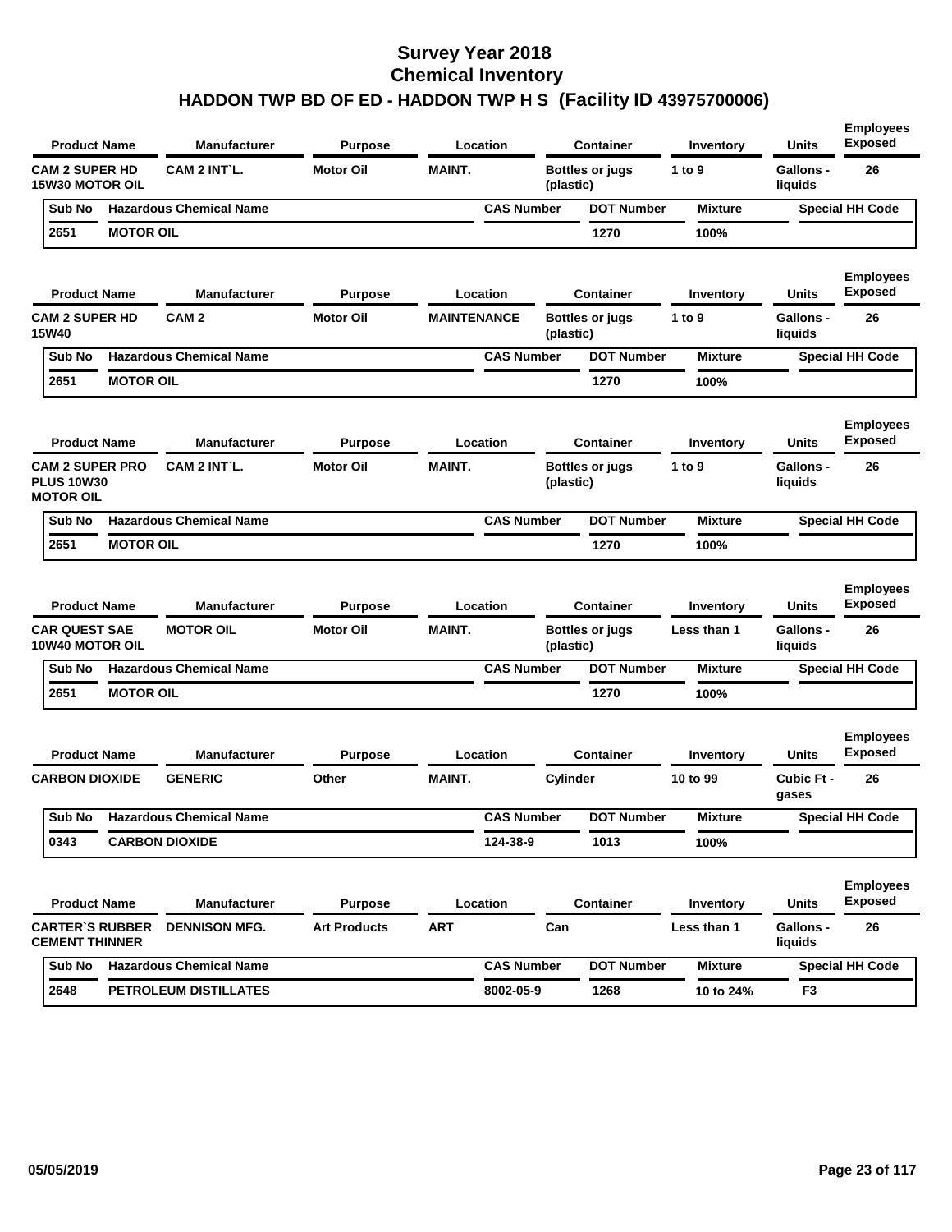# Survey Year 2018
# Chemical Inventory
## HADDON TWP BD OF ED - HADDON TWP H S (Facility ID 43975700006)

| Product Name | Manufacturer | Purpose | Location | Container | Inventory | Units | Employees Exposed |
|---|---|---|---|---|---|---|---|
| CAM 2 SUPER HD 15W30 MOTOR OIL | CAM 2 INT`L. | Motor Oil | MAINT. | Bottles or jugs (plastic) | 1 to 9 | Gallons - liquids | 26 |

| Sub No | Hazardous Chemical Name | CAS Number | DOT Number | Mixture | Special HH Code |
|---|---|---|---|---|---|
| 2651 | MOTOR OIL | | 1270 | 100% | |

| Product Name | Manufacturer | Purpose | Location | Container | Inventory | Units | Employees Exposed |
|---|---|---|---|---|---|---|---|
| CAM 2 SUPER HD 15W40 | CAM 2 | Motor Oil | MAINTENANCE | Bottles or jugs (plastic) | 1 to 9 | Gallons - liquids | 26 |

| Sub No | Hazardous Chemical Name | CAS Number | DOT Number | Mixture | Special HH Code |
|---|---|---|---|---|---|
| 2651 | MOTOR OIL | | 1270 | 100% | |

| Product Name | Manufacturer | Purpose | Location | Container | Inventory | Units | Employees Exposed |
|---|---|---|---|---|---|---|---|
| CAM 2 SUPER PRO PLUS 10W30 MOTOR OIL | CAM 2 INT`L. | Motor Oil | MAINT. | Bottles or jugs (plastic) | 1 to 9 | Gallons - liquids | 26 |

| Sub No | Hazardous Chemical Name | CAS Number | DOT Number | Mixture | Special HH Code |
|---|---|---|---|---|---|
| 2651 | MOTOR OIL | | 1270 | 100% | |

| Product Name | Manufacturer | Purpose | Location | Container | Inventory | Units | Employees Exposed |
|---|---|---|---|---|---|---|---|
| CAR QUEST SAE 10W40 MOTOR OIL | MOTOR OIL | Motor Oil | MAINT. | Bottles or jugs (plastic) | Less than 1 | Gallons - liquids | 26 |

| Sub No | Hazardous Chemical Name | CAS Number | DOT Number | Mixture | Special HH Code |
|---|---|---|---|---|---|
| 2651 | MOTOR OIL | | 1270 | 100% | |

| Product Name | Manufacturer | Purpose | Location | Container | Inventory | Units | Employees Exposed |
|---|---|---|---|---|---|---|---|
| CARBON DIOXIDE | GENERIC | Other | MAINT. | Cylinder | 10 to 99 | Cubic Ft - gases | 26 |

| Sub No | Hazardous Chemical Name | CAS Number | DOT Number | Mixture | Special HH Code |
|---|---|---|---|---|---|
| 0343 | CARBON DIOXIDE | 124-38-9 | 1013 | 100% | |

| Product Name | Manufacturer | Purpose | Location | Container | Inventory | Units | Employees Exposed |
|---|---|---|---|---|---|---|---|
| CARTER`S RUBBER CEMENT THINNER | DENNISON MFG. | Art Products | ART | Can | Less than 1 | Gallons - liquids | 26 |

| Sub No | Hazardous Chemical Name | CAS Number | DOT Number | Mixture | Special HH Code |
|---|---|---|---|---|---|
| 2648 | PETROLEUM DISTILLATES | 8002-05-9 | 1268 | 10 to 24% | F3 |

05/05/2019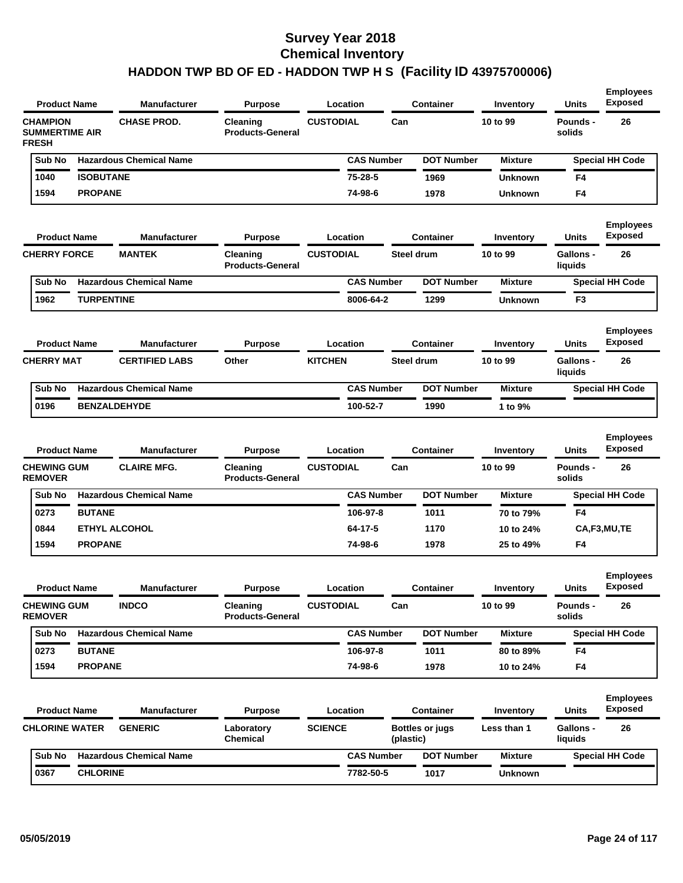# Survey Year 2018
## Chemical Inventory
## HADDON TWP BD OF ED - HADDON TWP H S (Facility ID 43975700006)

| Product Name | Manufacturer | Purpose | Location | Container | Inventory | Units | Employees Exposed |
|---|---|---|---|---|---|---|---|
| CHAMPION SUMMERTIME AIR FRESH | CHASE PROD. | Cleaning Products-General | CUSTODIAL | Can | 10 to 99 | Pounds - solids | 26 |

| Sub No | Hazardous Chemical Name | CAS Number | DOT Number | Mixture | Special HH Code |
|---|---|---|---|---|---|
| 1040 | ISOBUTANE | 75-28-5 | 1969 | Unknown | F4 |
| 1594 | PROPANE | 74-98-6 | 1978 | Unknown | F4 |

| Product Name | Manufacturer | Purpose | Location | Container | Inventory | Units | Employees Exposed |
|---|---|---|---|---|---|---|---|
| CHERRY FORCE | MANTEK | Cleaning Products-General | CUSTODIAL | Steel drum | 10 to 99 | Gallons - liquids | 26 |

| Sub No | Hazardous Chemical Name | CAS Number | DOT Number | Mixture | Special HH Code |
|---|---|---|---|---|---|
| 1962 | TURPENTINE | 8006-64-2 | 1299 | Unknown | F3 |

| Product Name | Manufacturer | Purpose | Location | Container | Inventory | Units | Employees Exposed |
|---|---|---|---|---|---|---|---|
| CHERRY MAT | CERTIFIED LABS | Other | KITCHEN | Steel drum | 10 to 99 | Gallons - liquids | 26 |

| Sub No | Hazardous Chemical Name | CAS Number | DOT Number | Mixture | Special HH Code |
|---|---|---|---|---|---|
| 0196 | BENZALDEHYDE | 100-52-7 | 1990 | 1 to 9% | |

| Product Name | Manufacturer | Purpose | Location | Container | Inventory | Units | Employees Exposed |
|---|---|---|---|---|---|---|---|
| CHEWING GUM REMOVER | CLAIRE MFG. | Cleaning Products-General | CUSTODIAL | Can | 10 to 99 | Pounds - solids | 26 |

| Sub No | Hazardous Chemical Name | CAS Number | DOT Number | Mixture | Special HH Code |
|---|---|---|---|---|---|
| 0273 | BUTANE | 106-97-8 | 1011 | 70 to 79% | F4 |
| 0844 | ETHYL ALCOHOL | 64-17-5 | 1170 | 10 to 24% | CA,F3,MU,TE |
| 1594 | PROPANE | 74-98-6 | 1978 | 25 to 49% | F4 |

| Product Name | Manufacturer | Purpose | Location | Container | Inventory | Units | Employees Exposed |
|---|---|---|---|---|---|---|---|
| CHEWING GUM REMOVER | INDCO | Cleaning Products-General | CUSTODIAL | Can | 10 to 99 | Pounds - solids | 26 |

| Sub No | Hazardous Chemical Name | CAS Number | DOT Number | Mixture | Special HH Code |
|---|---|---|---|---|---|
| 0273 | BUTANE | 106-97-8 | 1011 | 80 to 89% | F4 |
| 1594 | PROPANE | 74-98-6 | 1978 | 10 to 24% | F4 |

| Product Name | Manufacturer | Purpose | Location | Container | Inventory | Units | Employees Exposed |
|---|---|---|---|---|---|---|---|
| CHLORINE WATER | GENERIC | Laboratory Chemical | SCIENCE | Bottles or jugs (plastic) | Less than 1 | Gallons - liquids | 26 |

| Sub No | Hazardous Chemical Name | CAS Number | DOT Number | Mixture | Special HH Code |
|---|---|---|---|---|---|
| 0367 | CHLORINE | 7782-50-5 | 1017 | Unknown | |

05/05/2019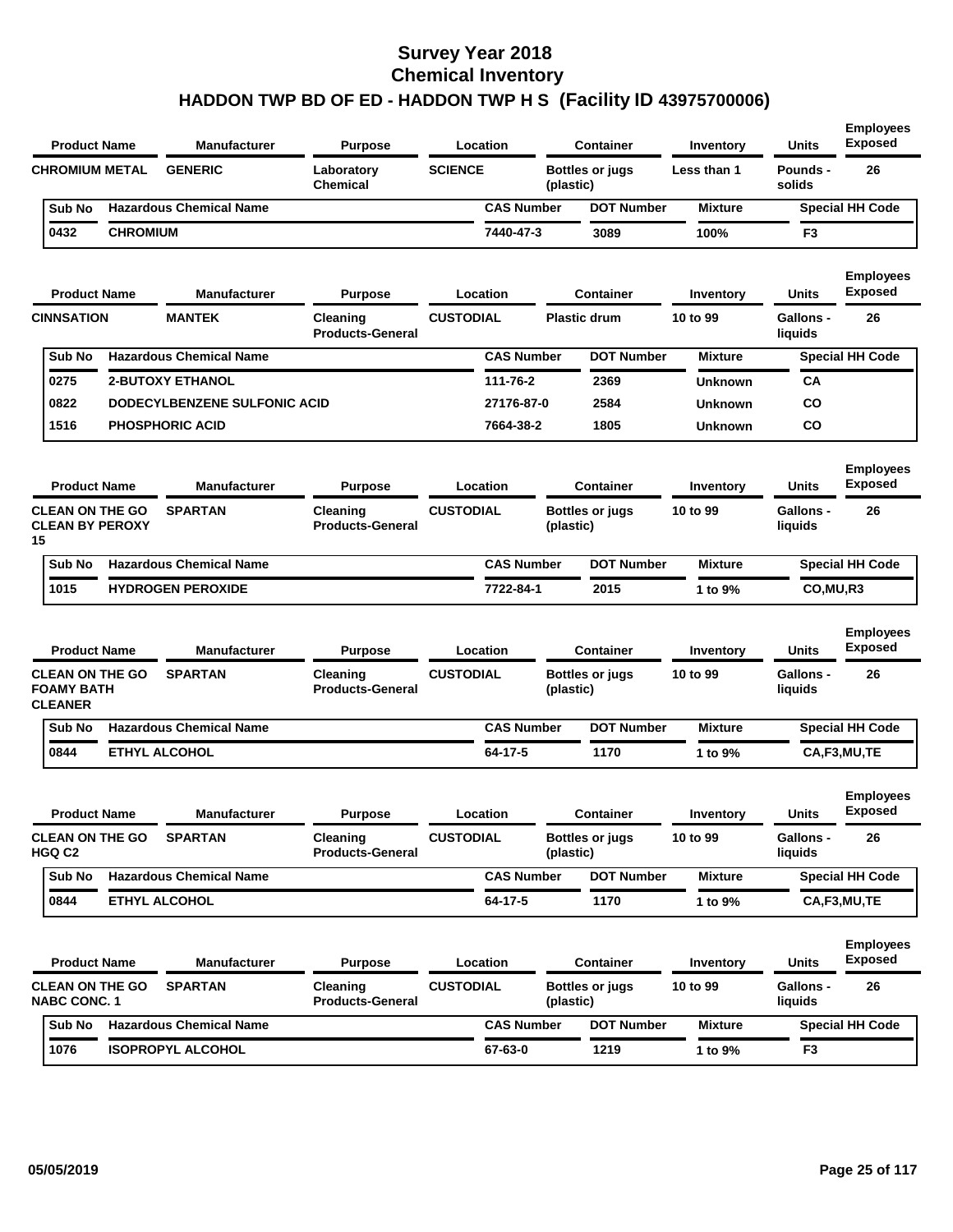# Survey Year 2018
# Chemical Inventory
## HADDON TWP BD OF ED - HADDON TWP H S (Facility ID 43975700006)

| Product Name | Manufacturer | Purpose | Location | Container | Inventory | Units | Employees Exposed |
|---|---|---|---|---|---|---|---|
| CHROMIUM METAL | GENERIC | Laboratory Chemical | SCIENCE | Bottles or jugs (plastic) | Less than 1 | Pounds - solids | 26 |

| Sub No | Hazardous Chemical Name | CAS Number | DOT Number | Mixture | Special HH Code |
|---|---|---|---|---|---|
| 0432 | CHROMIUM | 7440-47-3 | 3089 | 100% | F3 |

| Product Name | Manufacturer | Purpose | Location | Container | Inventory | Units | Employees Exposed |
|---|---|---|---|---|---|---|---|
| CINNSATION | MANTEK | Cleaning Products-General | CUSTODIAL | Plastic drum | 10 to 99 | Gallons - liquids | 26 |

| Sub No | Hazardous Chemical Name | CAS Number | DOT Number | Mixture | Special HH Code |
|---|---|---|---|---|---|
| 0275 | 2-BUTOXY ETHANOL | 111-76-2 | 2369 | Unknown | CA |
| 0822 | DODECYLBENZENE SULFONIC ACID | 27176-87-0 | 2584 | Unknown | CO |
| 1516 | PHOSPHORIC ACID | 7664-38-2 | 1805 | Unknown | CO |

| Product Name | Manufacturer | Purpose | Location | Container | Inventory | Units | Employees Exposed |
|---|---|---|---|---|---|---|---|
| CLEAN ON THE GO CLEAN BY PEROXY 15 | SPARTAN | Cleaning Products-General | CUSTODIAL | Bottles or jugs (plastic) | 10 to 99 | Gallons - liquids | 26 |

| Sub No | Hazardous Chemical Name | CAS Number | DOT Number | Mixture | Special HH Code |
|---|---|---|---|---|---|
| 1015 | HYDROGEN PEROXIDE | 7722-84-1 | 2015 | 1 to 9% | CO,MU,R3 |

| Product Name | Manufacturer | Purpose | Location | Container | Inventory | Units | Employees Exposed |
|---|---|---|---|---|---|---|---|
| CLEAN ON THE GO FOAMY BATH CLEANER | SPARTAN | Cleaning Products-General | CUSTODIAL | Bottles or jugs (plastic) | 10 to 99 | Gallons - liquids | 26 |

| Sub No | Hazardous Chemical Name | CAS Number | DOT Number | Mixture | Special HH Code |
|---|---|---|---|---|---|
| 0844 | ETHYL ALCOHOL | 64-17-5 | 1170 | 1 to 9% | CA,F3,MU,TE |

| Product Name | Manufacturer | Purpose | Location | Container | Inventory | Units | Employees Exposed |
|---|---|---|---|---|---|---|---|
| CLEAN ON THE GO HGQ C2 | SPARTAN | Cleaning Products-General | CUSTODIAL | Bottles or jugs (plastic) | 10 to 99 | Gallons - liquids | 26 |

| Sub No | Hazardous Chemical Name | CAS Number | DOT Number | Mixture | Special HH Code |
|---|---|---|---|---|---|
| 0844 | ETHYL ALCOHOL | 64-17-5 | 1170 | 1 to 9% | CA,F3,MU,TE |

| Product Name | Manufacturer | Purpose | Location | Container | Inventory | Units | Employees Exposed |
|---|---|---|---|---|---|---|---|
| CLEAN ON THE GO NABC CONC. 1 | SPARTAN | Cleaning Products-General | CUSTODIAL | Bottles or jugs (plastic) | 10 to 99 | Gallons - liquids | 26 |

| Sub No | Hazardous Chemical Name | CAS Number | DOT Number | Mixture | Special HH Code |
|---|---|---|---|---|---|
| 1076 | ISOPROPYL ALCOHOL | 67-63-0 | 1219 | 1 to 9% | F3 |

05/05/2019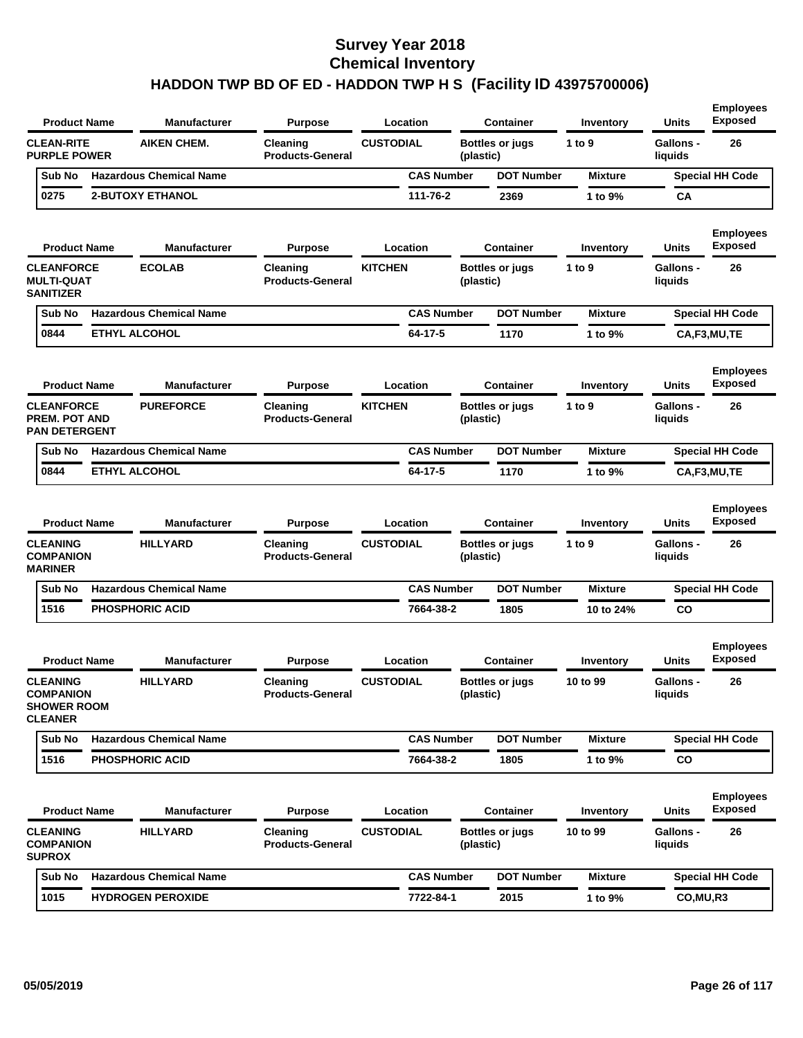# Survey Year 2018
# Chemical Inventory
# HADDON TWP BD OF ED - HADDON TWP H S (Facility ID 43975700006)

| Product Name | Manufacturer | Purpose | Location | Container | Inventory | Units | Employees Exposed |
|---|---|---|---|---|---|---|---|
| CLEAN-RITE PURPLE POWER | AIKEN CHEM. | Cleaning Products-General | CUSTODIAL | Bottles or jugs (plastic) | 1 to 9 | Gallons - liquids | 26 |

| Sub No | Hazardous Chemical Name | CAS Number | DOT Number | Mixture | Special HH Code |
|---|---|---|---|---|---|
| 0275 | 2-BUTOXY ETHANOL | 111-76-2 | 2369 | 1 to 9% | CA |

| Product Name | Manufacturer | Purpose | Location | Container | Inventory | Units | Employees Exposed |
|---|---|---|---|---|---|---|---|
| CLEANFORCE MULTI-QUAT SANITIZER | ECOLAB | Cleaning Products-General | KITCHEN | Bottles or jugs (plastic) | 1 to 9 | Gallons - liquids | 26 |

| Sub No | Hazardous Chemical Name | CAS Number | DOT Number | Mixture | Special HH Code |
|---|---|---|---|---|---|
| 0844 | ETHYL ALCOHOL | 64-17-5 | 1170 | 1 to 9% | CA,F3,MU,TE |

| Product Name | Manufacturer | Purpose | Location | Container | Inventory | Units | Employees Exposed |
|---|---|---|---|---|---|---|---|
| CLEANFORCE PREM. POT AND PAN DETERGENT | PUREFORCE | Cleaning Products-General | KITCHEN | Bottles or jugs (plastic) | 1 to 9 | Gallons - liquids | 26 |

| Sub No | Hazardous Chemical Name | CAS Number | DOT Number | Mixture | Special HH Code |
|---|---|---|---|---|---|
| 0844 | ETHYL ALCOHOL | 64-17-5 | 1170 | 1 to 9% | CA,F3,MU,TE |

| Product Name | Manufacturer | Purpose | Location | Container | Inventory | Units | Employees Exposed |
|---|---|---|---|---|---|---|---|
| CLEANING COMPANION MARINER | HILLYARD | Cleaning Products-General | CUSTODIAL | Bottles or jugs (plastic) | 1 to 9 | Gallons - liquids | 26 |

| Sub No | Hazardous Chemical Name | CAS Number | DOT Number | Mixture | Special HH Code |
|---|---|---|---|---|---|
| 1516 | PHOSPHORIC ACID | 7664-38-2 | 1805 | 10 to 24% | CO |

| Product Name | Manufacturer | Purpose | Location | Container | Inventory | Units | Employees Exposed |
|---|---|---|---|---|---|---|---|
| CLEANING COMPANION SHOWER ROOM CLEANER | HILLYARD | Cleaning Products-General | CUSTODIAL | Bottles or jugs (plastic) | 10 to 99 | Gallons - liquids | 26 |

| Sub No | Hazardous Chemical Name | CAS Number | DOT Number | Mixture | Special HH Code |
|---|---|---|---|---|---|
| 1516 | PHOSPHORIC ACID | 7664-38-2 | 1805 | 1 to 9% | CO |

| Product Name | Manufacturer | Purpose | Location | Container | Inventory | Units | Employees Exposed |
|---|---|---|---|---|---|---|---|
| CLEANING COMPANION SUPROX | HILLYARD | Cleaning Products-General | CUSTODIAL | Bottles or jugs (plastic) | 10 to 99 | Gallons - liquids | 26 |

| Sub No | Hazardous Chemical Name | CAS Number | DOT Number | Mixture | Special HH Code |
|---|---|---|---|---|---|
| 1015 | HYDROGEN PEROXIDE | 7722-84-1 | 2015 | 1 to 9% | CO,MU,R3 |

05/05/2019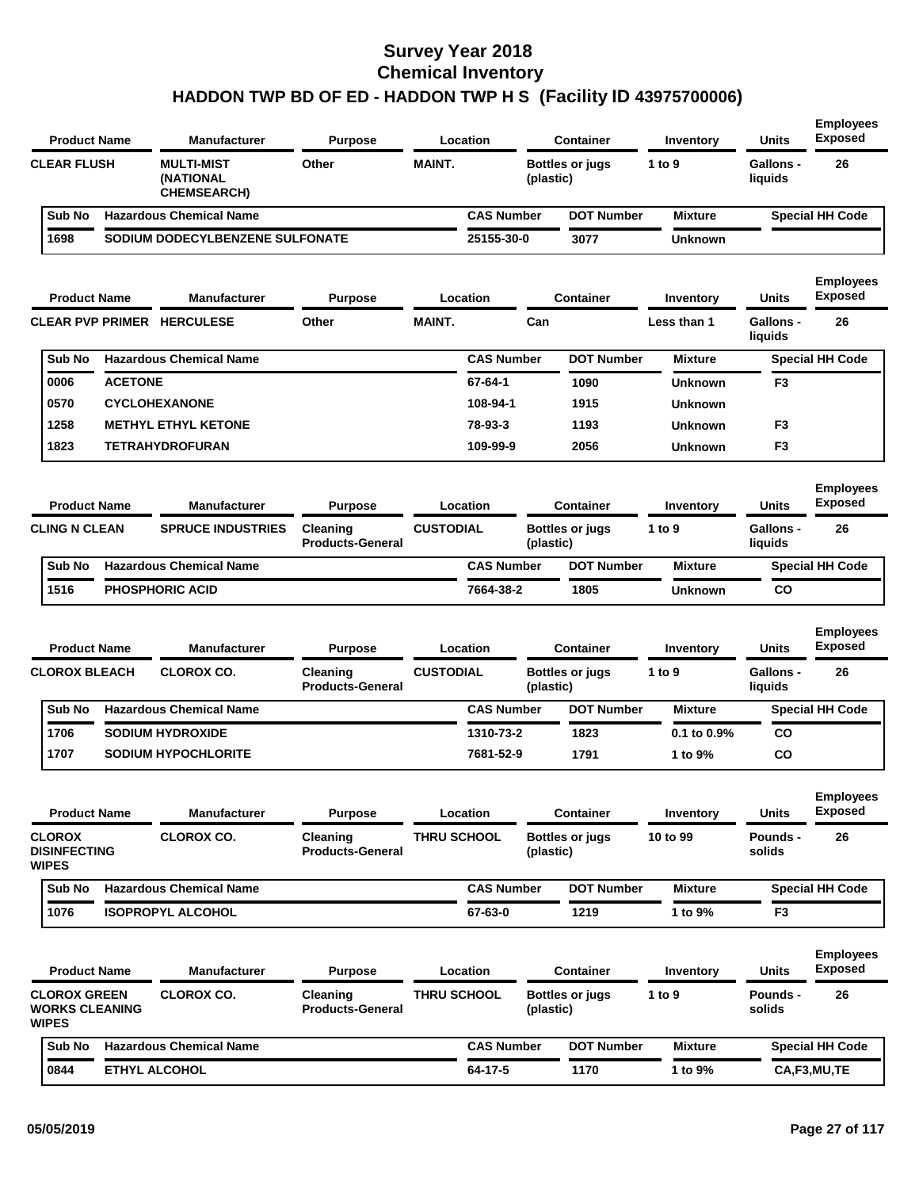# Survey Year 2018
# Chemical Inventory
# HADDON TWP BD OF ED - HADDON TWP H S (Facility ID 43975700006)

| Product Name | Manufacturer | Purpose | Location | Container | Inventory | Units | Employees Exposed |
|---|---|---|---|---|---|---|---|
| CLEAR FLUSH | MULTI-MIST (NATIONAL CHEMSEARCH) | Other | MAINT. | Bottles or jugs (plastic) | 1 to 9 | Gallons - liquids | 26 |

| Sub No | Hazardous Chemical Name | CAS Number | DOT Number | Mixture | Special HH Code |
|---|---|---|---|---|---|
| 1698 | SODIUM DODECYLBENZENE SULFONATE | 25155-30-0 | 3077 | Unknown | |

| Product Name | Manufacturer | Purpose | Location | Container | Inventory | Units | Employees Exposed |
|---|---|---|---|---|---|---|---|
| CLEAR PVP PRIMER | HERCULESE | Other | MAINT. | Can | Less than 1 | Gallons - liquids | 26 |

| Sub No | Hazardous Chemical Name | CAS Number | DOT Number | Mixture | Special HH Code |
|---|---|---|---|---|---|
| 0006 | ACETONE | 67-64-1 | 1090 | Unknown | F3 |
| 0570 | CYCLOHEXANONE | 108-94-1 | 1915 | Unknown | |
| 1258 | METHYL ETHYL KETONE | 78-93-3 | 1193 | Unknown | F3 |
| 1823 | TETRAHYDROFURAN | 109-99-9 | 2056 | Unknown | F3 |

| Product Name | Manufacturer | Purpose | Location | Container | Inventory | Units | Employees Exposed |
|---|---|---|---|---|---|---|---|
| CLING N CLEAN | SPRUCE INDUSTRIES | Cleaning Products-General | CUSTODIAL | Bottles or jugs (plastic) | 1 to 9 | Gallons - liquids | 26 |

| Sub No | Hazardous Chemical Name | CAS Number | DOT Number | Mixture | Special HH Code |
|---|---|---|---|---|---|
| 1516 | PHOSPHORIC ACID | 7664-38-2 | 1805 | Unknown | CO |

| Product Name | Manufacturer | Purpose | Location | Container | Inventory | Units | Employees Exposed |
|---|---|---|---|---|---|---|---|
| CLOROX BLEACH | CLOROX CO. | Cleaning Products-General | CUSTODIAL | Bottles or jugs (plastic) | 1 to 9 | Gallons - liquids | 26 |

| Sub No | Hazardous Chemical Name | CAS Number | DOT Number | Mixture | Special HH Code |
|---|---|---|---|---|---|
| 1706 | SODIUM HYDROXIDE | 1310-73-2 | 1823 | 0.1 to 0.9% | CO |
| 1707 | SODIUM HYPOCHLORITE | 7681-52-9 | 1791 | 1 to 9% | CO |

| Product Name | Manufacturer | Purpose | Location | Container | Inventory | Units | Employees Exposed |
|---|---|---|---|---|---|---|---|
| CLOROX DISINFECTING WIPES | CLOROX CO. | Cleaning Products-General | THRU SCHOOL | Bottles or jugs (plastic) | 10 to 99 | Pounds - solids | 26 |

| Sub No | Hazardous Chemical Name | CAS Number | DOT Number | Mixture | Special HH Code |
|---|---|---|---|---|---|
| 1076 | ISOPROPYL ALCOHOL | 67-63-0 | 1219 | 1 to 9% | F3 |

| Product Name | Manufacturer | Purpose | Location | Container | Inventory | Units | Employees Exposed |
|---|---|---|---|---|---|---|---|
| CLOROX GREEN WORKS CLEANING WIPES | CLOROX CO. | Cleaning Products-General | THRU SCHOOL | Bottles or jugs (plastic) | 1 to 9 | Pounds - solids | 26 |

| Sub No | Hazardous Chemical Name | CAS Number | DOT Number | Mixture | Special HH Code |
|---|---|---|---|---|---|
| 0844 | ETHYL ALCOHOL | 64-17-5 | 1170 | 1 to 9% | CA,F3,MU,TE |

05/05/2019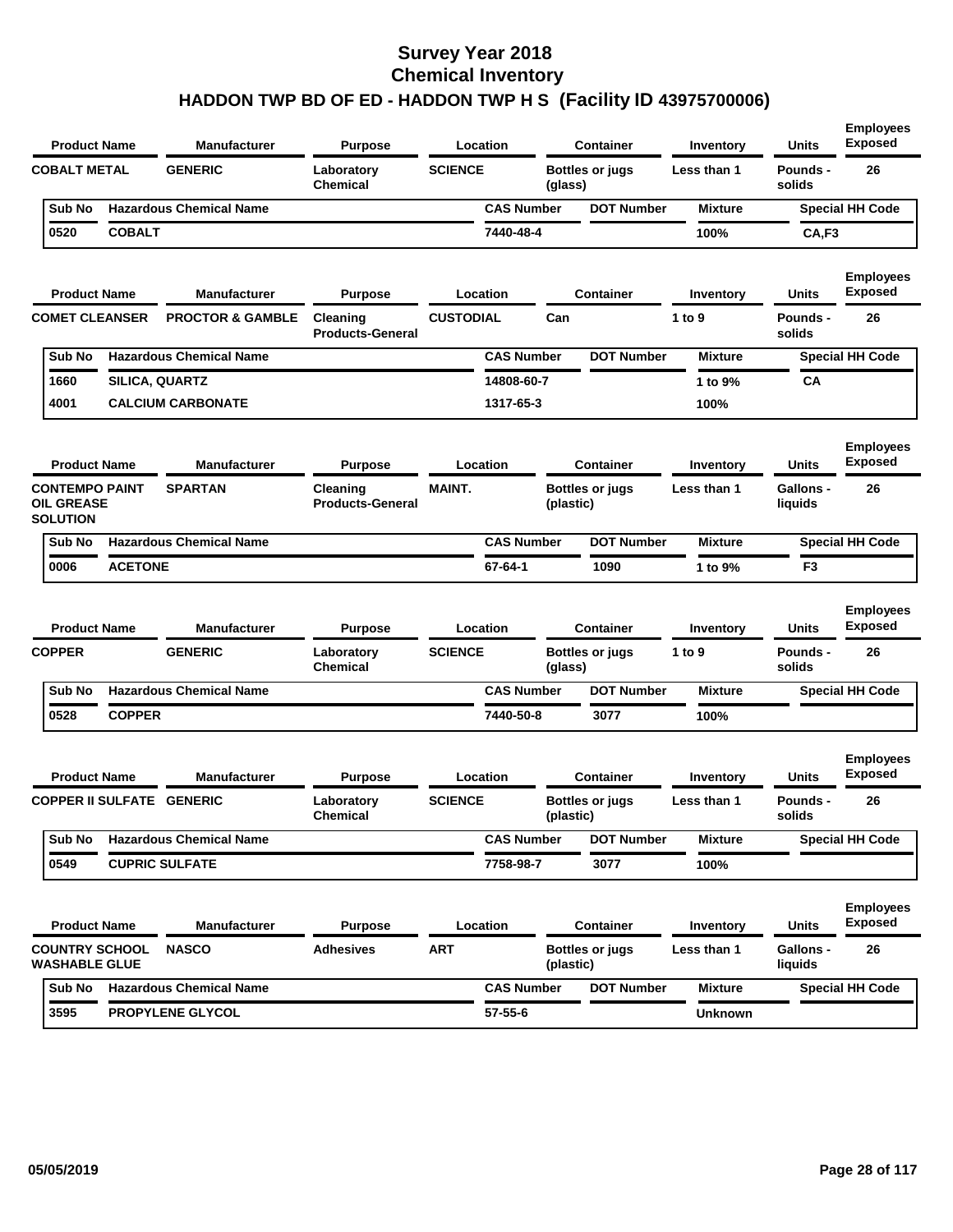# Survey Year 2018
# Chemical Inventory
# HADDON TWP BD OF ED - HADDON TWP H S (Facility ID 43975700006)

| Product Name | Manufacturer | Purpose | Location | Container | Inventory | Units | Employees Exposed |
|---|---|---|---|---|---|---|---|
| COBALT METAL | GENERIC | Laboratory Chemical | SCIENCE | Bottles or jugs (glass) | Less than 1 | Pounds - solids | 26 |

| Sub No | Hazardous Chemical Name | CAS Number | DOT Number | Mixture | Special HH Code |
|---|---|---|---|---|---|
| 0520 | COBALT | 7440-48-4 | | 100% | CA,F3 |

| Product Name | Manufacturer | Purpose | Location | Container | Inventory | Units | Employees Exposed |
|---|---|---|---|---|---|---|---|
| COMET CLEANSER | PROCTOR & GAMBLE | Cleaning Products-General | CUSTODIAL | Can | 1 to 9 | Pounds - solids | 26 |

| Sub No | Hazardous Chemical Name | CAS Number | DOT Number | Mixture | Special HH Code |
|---|---|---|---|---|---|
| 1660 | SILICA, QUARTZ | 14808-60-7 | | 1 to 9% | CA |
| 4001 | CALCIUM CARBONATE | 1317-65-3 | | 100% | |

| Product Name | Manufacturer | Purpose | Location | Container | Inventory | Units | Employees Exposed |
|---|---|---|---|---|---|---|---|
| CONTEMPO PAINT OIL GREASE SOLUTION | SPARTAN | Cleaning Products-General | MAINT. | Bottles or jugs (plastic) | Less than 1 | Gallons - liquids | 26 |

| Sub No | Hazardous Chemical Name | CAS Number | DOT Number | Mixture | Special HH Code |
|---|---|---|---|---|---|
| 0006 | ACETONE | 67-64-1 | 1090 | 1 to 9% | F3 |

| Product Name | Manufacturer | Purpose | Location | Container | Inventory | Units | Employees Exposed |
|---|---|---|---|---|---|---|---|
| COPPER | GENERIC | Laboratory Chemical | SCIENCE | Bottles or jugs (glass) | 1 to 9 | Pounds - solids | 26 |

| Sub No | Hazardous Chemical Name | CAS Number | DOT Number | Mixture | Special HH Code |
|---|---|---|---|---|---|
| 0528 | COPPER | 7440-50-8 | 3077 | 100% | |

| Product Name | Manufacturer | Purpose | Location | Container | Inventory | Units | Employees Exposed |
|---|---|---|---|---|---|---|---|
| COPPER II SULFATE | GENERIC | Laboratory Chemical | SCIENCE | Bottles or jugs (plastic) | Less than 1 | Pounds - solids | 26 |

| Sub No | Hazardous Chemical Name | CAS Number | DOT Number | Mixture | Special HH Code |
|---|---|---|---|---|---|
| 0549 | CUPRIC SULFATE | 7758-98-7 | 3077 | 100% | |

| Product Name | Manufacturer | Purpose | Location | Container | Inventory | Units | Employees Exposed |
|---|---|---|---|---|---|---|---|
| COUNTRY SCHOOL WASHABLE GLUE | NASCO | Adhesives | ART | Bottles or jugs (plastic) | Less than 1 | Gallons - liquids | 26 |

| Sub No | Hazardous Chemical Name | CAS Number | DOT Number | Mixture | Special HH Code |
|---|---|---|---|---|---|
| 3595 | PROPYLENE GLYCOL | 57-55-6 | | Unknown | |

05/05/2019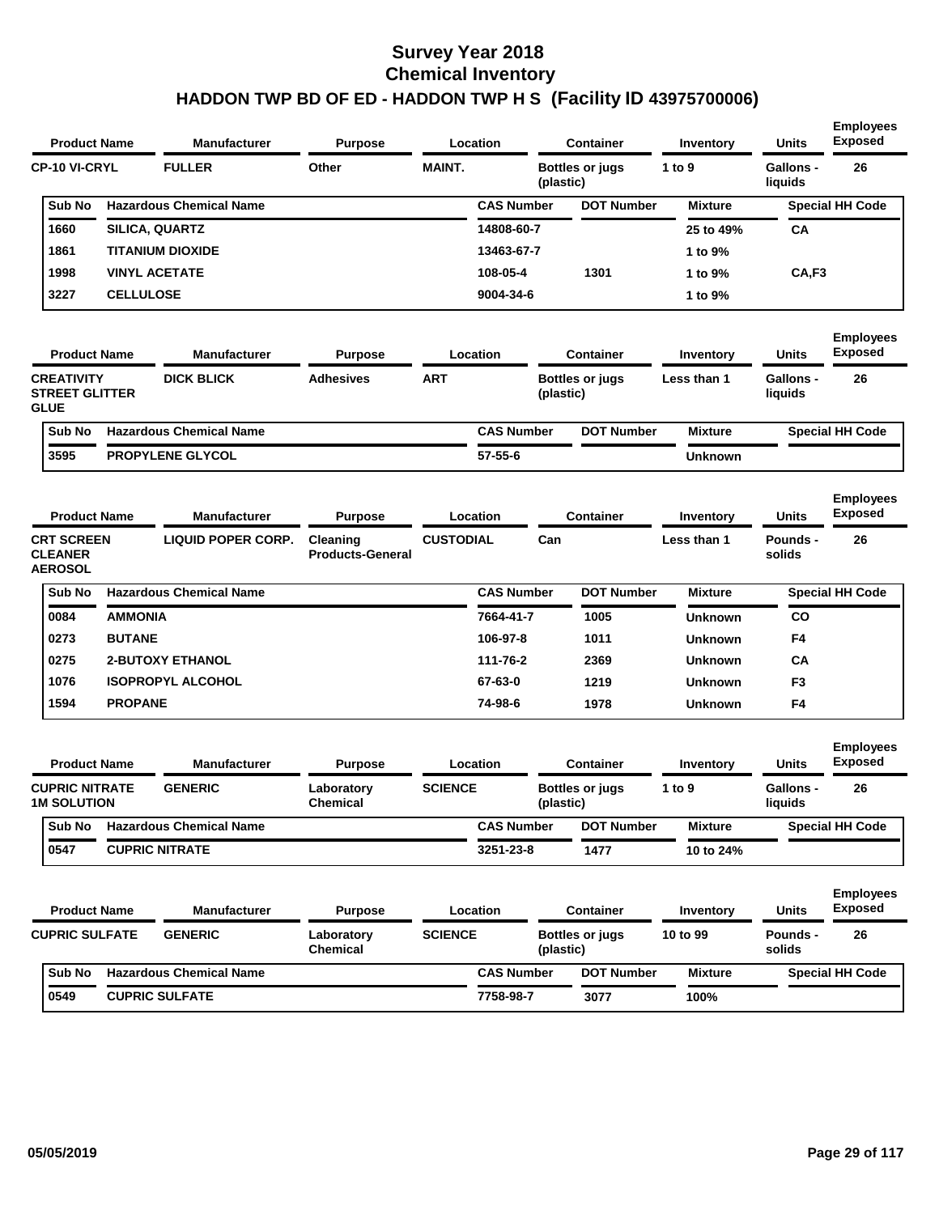# Survey Year 2018
## Chemical Inventory
## HADDON TWP BD OF ED - HADDON TWP H S (Facility ID 43975700006)

| Product Name | Manufacturer | Purpose | Location | Container | Inventory | Units | Employees Exposed |
|---|---|---|---|---|---|---|---|
| CP-10 VI-CRYL | FULLER | Other | MAINT. | Bottles or jugs (plastic) | 1 to 9 | Gallons - liquids | 26 |

| Sub No | Hazardous Chemical Name | CAS Number | DOT Number | Mixture | Special HH Code |
|---|---|---|---|---|---|
| 1660 | SILICA, QUARTZ | 14808-60-7 | | 25 to 49% | CA |
| 1861 | TITANIUM DIOXIDE | 13463-67-7 | | 1 to 9% | |
| 1998 | VINYL ACETATE | 108-05-4 | 1301 | 1 to 9% | CA,F3 |
| 3227 | CELLULOSE | 9004-34-6 | | 1 to 9% | |

| Product Name | Manufacturer | Purpose | Location | Container | Inventory | Units | Employees Exposed |
|---|---|---|---|---|---|---|---|
| CREATIVITY STREET GLITTER GLUE | DICK BLICK | Adhesives | ART | Bottles or jugs (plastic) | Less than 1 | Gallons - liquids | 26 |

| Sub No | Hazardous Chemical Name | CAS Number | DOT Number | Mixture | Special HH Code |
|---|---|---|---|---|---|
| 3595 | PROPYLENE GLYCOL | 57-55-6 | | Unknown | |

| Product Name | Manufacturer | Purpose | Location | Container | Inventory | Units | Employees Exposed |
|---|---|---|---|---|---|---|---|
| CRT SCREEN CLEANER AEROSOL | LIQUID POPER CORP. | Cleaning Products-General | CUSTODIAL | Can | Less than 1 | Pounds - solids | 26 |

| Sub No | Hazardous Chemical Name | CAS Number | DOT Number | Mixture | Special HH Code |
|---|---|---|---|---|---|
| 0084 | AMMONIA | 7664-41-7 | 1005 | Unknown | CO |
| 0273 | BUTANE | 106-97-8 | 1011 | Unknown | F4 |
| 0275 | 2-BUTOXY ETHANOL | 111-76-2 | 2369 | Unknown | CA |
| 1076 | ISOPROPYL ALCOHOL | 67-63-0 | 1219 | Unknown | F3 |
| 1594 | PROPANE | 74-98-6 | 1978 | Unknown | F4 |

| Product Name | Manufacturer | Purpose | Location | Container | Inventory | Units | Employees Exposed |
|---|---|---|---|---|---|---|---|
| CUPRIC NITRATE 1M SOLUTION | GENERIC | Laboratory Chemical | SCIENCE | Bottles or jugs (plastic) | 1 to 9 | Gallons - liquids | 26 |

| Sub No | Hazardous Chemical Name | CAS Number | DOT Number | Mixture | Special HH Code |
|---|---|---|---|---|---|
| 0547 | CUPRIC NITRATE | 3251-23-8 | 1477 | 10 to 24% | |

| Product Name | Manufacturer | Purpose | Location | Container | Inventory | Units | Employees Exposed |
|---|---|---|---|---|---|---|---|
| CUPRIC SULFATE | GENERIC | Laboratory Chemical | SCIENCE | Bottles or jugs (plastic) | 10 to 99 | Pounds - solids | 26 |

| Sub No | Hazardous Chemical Name | CAS Number | DOT Number | Mixture | Special HH Code |
|---|---|---|---|---|---|
| 0549 | CUPRIC SULFATE | 7758-98-7 | 3077 | 100% | |

05/05/2019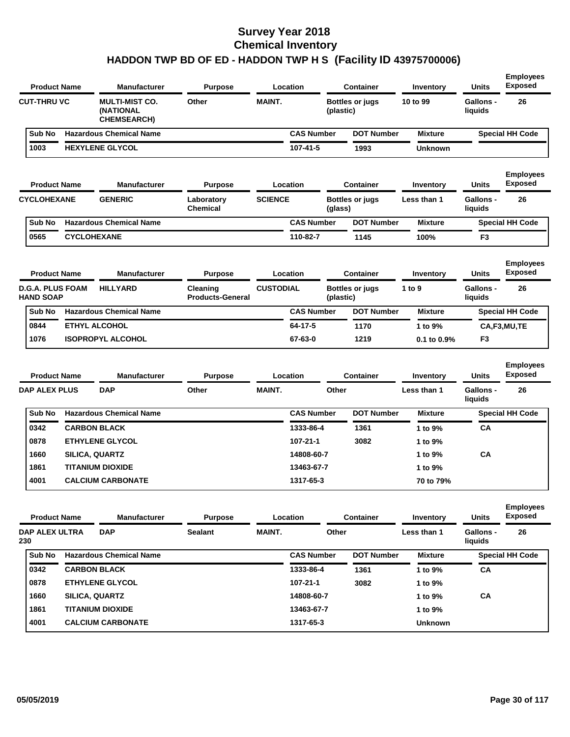# Survey Year 2018
## Chemical Inventory
## HADDON TWP BD OF ED - HADDON TWP H S (Facility ID 43975700006)

| Product Name | Manufacturer | Purpose | Location | Container | Inventory | Units | Employees Exposed |
|---|---|---|---|---|---|---|---|
| CUT-THRU VC | MULTI-MIST CO. (NATIONAL CHEMSEARCH) | Other | MAINT. | Bottles or jugs (plastic) | 10 to 99 | Gallons - liquids | 26 |

| Sub No | Hazardous Chemical Name | CAS Number | DOT Number | Mixture | Special HH Code |
|---|---|---|---|---|---|
| 1003 | HEXYLENE GLYCOL | 107-41-5 | 1993 | Unknown | |

| Product Name | Manufacturer | Purpose | Location | Container | Inventory | Units | Employees Exposed |
|---|---|---|---|---|---|---|---|
| CYCLOHEXANE | GENERIC | Laboratory Chemical | SCIENCE | Bottles or jugs (glass) | Less than 1 | Gallons - liquids | 26 |

| Sub No | Hazardous Chemical Name | CAS Number | DOT Number | Mixture | Special HH Code |
|---|---|---|---|---|---|
| 0565 | CYCLOHEXANE | 110-82-7 | 1145 | 100% | F3 |

| Product Name | Manufacturer | Purpose | Location | Container | Inventory | Units | Employees Exposed |
|---|---|---|---|---|---|---|---|
| D.G.A. PLUS FOAM HAND SOAP | HILLYARD | Cleaning Products-General | CUSTODIAL | Bottles or jugs (plastic) | 1 to 9 | Gallons - liquids | 26 |

| Sub No | Hazardous Chemical Name | CAS Number | DOT Number | Mixture | Special HH Code |
|---|---|---|---|---|---|
| 0844 | ETHYL ALCOHOL | 64-17-5 | 1170 | 1 to 9% | CA,F3,MU,TE |
| 1076 | ISOPROPYL ALCOHOL | 67-63-0 | 1219 | 0.1 to 0.9% | F3 |

| Product Name | Manufacturer | Purpose | Location | Container | Inventory | Units | Employees Exposed |
|---|---|---|---|---|---|---|---|
| DAP ALEX PLUS | DAP | Other | MAINT. | Other | Less than 1 | Gallons - liquids | 26 |

| Sub No | Hazardous Chemical Name | CAS Number | DOT Number | Mixture | Special HH Code |
|---|---|---|---|---|---|
| 0342 | CARBON BLACK | 1333-86-4 | 1361 | 1 to 9% | CA |
| 0878 | ETHYLENE GLYCOL | 107-21-1 | 3082 | 1 to 9% | |
| 1660 | SILICA, QUARTZ | 14808-60-7 | | 1 to 9% | CA |
| 1861 | TITANIUM DIOXIDE | 13463-67-7 | | 1 to 9% | |
| 4001 | CALCIUM CARBONATE | 1317-65-3 | | 70 to 79% | |

| Product Name | Manufacturer | Purpose | Location | Container | Inventory | Units | Employees Exposed |
|---|---|---|---|---|---|---|---|
| DAP ALEX ULTRA 230 | DAP | Sealant | MAINT. | Other | Less than 1 | Gallons - liquids | 26 |

| Sub No | Hazardous Chemical Name | CAS Number | DOT Number | Mixture | Special HH Code |
|---|---|---|---|---|---|
| 0342 | CARBON BLACK | 1333-86-4 | 1361 | 1 to 9% | CA |
| 0878 | ETHYLENE GLYCOL | 107-21-1 | 3082 | 1 to 9% | |
| 1660 | SILICA, QUARTZ | 14808-60-7 | | 1 to 9% | CA |
| 1861 | TITANIUM DIOXIDE | 13463-67-7 | | 1 to 9% | |
| 4001 | CALCIUM CARBONATE | 1317-65-3 | | Unknown | |

05/05/2019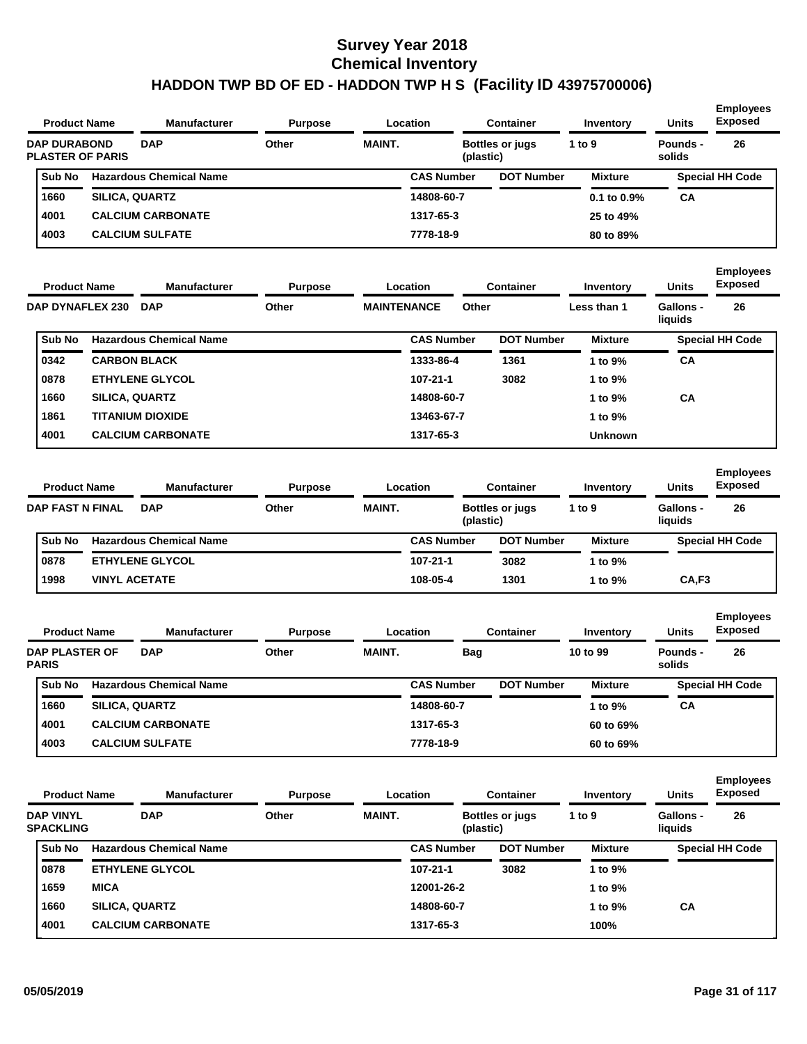# Survey Year 2018
# Chemical Inventory
## HADDON TWP BD OF ED - HADDON TWP H S (Facility ID 43975700006)

| Product Name | Manufacturer | Purpose | Location | Container | Inventory | Units | Employees Exposed |
|---|---|---|---|---|---|---|---|
| DAP DURABOND PLASTER OF PARIS | DAP | Other | MAINT. | Bottles or jugs (plastic) | 1 to 9 | Pounds - solids | 26 |

| Sub No | Hazardous Chemical Name | CAS Number | DOT Number | Mixture | Special HH Code |
|---|---|---|---|---|---|
| 1660 | SILICA, QUARTZ | 14808-60-7 | | 0.1 to 0.9% | CA |
| 4001 | CALCIUM CARBONATE | 1317-65-3 | | 25 to 49% | |
| 4003 | CALCIUM SULFATE | 7778-18-9 | | 80 to 89% | |

| Product Name | Manufacturer | Purpose | Location | Container | Inventory | Units | Employees Exposed |
|---|---|---|---|---|---|---|---|
| DAP DYNAFLEX 230 | DAP | Other | MAINTENANCE | Other | Less than 1 | Gallons - liquids | 26 |

| Sub No | Hazardous Chemical Name | CAS Number | DOT Number | Mixture | Special HH Code |
|---|---|---|---|---|---|
| 0342 | CARBON BLACK | 1333-86-4 | 1361 | 1 to 9% | CA |
| 0878 | ETHYLENE GLYCOL | 107-21-1 | 3082 | 1 to 9% | |
| 1660 | SILICA, QUARTZ | 14808-60-7 | | 1 to 9% | CA |
| 1861 | TITANIUM DIOXIDE | 13463-67-7 | | 1 to 9% | |
| 4001 | CALCIUM CARBONATE | 1317-65-3 | | Unknown | |

| Product Name | Manufacturer | Purpose | Location | Container | Inventory | Units | Employees Exposed |
|---|---|---|---|---|---|---|---|
| DAP FAST N FINAL | DAP | Other | MAINT. | Bottles or jugs (plastic) | 1 to 9 | Gallons - liquids | 26 |

| Sub No | Hazardous Chemical Name | CAS Number | DOT Number | Mixture | Special HH Code |
|---|---|---|---|---|---|
| 0878 | ETHYLENE GLYCOL | 107-21-1 | 3082 | 1 to 9% | |
| 1998 | VINYL ACETATE | 108-05-4 | 1301 | 1 to 9% | CA,F3 |

| Product Name | Manufacturer | Purpose | Location | Container | Inventory | Units | Employees Exposed |
|---|---|---|---|---|---|---|---|
| DAP PLASTER OF PARIS | DAP | Other | MAINT. | Bag | 10 to 99 | Pounds - solids | 26 |

| Sub No | Hazardous Chemical Name | CAS Number | DOT Number | Mixture | Special HH Code |
|---|---|---|---|---|---|
| 1660 | SILICA, QUARTZ | 14808-60-7 | | 1 to 9% | CA |
| 4001 | CALCIUM CARBONATE | 1317-65-3 | | 60 to 69% | |
| 4003 | CALCIUM SULFATE | 7778-18-9 | | 60 to 69% | |

| Product Name | Manufacturer | Purpose | Location | Container | Inventory | Units | Employees Exposed |
|---|---|---|---|---|---|---|---|
| DAP VINYL SPACKLING | DAP | Other | MAINT. | Bottles or jugs (plastic) | 1 to 9 | Gallons - liquids | 26 |

| Sub No | Hazardous Chemical Name | CAS Number | DOT Number | Mixture | Special HH Code |
|---|---|---|---|---|---|
| 0878 | ETHYLENE GLYCOL | 107-21-1 | 3082 | 1 to 9% | |
| 1659 | MICA | 12001-26-2 | | 1 to 9% | |
| 1660 | SILICA, QUARTZ | 14808-60-7 | | 1 to 9% | CA |
| 4001 | CALCIUM CARBONATE | 1317-65-3 | | 100% | |

05/05/2019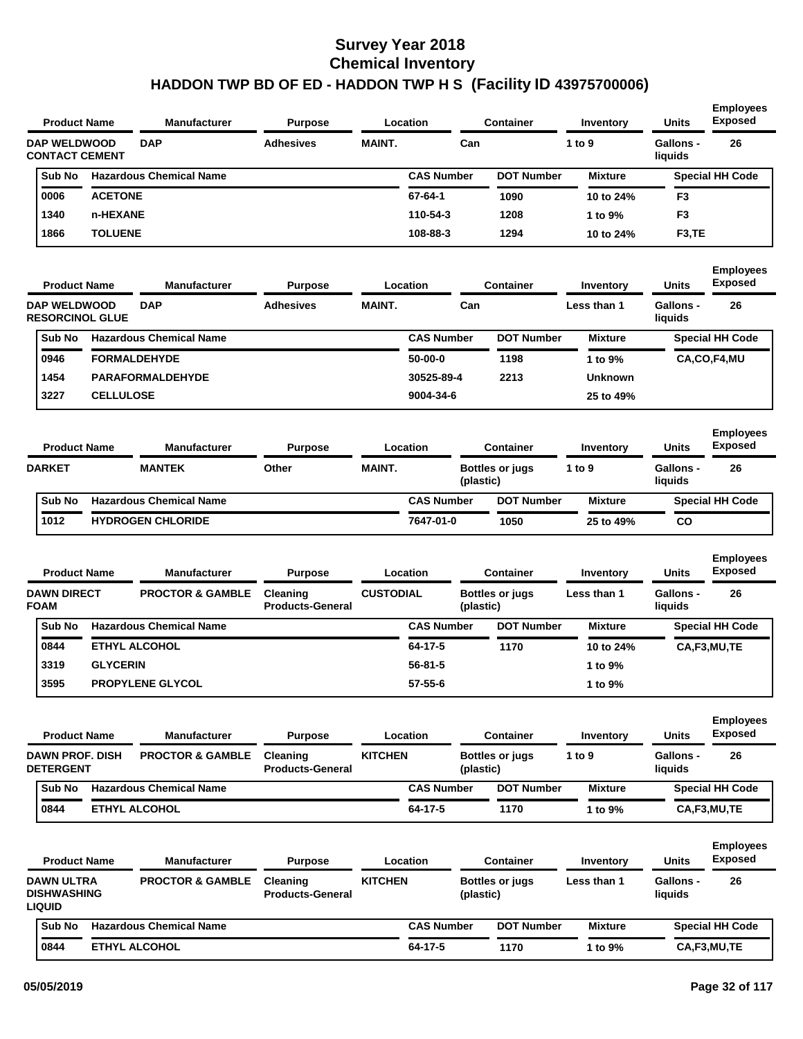# Survey Year 2018
## Chemical Inventory
### HADDON TWP BD OF ED - HADDON TWP H S (Facility ID 43975700006)

| Product Name | Manufacturer | Purpose | Location | Container | Inventory | Units | Employees Exposed |
|---|---|---|---|---|---|---|---|
| DAP WELDWOOD CONTACT CEMENT | DAP | Adhesives | MAINT. | Can | 1 to 9 | Gallons - liquids | 26 |

| Sub No | Hazardous Chemical Name | CAS Number | DOT Number | Mixture | Special HH Code |
|---|---|---|---|---|---|
| 0006 | ACETONE | 67-64-1 | 1090 | 10 to 24% | F3 |
| 1340 | n-HEXANE | 110-54-3 | 1208 | 1 to 9% | F3 |
| 1866 | TOLUENE | 108-88-3 | 1294 | 10 to 24% | F3,TE |

| Product Name | Manufacturer | Purpose | Location | Container | Inventory | Units | Employees Exposed |
|---|---|---|---|---|---|---|---|
| DAP WELDWOOD RESORCINOL GLUE | DAP | Adhesives | MAINT. | Can | Less than 1 | Gallons - liquids | 26 |

| Sub No | Hazardous Chemical Name | CAS Number | DOT Number | Mixture | Special HH Code |
|---|---|---|---|---|---|
| 0946 | FORMALDEHYDE | 50-00-0 | 1198 | 1 to 9% | CA,CO,F4,MU |
| 1454 | PARAFORMALDEHYDE | 30525-89-4 | 2213 | Unknown | |
| 3227 | CELLULOSE | 9004-34-6 | | 25 to 49% | |

| Product Name | Manufacturer | Purpose | Location | Container | Inventory | Units | Employees Exposed |
|---|---|---|---|---|---|---|---|
| DARKET | MANTEK | Other | MAINT. | Bottles or jugs (plastic) | 1 to 9 | Gallons - liquids | 26 |

| Sub No | Hazardous Chemical Name | CAS Number | DOT Number | Mixture | Special HH Code |
|---|---|---|---|---|---|
| 1012 | HYDROGEN CHLORIDE | 7647-01-0 | 1050 | 25 to 49% | CO |

| Product Name | Manufacturer | Purpose | Location | Container | Inventory | Units | Employees Exposed |
|---|---|---|---|---|---|---|---|
| DAWN DIRECT FOAM | PROCTOR & GAMBLE | Cleaning Products-General | CUSTODIAL | Bottles or jugs (plastic) | Less than 1 | Gallons - liquids | 26 |

| Sub No | Hazardous Chemical Name | CAS Number | DOT Number | Mixture | Special HH Code |
|---|---|---|---|---|---|
| 0844 | ETHYL ALCOHOL | 64-17-5 | 1170 | 10 to 24% | CA,F3,MU,TE |
| 3319 | GLYCERIN | 56-81-5 | | 1 to 9% | |
| 3595 | PROPYLENE GLYCOL | 57-55-6 | | 1 to 9% | |

| Product Name | Manufacturer | Purpose | Location | Container | Inventory | Units | Employees Exposed |
|---|---|---|---|---|---|---|---|
| DAWN PROF. DISH DETERGENT | PROCTOR & GAMBLE | Cleaning Products-General | KITCHEN | Bottles or jugs (plastic) | 1 to 9 | Gallons - liquids | 26 |

| Sub No | Hazardous Chemical Name | CAS Number | DOT Number | Mixture | Special HH Code |
|---|---|---|---|---|---|
| 0844 | ETHYL ALCOHOL | 64-17-5 | 1170 | 1 to 9% | CA,F3,MU,TE |

| Product Name | Manufacturer | Purpose | Location | Container | Inventory | Units | Employees Exposed |
|---|---|---|---|---|---|---|---|
| DAWN ULTRA DISHWASHING LIQUID | PROCTOR & GAMBLE | Cleaning Products-General | KITCHEN | Bottles or jugs (plastic) | Less than 1 | Gallons - liquids | 26 |

| Sub No | Hazardous Chemical Name | CAS Number | DOT Number | Mixture | Special HH Code |
|---|---|---|---|---|---|
| 0844 | ETHYL ALCOHOL | 64-17-5 | 1170 | 1 to 9% | CA,F3,MU,TE |

05/05/2019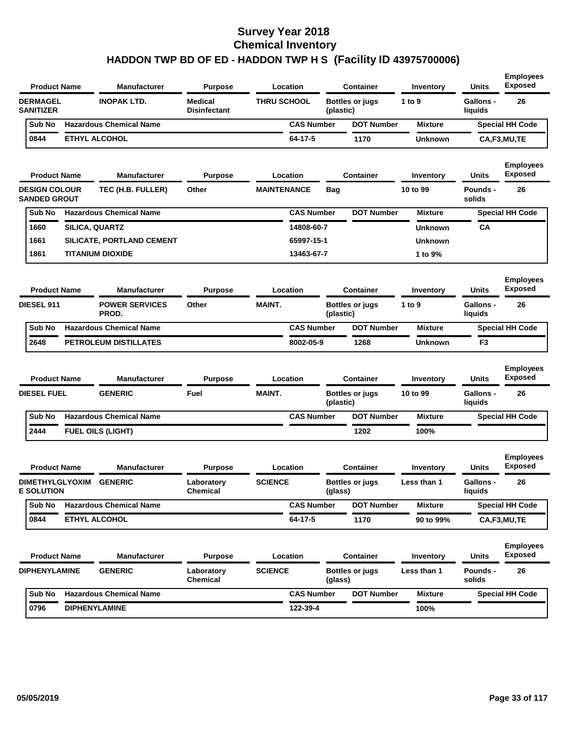# Survey Year 2018
## Chemical Inventory
### HADDON TWP BD OF ED - HADDON TWP H S (Facility ID 43975700006)

| Product Name | Manufacturer | Purpose | Location | Container | Inventory | Units | Employees Exposed |
|---|---|---|---|---|---|---|---|
| DERMAGEL SANITIZER | INOPAK LTD. | Medical Disinfectant | THRU SCHOOL | Bottles or jugs (plastic) | 1 to 9 | Gallons - liquids | 26 |

| Sub No | Hazardous Chemical Name | CAS Number | DOT Number | Mixture | Special HH Code |
|---|---|---|---|---|---|
| 0844 | ETHYL ALCOHOL | 64-17-5 | 1170 | Unknown | CA,F3,MU,TE |

| Product Name | Manufacturer | Purpose | Location | Container | Inventory | Units | Employees Exposed |
|---|---|---|---|---|---|---|---|
| DESIGN COLOUR SANDED GROUT | TEC (H.B. FULLER) | Other | MAINTENANCE | Bag | 10 to 99 | Pounds - solids | 26 |

| Sub No | Hazardous Chemical Name | CAS Number | DOT Number | Mixture | Special HH Code |
|---|---|---|---|---|---|
| 1660 | SILICA, QUARTZ | 14808-60-7 | | Unknown | CA |
| 1661 | SILICATE, PORTLAND CEMENT | 65997-15-1 | | Unknown | |
| 1861 | TITANIUM DIOXIDE | 13463-67-7 | | 1 to 9% | |

| Product Name | Manufacturer | Purpose | Location | Container | Inventory | Units | Employees Exposed |
|---|---|---|---|---|---|---|---|
| DIESEL 911 | POWER SERVICES PROD. | Other | MAINT. | Bottles or jugs (plastic) | 1 to 9 | Gallons - liquids | 26 |

| Sub No | Hazardous Chemical Name | CAS Number | DOT Number | Mixture | Special HH Code |
|---|---|---|---|---|---|
| 2648 | PETROLEUM DISTILLATES | 8002-05-9 | 1268 | Unknown | F3 |

| Product Name | Manufacturer | Purpose | Location | Container | Inventory | Units | Employees Exposed |
|---|---|---|---|---|---|---|---|
| DIESEL FUEL | GENERIC | Fuel | MAINT. | Bottles or jugs (plastic) | 10 to 99 | Gallons - liquids | 26 |

| Sub No | Hazardous Chemical Name | CAS Number | DOT Number | Mixture | Special HH Code |
|---|---|---|---|---|---|
| 2444 | FUEL OILS (LIGHT) | | 1202 | 100% | |

| Product Name | Manufacturer | Purpose | Location | Container | Inventory | Units | Employees Exposed |
|---|---|---|---|---|---|---|---|
| DIMETHYLGLYOXIME SOLUTION | GENERIC | Laboratory Chemical | SCIENCE | Bottles or jugs (glass) | Less than 1 | Gallons - liquids | 26 |

| Sub No | Hazardous Chemical Name | CAS Number | DOT Number | Mixture | Special HH Code |
|---|---|---|---|---|---|
| 0844 | ETHYL ALCOHOL | 64-17-5 | 1170 | 90 to 99% | CA,F3,MU,TE |

| Product Name | Manufacturer | Purpose | Location | Container | Inventory | Units | Employees Exposed |
|---|---|---|---|---|---|---|---|
| DIPHENYLAMINE | GENERIC | Laboratory Chemical | SCIENCE | Bottles or jugs (glass) | Less than 1 | Pounds - solids | 26 |

| Sub No | Hazardous Chemical Name | CAS Number | DOT Number | Mixture | Special HH Code |
|---|---|---|---|---|---|
| 0796 | DIPHENYLAMINE | 122-39-4 | | 100% | |

05/05/2019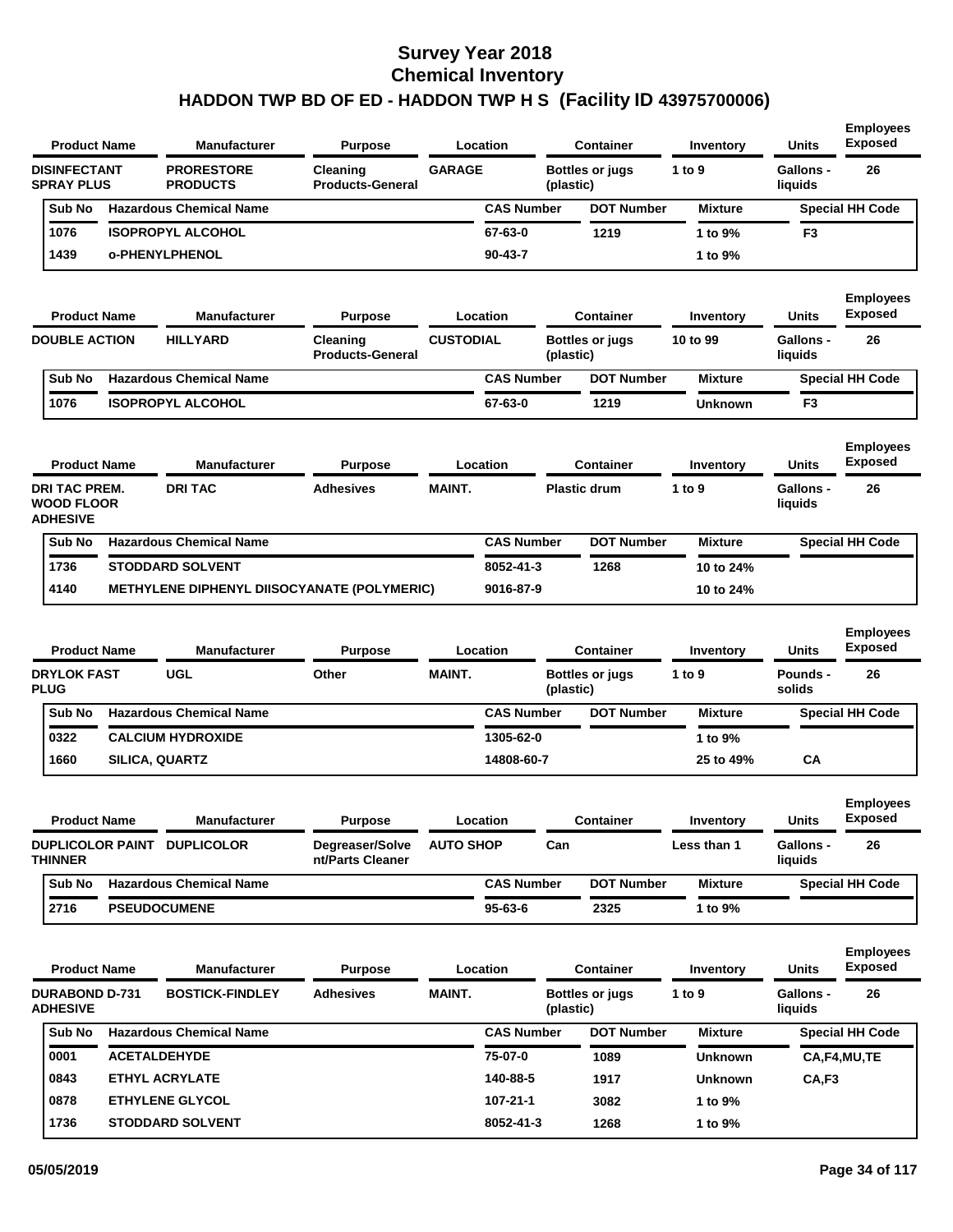# Survey Year 2018
## Chemical Inventory
## HADDON TWP BD OF ED - HADDON TWP H S (Facility ID 43975700006)

| Product Name | Manufacturer | Purpose | Location | Container | Inventory | Units | Employees Exposed |
|---|---|---|---|---|---|---|---|
| DISINFECTANT SPRAY PLUS | PRORESTORE PRODUCTS | Cleaning Products-General | GARAGE | Bottles or jugs (plastic) | 1 to 9 | Gallons - liquids | 26 |

| Sub No | Hazardous Chemical Name | CAS Number | DOT Number | Mixture | Special HH Code |
|---|---|---|---|---|---|
| 1076 | ISOPROPYL ALCOHOL | 67-63-0 | 1219 | 1 to 9% | F3 |
| 1439 | o-PHENYLPHENOL | 90-43-7 | | 1 to 9% | |

| Product Name | Manufacturer | Purpose | Location | Container | Inventory | Units | Employees Exposed |
|---|---|---|---|---|---|---|---|
| DOUBLE ACTION | HILLYARD | Cleaning Products-General | CUSTODIAL | Bottles or jugs (plastic) | 10 to 99 | Gallons - liquids | 26 |

| Sub No | Hazardous Chemical Name | CAS Number | DOT Number | Mixture | Special HH Code |
|---|---|---|---|---|---|
| 1076 | ISOPROPYL ALCOHOL | 67-63-0 | 1219 | Unknown | F3 |

| Product Name | Manufacturer | Purpose | Location | Container | Inventory | Units | Employees Exposed |
|---|---|---|---|---|---|---|---|
| DRI TAC PREM. WOOD FLOOR ADHESIVE | DRI TAC | Adhesives | MAINT. | Plastic drum | 1 to 9 | Gallons - liquids | 26 |

| Sub No | Hazardous Chemical Name | CAS Number | DOT Number | Mixture | Special HH Code |
|---|---|---|---|---|---|
| 1736 | STODDARD SOLVENT | 8052-41-3 | 1268 | 10 to 24% | |
| 4140 | METHYLENE DIPHENYL DIISOCYANATE (POLYMERIC) | 9016-87-9 | | 10 to 24% | |

| Product Name | Manufacturer | Purpose | Location | Container | Inventory | Units | Employees Exposed |
|---|---|---|---|---|---|---|---|
| DRYLOK FAST PLUG | UGL | Other | MAINT. | Bottles or jugs (plastic) | 1 to 9 | Pounds - solids | 26 |

| Sub No | Hazardous Chemical Name | CAS Number | DOT Number | Mixture | Special HH Code |
|---|---|---|---|---|---|
| 0322 | CALCIUM HYDROXIDE | 1305-62-0 | | 1 to 9% | |
| 1660 | SILICA, QUARTZ | 14808-60-7 | | 25 to 49% | CA |

| Product Name | Manufacturer | Purpose | Location | Container | Inventory | Units | Employees Exposed |
|---|---|---|---|---|---|---|---|
| DUPLICOLOR PAINT THINNER | DUPLICOLOR | Degreaser/Solvent/Parts Cleaner | AUTO SHOP | Can | Less than 1 | Gallons - liquids | 26 |

| Sub No | Hazardous Chemical Name | CAS Number | DOT Number | Mixture | Special HH Code |
|---|---|---|---|---|---|
| 2716 | PSEUDOCUMENE | 95-63-6 | 2325 | 1 to 9% | |

| Product Name | Manufacturer | Purpose | Location | Container | Inventory | Units | Employees Exposed |
|---|---|---|---|---|---|---|---|
| DURABOND D-731 ADHESIVE | BOSTICK-FINDLEY | Adhesives | MAINT. | Bottles or jugs (plastic) | 1 to 9 | Gallons - liquids | 26 |

| Sub No | Hazardous Chemical Name | CAS Number | DOT Number | Mixture | Special HH Code |
|---|---|---|---|---|---|
| 0001 | ACETALDEHYDE | 75-07-0 | 1089 | Unknown | CA,F4,MU,TE |
| 0843 | ETHYL ACRYLATE | 140-88-5 | 1917 | Unknown | CA,F3 |
| 0878 | ETHYLENE GLYCOL | 107-21-1 | 3082 | 1 to 9% | |
| 1736 | STODDARD SOLVENT | 8052-41-3 | 1268 | 1 to 9% | |

05/05/2019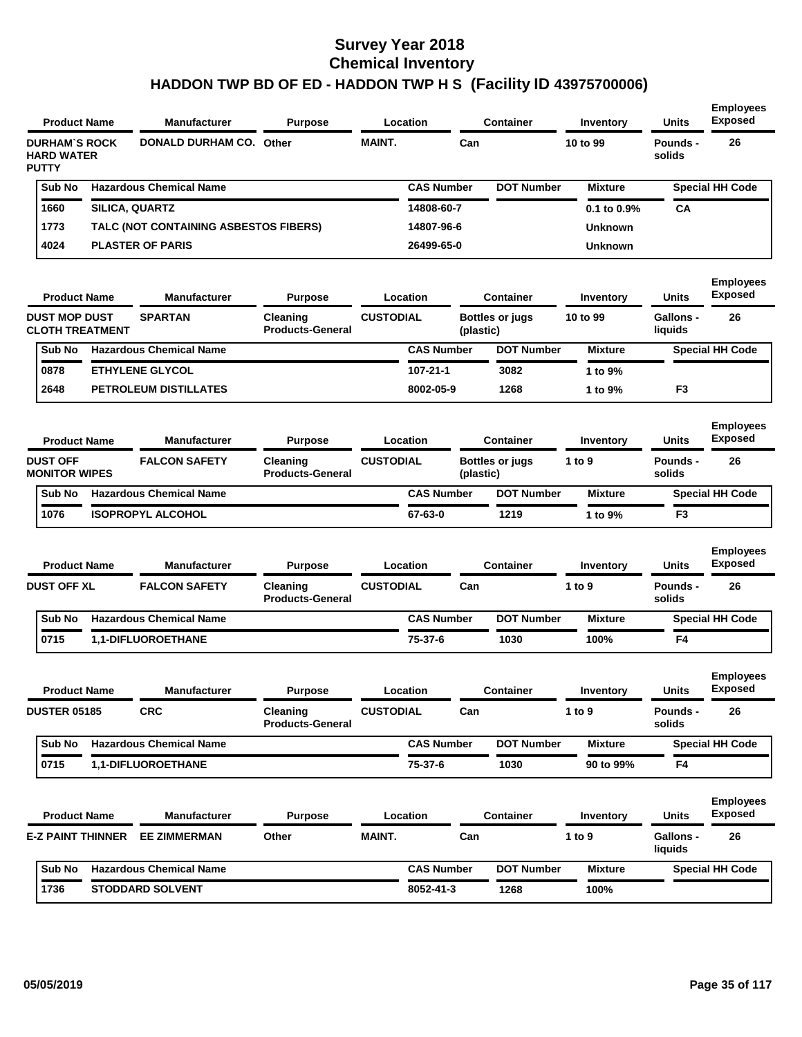# Survey Year 2018
# Chemical Inventory
# HADDON TWP BD OF ED - HADDON TWP H S (Facility ID 43975700006)

| Product Name | Manufacturer | Purpose | Location | Container | Inventory | Units | Employees Exposed |
|---|---|---|---|---|---|---|---|
| DURHAM`S ROCK HARD WATER PUTTY | DONALD DURHAM CO. | Other | MAINT. | Can | 10 to 99 | Pounds - solids | 26 |

| Sub No | Hazardous Chemical Name | CAS Number | DOT Number | Mixture | Special HH Code |
|---|---|---|---|---|---|
| 1660 | SILICA, QUARTZ | 14808-60-7 | | 0.1 to 0.9% | CA |
| 1773 | TALC (NOT CONTAINING ASBESTOS FIBERS) | 14807-96-6 | | Unknown | |
| 4024 | PLASTER OF PARIS | 26499-65-0 | | Unknown | |

| Product Name | Manufacturer | Purpose | Location | Container | Inventory | Units | Employees Exposed |
|---|---|---|---|---|---|---|---|
| DUST MOP DUST CLOTH TREATMENT | SPARTAN | Cleaning Products-General | CUSTODIAL | Bottles or jugs (plastic) | 10 to 99 | Gallons - liquids | 26 |

| Sub No | Hazardous Chemical Name | CAS Number | DOT Number | Mixture | Special HH Code |
|---|---|---|---|---|---|
| 0878 | ETHYLENE GLYCOL | 107-21-1 | 3082 | 1 to 9% | |
| 2648 | PETROLEUM DISTILLATES | 8002-05-9 | 1268 | 1 to 9% | F3 |

| Product Name | Manufacturer | Purpose | Location | Container | Inventory | Units | Employees Exposed |
|---|---|---|---|---|---|---|---|
| DUST OFF MONITOR WIPES | FALCON SAFETY | Cleaning Products-General | CUSTODIAL | Bottles or jugs (plastic) | 1 to 9 | Pounds - solids | 26 |

| Sub No | Hazardous Chemical Name | CAS Number | DOT Number | Mixture | Special HH Code |
|---|---|---|---|---|---|
| 1076 | ISOPROPYL ALCOHOL | 67-63-0 | 1219 | 1 to 9% | F3 |

| Product Name | Manufacturer | Purpose | Location | Container | Inventory | Units | Employees Exposed |
|---|---|---|---|---|---|---|---|
| DUST OFF XL | FALCON SAFETY | Cleaning Products-General | CUSTODIAL | Can | 1 to 9 | Pounds - solids | 26 |

| Sub No | Hazardous Chemical Name | CAS Number | DOT Number | Mixture | Special HH Code |
|---|---|---|---|---|---|
| 0715 | 1,1-DIFLUOROETHANE | 75-37-6 | 1030 | 100% | F4 |

| Product Name | Manufacturer | Purpose | Location | Container | Inventory | Units | Employees Exposed |
|---|---|---|---|---|---|---|---|
| DUSTER 05185 | CRC | Cleaning Products-General | CUSTODIAL | Can | 1 to 9 | Pounds - solids | 26 |

| Sub No | Hazardous Chemical Name | CAS Number | DOT Number | Mixture | Special HH Code |
|---|---|---|---|---|---|
| 0715 | 1,1-DIFLUOROETHANE | 75-37-6 | 1030 | 90 to 99% | F4 |

| Product Name | Manufacturer | Purpose | Location | Container | Inventory | Units | Employees Exposed |
|---|---|---|---|---|---|---|---|
| E-Z PAINT THINNER | EE ZIMMERMAN | Other | MAINT. | Can | 1 to 9 | Gallons - liquids | 26 |

| Sub No | Hazardous Chemical Name | CAS Number | DOT Number | Mixture | Special HH Code |
|---|---|---|---|---|---|
| 1736 | STODDARD SOLVENT | 8052-41-3 | 1268 | 100% | |

05/05/2019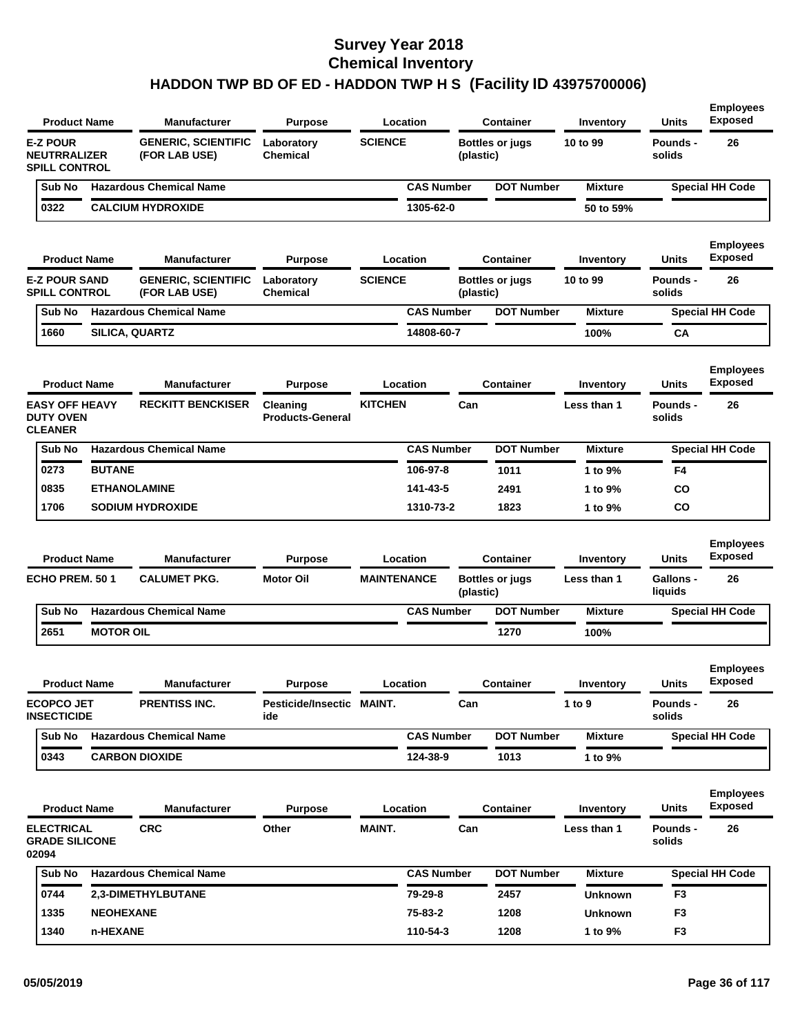# Survey Year 2018
## Chemical Inventory
### HADDON TWP BD OF ED - HADDON TWP H S (Facility ID 43975700006)

| Product Name | Manufacturer | Purpose | Location | Container | Inventory | Units | Employees Exposed |
|---|---|---|---|---|---|---|---|
| E-Z POUR NEUTRRALIZER SPILL CONTROL | GENERIC, SCIENTIFIC (FOR LAB USE) | Laboratory Chemical | SCIENCE | Bottles or jugs (plastic) | 10 to 99 | Pounds - solids | 26 |

| Sub No | Hazardous Chemical Name | CAS Number | DOT Number | Mixture | Special HH Code |
|---|---|---|---|---|---|
| 0322 | CALCIUM HYDROXIDE | 1305-62-0 | | 50 to 59% | |

| Product Name | Manufacturer | Purpose | Location | Container | Inventory | Units | Employees Exposed |
|---|---|---|---|---|---|---|---|
| E-Z POUR SAND SPILL CONTROL | GENERIC, SCIENTIFIC (FOR LAB USE) | Laboratory Chemical | SCIENCE | Bottles or jugs (plastic) | 10 to 99 | Pounds - solids | 26 |

| Sub No | Hazardous Chemical Name | CAS Number | DOT Number | Mixture | Special HH Code |
|---|---|---|---|---|---|
| 1660 | SILICA, QUARTZ | 14808-60-7 | | 100% | CA |

| Product Name | Manufacturer | Purpose | Location | Container | Inventory | Units | Employees Exposed |
|---|---|---|---|---|---|---|---|
| EASY OFF HEAVY DUTY OVEN CLEANER | RECKITT BENCKISER | Cleaning Products-General | KITCHEN | Can | Less than 1 | Pounds - solids | 26 |

| Sub No | Hazardous Chemical Name | CAS Number | DOT Number | Mixture | Special HH Code |
|---|---|---|---|---|---|
| 0273 | BUTANE | 106-97-8 | 1011 | 1 to 9% | F4 |
| 0835 | ETHANOLAMINE | 141-43-5 | 2491 | 1 to 9% | CO |
| 1706 | SODIUM HYDROXIDE | 1310-73-2 | 1823 | 1 to 9% | CO |

| Product Name | Manufacturer | Purpose | Location | Container | Inventory | Units | Employees Exposed |
|---|---|---|---|---|---|---|---|
| ECHO PREM. 50 1 | CALUMET PKG. | Motor Oil | MAINTENANCE | Bottles or jugs (plastic) | Less than 1 | Gallons - liquids | 26 |

| Sub No | Hazardous Chemical Name | CAS Number | DOT Number | Mixture | Special HH Code |
|---|---|---|---|---|---|
| 2651 | MOTOR OIL | | 1270 | 100% | |

| Product Name | Manufacturer | Purpose | Location | Container | Inventory | Units | Employees Exposed |
|---|---|---|---|---|---|---|---|
| ECOPCO JET INSECTICIDE | PRENTISS INC. | Pesticide/Insecticide | MAINT. | Can | 1 to 9 | Pounds - solids | 26 |

| Sub No | Hazardous Chemical Name | CAS Number | DOT Number | Mixture | Special HH Code |
|---|---|---|---|---|---|
| 0343 | CARBON DIOXIDE | 124-38-9 | 1013 | 1 to 9% | |

| Product Name | Manufacturer | Purpose | Location | Container | Inventory | Units | Employees Exposed |
|---|---|---|---|---|---|---|---|
| ELECTRICAL GRADE SILICONE 02094 | CRC | Other | MAINT. | Can | Less than 1 | Pounds - solids | 26 |

| Sub No | Hazardous Chemical Name | CAS Number | DOT Number | Mixture | Special HH Code |
|---|---|---|---|---|---|
| 0744 | 2,3-DIMETHYLBUTANE | 79-29-8 | 2457 | Unknown | F3 |
| 1335 | NEOHEXANE | 75-83-2 | 1208 | Unknown | F3 |
| 1340 | n-HEXANE | 110-54-3 | 1208 | 1 to 9% | F3 |

05/05/2019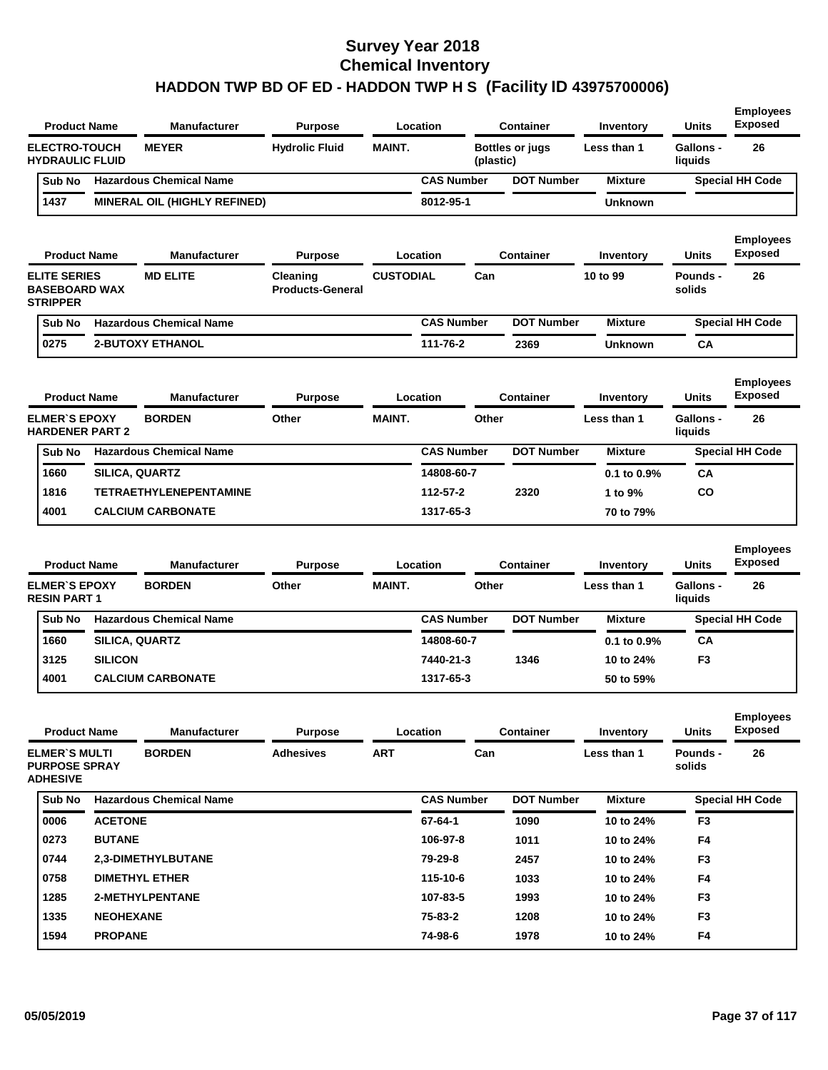# Survey Year 2018
## Chemical Inventory
## HADDON TWP BD OF ED - HADDON TWP H S (Facility ID 43975700006)

| Product Name | Manufacturer | Purpose | Location | Container | Inventory | Units | Employees Exposed |
|---|---|---|---|---|---|---|---|
| ELECTRO-TOUCH HYDRAULIC FLUID | MEYER | Hydrolic Fluid | MAINT. | Bottles or jugs (plastic) | Less than 1 | Gallons - liquids | 26 |

| Sub No | Hazardous Chemical Name | CAS Number | DOT Number | Mixture | Special HH Code |
|---|---|---|---|---|---|
| 1437 | MINERAL OIL (HIGHLY REFINED) | 8012-95-1 | | Unknown | |

| Product Name | Manufacturer | Purpose | Location | Container | Inventory | Units | Employees Exposed |
|---|---|---|---|---|---|---|---|
| ELITE SERIES BASEBOARD WAX STRIPPER | MD ELITE | Cleaning Products-General | CUSTODIAL | Can | 10 to 99 | Pounds - solids | 26 |

| Sub No | Hazardous Chemical Name | CAS Number | DOT Number | Mixture | Special HH Code |
|---|---|---|---|---|---|
| 0275 | 2-BUTOXY ETHANOL | 111-76-2 | 2369 | Unknown | CA |

| Product Name | Manufacturer | Purpose | Location | Container | Inventory | Units | Employees Exposed |
|---|---|---|---|---|---|---|---|
| ELMER`S EPOXY HARDENER PART 2 | BORDEN | Other | MAINT. | Other | Less than 1 | Gallons - liquids | 26 |

| Sub No | Hazardous Chemical Name | CAS Number | DOT Number | Mixture | Special HH Code |
|---|---|---|---|---|---|
| 1660 | SILICA, QUARTZ | 14808-60-7 | | 0.1 to 0.9% | CA |
| 1816 | TETRAETHYLENEPENTAMINE | 112-57-2 | 2320 | 1 to 9% | CO |
| 4001 | CALCIUM CARBONATE | 1317-65-3 | | 70 to 79% | |

| Product Name | Manufacturer | Purpose | Location | Container | Inventory | Units | Employees Exposed |
|---|---|---|---|---|---|---|---|
| ELMER`S EPOXY RESIN PART 1 | BORDEN | Other | MAINT. | Other | Less than 1 | Gallons - liquids | 26 |

| Sub No | Hazardous Chemical Name | CAS Number | DOT Number | Mixture | Special HH Code |
|---|---|---|---|---|---|
| 1660 | SILICA, QUARTZ | 14808-60-7 | | 0.1 to 0.9% | CA |
| 3125 | SILICON | 7440-21-3 | 1346 | 10 to 24% | F3 |
| 4001 | CALCIUM CARBONATE | 1317-65-3 | | 50 to 59% | |

| Product Name | Manufacturer | Purpose | Location | Container | Inventory | Units | Employees Exposed |
|---|---|---|---|---|---|---|---|
| ELMER`S MULTI PURPOSE SPRAY ADHESIVE | BORDEN | Adhesives | ART | Can | Less than 1 | Pounds - solids | 26 |

| Sub No | Hazardous Chemical Name | CAS Number | DOT Number | Mixture | Special HH Code |
|---|---|---|---|---|---|
| 0006 | ACETONE | 67-64-1 | 1090 | 10 to 24% | F3 |
| 0273 | BUTANE | 106-97-8 | 1011 | 10 to 24% | F4 |
| 0744 | 2,3-DIMETHYLBUTANE | 79-29-8 | 2457 | 10 to 24% | F3 |
| 0758 | DIMETHYL ETHER | 115-10-6 | 1033 | 10 to 24% | F4 |
| 1285 | 2-METHYLPENTANE | 107-83-5 | 1993 | 10 to 24% | F3 |
| 1335 | NEOHEXANE | 75-83-2 | 1208 | 10 to 24% | F3 |
| 1594 | PROPANE | 74-98-6 | 1978 | 10 to 24% | F4 |

05/05/2019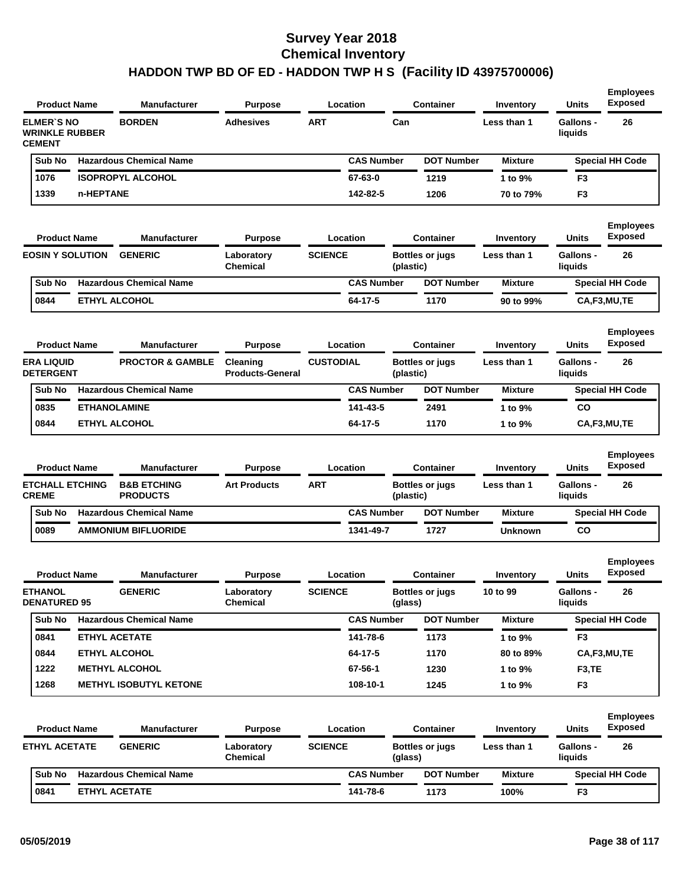# Survey Year 2018
# Chemical Inventory
## HADDON TWP BD OF ED - HADDON TWP H S (Facility ID 43975700006)

| Product Name | Manufacturer | Purpose | Location | Container | Inventory | Units | Employees Exposed |
|---|---|---|---|---|---|---|---|
| ELMER`S NO WRINKLE RUBBER CEMENT | BORDEN | Adhesives | ART | Can | Less than 1 | Gallons - liquids | 26 |

| Sub No | Hazardous Chemical Name | CAS Number | DOT Number | Mixture | Special HH Code |
|---|---|---|---|---|---|
| 1076 | ISOPROPYL ALCOHOL | 67-63-0 | 1219 | 1 to 9% | F3 |
| 1339 | n-HEPTANE | 142-82-5 | 1206 | 70 to 79% | F3 |

| Product Name | Manufacturer | Purpose | Location | Container | Inventory | Units | Employees Exposed |
|---|---|---|---|---|---|---|---|
| EOSIN Y SOLUTION | GENERIC | Laboratory Chemical | SCIENCE | Bottles or jugs (plastic) | Less than 1 | Gallons - liquids | 26 |

| Sub No | Hazardous Chemical Name | CAS Number | DOT Number | Mixture | Special HH Code |
|---|---|---|---|---|---|
| 0844 | ETHYL ALCOHOL | 64-17-5 | 1170 | 90 to 99% | CA,F3,MU,TE |

| Product Name | Manufacturer | Purpose | Location | Container | Inventory | Units | Employees Exposed |
|---|---|---|---|---|---|---|---|
| ERA LIQUID DETERGENT | PROCTOR & GAMBLE | Cleaning Products-General | CUSTODIAL | Bottles or jugs (plastic) | Less than 1 | Gallons - liquids | 26 |

| Sub No | Hazardous Chemical Name | CAS Number | DOT Number | Mixture | Special HH Code |
|---|---|---|---|---|---|
| 0835 | ETHANOLAMINE | 141-43-5 | 2491 | 1 to 9% | CO |
| 0844 | ETHYL ALCOHOL | 64-17-5 | 1170 | 1 to 9% | CA,F3,MU,TE |

| Product Name | Manufacturer | Purpose | Location | Container | Inventory | Units | Employees Exposed |
|---|---|---|---|---|---|---|---|
| ETCHALL ETCHING CREME | B&B ETCHING PRODUCTS | Art Products | ART | Bottles or jugs (plastic) | Less than 1 | Gallons - liquids | 26 |

| Sub No | Hazardous Chemical Name | CAS Number | DOT Number | Mixture | Special HH Code |
|---|---|---|---|---|---|
| 0089 | AMMONIUM BIFLUORIDE | 1341-49-7 | 1727 | Unknown | CO |

| Product Name | Manufacturer | Purpose | Location | Container | Inventory | Units | Employees Exposed |
|---|---|---|---|---|---|---|---|
| ETHANOL DENATURED 95 | GENERIC | Laboratory Chemical | SCIENCE | Bottles or jugs (glass) | 10 to 99 | Gallons - liquids | 26 |

| Sub No | Hazardous Chemical Name | CAS Number | DOT Number | Mixture | Special HH Code |
|---|---|---|---|---|---|
| 0841 | ETHYL ACETATE | 141-78-6 | 1173 | 1 to 9% | F3 |
| 0844 | ETHYL ALCOHOL | 64-17-5 | 1170 | 80 to 89% | CA,F3,MU,TE |
| 1222 | METHYL ALCOHOL | 67-56-1 | 1230 | 1 to 9% | F3,TE |
| 1268 | METHYL ISOBUTYL KETONE | 108-10-1 | 1245 | 1 to 9% | F3 |

| Product Name | Manufacturer | Purpose | Location | Container | Inventory | Units | Employees Exposed |
|---|---|---|---|---|---|---|---|
| ETHYL ACETATE | GENERIC | Laboratory Chemical | SCIENCE | Bottles or jugs (glass) | Less than 1 | Gallons - liquids | 26 |

| Sub No | Hazardous Chemical Name | CAS Number | DOT Number | Mixture | Special HH Code |
|---|---|---|---|---|---|
| 0841 | ETHYL ACETATE | 141-78-6 | 1173 | 100% | F3 |

05/05/2019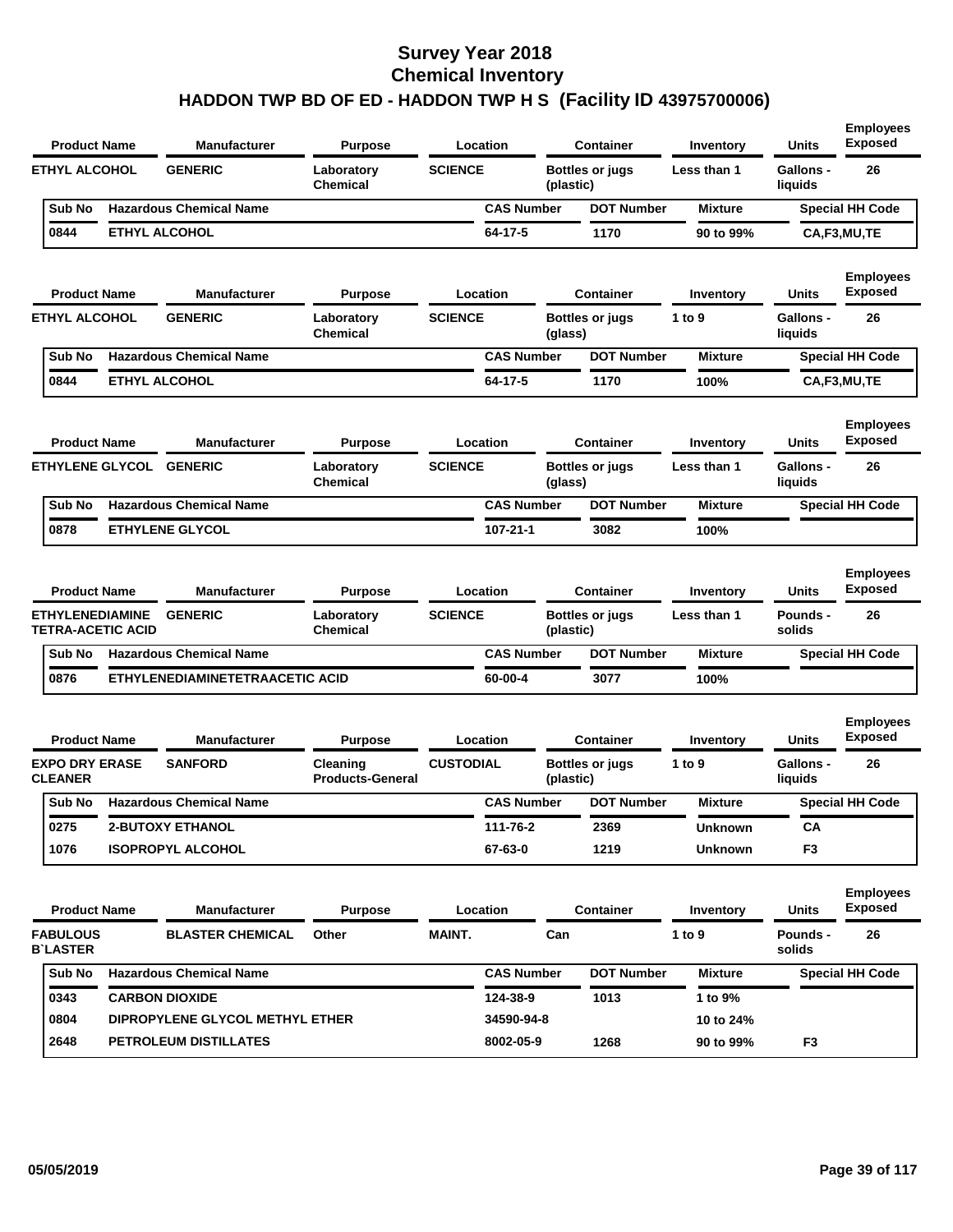# Survey Year 2018
## Chemical Inventory
### HADDON TWP BD OF ED - HADDON TWP H S (Facility ID 43975700006)

| Product Name | Manufacturer | Purpose | Location | Container | Inventory | Units | Employees Exposed |
|---|---|---|---|---|---|---|---|
| ETHYL ALCOHOL | GENERIC | Laboratory Chemical | SCIENCE | Bottles or jugs (plastic) | Less than 1 | Gallons - liquids | 26 |

| Sub No | Hazardous Chemical Name | CAS Number | DOT Number | Mixture | Special HH Code |
|---|---|---|---|---|---|
| 0844 | ETHYL ALCOHOL | 64-17-5 | 1170 | 90 to 99% | CA,F3,MU,TE |

| Product Name | Manufacturer | Purpose | Location | Container | Inventory | Units | Employees Exposed |
|---|---|---|---|---|---|---|---|
| ETHYL ALCOHOL | GENERIC | Laboratory Chemical | SCIENCE | Bottles or jugs (glass) | 1 to 9 | Gallons - liquids | 26 |

| Sub No | Hazardous Chemical Name | CAS Number | DOT Number | Mixture | Special HH Code |
|---|---|---|---|---|---|
| 0844 | ETHYL ALCOHOL | 64-17-5 | 1170 | 100% | CA,F3,MU,TE |

| Product Name | Manufacturer | Purpose | Location | Container | Inventory | Units | Employees Exposed |
|---|---|---|---|---|---|---|---|
| ETHYLENE GLYCOL | GENERIC | Laboratory Chemical | SCIENCE | Bottles or jugs (glass) | Less than 1 | Gallons - liquids | 26 |

| Sub No | Hazardous Chemical Name | CAS Number | DOT Number | Mixture | Special HH Code |
|---|---|---|---|---|---|
| 0878 | ETHYLENE GLYCOL | 107-21-1 | 3082 | 100% | |

| Product Name | Manufacturer | Purpose | Location | Container | Inventory | Units | Employees Exposed |
|---|---|---|---|---|---|---|---|
| ETHYLENEDIAMINE TETRA-ACETIC ACID | GENERIC | Laboratory Chemical | SCIENCE | Bottles or jugs (plastic) | Less than 1 | Pounds - solids | 26 |

| Sub No | Hazardous Chemical Name | CAS Number | DOT Number | Mixture | Special HH Code |
|---|---|---|---|---|---|
| 0876 | ETHYLENEDIAMINETETRAACETIC ACID | 60-00-4 | 3077 | 100% | |

| Product Name | Manufacturer | Purpose | Location | Container | Inventory | Units | Employees Exposed |
|---|---|---|---|---|---|---|---|
| EXPO DRY ERASE CLEANER | SANFORD | Cleaning Products-General | CUSTODIAL | Bottles or jugs (plastic) | 1 to 9 | Gallons - liquids | 26 |

| Sub No | Hazardous Chemical Name | CAS Number | DOT Number | Mixture | Special HH Code |
|---|---|---|---|---|---|
| 0275 | 2-BUTOXY ETHANOL | 111-76-2 | 2369 | Unknown | CA |
| 1076 | ISOPROPYL ALCOHOL | 67-63-0 | 1219 | Unknown | F3 |

| Product Name | Manufacturer | Purpose | Location | Container | Inventory | Units | Employees Exposed |
|---|---|---|---|---|---|---|---|
| FABULOUS B`LASTER | BLASTER CHEMICAL | Other | MAINT. | Can | 1 to 9 | Pounds - solids | 26 |

| Sub No | Hazardous Chemical Name | CAS Number | DOT Number | Mixture | Special HH Code |
|---|---|---|---|---|---|
| 0343 | CARBON DIOXIDE | 124-38-9 | 1013 | 1 to 9% | |
| 0804 | DIPROPYLENE GLYCOL METHYL ETHER | 34590-94-8 | | 10 to 24% | |
| 2648 | PETROLEUM DISTILLATES | 8002-05-9 | 1268 | 90 to 99% | F3 |

05/05/2019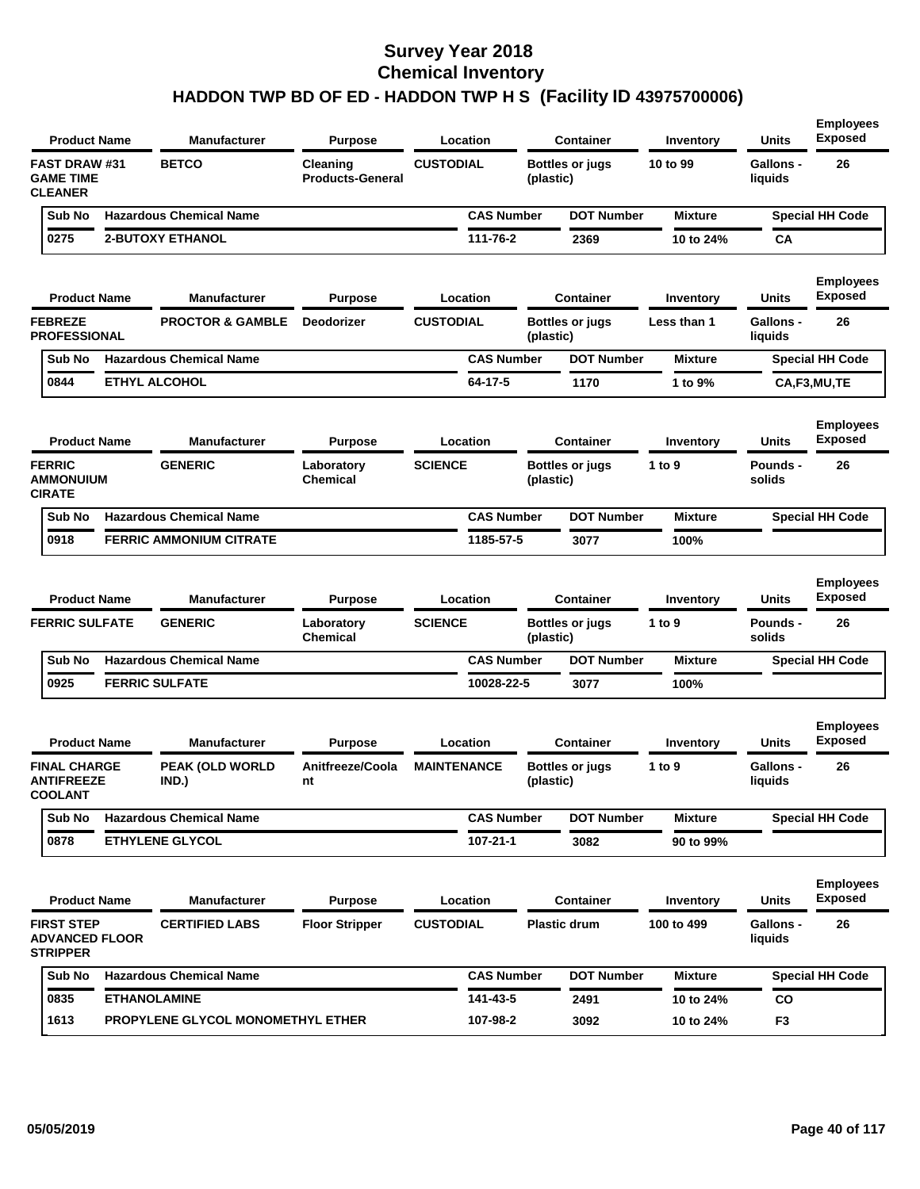# Survey Year 2018
# Chemical Inventory
# HADDON TWP BD OF ED - HADDON TWP H S (Facility ID 43975700006)

| Product Name | Manufacturer | Purpose | Location | Container | Inventory | Units | Employees Exposed |
|---|---|---|---|---|---|---|---|
| FAST DRAW #31 GAME TIME CLEANER | BETCO | Cleaning Products-General | CUSTODIAL | Bottles or jugs (plastic) | 10 to 99 | Gallons - liquids | 26 |

| Sub No | Hazardous Chemical Name | CAS Number | DOT Number | Mixture | Special HH Code |
|---|---|---|---|---|---|
| 0275 | 2-BUTOXY ETHANOL | 111-76-2 | 2369 | 10 to 24% | CA |

| Product Name | Manufacturer | Purpose | Location | Container | Inventory | Units | Employees Exposed |
|---|---|---|---|---|---|---|---|
| FEBREZE PROFESSIONAL | PROCTOR & GAMBLE | Deodorizer | CUSTODIAL | Bottles or jugs (plastic) | Less than 1 | Gallons - liquids | 26 |

| Sub No | Hazardous Chemical Name | CAS Number | DOT Number | Mixture | Special HH Code |
|---|---|---|---|---|---|
| 0844 | ETHYL ALCOHOL | 64-17-5 | 1170 | 1 to 9% | CA,F3,MU,TE |

| Product Name | Manufacturer | Purpose | Location | Container | Inventory | Units | Employees Exposed |
|---|---|---|---|---|---|---|---|
| FERRIC AMMONUIUM CIRATE | GENERIC | Laboratory Chemical | SCIENCE | Bottles or jugs (plastic) | 1 to 9 | Pounds - solids | 26 |

| Sub No | Hazardous Chemical Name | CAS Number | DOT Number | Mixture | Special HH Code |
|---|---|---|---|---|---|
| 0918 | FERRIC AMMONIUM CITRATE | 1185-57-5 | 3077 | 100% | |

| Product Name | Manufacturer | Purpose | Location | Container | Inventory | Units | Employees Exposed |
|---|---|---|---|---|---|---|---|
| FERRIC SULFATE | GENERIC | Laboratory Chemical | SCIENCE | Bottles or jugs (plastic) | 1 to 9 | Pounds - solids | 26 |

| Sub No | Hazardous Chemical Name | CAS Number | DOT Number | Mixture | Special HH Code |
|---|---|---|---|---|---|
| 0925 | FERRIC SULFATE | 10028-22-5 | 3077 | 100% | |

| Product Name | Manufacturer | Purpose | Location | Container | Inventory | Units | Employees Exposed |
|---|---|---|---|---|---|---|---|
| FINAL CHARGE ANTIFREEZE COOLANT | PEAK (OLD WORLD IND.) | Anitfreeze/Coolant | MAINTENANCE | Bottles or jugs (plastic) | 1 to 9 | Gallons - liquids | 26 |

| Sub No | Hazardous Chemical Name | CAS Number | DOT Number | Mixture | Special HH Code |
|---|---|---|---|---|---|
| 0878 | ETHYLENE GLYCOL | 107-21-1 | 3082 | 90 to 99% | |

| Product Name | Manufacturer | Purpose | Location | Container | Inventory | Units | Employees Exposed |
|---|---|---|---|---|---|---|---|
| FIRST STEP ADVANCED FLOOR STRIPPER | CERTIFIED LABS | Floor Stripper | CUSTODIAL | Plastic drum | 100 to 499 | Gallons - liquids | 26 |

| Sub No | Hazardous Chemical Name | CAS Number | DOT Number | Mixture | Special HH Code |
|---|---|---|---|---|---|
| 0835 | ETHANOLAMINE | 141-43-5 | 2491 | 10 to 24% | CO |
| 1613 | PROPYLENE GLYCOL MONOMETHYL ETHER | 107-98-2 | 3092 | 10 to 24% | F3 |

05/05/2019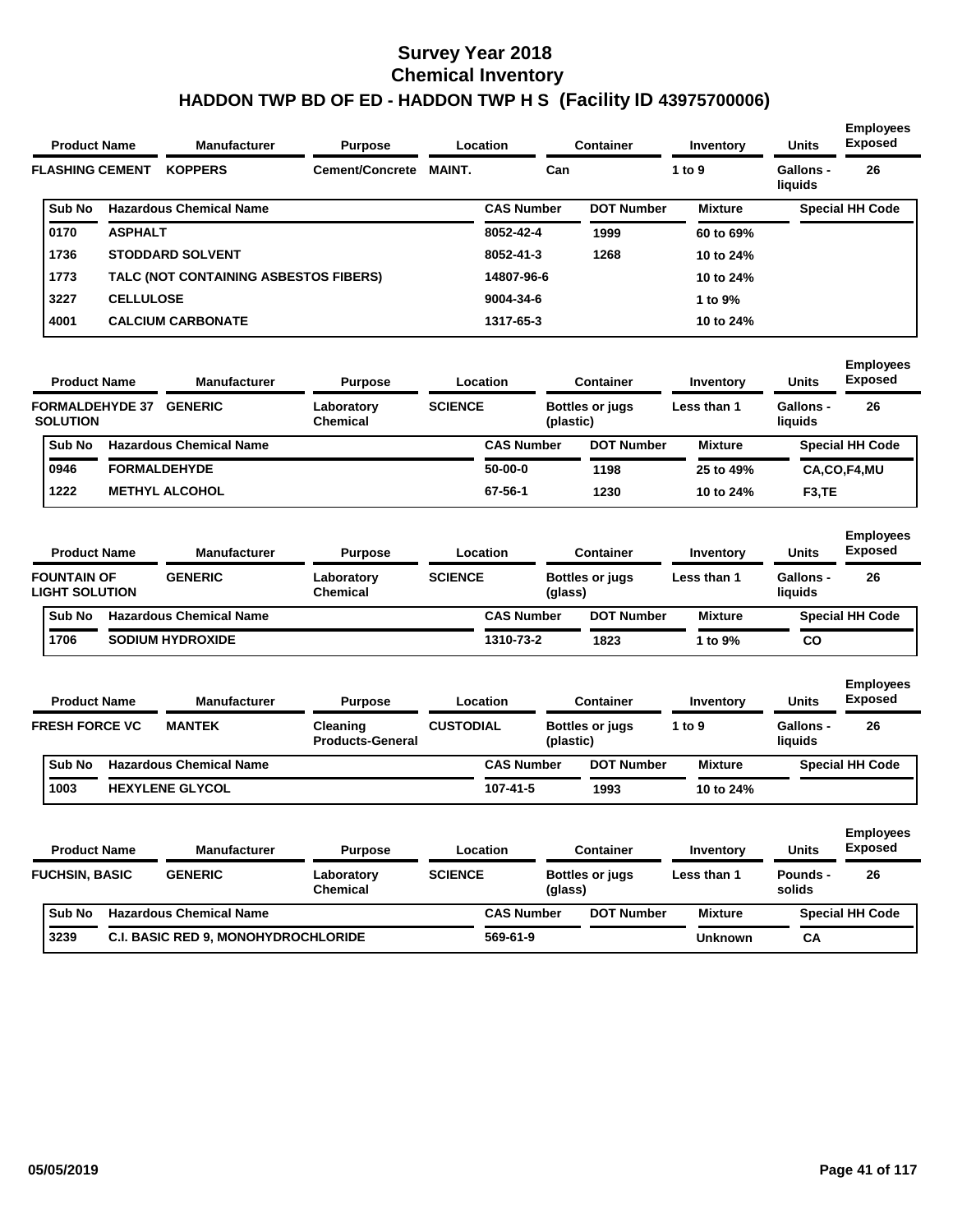# Survey Year 2018
## Chemical Inventory
## HADDON TWP BD OF ED - HADDON TWP H S (Facility ID 43975700006)

| Product Name | Manufacturer | Purpose | Location | Container | Inventory | Units | Employees Exposed |
|---|---|---|---|---|---|---|---|
| FLASHING CEMENT | KOPPERS | Cement/Concrete | MAINT. | Can | 1 to 9 | Gallons - liquids | 26 |

| Sub No | Hazardous Chemical Name | CAS Number | DOT Number | Mixture | Special HH Code |
|---|---|---|---|---|---|
| 0170 | ASPHALT | 8052-42-4 | 1999 | 60 to 69% | |
| 1736 | STODDARD SOLVENT | 8052-41-3 | 1268 | 10 to 24% | |
| 1773 | TALC (NOT CONTAINING ASBESTOS FIBERS) | 14807-96-6 | | 10 to 24% | |
| 3227 | CELLULOSE | 9004-34-6 | | 1 to 9% | |
| 4001 | CALCIUM CARBONATE | 1317-65-3 | | 10 to 24% | |

| Product Name | Manufacturer | Purpose | Location | Container | Inventory | Units | Employees Exposed |
|---|---|---|---|---|---|---|---|
| FORMALDEHYDE 37 SOLUTION | GENERIC | Laboratory Chemical | SCIENCE | Bottles or jugs (plastic) | Less than 1 | Gallons - liquids | 26 |

| Sub No | Hazardous Chemical Name | CAS Number | DOT Number | Mixture | Special HH Code |
|---|---|---|---|---|---|
| 0946 | FORMALDEHYDE | 50-00-0 | 1198 | 25 to 49% | CA,CO,F4,MU |
| 1222 | METHYL ALCOHOL | 67-56-1 | 1230 | 10 to 24% | F3,TE |

| Product Name | Manufacturer | Purpose | Location | Container | Inventory | Units | Employees Exposed |
|---|---|---|---|---|---|---|---|
| FOUNTAIN OF LIGHT SOLUTION | GENERIC | Laboratory Chemical | SCIENCE | Bottles or jugs (glass) | Less than 1 | Gallons - liquids | 26 |

| Sub No | Hazardous Chemical Name | CAS Number | DOT Number | Mixture | Special HH Code |
|---|---|---|---|---|---|
| 1706 | SODIUM HYDROXIDE | 1310-73-2 | 1823 | 1 to 9% | CO |

| Product Name | Manufacturer | Purpose | Location | Container | Inventory | Units | Employees Exposed |
|---|---|---|---|---|---|---|---|
| FRESH FORCE VC | MANTEK | Cleaning Products-General | CUSTODIAL | Bottles or jugs (plastic) | 1 to 9 | Gallons - liquids | 26 |

| Sub No | Hazardous Chemical Name | CAS Number | DOT Number | Mixture | Special HH Code |
|---|---|---|---|---|---|
| 1003 | HEXYLENE GLYCOL | 107-41-5 | 1993 | 10 to 24% | |

| Product Name | Manufacturer | Purpose | Location | Container | Inventory | Units | Employees Exposed |
|---|---|---|---|---|---|---|---|
| FUCHSIN, BASIC | GENERIC | Laboratory Chemical | SCIENCE | Bottles or jugs (glass) | Less than 1 | Pounds - solids | 26 |

| Sub No | Hazardous Chemical Name | CAS Number | DOT Number | Mixture | Special HH Code |
|---|---|---|---|---|---|
| 3239 | C.I. BASIC RED 9, MONOHYDROCHLORIDE | 569-61-9 | | Unknown | CA |

05/05/2019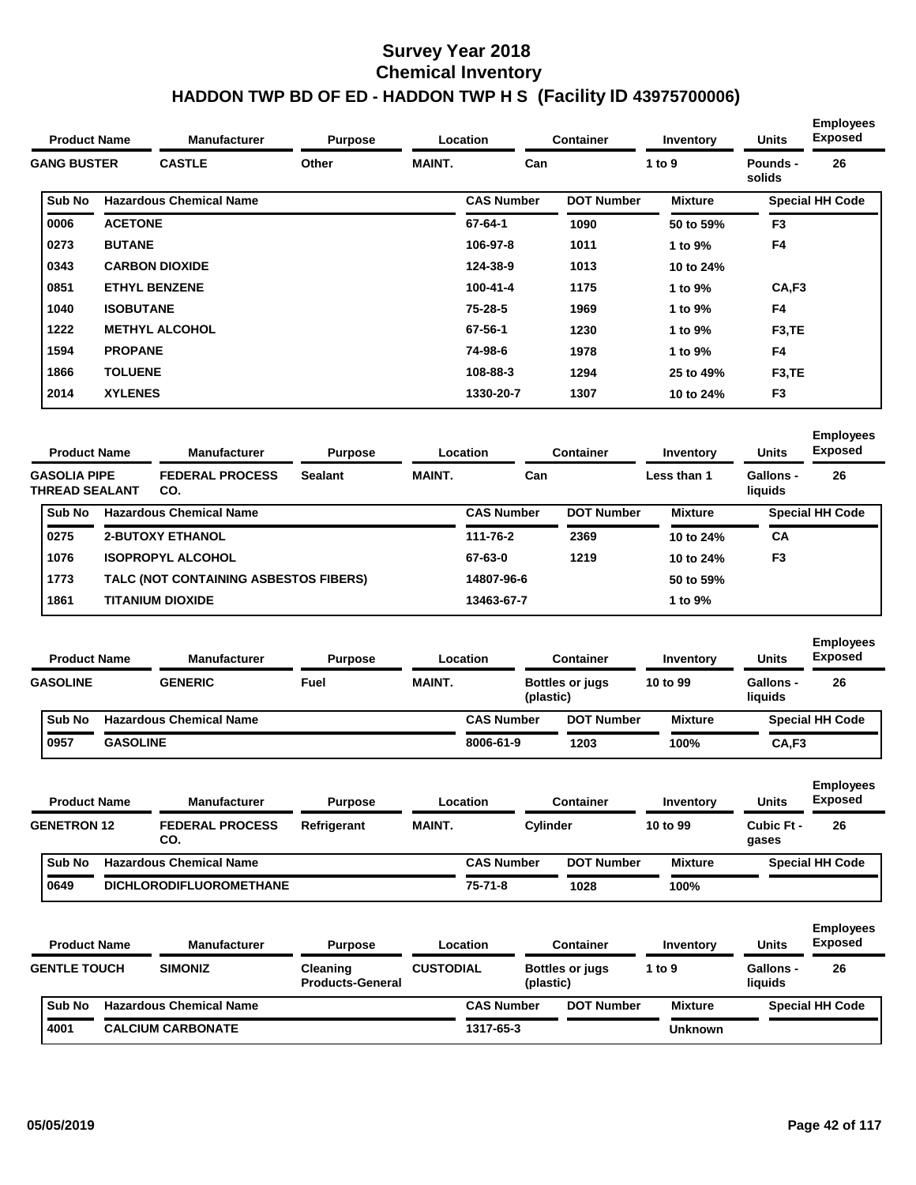# Survey Year 2018
# Chemical Inventory
## HADDON TWP BD OF ED - HADDON TWP H S (Facility ID 43975700006)

| Product Name | Manufacturer | Purpose | Location | Container | Inventory | Units | Employees Exposed |
|---|---|---|---|---|---|---|---|
| GANG BUSTER | CASTLE | Other | MAINT. | Can | 1 to 9 | Pounds - solids | 26 |

| Sub No | Hazardous Chemical Name | CAS Number | DOT Number | Mixture | Special HH Code |
|---|---|---|---|---|---|
| 0006 | ACETONE | 67-64-1 | 1090 | 50 to 59% | F3 |
| 0273 | BUTANE | 106-97-8 | 1011 | 1 to 9% | F4 |
| 0343 | CARBON DIOXIDE | 124-38-9 | 1013 | 10 to 24% | |
| 0851 | ETHYL BENZENE | 100-41-4 | 1175 | 1 to 9% | CA,F3 |
| 1040 | ISOBUTANE | 75-28-5 | 1969 | 1 to 9% | F4 |
| 1222 | METHYL ALCOHOL | 67-56-1 | 1230 | 1 to 9% | F3,TE |
| 1594 | PROPANE | 74-98-6 | 1978 | 1 to 9% | F4 |
| 1866 | TOLUENE | 108-88-3 | 1294 | 25 to 49% | F3,TE |
| 2014 | XYLENES | 1330-20-7 | 1307 | 10 to 24% | F3 |

| Product Name | Manufacturer | Purpose | Location | Container | Inventory | Units | Employees Exposed |
|---|---|---|---|---|---|---|---|
| GASOLIA PIPE THREAD SEALANT | FEDERAL PROCESS CO. | Sealant | MAINT. | Can | Less than 1 | Gallons - liquids | 26 |

| Sub No | Hazardous Chemical Name | CAS Number | DOT Number | Mixture | Special HH Code |
|---|---|---|---|---|---|
| 0275 | 2-BUTOXY ETHANOL | 111-76-2 | 2369 | 10 to 24% | CA |
| 1076 | ISOPROPYL ALCOHOL | 67-63-0 | 1219 | 10 to 24% | F3 |
| 1773 | TALC (NOT CONTAINING ASBESTOS FIBERS) | 14807-96-6 | | 50 to 59% | |
| 1861 | TITANIUM DIOXIDE | 13463-67-7 | | 1 to 9% | |

| Product Name | Manufacturer | Purpose | Location | Container | Inventory | Units | Employees Exposed |
|---|---|---|---|---|---|---|---|
| GASOLINE | GENERIC | Fuel | MAINT. | Bottles or jugs (plastic) | 10 to 99 | Gallons - liquids | 26 |

| Sub No | Hazardous Chemical Name | CAS Number | DOT Number | Mixture | Special HH Code |
|---|---|---|---|---|---|
| 0957 | GASOLINE | 8006-61-9 | 1203 | 100% | CA,F3 |

| Product Name | Manufacturer | Purpose | Location | Container | Inventory | Units | Employees Exposed |
|---|---|---|---|---|---|---|---|
| GENETRON 12 | FEDERAL PROCESS CO. | Refrigerant | MAINT. | Cylinder | 10 to 99 | Cubic Ft - gases | 26 |

| Sub No | Hazardous Chemical Name | CAS Number | DOT Number | Mixture | Special HH Code |
|---|---|---|---|---|---|
| 0649 | DICHLORODIFLUOROMETHANE | 75-71-8 | 1028 | 100% | |

| Product Name | Manufacturer | Purpose | Location | Container | Inventory | Units | Employees Exposed |
|---|---|---|---|---|---|---|---|
| GENTLE TOUCH | SIMONIZ | Cleaning Products-General | CUSTODIAL | Bottles or jugs (plastic) | 1 to 9 | Gallons - liquids | 26 |

| Sub No | Hazardous Chemical Name | CAS Number | DOT Number | Mixture | Special HH Code |
|---|---|---|---|---|---|
| 4001 | CALCIUM CARBONATE | 1317-65-3 | | Unknown | |

05/05/2019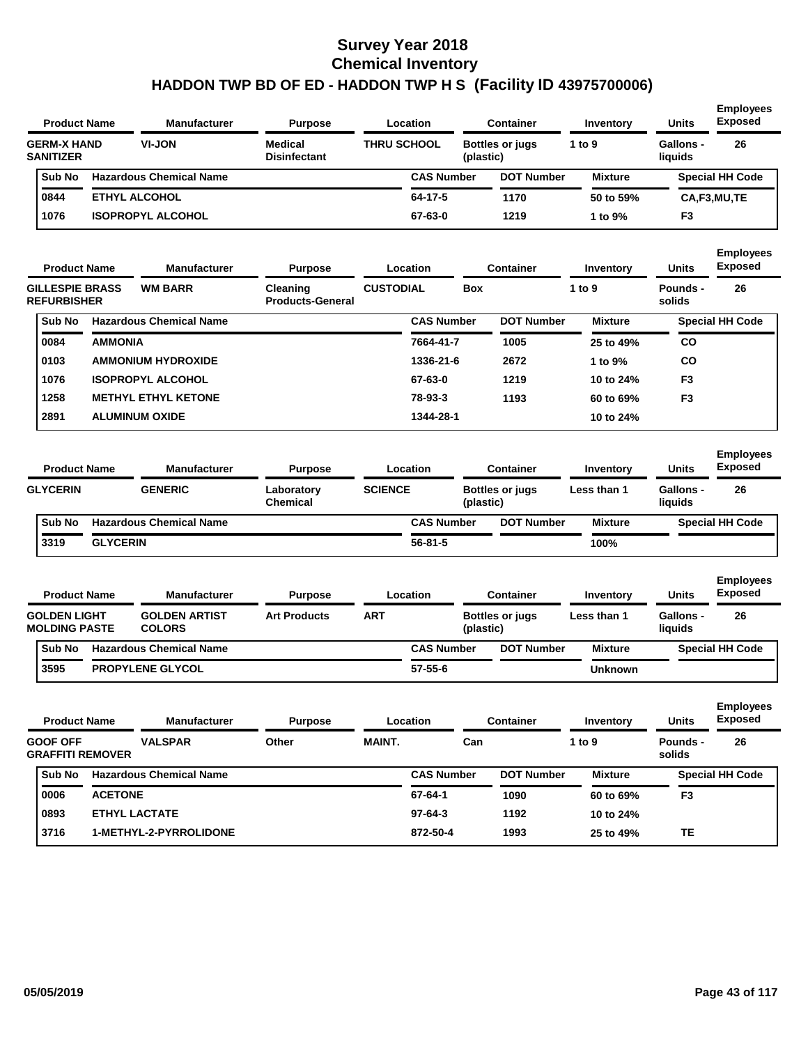# Survey Year 2018
## Chemical Inventory
## HADDON TWP BD OF ED - HADDON TWP H S (Facility ID 43975700006)

| Product Name | Manufacturer | Purpose | Location | Container | Inventory | Units | Employees Exposed |
|---|---|---|---|---|---|---|---|
| GERM-X HAND SANITIZER | VI-JON | Medical Disinfectant | THRU SCHOOL | Bottles or jugs (plastic) | 1 to 9 | Gallons - liquids | 26 |

| Sub No | Hazardous Chemical Name | CAS Number | DOT Number | Mixture | Special HH Code |
|---|---|---|---|---|---|
| 0844 | ETHYL ALCOHOL | 64-17-5 | 1170 | 50 to 59% | CA,F3,MU,TE |
| 1076 | ISOPROPYL ALCOHOL | 67-63-0 | 1219 | 1 to 9% | F3 |

| Product Name | Manufacturer | Purpose | Location | Container | Inventory | Units | Employees Exposed |
|---|---|---|---|---|---|---|---|
| GILLESPIE BRASS REFURBISHER | WM BARR | Cleaning Products-General | CUSTODIAL | Box | 1 to 9 | Pounds - solids | 26 |

| Sub No | Hazardous Chemical Name | CAS Number | DOT Number | Mixture | Special HH Code |
|---|---|---|---|---|---|
| 0084 | AMMONIA | 7664-41-7 | 1005 | 25 to 49% | CO |
| 0103 | AMMONIUM HYDROXIDE | 1336-21-6 | 2672 | 1 to 9% | CO |
| 1076 | ISOPROPYL ALCOHOL | 67-63-0 | 1219 | 10 to 24% | F3 |
| 1258 | METHYL ETHYL KETONE | 78-93-3 | 1193 | 60 to 69% | F3 |
| 2891 | ALUMINUM OXIDE | 1344-28-1 | | 10 to 24% | |

| Product Name | Manufacturer | Purpose | Location | Container | Inventory | Units | Employees Exposed |
|---|---|---|---|---|---|---|---|
| GLYCERIN | GENERIC | Laboratory Chemical | SCIENCE | Bottles or jugs (plastic) | Less than 1 | Gallons - liquids | 26 |

| Sub No | Hazardous Chemical Name | CAS Number | DOT Number | Mixture | Special HH Code |
|---|---|---|---|---|---|
| 3319 | GLYCERIN | 56-81-5 | | 100% | |

| Product Name | Manufacturer | Purpose | Location | Container | Inventory | Units | Employees Exposed |
|---|---|---|---|---|---|---|---|
| GOLDEN LIGHT MOLDING PASTE | GOLDEN ARTIST COLORS | Art Products | ART | Bottles or jugs (plastic) | Less than 1 | Gallons - liquids | 26 |

| Sub No | Hazardous Chemical Name | CAS Number | DOT Number | Mixture | Special HH Code |
|---|---|---|---|---|---|
| 3595 | PROPYLENE GLYCOL | 57-55-6 | | Unknown | |

| Product Name | Manufacturer | Purpose | Location | Container | Inventory | Units | Employees Exposed |
|---|---|---|---|---|---|---|---|
| GOOF OFF GRAFFITI REMOVER | VALSPAR | Other | MAINT. | Can | 1 to 9 | Pounds - solids | 26 |

| Sub No | Hazardous Chemical Name | CAS Number | DOT Number | Mixture | Special HH Code |
|---|---|---|---|---|---|
| 0006 | ACETONE | 67-64-1 | 1090 | 60 to 69% | F3 |
| 0893 | ETHYL LACTATE | 97-64-3 | 1192 | 10 to 24% | |
| 3716 | 1-METHYL-2-PYRROLIDONE | 872-50-4 | 1993 | 25 to 49% | TE |

05/05/2019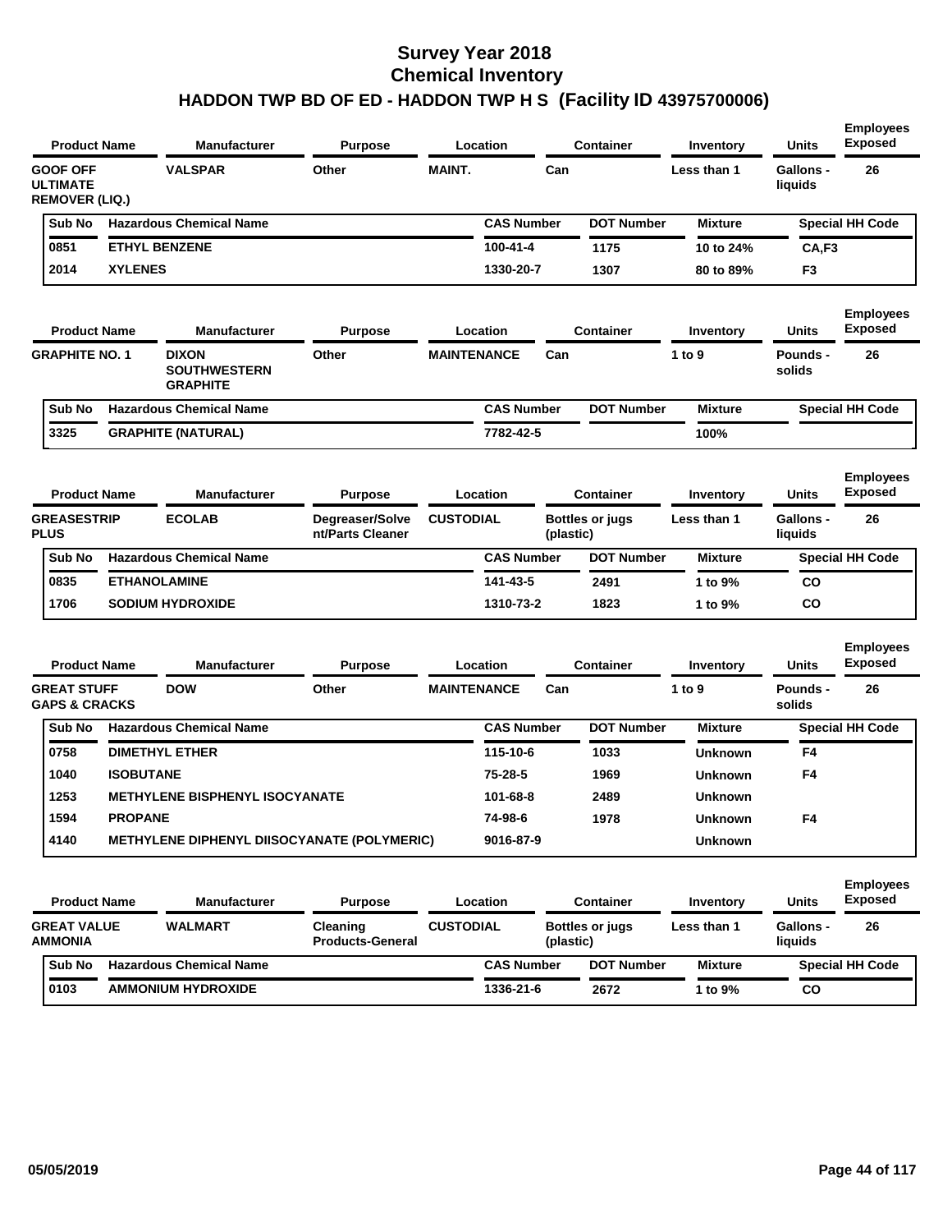# Survey Year 2018
# Chemical Inventory
# HADDON TWP BD OF ED - HADDON TWP H S (Facility ID 43975700006)

| Product Name | Manufacturer | Purpose | Location | Container | Inventory | Units | Employees Exposed |
|---|---|---|---|---|---|---|---|
| GOOF OFF ULTIMATE REMOVER (LIQ.) | VALSPAR | Other | MAINT. | Can | Less than 1 | Gallons - liquids | 26 |

| Sub No | Hazardous Chemical Name | CAS Number | DOT Number | Mixture | Special HH Code |
|---|---|---|---|---|---|
| 0851 | ETHYL BENZENE | 100-41-4 | 1175 | 10 to 24% | CA,F3 |
| 2014 | XYLENES | 1330-20-7 | 1307 | 80 to 89% | F3 |

| Product Name | Manufacturer | Purpose | Location | Container | Inventory | Units | Employees Exposed |
|---|---|---|---|---|---|---|---|
| GRAPHITE NO. 1 | DIXON SOUTHWESTERN GRAPHITE | Other | MAINTENANCE | Can | 1 to 9 | Pounds - solids | 26 |

| Sub No | Hazardous Chemical Name | CAS Number | DOT Number | Mixture | Special HH Code |
|---|---|---|---|---|---|
| 3325 | GRAPHITE (NATURAL) | 7782-42-5 | | 100% | |

| Product Name | Manufacturer | Purpose | Location | Container | Inventory | Units | Employees Exposed |
|---|---|---|---|---|---|---|---|
| GREASESTRIP PLUS | ECOLAB | Degreaser/Solvent/Parts Cleaner | CUSTODIAL | Bottles or jugs (plastic) | Less than 1 | Gallons - liquids | 26 |

| Sub No | Hazardous Chemical Name | CAS Number | DOT Number | Mixture | Special HH Code |
|---|---|---|---|---|---|
| 0835 | ETHANOLAMINE | 141-43-5 | 2491 | 1 to 9% | CO |
| 1706 | SODIUM HYDROXIDE | 1310-73-2 | 1823 | 1 to 9% | CO |

| Product Name | Manufacturer | Purpose | Location | Container | Inventory | Units | Employees Exposed |
|---|---|---|---|---|---|---|---|
| GREAT STUFF GAPS & CRACKS | DOW | Other | MAINTENANCE | Can | 1 to 9 | Pounds - solids | 26 |

| Sub No | Hazardous Chemical Name | CAS Number | DOT Number | Mixture | Special HH Code |
|---|---|---|---|---|---|
| 0758 | DIMETHYL ETHER | 115-10-6 | 1033 | Unknown | F4 |
| 1040 | ISOBUTANE | 75-28-5 | 1969 | Unknown | F4 |
| 1253 | METHYLENE BISPHENYL ISOCYANATE | 101-68-8 | 2489 | Unknown | |
| 1594 | PROPANE | 74-98-6 | 1978 | Unknown | F4 |
| 4140 | METHYLENE DIPHENYL DIISOCYANATE (POLYMERIC) | 9016-87-9 | | Unknown | |

| Product Name | Manufacturer | Purpose | Location | Container | Inventory | Units | Employees Exposed |
|---|---|---|---|---|---|---|---|
| GREAT VALUE AMMONIA | WALMART | Cleaning Products-General | CUSTODIAL | Bottles or jugs (plastic) | Less than 1 | Gallons - liquids | 26 |

| Sub No | Hazardous Chemical Name | CAS Number | DOT Number | Mixture | Special HH Code |
|---|---|---|---|---|---|
| 0103 | AMMONIUM HYDROXIDE | 1336-21-6 | 2672 | 1 to 9% | CO |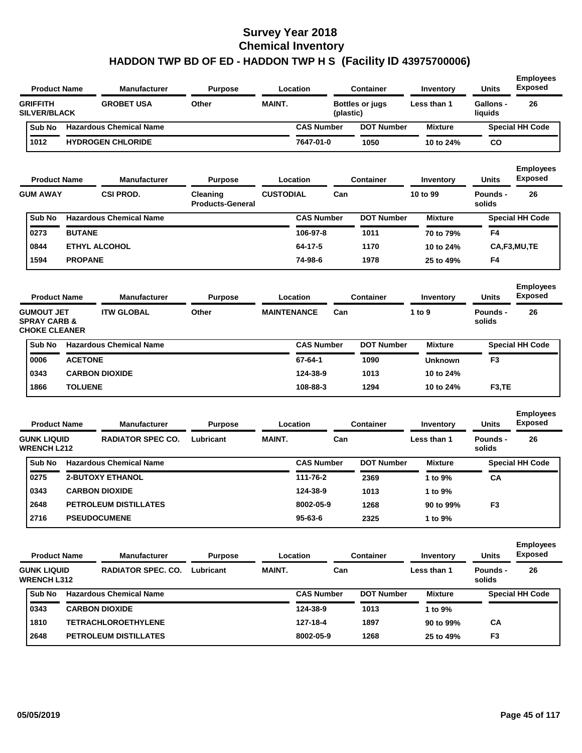# Survey Year 2018
# Chemical Inventory
# HADDON TWP BD OF ED - HADDON TWP H S (Facility ID 43975700006)

| Product Name | Manufacturer | Purpose | Location | Container | Inventory | Units | Employees Exposed |
|---|---|---|---|---|---|---|---|
| GRIFFITH SILVER/BLACK | GROBET USA | Other | MAINT. | Bottles or jugs (plastic) | Less than 1 | Gallons - liquids | 26 |

| Sub No | Hazardous Chemical Name | CAS Number | DOT Number | Mixture | Special HH Code |
|---|---|---|---|---|---|
| 1012 | HYDROGEN CHLORIDE | 7647-01-0 | 1050 | 10 to 24% | CO |

| Product Name | Manufacturer | Purpose | Location | Container | Inventory | Units | Employees Exposed |
|---|---|---|---|---|---|---|---|
| GUM AWAY | CSI PROD. | Cleaning Products-General | CUSTODIAL | Can | 10 to 99 | Pounds - solids | 26 |

| Sub No | Hazardous Chemical Name | CAS Number | DOT Number | Mixture | Special HH Code |
|---|---|---|---|---|---|
| 0273 | BUTANE | 106-97-8 | 1011 | 70 to 79% | F4 |
| 0844 | ETHYL ALCOHOL | 64-17-5 | 1170 | 10 to 24% | CA,F3,MU,TE |
| 1594 | PROPANE | 74-98-6 | 1978 | 25 to 49% | F4 |

| Product Name | Manufacturer | Purpose | Location | Container | Inventory | Units | Employees Exposed |
|---|---|---|---|---|---|---|---|
| GUMOUT JET SPRAY CARB & CHOKE CLEANER | ITW GLOBAL | Other | MAINTENANCE | Can | 1 to 9 | Pounds - solids | 26 |

| Sub No | Hazardous Chemical Name | CAS Number | DOT Number | Mixture | Special HH Code |
|---|---|---|---|---|---|
| 0006 | ACETONE | 67-64-1 | 1090 | Unknown | F3 |
| 0343 | CARBON DIOXIDE | 124-38-9 | 1013 | 10 to 24% | |
| 1866 | TOLUENE | 108-88-3 | 1294 | 10 to 24% | F3,TE |

| Product Name | Manufacturer | Purpose | Location | Container | Inventory | Units | Employees Exposed |
|---|---|---|---|---|---|---|---|
| GUNK LIQUID WRENCH L212 | RADIATOR SPEC CO. | Lubricant | MAINT. | Can | Less than 1 | Pounds - solids | 26 |

| Sub No | Hazardous Chemical Name | CAS Number | DOT Number | Mixture | Special HH Code |
|---|---|---|---|---|---|
| 0275 | 2-BUTOXY ETHANOL | 111-76-2 | 2369 | 1 to 9% | CA |
| 0343 | CARBON DIOXIDE | 124-38-9 | 1013 | 1 to 9% | |
| 2648 | PETROLEUM DISTILLATES | 8002-05-9 | 1268 | 90 to 99% | F3 |
| 2716 | PSEUDOCUMENE | 95-63-6 | 2325 | 1 to 9% | |

| Product Name | Manufacturer | Purpose | Location | Container | Inventory | Units | Employees Exposed |
|---|---|---|---|---|---|---|---|
| GUNK LIQUID WRENCH L312 | RADIATOR SPEC. CO. | Lubricant | MAINT. | Can | Less than 1 | Pounds - solids | 26 |

| Sub No | Hazardous Chemical Name | CAS Number | DOT Number | Mixture | Special HH Code |
|---|---|---|---|---|---|
| 0343 | CARBON DIOXIDE | 124-38-9 | 1013 | 1 to 9% | |
| 1810 | TETRACHLOROETHYLENE | 127-18-4 | 1897 | 90 to 99% | CA |
| 2648 | PETROLEUM DISTILLATES | 8002-05-9 | 1268 | 25 to 49% | F3 |

05/05/2019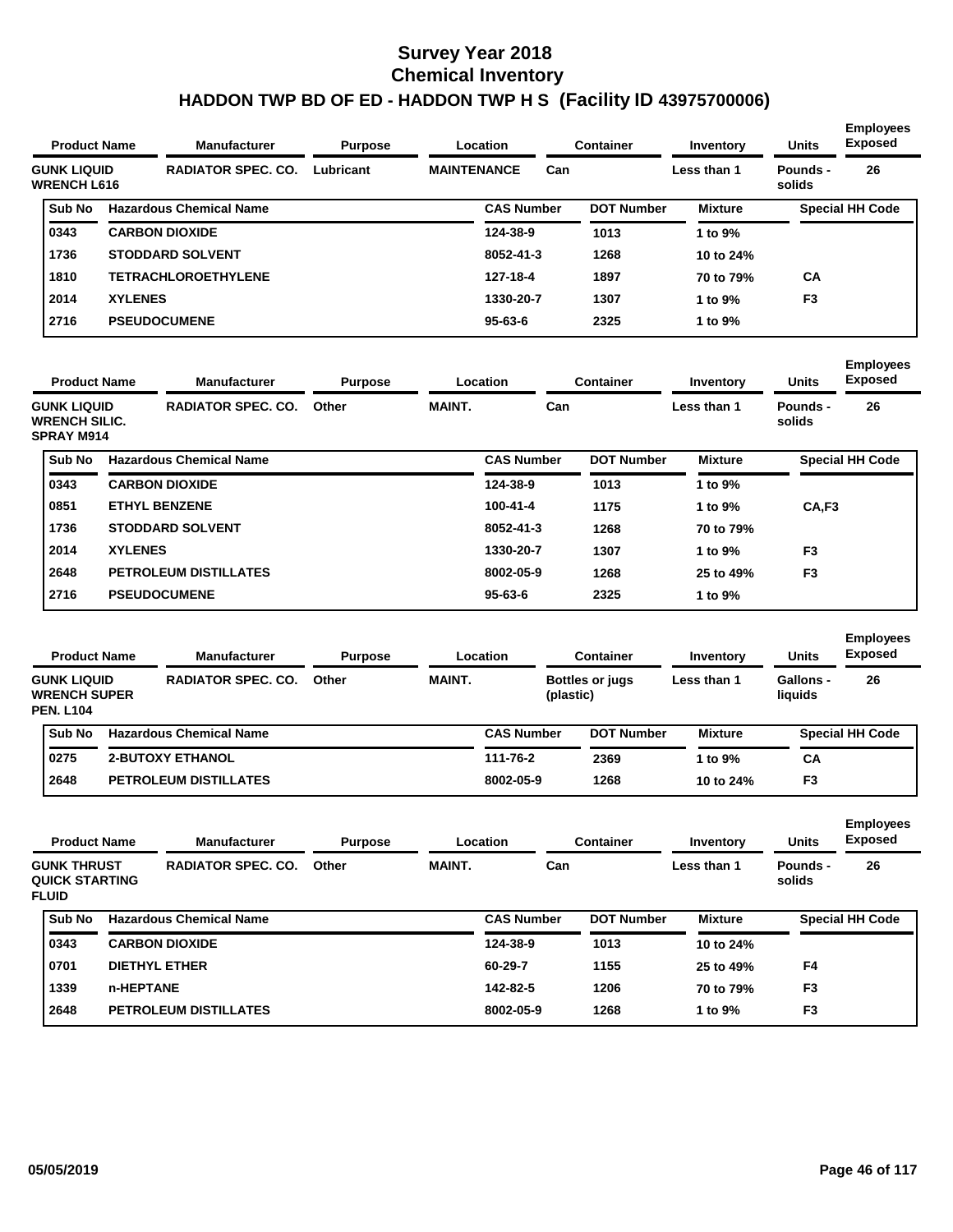# Survey Year 2018
# Chemical Inventory
# HADDON TWP BD OF ED - HADDON TWP H S (Facility ID 43975700006)

| Product Name | Manufacturer | Purpose | Location | Container | Inventory | Units | Employees Exposed |
|---|---|---|---|---|---|---|---|
| GUNK LIQUID WRENCH L616 | RADIATOR SPEC. CO. | Lubricant | MAINTENANCE | Can | Less than 1 | Pounds - solids | 26 |

| Sub No | Hazardous Chemical Name | CAS Number | DOT Number | Mixture | Special HH Code |
|---|---|---|---|---|---|
| 0343 | CARBON DIOXIDE | 124-38-9 | 1013 | 1 to 9% | |
| 1736 | STODDARD SOLVENT | 8052-41-3 | 1268 | 10 to 24% | |
| 1810 | TETRACHLOROETHYLENE | 127-18-4 | 1897 | 70 to 79% | CA |
| 2014 | XYLENES | 1330-20-7 | 1307 | 1 to 9% | F3 |
| 2716 | PSEUDOCUMENE | 95-63-6 | 2325 | 1 to 9% | |

| Product Name | Manufacturer | Purpose | Location | Container | Inventory | Units | Employees Exposed |
|---|---|---|---|---|---|---|---|
| GUNK LIQUID WRENCH SILIC. SPRAY M914 | RADIATOR SPEC. CO. | Other | MAINT. | Can | Less than 1 | Pounds - solids | 26 |

| Sub No | Hazardous Chemical Name | CAS Number | DOT Number | Mixture | Special HH Code |
|---|---|---|---|---|---|
| 0343 | CARBON DIOXIDE | 124-38-9 | 1013 | 1 to 9% | |
| 0851 | ETHYL BENZENE | 100-41-4 | 1175 | 1 to 9% | CA,F3 |
| 1736 | STODDARD SOLVENT | 8052-41-3 | 1268 | 70 to 79% | |
| 2014 | XYLENES | 1330-20-7 | 1307 | 1 to 9% | F3 |
| 2648 | PETROLEUM DISTILLATES | 8002-05-9 | 1268 | 25 to 49% | F3 |
| 2716 | PSEUDOCUMENE | 95-63-6 | 2325 | 1 to 9% | |

| Product Name | Manufacturer | Purpose | Location | Container | Inventory | Units | Employees Exposed |
|---|---|---|---|---|---|---|---|
| GUNK LIQUID WRENCH SUPER PEN. L104 | RADIATOR SPEC. CO. | Other | MAINT. | Bottles or jugs (plastic) | Less than 1 | Gallons - liquids | 26 |

| Sub No | Hazardous Chemical Name | CAS Number | DOT Number | Mixture | Special HH Code |
|---|---|---|---|---|---|
| 0275 | 2-BUTOXY ETHANOL | 111-76-2 | 2369 | 1 to 9% | CA |
| 2648 | PETROLEUM DISTILLATES | 8002-05-9 | 1268 | 10 to 24% | F3 |

| Product Name | Manufacturer | Purpose | Location | Container | Inventory | Units | Employees Exposed |
|---|---|---|---|---|---|---|---|
| GUNK THRUST QUICK STARTING FLUID | RADIATOR SPEC. CO. | Other | MAINT. | Can | Less than 1 | Pounds - solids | 26 |

| Sub No | Hazardous Chemical Name | CAS Number | DOT Number | Mixture | Special HH Code |
|---|---|---|---|---|---|
| 0343 | CARBON DIOXIDE | 124-38-9 | 1013 | 10 to 24% | |
| 0701 | DIETHYL ETHER | 60-29-7 | 1155 | 25 to 49% | F4 |
| 1339 | n-HEPTANE | 142-82-5 | 1206 | 70 to 79% | F3 |
| 2648 | PETROLEUM DISTILLATES | 8002-05-9 | 1268 | 1 to 9% | F3 |

05/05/2019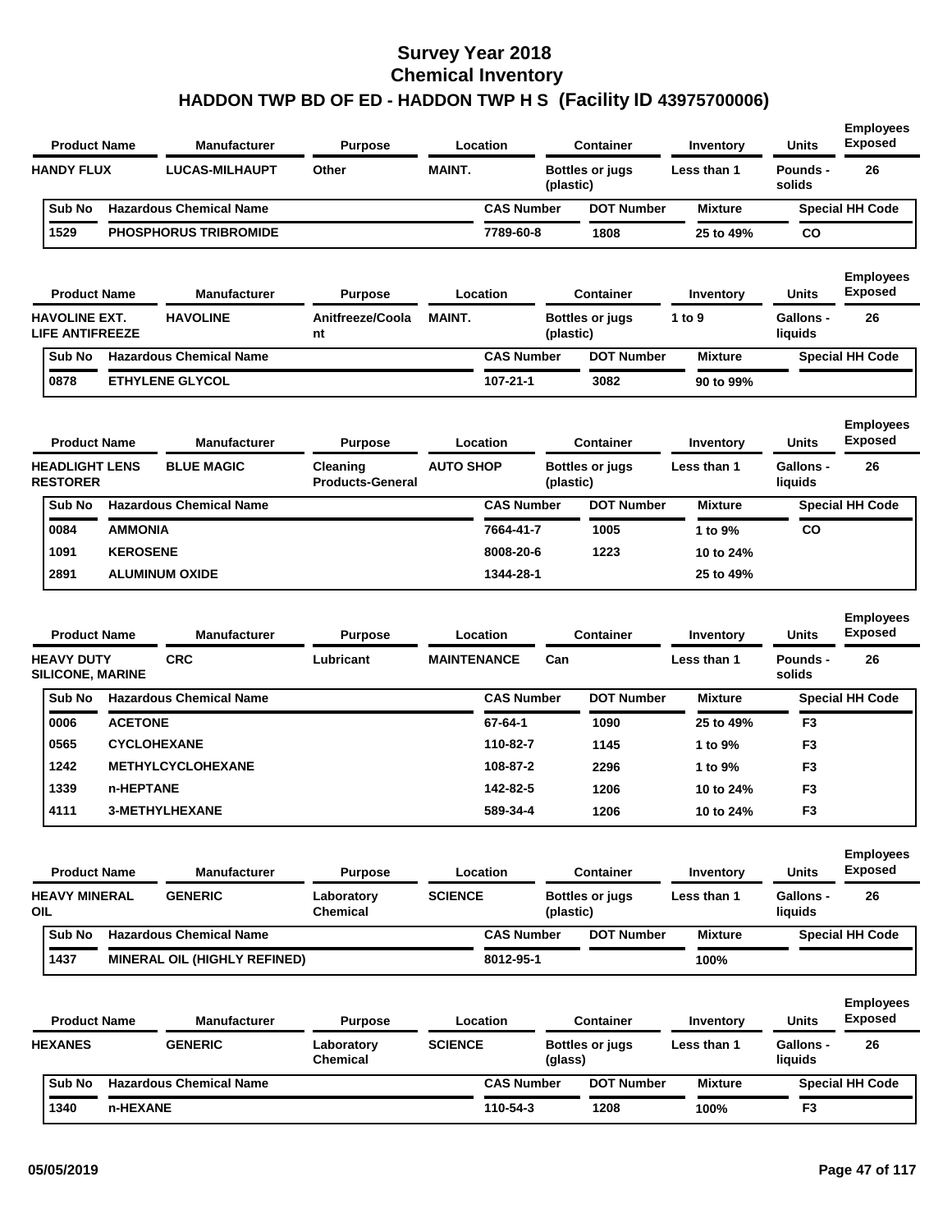# Survey Year 2018
## Chemical Inventory
## HADDON TWP BD OF ED - HADDON TWP H S (Facility ID 43975700006)

| Product Name | Manufacturer | Purpose | Location | Container | Inventory | Units | Employees Exposed |
|---|---|---|---|---|---|---|---|
| HANDY FLUX | LUCAS-MILHAUPT | Other | MAINT. | Bottles or jugs (plastic) | Less than 1 | Pounds - solids | 26 |

| Sub No | Hazardous Chemical Name | CAS Number | DOT Number | Mixture | Special HH Code |
|---|---|---|---|---|---|
| 1529 | PHOSPHORUS TRIBROMIDE | 7789-60-8 | 1808 | 25 to 49% | CO |

| Product Name | Manufacturer | Purpose | Location | Container | Inventory | Units | Employees Exposed |
|---|---|---|---|---|---|---|---|
| HAVOLINE EXT. LIFE ANTIFREEZE | HAVOLINE | Anitfreeze/Coolant | MAINT. | Bottles or jugs (plastic) | 1 to 9 | Gallons - liquids | 26 |

| Sub No | Hazardous Chemical Name | CAS Number | DOT Number | Mixture | Special HH Code |
|---|---|---|---|---|---|
| 0878 | ETHYLENE GLYCOL | 107-21-1 | 3082 | 90 to 99% | |

| Product Name | Manufacturer | Purpose | Location | Container | Inventory | Units | Employees Exposed |
|---|---|---|---|---|---|---|---|
| HEADLIGHT LENS RESTORER | BLUE MAGIC | Cleaning Products-General | AUTO SHOP | Bottles or jugs (plastic) | Less than 1 | Gallons - liquids | 26 |

| Sub No | Hazardous Chemical Name | CAS Number | DOT Number | Mixture | Special HH Code |
|---|---|---|---|---|---|
| 0084 | AMMONIA | 7664-41-7 | 1005 | 1 to 9% | CO |
| 1091 | KEROSENE | 8008-20-6 | 1223 | 10 to 24% | |
| 2891 | ALUMINUM OXIDE | 1344-28-1 | | 25 to 49% | |

| Product Name | Manufacturer | Purpose | Location | Container | Inventory | Units | Employees Exposed |
|---|---|---|---|---|---|---|---|
| HEAVY DUTY SILICONE, MARINE | CRC | Lubricant | MAINTENANCE | Can | Less than 1 | Pounds - solids | 26 |

| Sub No | Hazardous Chemical Name | CAS Number | DOT Number | Mixture | Special HH Code |
|---|---|---|---|---|---|
| 0006 | ACETONE | 67-64-1 | 1090 | 25 to 49% | F3 |
| 0565 | CYCLOHEXANE | 110-82-7 | 1145 | 1 to 9% | F3 |
| 1242 | METHYLCYCLOHEXANE | 108-87-2 | 2296 | 1 to 9% | F3 |
| 1339 | n-HEPTANE | 142-82-5 | 1206 | 10 to 24% | F3 |
| 4111 | 3-METHYLHEXANE | 589-34-4 | 1206 | 10 to 24% | F3 |

| Product Name | Manufacturer | Purpose | Location | Container | Inventory | Units | Employees Exposed |
|---|---|---|---|---|---|---|---|
| HEAVY MINERAL OIL | GENERIC | Laboratory Chemical | SCIENCE | Bottles or jugs (plastic) | Less than 1 | Gallons - liquids | 26 |

| Sub No | Hazardous Chemical Name | CAS Number | DOT Number | Mixture | Special HH Code |
|---|---|---|---|---|---|
| 1437 | MINERAL OIL (HIGHLY REFINED) | 8012-95-1 | | 100% | |

| Product Name | Manufacturer | Purpose | Location | Container | Inventory | Units | Employees Exposed |
|---|---|---|---|---|---|---|---|
| HEXANES | GENERIC | Laboratory Chemical | SCIENCE | Bottles or jugs (glass) | Less than 1 | Gallons - liquids | 26 |

| Sub No | Hazardous Chemical Name | CAS Number | DOT Number | Mixture | Special HH Code |
|---|---|---|---|---|---|
| 1340 | n-HEXANE | 110-54-3 | 1208 | 100% | F3 |

05/05/2019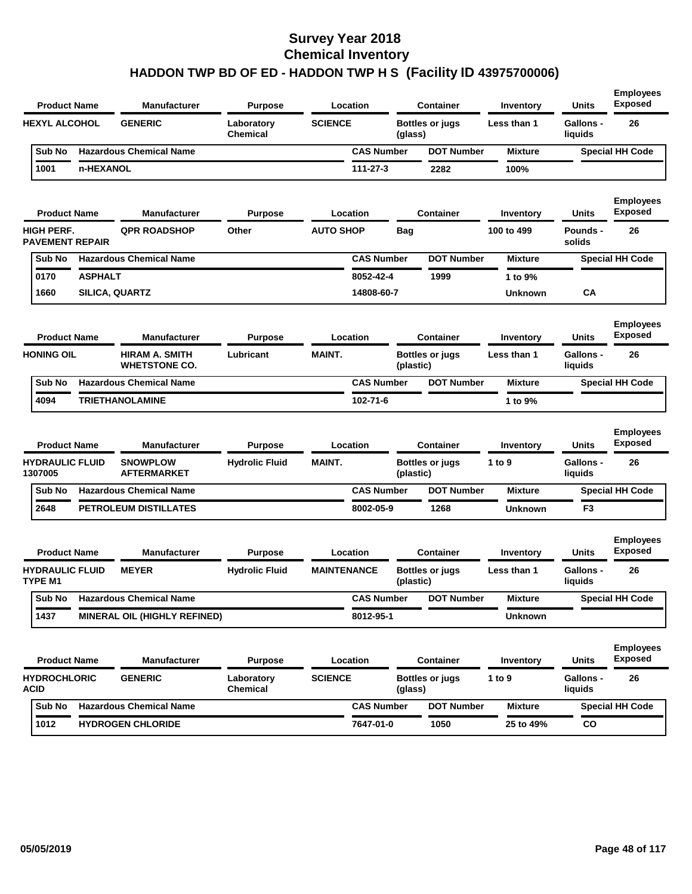# Survey Year 2018
# Chemical Inventory
## HADDON TWP BD OF ED - HADDON TWP H S (Facility ID 43975700006)

| Product Name | Manufacturer | Purpose | Location | Container | Inventory | Units | Employees Exposed |
|---|---|---|---|---|---|---|---|
| HEXYL ALCOHOL | GENERIC | Laboratory Chemical | SCIENCE | Bottles or jugs (glass) | Less than 1 | Gallons - liquids | 26 |

| Sub No | Hazardous Chemical Name | CAS Number | DOT Number | Mixture | Special HH Code |
|---|---|---|---|---|---|
| 1001 | n-HEXANOL | 111-27-3 | 2282 | 100% | |

| Product Name | Manufacturer | Purpose | Location | Container | Inventory | Units | Employees Exposed |
|---|---|---|---|---|---|---|---|
| HIGH PERF. PAVEMENT REPAIR | QPR ROADSHOP | Other | AUTO SHOP | Bag | 100 to 499 | Pounds - solids | 26 |

| Sub No | Hazardous Chemical Name | CAS Number | DOT Number | Mixture | Special HH Code |
|---|---|---|---|---|---|
| 0170 | ASPHALT | 8052-42-4 | 1999 | 1 to 9% | |
| 1660 | SILICA, QUARTZ | 14808-60-7 | | Unknown | CA |

| Product Name | Manufacturer | Purpose | Location | Container | Inventory | Units | Employees Exposed |
|---|---|---|---|---|---|---|---|
| HONING OIL | HIRAM A. SMITH WHETSTONE CO. | Lubricant | MAINT. | Bottles or jugs (plastic) | Less than 1 | Gallons - liquids | 26 |

| Sub No | Hazardous Chemical Name | CAS Number | DOT Number | Mixture | Special HH Code |
|---|---|---|---|---|---|
| 4094 | TRIETHANOLAMINE | 102-71-6 | | 1 to 9% | |

| Product Name | Manufacturer | Purpose | Location | Container | Inventory | Units | Employees Exposed |
|---|---|---|---|---|---|---|---|
| HYDRAULIC FLUID 1307005 | SNOWPLOW AFTERMARKET | Hydrolic Fluid | MAINT. | Bottles or jugs (plastic) | 1 to 9 | Gallons - liquids | 26 |

| Sub No | Hazardous Chemical Name | CAS Number | DOT Number | Mixture | Special HH Code |
|---|---|---|---|---|---|
| 2648 | PETROLEUM DISTILLATES | 8002-05-9 | 1268 | Unknown | F3 |

| Product Name | Manufacturer | Purpose | Location | Container | Inventory | Units | Employees Exposed |
|---|---|---|---|---|---|---|---|
| HYDRAULIC FLUID TYPE M1 | MEYER | Hydrolic Fluid | MAINTENANCE | Bottles or jugs (plastic) | Less than 1 | Gallons - liquids | 26 |

| Sub No | Hazardous Chemical Name | CAS Number | DOT Number | Mixture | Special HH Code |
|---|---|---|---|---|---|
| 1437 | MINERAL OIL (HIGHLY REFINED) | 8012-95-1 | | Unknown | |

| Product Name | Manufacturer | Purpose | Location | Container | Inventory | Units | Employees Exposed |
|---|---|---|---|---|---|---|---|
| HYDROCHLORIC ACID | GENERIC | Laboratory Chemical | SCIENCE | Bottles or jugs (glass) | 1 to 9 | Gallons - liquids | 26 |

| Sub No | Hazardous Chemical Name | CAS Number | DOT Number | Mixture | Special HH Code |
|---|---|---|---|---|---|
| 1012 | HYDROGEN CHLORIDE | 7647-01-0 | 1050 | 25 to 49% | CO |

05/05/2019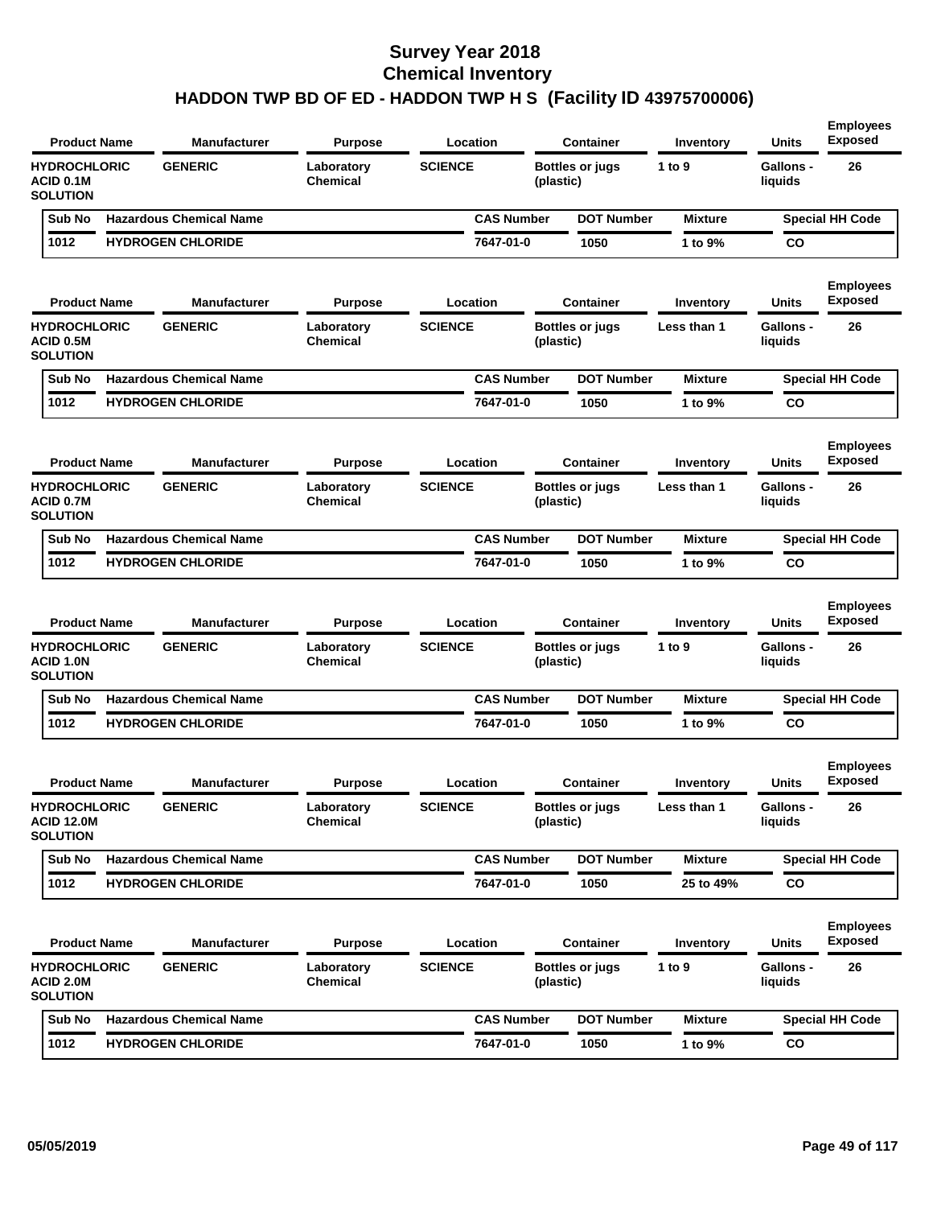# Survey Year 2018
# Chemical Inventory
## HADDON TWP BD OF ED - HADDON TWP H S (Facility ID 43975700006)

| Product Name | Manufacturer | Purpose | Location | Container | Inventory | Units | Employees Exposed |
|---|---|---|---|---|---|---|---|
| HYDROCHLORIC ACID 0.1M SOLUTION | GENERIC | Laboratory Chemical | SCIENCE | Bottles or jugs (plastic) | 1 to 9 | Gallons - liquids | 26 |

| Sub No | Hazardous Chemical Name | CAS Number | DOT Number | Mixture | Special HH Code |
|---|---|---|---|---|---|
| 1012 | HYDROGEN CHLORIDE | 7647-01-0 | 1050 | 1 to 9% | CO |

| Product Name | Manufacturer | Purpose | Location | Container | Inventory | Units | Employees Exposed |
|---|---|---|---|---|---|---|---|
| HYDROCHLORIC ACID 0.5M SOLUTION | GENERIC | Laboratory Chemical | SCIENCE | Bottles or jugs (plastic) | Less than 1 | Gallons - liquids | 26 |

| Sub No | Hazardous Chemical Name | CAS Number | DOT Number | Mixture | Special HH Code |
|---|---|---|---|---|---|
| 1012 | HYDROGEN CHLORIDE | 7647-01-0 | 1050 | 1 to 9% | CO |

| Product Name | Manufacturer | Purpose | Location | Container | Inventory | Units | Employees Exposed |
|---|---|---|---|---|---|---|---|
| HYDROCHLORIC ACID 0.7M SOLUTION | GENERIC | Laboratory Chemical | SCIENCE | Bottles or jugs (plastic) | Less than 1 | Gallons - liquids | 26 |

| Sub No | Hazardous Chemical Name | CAS Number | DOT Number | Mixture | Special HH Code |
|---|---|---|---|---|---|
| 1012 | HYDROGEN CHLORIDE | 7647-01-0 | 1050 | 1 to 9% | CO |

| Product Name | Manufacturer | Purpose | Location | Container | Inventory | Units | Employees Exposed |
|---|---|---|---|---|---|---|---|
| HYDROCHLORIC ACID 1.0N SOLUTION | GENERIC | Laboratory Chemical | SCIENCE | Bottles or jugs (plastic) | 1 to 9 | Gallons - liquids | 26 |

| Sub No | Hazardous Chemical Name | CAS Number | DOT Number | Mixture | Special HH Code |
|---|---|---|---|---|---|
| 1012 | HYDROGEN CHLORIDE | 7647-01-0 | 1050 | 1 to 9% | CO |

| Product Name | Manufacturer | Purpose | Location | Container | Inventory | Units | Employees Exposed |
|---|---|---|---|---|---|---|---|
| HYDROCHLORIC ACID 12.0M SOLUTION | GENERIC | Laboratory Chemical | SCIENCE | Bottles or jugs (plastic) | Less than 1 | Gallons - liquids | 26 |

| Sub No | Hazardous Chemical Name | CAS Number | DOT Number | Mixture | Special HH Code |
|---|---|---|---|---|---|
| 1012 | HYDROGEN CHLORIDE | 7647-01-0 | 1050 | 25 to 49% | CO |

| Product Name | Manufacturer | Purpose | Location | Container | Inventory | Units | Employees Exposed |
|---|---|---|---|---|---|---|---|
| HYDROCHLORIC ACID 2.0M SOLUTION | GENERIC | Laboratory Chemical | SCIENCE | Bottles or jugs (plastic) | 1 to 9 | Gallons - liquids | 26 |

| Sub No | Hazardous Chemical Name | CAS Number | DOT Number | Mixture | Special HH Code |
|---|---|---|---|---|---|
| 1012 | HYDROGEN CHLORIDE | 7647-01-0 | 1050 | 1 to 9% | CO |

05/05/2019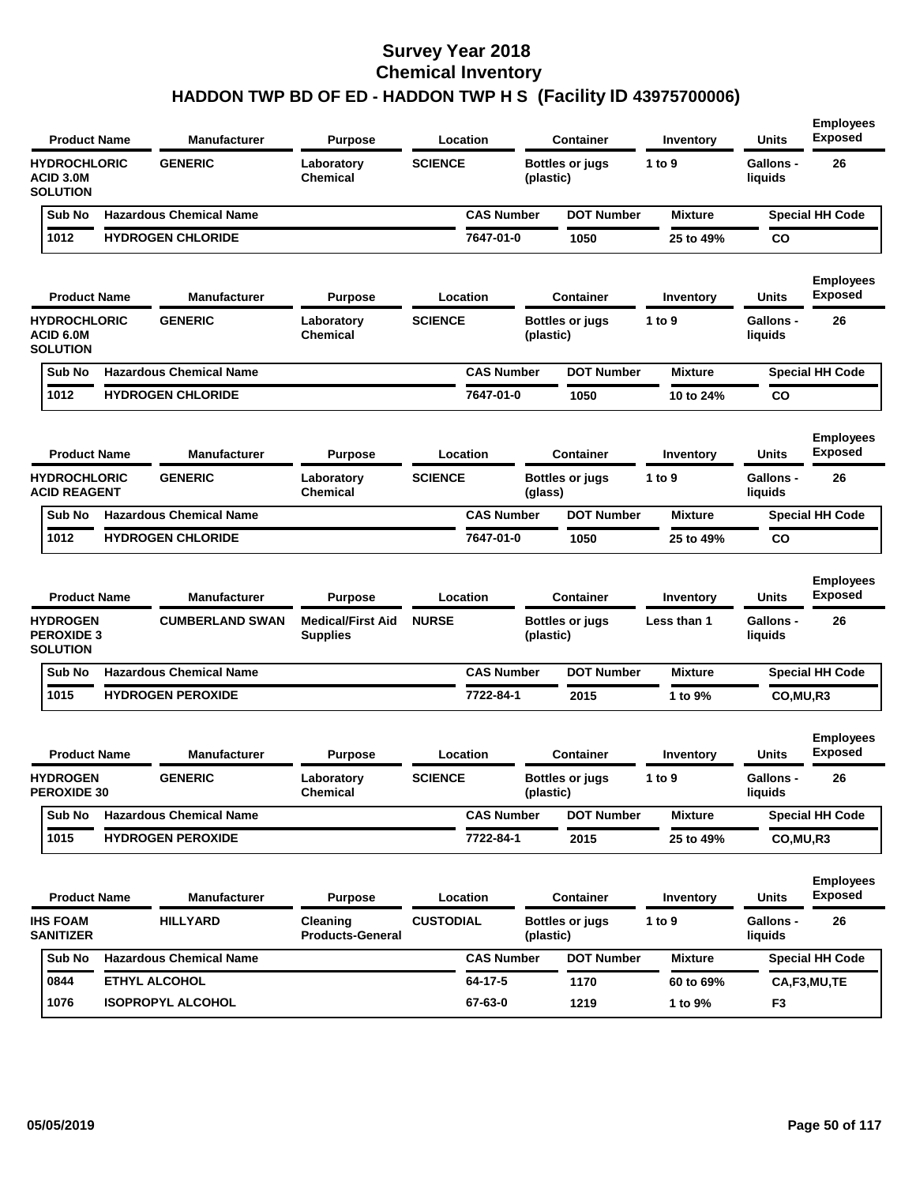# Survey Year 2018
# Chemical Inventory
# HADDON TWP BD OF ED - HADDON TWP H S (Facility ID 43975700006)

| Product Name | Manufacturer | Purpose | Location | Container | Inventory | Units | Employees Exposed |
|---|---|---|---|---|---|---|---|
| HYDROCHLORIC ACID 3.0M SOLUTION | GENERIC | Laboratory Chemical | SCIENCE | Bottles or jugs (plastic) | 1 to 9 | Gallons - liquids | 26 |

| Sub No | Hazardous Chemical Name | CAS Number | DOT Number | Mixture | Special HH Code |
|---|---|---|---|---|---|
| 1012 | HYDROGEN CHLORIDE | 7647-01-0 | 1050 | 25 to 49% | CO |

| Product Name | Manufacturer | Purpose | Location | Container | Inventory | Units | Employees Exposed |
|---|---|---|---|---|---|---|---|
| HYDROCHLORIC ACID 6.0M SOLUTION | GENERIC | Laboratory Chemical | SCIENCE | Bottles or jugs (plastic) | 1 to 9 | Gallons - liquids | 26 |

| Sub No | Hazardous Chemical Name | CAS Number | DOT Number | Mixture | Special HH Code |
|---|---|---|---|---|---|
| 1012 | HYDROGEN CHLORIDE | 7647-01-0 | 1050 | 10 to 24% | CO |

| Product Name | Manufacturer | Purpose | Location | Container | Inventory | Units | Employees Exposed |
|---|---|---|---|---|---|---|---|
| HYDROCHLORIC ACID REAGENT | GENERIC | Laboratory Chemical | SCIENCE | Bottles or jugs (glass) | 1 to 9 | Gallons - liquids | 26 |

| Sub No | Hazardous Chemical Name | CAS Number | DOT Number | Mixture | Special HH Code |
|---|---|---|---|---|---|
| 1012 | HYDROGEN CHLORIDE | 7647-01-0 | 1050 | 25 to 49% | CO |

| Product Name | Manufacturer | Purpose | Location | Container | Inventory | Units | Employees Exposed |
|---|---|---|---|---|---|---|---|
| HYDROGEN PEROXIDE 3 SOLUTION | CUMBERLAND SWAN | Medical/First Aid Supplies | NURSE | Bottles or jugs (plastic) | Less than 1 | Gallons - liquids | 26 |

| Sub No | Hazardous Chemical Name | CAS Number | DOT Number | Mixture | Special HH Code |
|---|---|---|---|---|---|
| 1015 | HYDROGEN PEROXIDE | 7722-84-1 | 2015 | 1 to 9% | CO,MU,R3 |

| Product Name | Manufacturer | Purpose | Location | Container | Inventory | Units | Employees Exposed |
|---|---|---|---|---|---|---|---|
| HYDROGEN PEROXIDE 30 | GENERIC | Laboratory Chemical | SCIENCE | Bottles or jugs (plastic) | 1 to 9 | Gallons - liquids | 26 |

| Sub No | Hazardous Chemical Name | CAS Number | DOT Number | Mixture | Special HH Code |
|---|---|---|---|---|---|
| 1015 | HYDROGEN PEROXIDE | 7722-84-1 | 2015 | 25 to 49% | CO,MU,R3 |

| Product Name | Manufacturer | Purpose | Location | Container | Inventory | Units | Employees Exposed |
|---|---|---|---|---|---|---|---|
| IHS FOAM SANITIZER | HILLYARD | Cleaning Products-General | CUSTODIAL | Bottles or jugs (plastic) | 1 to 9 | Gallons - liquids | 26 |

| Sub No | Hazardous Chemical Name | CAS Number | DOT Number | Mixture | Special HH Code |
|---|---|---|---|---|---|
| 0844 | ETHYL ALCOHOL | 64-17-5 | 1170 | 60 to 69% | CA,F3,MU,TE |
| 1076 | ISOPROPYL ALCOHOL | 67-63-0 | 1219 | 1 to 9% | F3 |

05/05/2019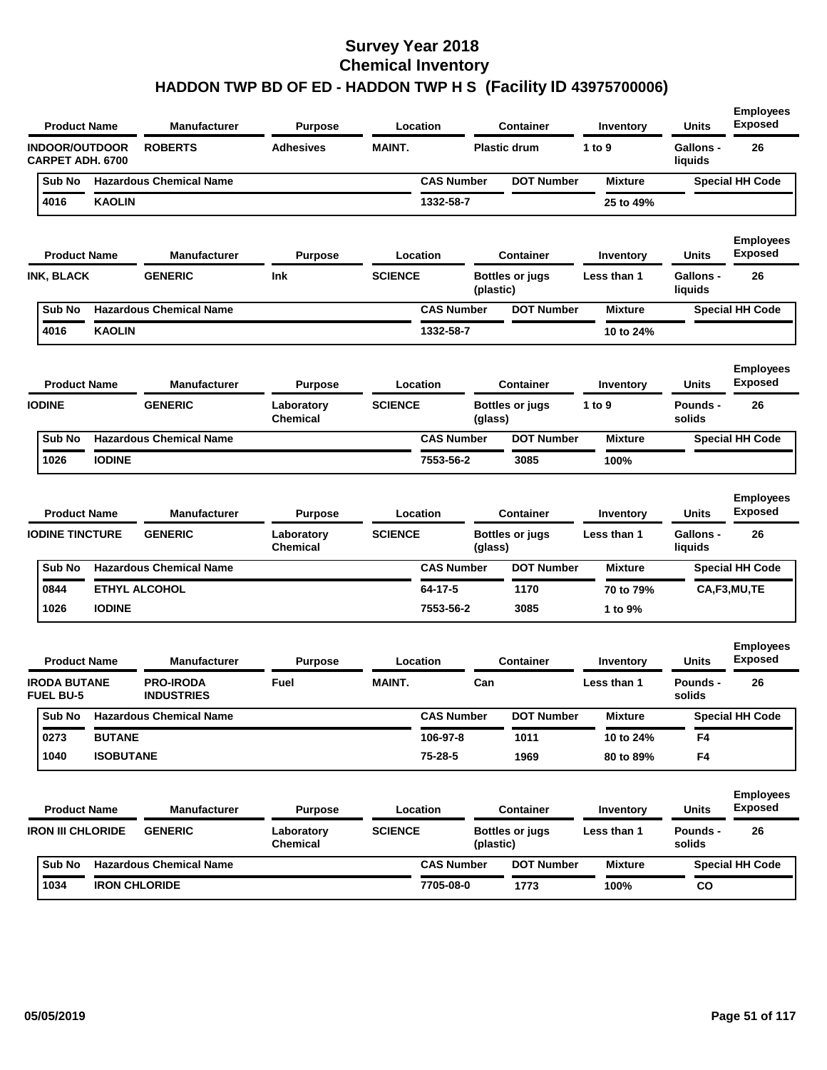# Survey Year 2018
## Chemical Inventory
### HADDON TWP BD OF ED - HADDON TWP H S (Facility ID 43975700006)

| Product Name | Manufacturer | Purpose | Location | Container | Inventory | Units | Employees Exposed |
|---|---|---|---|---|---|---|---|
| INDOOR/OUTDOOR CARPET ADH. 6700 | ROBERTS | Adhesives | MAINT. | Plastic drum | 1 to 9 | Gallons - liquids | 26 |

| Sub No | Hazardous Chemical Name | CAS Number | DOT Number | Mixture | Special HH Code |
|---|---|---|---|---|---|
| 4016 | KAOLIN | 1332-58-7 | | 25 to 49% | |

| Product Name | Manufacturer | Purpose | Location | Container | Inventory | Units | Employees Exposed |
|---|---|---|---|---|---|---|---|
| INK, BLACK | GENERIC | Ink | SCIENCE | Bottles or jugs (plastic) | Less than 1 | Gallons - liquids | 26 |

| Sub No | Hazardous Chemical Name | CAS Number | DOT Number | Mixture | Special HH Code |
|---|---|---|---|---|---|
| 4016 | KAOLIN | 1332-58-7 | | 10 to 24% | |

| Product Name | Manufacturer | Purpose | Location | Container | Inventory | Units | Employees Exposed |
|---|---|---|---|---|---|---|---|
| IODINE | GENERIC | Laboratory Chemical | SCIENCE | Bottles or jugs (glass) | 1 to 9 | Pounds - solids | 26 |

| Sub No | Hazardous Chemical Name | CAS Number | DOT Number | Mixture | Special HH Code |
|---|---|---|---|---|---|
| 1026 | IODINE | 7553-56-2 | 3085 | 100% | |

| Product Name | Manufacturer | Purpose | Location | Container | Inventory | Units | Employees Exposed |
|---|---|---|---|---|---|---|---|
| IODINE TINCTURE | GENERIC | Laboratory Chemical | SCIENCE | Bottles or jugs (glass) | Less than 1 | Gallons - liquids | 26 |

| Sub No | Hazardous Chemical Name | CAS Number | DOT Number | Mixture | Special HH Code |
|---|---|---|---|---|---|
| 0844 | ETHYL ALCOHOL | 64-17-5 | 1170 | 70 to 79% | CA,F3,MU,TE |
| 1026 | IODINE | 7553-56-2 | 3085 | 1 to 9% | |

| Product Name | Manufacturer | Purpose | Location | Container | Inventory | Units | Employees Exposed |
|---|---|---|---|---|---|---|---|
| IRODA BUTANE FUEL BU-5 | PRO-IRODA INDUSTRIES | Fuel | MAINT. | Can | Less than 1 | Pounds - solids | 26 |

| Sub No | Hazardous Chemical Name | CAS Number | DOT Number | Mixture | Special HH Code |
|---|---|---|---|---|---|
| 0273 | BUTANE | 106-97-8 | 1011 | 10 to 24% | F4 |
| 1040 | ISOBUTANE | 75-28-5 | 1969 | 80 to 89% | F4 |

| Product Name | Manufacturer | Purpose | Location | Container | Inventory | Units | Employees Exposed |
|---|---|---|---|---|---|---|---|
| IRON III CHLORIDE | GENERIC | Laboratory Chemical | SCIENCE | Bottles or jugs (plastic) | Less than 1 | Pounds - solids | 26 |

| Sub No | Hazardous Chemical Name | CAS Number | DOT Number | Mixture | Special HH Code |
|---|---|---|---|---|---|
| 1034 | IRON CHLORIDE | 7705-08-0 | 1773 | 100% | CO |

05/05/2019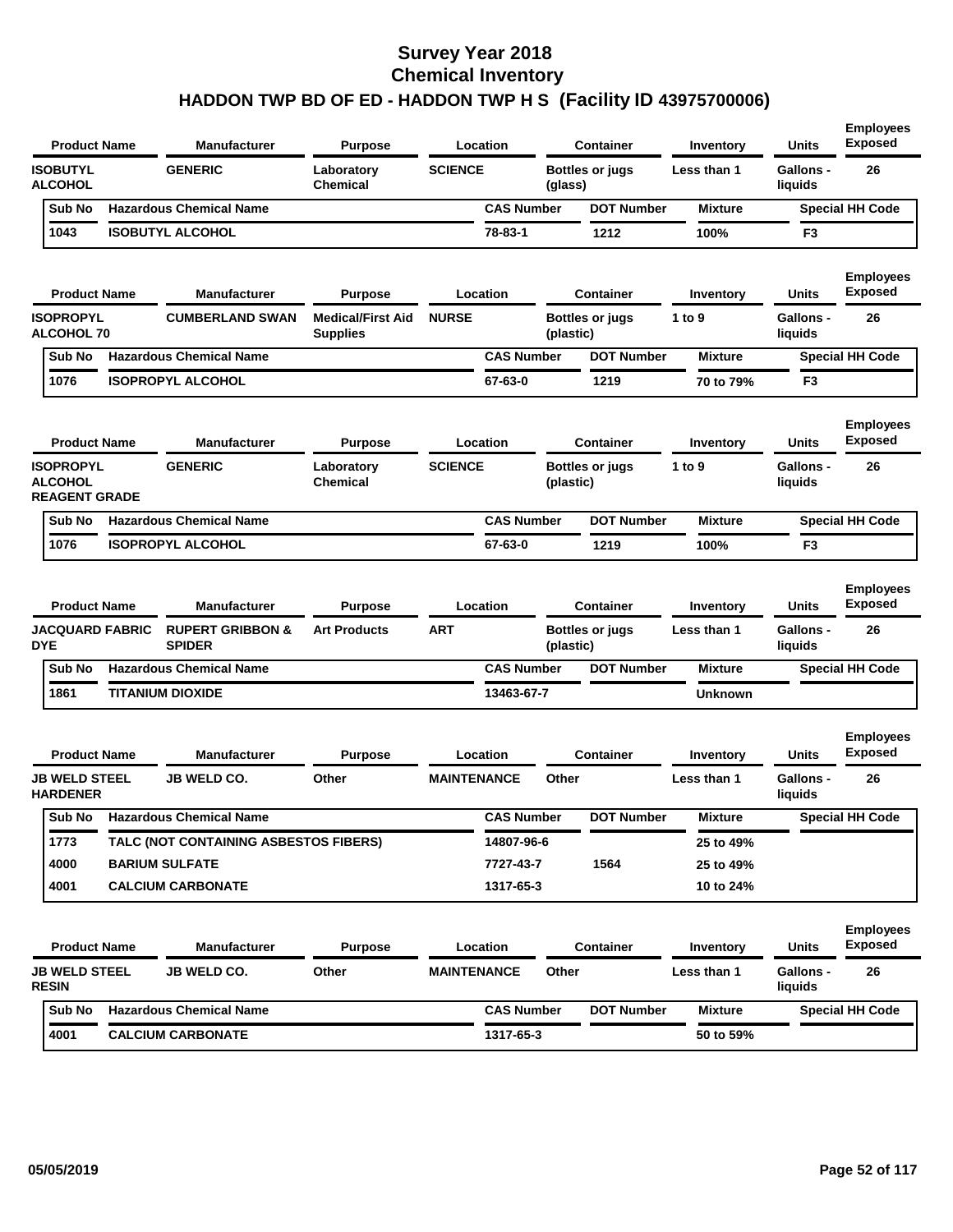# Survey Year 2018
## Chemical Inventory
## HADDON TWP BD OF ED - HADDON TWP H S (Facility ID 43975700006)

| Product Name | Manufacturer | Purpose | Location | Container | Inventory | Units | Employees Exposed |
|---|---|---|---|---|---|---|---|
| ISOBUTYL ALCOHOL | GENERIC | Laboratory Chemical | SCIENCE | Bottles or jugs (glass) | Less than 1 | Gallons - liquids | 26 |

| Sub No | Hazardous Chemical Name | CAS Number | DOT Number | Mixture | Special HH Code |
|---|---|---|---|---|---|
| 1043 | ISOBUTYL ALCOHOL | 78-83-1 | 1212 | 100% | F3 |

| Product Name | Manufacturer | Purpose | Location | Container | Inventory | Units | Employees Exposed |
|---|---|---|---|---|---|---|---|
| ISOPROPYL ALCOHOL 70 | CUMBERLAND SWAN | Medical/First Aid Supplies | NURSE | Bottles or jugs (plastic) | 1 to 9 | Gallons - liquids | 26 |

| Sub No | Hazardous Chemical Name | CAS Number | DOT Number | Mixture | Special HH Code |
|---|---|---|---|---|---|
| 1076 | ISOPROPYL ALCOHOL | 67-63-0 | 1219 | 70 to 79% | F3 |

| Product Name | Manufacturer | Purpose | Location | Container | Inventory | Units | Employees Exposed |
|---|---|---|---|---|---|---|---|
| ISOPROPYL ALCOHOL REAGENT GRADE | GENERIC | Laboratory Chemical | SCIENCE | Bottles or jugs (plastic) | 1 to 9 | Gallons - liquids | 26 |

| Sub No | Hazardous Chemical Name | CAS Number | DOT Number | Mixture | Special HH Code |
|---|---|---|---|---|---|
| 1076 | ISOPROPYL ALCOHOL | 67-63-0 | 1219 | 100% | F3 |

| Product Name | Manufacturer | Purpose | Location | Container | Inventory | Units | Employees Exposed |
|---|---|---|---|---|---|---|---|
| JACQUARD FABRIC DYE | RUPERT GRIBBON & SPIDER | Art Products | ART | Bottles or jugs (plastic) | Less than 1 | Gallons - liquids | 26 |

| Sub No | Hazardous Chemical Name | CAS Number | DOT Number | Mixture | Special HH Code |
|---|---|---|---|---|---|
| 1861 | TITANIUM DIOXIDE | 13463-67-7 | | Unknown | |

| Product Name | Manufacturer | Purpose | Location | Container | Inventory | Units | Employees Exposed |
|---|---|---|---|---|---|---|---|
| JB WELD STEEL HARDENER | JB WELD CO. | Other | MAINTENANCE | Other | Less than 1 | Gallons - liquids | 26 |

| Sub No | Hazardous Chemical Name | CAS Number | DOT Number | Mixture | Special HH Code |
|---|---|---|---|---|---|
| 1773 | TALC (NOT CONTAINING ASBESTOS FIBERS) | 14807-96-6 | | 25 to 49% | |
| 4000 | BARIUM SULFATE | 7727-43-7 | 1564 | 25 to 49% | |
| 4001 | CALCIUM CARBONATE | 1317-65-3 | | 10 to 24% | |

| Product Name | Manufacturer | Purpose | Location | Container | Inventory | Units | Employees Exposed |
|---|---|---|---|---|---|---|---|
| JB WELD STEEL RESIN | JB WELD CO. | Other | MAINTENANCE | Other | Less than 1 | Gallons - liquids | 26 |

| Sub No | Hazardous Chemical Name | CAS Number | DOT Number | Mixture | Special HH Code |
|---|---|---|---|---|---|
| 4001 | CALCIUM CARBONATE | 1317-65-3 | | 50 to 59% | |

05/05/2019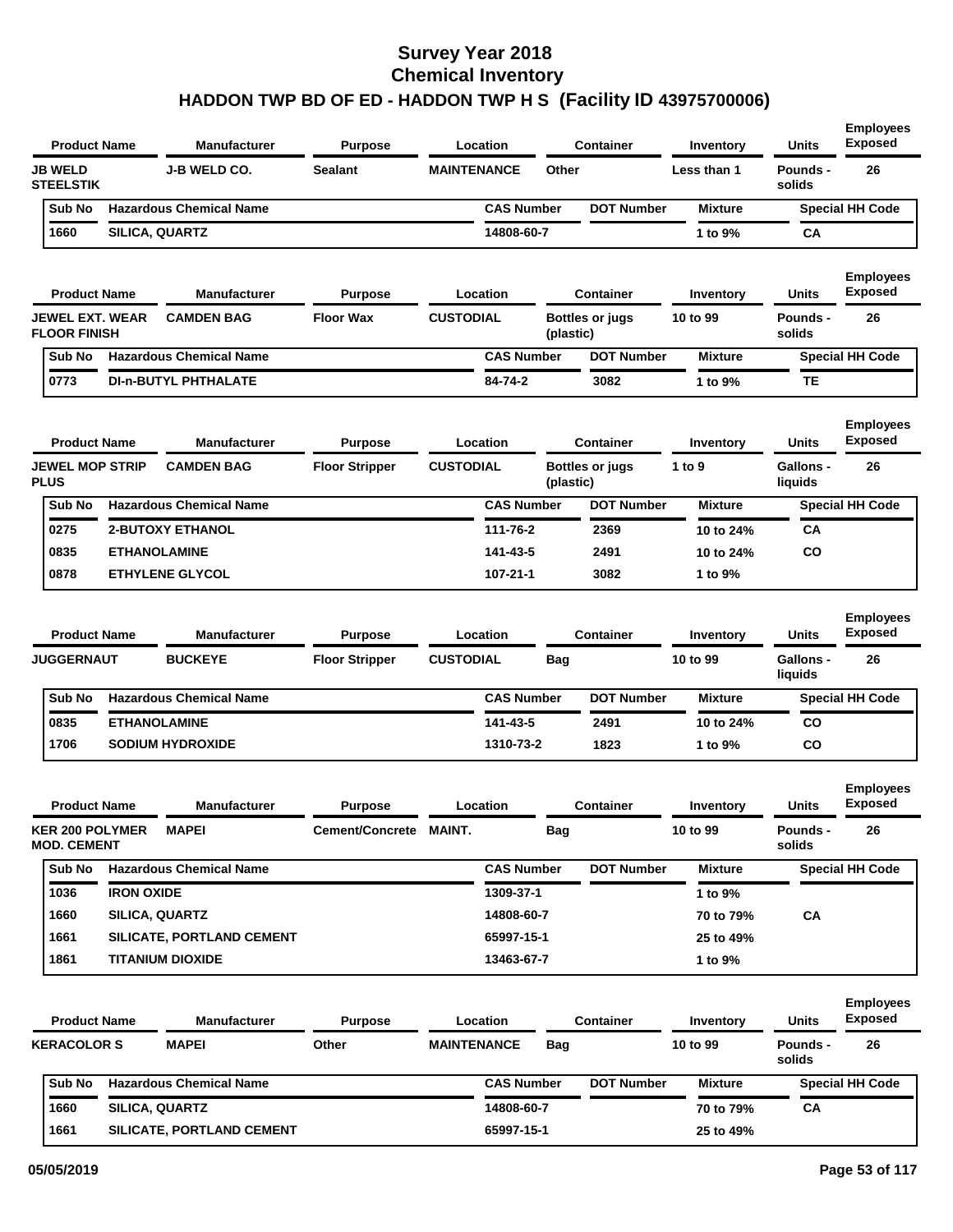# Survey Year 2018
## Chemical Inventory
### HADDON TWP BD OF ED - HADDON TWP H S (Facility ID 43975700006)

| Product Name | Manufacturer | Purpose | Location | Container | Inventory | Units | Employees Exposed |
|---|---|---|---|---|---|---|---|
| JB WELD STEELSTIK | J-B WELD CO. | Sealant | MAINTENANCE | Other | Less than 1 | Pounds - solids | 26 |

| Sub No | Hazardous Chemical Name | CAS Number | DOT Number | Mixture | Special HH Code |
|---|---|---|---|---|---|
| 1660 | SILICA, QUARTZ | 14808-60-7 | | 1 to 9% | CA |

| Product Name | Manufacturer | Purpose | Location | Container | Inventory | Units | Employees Exposed |
|---|---|---|---|---|---|---|---|
| JEWEL EXT. WEAR FLOOR FINISH | CAMDEN BAG | Floor Wax | CUSTODIAL | Bottles or jugs (plastic) | 10 to 99 | Pounds - solids | 26 |

| Sub No | Hazardous Chemical Name | CAS Number | DOT Number | Mixture | Special HH Code |
|---|---|---|---|---|---|
| 0773 | DI-n-BUTYL PHTHALATE | 84-74-2 | 3082 | 1 to 9% | TE |

| Product Name | Manufacturer | Purpose | Location | Container | Inventory | Units | Employees Exposed |
|---|---|---|---|---|---|---|---|
| JEWEL MOP STRIP PLUS | CAMDEN BAG | Floor Stripper | CUSTODIAL | Bottles or jugs (plastic) | 1 to 9 | Gallons - liquids | 26 |

| Sub No | Hazardous Chemical Name | CAS Number | DOT Number | Mixture | Special HH Code |
|---|---|---|---|---|---|
| 0275 | 2-BUTOXY ETHANOL | 111-76-2 | 2369 | 10 to 24% | CA |
| 0835 | ETHANOLAMINE | 141-43-5 | 2491 | 10 to 24% | CO |
| 0878 | ETHYLENE GLYCOL | 107-21-1 | 3082 | 1 to 9% | |

| Product Name | Manufacturer | Purpose | Location | Container | Inventory | Units | Employees Exposed |
|---|---|---|---|---|---|---|---|
| JUGGERNAUT | BUCKEYE | Floor Stripper | CUSTODIAL | Bag | 10 to 99 | Gallons - liquids | 26 |

| Sub No | Hazardous Chemical Name | CAS Number | DOT Number | Mixture | Special HH Code |
|---|---|---|---|---|---|
| 0835 | ETHANOLAMINE | 141-43-5 | 2491 | 10 to 24% | CO |
| 1706 | SODIUM HYDROXIDE | 1310-73-2 | 1823 | 1 to 9% | CO |

| Product Name | Manufacturer | Purpose | Location | Container | Inventory | Units | Employees Exposed |
|---|---|---|---|---|---|---|---|
| KER 200 POLYMER MOD. CEMENT | MAPEI | Cement/Concrete | MAINT. | Bag | 10 to 99 | Pounds - solids | 26 |

| Sub No | Hazardous Chemical Name | CAS Number | DOT Number | Mixture | Special HH Code |
|---|---|---|---|---|---|
| 1036 | IRON OXIDE | 1309-37-1 | | 1 to 9% | |
| 1660 | SILICA, QUARTZ | 14808-60-7 | | 70 to 79% | CA |
| 1661 | SILICATE, PORTLAND CEMENT | 65997-15-1 | | 25 to 49% | |
| 1861 | TITANIUM DIOXIDE | 13463-67-7 | | 1 to 9% | |

| Product Name | Manufacturer | Purpose | Location | Container | Inventory | Units | Employees Exposed |
|---|---|---|---|---|---|---|---|
| KERACOLOR S | MAPEI | Other | MAINTENANCE | Bag | 10 to 99 | Pounds - solids | 26 |

| Sub No | Hazardous Chemical Name | CAS Number | DOT Number | Mixture | Special HH Code |
|---|---|---|---|---|---|
| 1660 | SILICA, QUARTZ | 14808-60-7 | | 70 to 79% | CA |
| 1661 | SILICATE, PORTLAND CEMENT | 65997-15-1 | | 25 to 49% | |

05/05/2019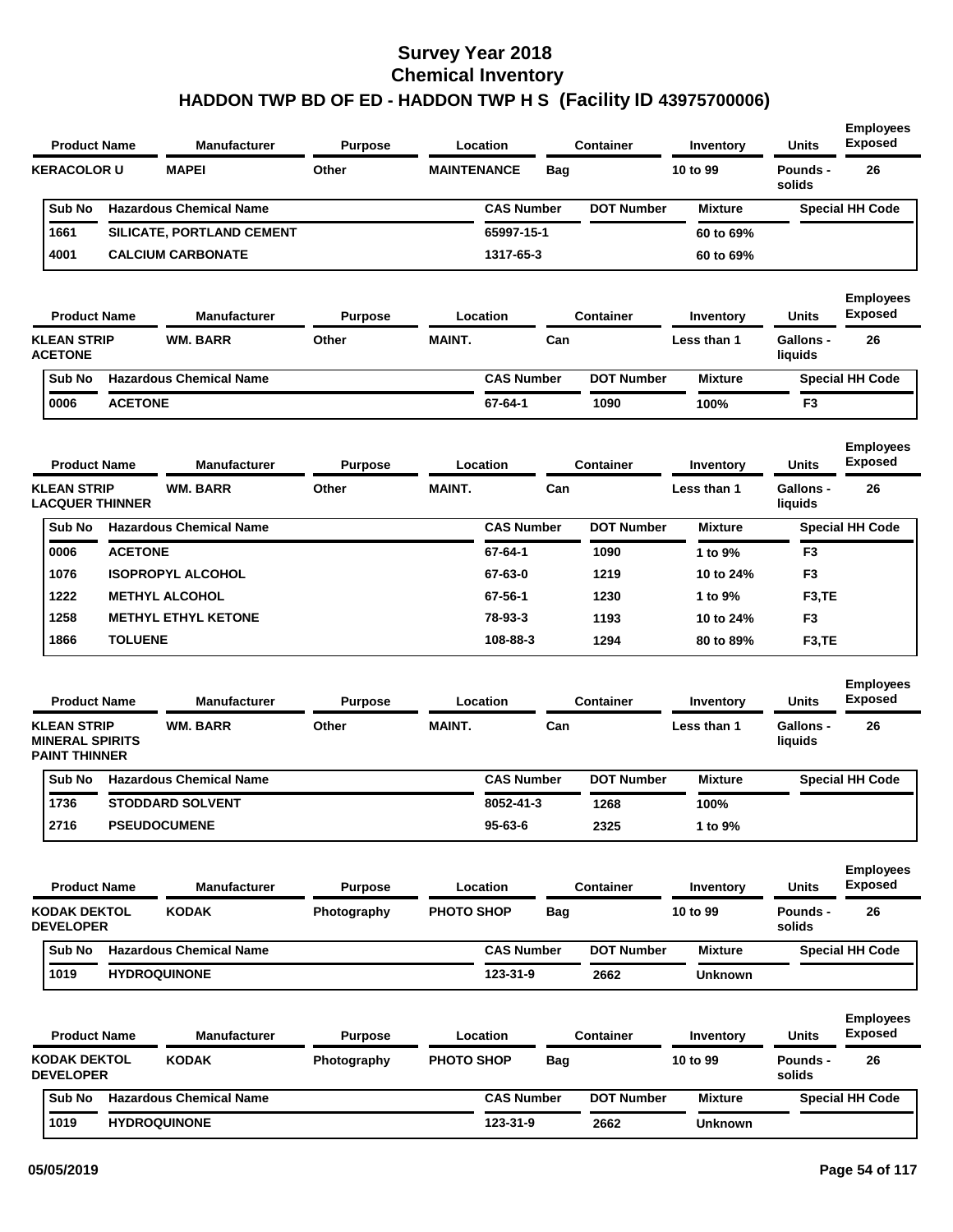# Survey Year 2018
# Chemical Inventory
## HADDON TWP BD OF ED - HADDON TWP H S (Facility ID 43975700006)

| Product Name | Manufacturer | Purpose | Location | Container | Inventory | Units | Employees Exposed |
|---|---|---|---|---|---|---|---|
| KERACOLOR U | MAPEI | Other | MAINTENANCE | Bag | 10 to 99 | Pounds - solids | 26 |

| Sub No | Hazardous Chemical Name | CAS Number | DOT Number | Mixture | Special HH Code |
|---|---|---|---|---|---|
| 1661 | SILICATE, PORTLAND CEMENT | 65997-15-1 | | 60 to 69% | |
| 4001 | CALCIUM CARBONATE | 1317-65-3 | | 60 to 69% | |

| Product Name | Manufacturer | Purpose | Location | Container | Inventory | Units | Employees Exposed |
|---|---|---|---|---|---|---|---|
| KLEAN STRIP ACETONE | WM. BARR | Other | MAINT. | Can | Less than 1 | Gallons - liquids | 26 |

| Sub No | Hazardous Chemical Name | CAS Number | DOT Number | Mixture | Special HH Code |
|---|---|---|---|---|---|
| 0006 | ACETONE | 67-64-1 | 1090 | 100% | F3 |

| Product Name | Manufacturer | Purpose | Location | Container | Inventory | Units | Employees Exposed |
|---|---|---|---|---|---|---|---|
| KLEAN STRIP LACQUER THINNER | WM. BARR | Other | MAINT. | Can | Less than 1 | Gallons - liquids | 26 |

| Sub No | Hazardous Chemical Name | CAS Number | DOT Number | Mixture | Special HH Code |
|---|---|---|---|---|---|
| 0006 | ACETONE | 67-64-1 | 1090 | 1 to 9% | F3 |
| 1076 | ISOPROPYL ALCOHOL | 67-63-0 | 1219 | 10 to 24% | F3 |
| 1222 | METHYL ALCOHOL | 67-56-1 | 1230 | 1 to 9% | F3,TE |
| 1258 | METHYL ETHYL KETONE | 78-93-3 | 1193 | 10 to 24% | F3 |
| 1866 | TOLUENE | 108-88-3 | 1294 | 80 to 89% | F3,TE |

| Product Name | Manufacturer | Purpose | Location | Container | Inventory | Units | Employees Exposed |
|---|---|---|---|---|---|---|---|
| KLEAN STRIP MINERAL SPIRITS PAINT THINNER | WM. BARR | Other | MAINT. | Can | Less than 1 | Gallons - liquids | 26 |

| Sub No | Hazardous Chemical Name | CAS Number | DOT Number | Mixture | Special HH Code |
|---|---|---|---|---|---|
| 1736 | STODDARD SOLVENT | 8052-41-3 | 1268 | 100% | |
| 2716 | PSEUDOCUMENE | 95-63-6 | 2325 | 1 to 9% | |

| Product Name | Manufacturer | Purpose | Location | Container | Inventory | Units | Employees Exposed |
|---|---|---|---|---|---|---|---|
| KODAK DEKTOL DEVELOPER | KODAK | Photography | PHOTO SHOP | Bag | 10 to 99 | Pounds - solids | 26 |

| Sub No | Hazardous Chemical Name | CAS Number | DOT Number | Mixture | Special HH Code |
|---|---|---|---|---|---|
| 1019 | HYDROQUINONE | 123-31-9 | 2662 | Unknown | |

| Product Name | Manufacturer | Purpose | Location | Container | Inventory | Units | Employees Exposed |
|---|---|---|---|---|---|---|---|
| KODAK DEKTOL DEVELOPER | KODAK | Photography | PHOTO SHOP | Bag | 10 to 99 | Pounds - solids | 26 |

| Sub No | Hazardous Chemical Name | CAS Number | DOT Number | Mixture | Special HH Code |
|---|---|---|---|---|---|
| 1019 | HYDROQUINONE | 123-31-9 | 2662 | Unknown | |

05/05/2019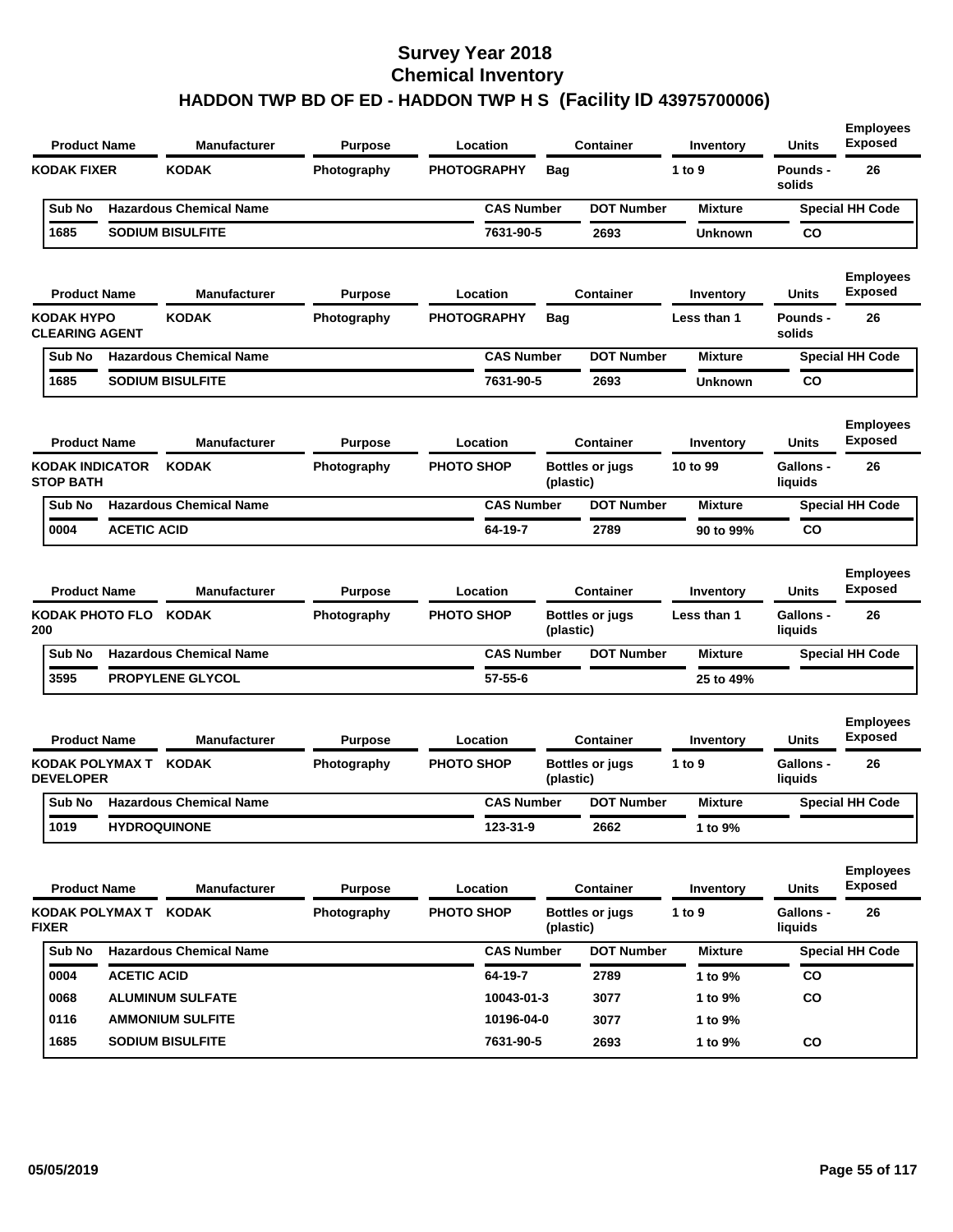# Survey Year 2018
# Chemical Inventory
# HADDON TWP BD OF ED - HADDON TWP H S (Facility ID 43975700006)

| Product Name | Manufacturer | Purpose | Location | Container | Inventory | Units | Employees Exposed |
|---|---|---|---|---|---|---|---|
| KODAK FIXER | KODAK | Photography | PHOTOGRAPHY | Bag | 1 to 9 | Pounds - solids | 26 |

| Sub No | Hazardous Chemical Name | CAS Number | DOT Number | Mixture | Special HH Code |
|---|---|---|---|---|---|
| 1685 | SODIUM BISULFITE | 7631-90-5 | 2693 | Unknown | CO |

| Product Name | Manufacturer | Purpose | Location | Container | Inventory | Units | Employees Exposed |
|---|---|---|---|---|---|---|---|
| KODAK HYPO CLEARING AGENT | KODAK | Photography | PHOTOGRAPHY | Bag | Less than 1 | Pounds - solids | 26 |

| Sub No | Hazardous Chemical Name | CAS Number | DOT Number | Mixture | Special HH Code |
|---|---|---|---|---|---|
| 1685 | SODIUM BISULFITE | 7631-90-5 | 2693 | Unknown | CO |

| Product Name | Manufacturer | Purpose | Location | Container | Inventory | Units | Employees Exposed |
|---|---|---|---|---|---|---|---|
| KODAK INDICATOR STOP BATH | KODAK | Photography | PHOTO SHOP | Bottles or jugs (plastic) | 10 to 99 | Gallons - liquids | 26 |

| Sub No | Hazardous Chemical Name | CAS Number | DOT Number | Mixture | Special HH Code |
|---|---|---|---|---|---|
| 0004 | ACETIC ACID | 64-19-7 | 2789 | 90 to 99% | CO |

| Product Name | Manufacturer | Purpose | Location | Container | Inventory | Units | Employees Exposed |
|---|---|---|---|---|---|---|---|
| KODAK PHOTO FLO 200 | KODAK | Photography | PHOTO SHOP | Bottles or jugs (plastic) | Less than 1 | Gallons - liquids | 26 |

| Sub No | Hazardous Chemical Name | CAS Number | DOT Number | Mixture | Special HH Code |
|---|---|---|---|---|---|
| 3595 | PROPYLENE GLYCOL | 57-55-6 | | 25 to 49% | |

| Product Name | Manufacturer | Purpose | Location | Container | Inventory | Units | Employees Exposed |
|---|---|---|---|---|---|---|---|
| KODAK POLYMAX T DEVELOPER | KODAK | Photography | PHOTO SHOP | Bottles or jugs (plastic) | 1 to 9 | Gallons - liquids | 26 |

| Sub No | Hazardous Chemical Name | CAS Number | DOT Number | Mixture | Special HH Code |
|---|---|---|---|---|---|
| 1019 | HYDROQUINONE | 123-31-9 | 2662 | 1 to 9% | |

| Product Name | Manufacturer | Purpose | Location | Container | Inventory | Units | Employees Exposed |
|---|---|---|---|---|---|---|---|
| KODAK POLYMAX T FIXER | KODAK | Photography | PHOTO SHOP | Bottles or jugs (plastic) | 1 to 9 | Gallons - liquids | 26 |

| Sub No | Hazardous Chemical Name | CAS Number | DOT Number | Mixture | Special HH Code |
|---|---|---|---|---|---|
| 0004 | ACETIC ACID | 64-19-7 | 2789 | 1 to 9% | CO |
| 0068 | ALUMINUM SULFATE | 10043-01-3 | 3077 | 1 to 9% | CO |
| 0116 | AMMONIUM SULFITE | 10196-04-0 | 3077 | 1 to 9% | |
| 1685 | SODIUM BISULFITE | 7631-90-5 | 2693 | 1 to 9% | CO |

05/05/2019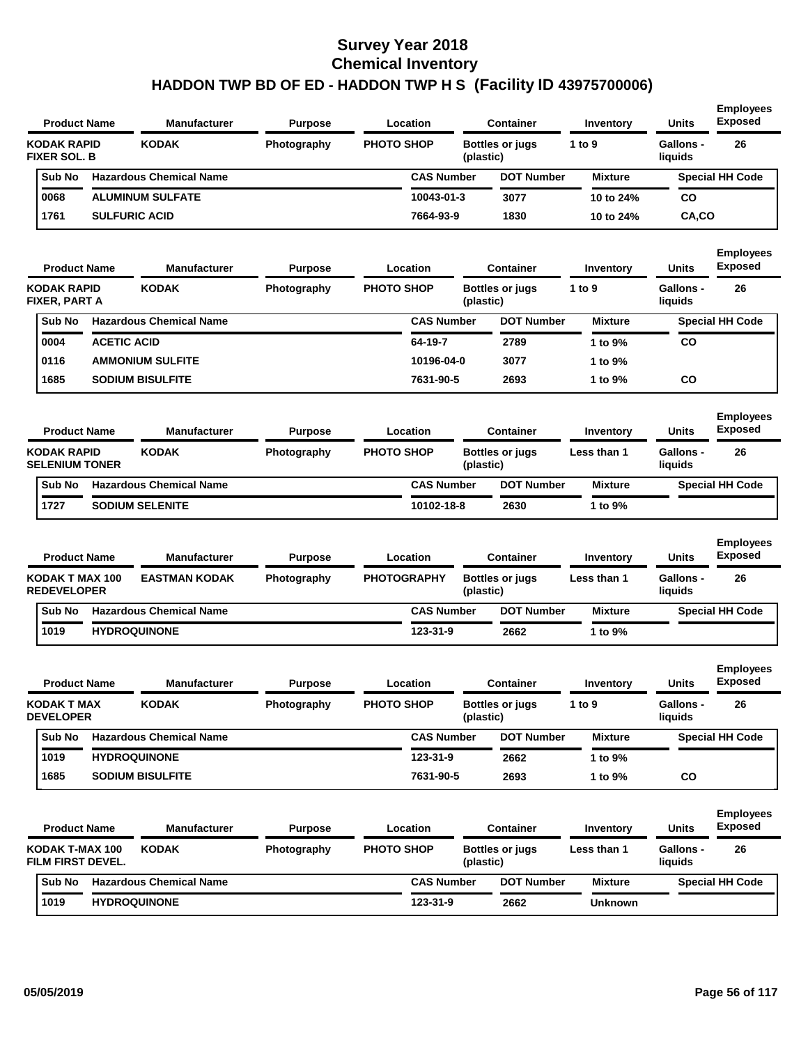# Survey Year 2018
## Chemical Inventory
## HADDON TWP BD OF ED - HADDON TWP H S (Facility ID 43975700006)

| Product Name | Manufacturer | Purpose | Location | Container | Inventory | Units | Employees Exposed |
|---|---|---|---|---|---|---|---|
| KODAK RAPID FIXER SOL. B | KODAK | Photography | PHOTO SHOP | Bottles or jugs (plastic) | 1 to 9 | Gallons - liquids | 26 |

| Sub No | Hazardous Chemical Name | CAS Number | DOT Number | Mixture | Special HH Code |
|---|---|---|---|---|---|
| 0068 | ALUMINUM SULFATE | 10043-01-3 | 3077 | 10 to 24% | CO |
| 1761 | SULFURIC ACID | 7664-93-9 | 1830 | 10 to 24% | CA,CO |

| Product Name | Manufacturer | Purpose | Location | Container | Inventory | Units | Employees Exposed |
|---|---|---|---|---|---|---|---|
| KODAK RAPID FIXER, PART A | KODAK | Photography | PHOTO SHOP | Bottles or jugs (plastic) | 1 to 9 | Gallons - liquids | 26 |

| Sub No | Hazardous Chemical Name | CAS Number | DOT Number | Mixture | Special HH Code |
|---|---|---|---|---|---|
| 0004 | ACETIC ACID | 64-19-7 | 2789 | 1 to 9% | CO |
| 0116 | AMMONIUM SULFITE | 10196-04-0 | 3077 | 1 to 9% | |
| 1685 | SODIUM BISULFITE | 7631-90-5 | 2693 | 1 to 9% | CO |

| Product Name | Manufacturer | Purpose | Location | Container | Inventory | Units | Employees Exposed |
|---|---|---|---|---|---|---|---|
| KODAK RAPID SELENIUM TONER | KODAK | Photography | PHOTO SHOP | Bottles or jugs (plastic) | Less than 1 | Gallons - liquids | 26 |

| Sub No | Hazardous Chemical Name | CAS Number | DOT Number | Mixture | Special HH Code |
|---|---|---|---|---|---|
| 1727 | SODIUM SELENITE | 10102-18-8 | 2630 | 1 to 9% | |

| Product Name | Manufacturer | Purpose | Location | Container | Inventory | Units | Employees Exposed |
|---|---|---|---|---|---|---|---|
| KODAK T MAX 100 REDEVELOPER | EASTMAN KODAK | Photography | PHOTOGRAPHY | Bottles or jugs (plastic) | Less than 1 | Gallons - liquids | 26 |

| Sub No | Hazardous Chemical Name | CAS Number | DOT Number | Mixture | Special HH Code |
|---|---|---|---|---|---|
| 1019 | HYDROQUINONE | 123-31-9 | 2662 | 1 to 9% | |

| Product Name | Manufacturer | Purpose | Location | Container | Inventory | Units | Employees Exposed |
|---|---|---|---|---|---|---|---|
| KODAK T MAX DEVELOPER | KODAK | Photography | PHOTO SHOP | Bottles or jugs (plastic) | 1 to 9 | Gallons - liquids | 26 |

| Sub No | Hazardous Chemical Name | CAS Number | DOT Number | Mixture | Special HH Code |
|---|---|---|---|---|---|
| 1019 | HYDROQUINONE | 123-31-9 | 2662 | 1 to 9% | |
| 1685 | SODIUM BISULFITE | 7631-90-5 | 2693 | 1 to 9% | CO |

| Product Name | Manufacturer | Purpose | Location | Container | Inventory | Units | Employees Exposed |
|---|---|---|---|---|---|---|---|
| KODAK T-MAX 100 FILM FIRST DEVEL. | KODAK | Photography | PHOTO SHOP | Bottles or jugs (plastic) | Less than 1 | Gallons - liquids | 26 |

| Sub No | Hazardous Chemical Name | CAS Number | DOT Number | Mixture | Special HH Code |
|---|---|---|---|---|---|
| 1019 | HYDROQUINONE | 123-31-9 | 2662 | Unknown | |

05/05/2019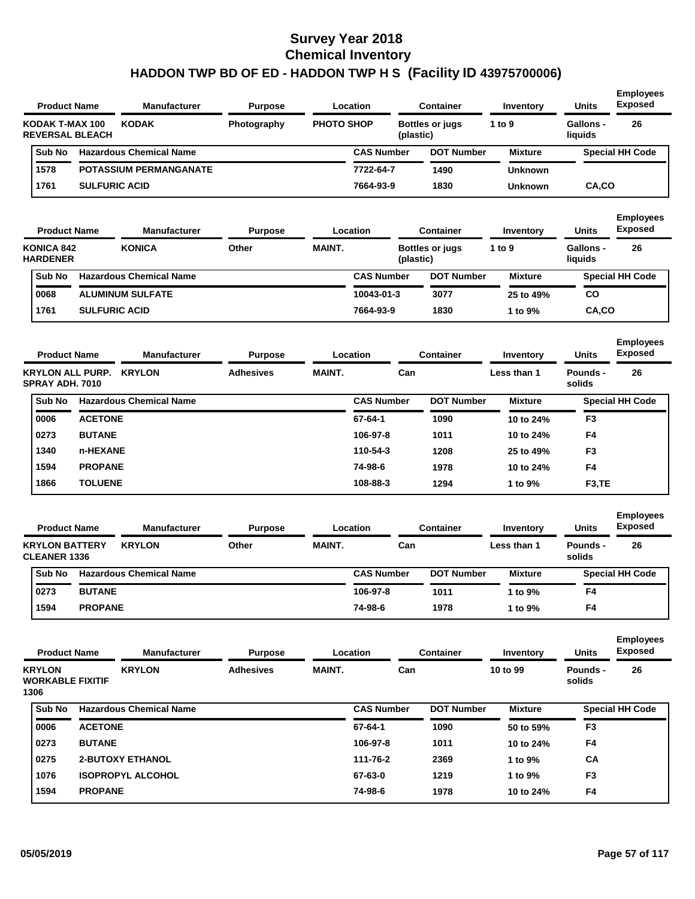# Survey Year 2018
## Chemical Inventory
## HADDON TWP BD OF ED - HADDON TWP H S (Facility ID 43975700006)

| Product Name | Manufacturer | Purpose | Location | Container | Inventory | Units | Employees Exposed |
|---|---|---|---|---|---|---|---|
| KODAK T-MAX 100 REVERSAL BLEACH | KODAK | Photography | PHOTO SHOP | Bottles or jugs (plastic) | 1 to 9 | Gallons - liquids | 26 |

| Sub No | Hazardous Chemical Name | CAS Number | DOT Number | Mixture | Special HH Code |
|---|---|---|---|---|---|
| 1578 | POTASSIUM PERMANGANATE | 7722-64-7 | 1490 | Unknown | |
| 1761 | SULFURIC ACID | 7664-93-9 | 1830 | Unknown | CA,CO |

| Product Name | Manufacturer | Purpose | Location | Container | Inventory | Units | Employees Exposed |
|---|---|---|---|---|---|---|---|
| KONICA 842 HARDENER | KONICA | Other | MAINT. | Bottles or jugs (plastic) | 1 to 9 | Gallons - liquids | 26 |

| Sub No | Hazardous Chemical Name | CAS Number | DOT Number | Mixture | Special HH Code |
|---|---|---|---|---|---|
| 0068 | ALUMINUM SULFATE | 10043-01-3 | 3077 | 25 to 49% | CO |
| 1761 | SULFURIC ACID | 7664-93-9 | 1830 | 1 to 9% | CA,CO |

| Product Name | Manufacturer | Purpose | Location | Container | Inventory | Units | Employees Exposed |
|---|---|---|---|---|---|---|---|
| KRYLON ALL PURP. SPRAY ADH. 7010 | KRYLON | Adhesives | MAINT. | Can | Less than 1 | Pounds - solids | 26 |

| Sub No | Hazardous Chemical Name | CAS Number | DOT Number | Mixture | Special HH Code |
|---|---|---|---|---|---|
| 0006 | ACETONE | 67-64-1 | 1090 | 10 to 24% | F3 |
| 0273 | BUTANE | 106-97-8 | 1011 | 10 to 24% | F4 |
| 1340 | n-HEXANE | 110-54-3 | 1208 | 25 to 49% | F3 |
| 1594 | PROPANE | 74-98-6 | 1978 | 10 to 24% | F4 |
| 1866 | TOLUENE | 108-88-3 | 1294 | 1 to 9% | F3,TE |

| Product Name | Manufacturer | Purpose | Location | Container | Inventory | Units | Employees Exposed |
|---|---|---|---|---|---|---|---|
| KRYLON BATTERY CLEANER 1336 | KRYLON | Other | MAINT. | Can | Less than 1 | Pounds - solids | 26 |

| Sub No | Hazardous Chemical Name | CAS Number | DOT Number | Mixture | Special HH Code |
|---|---|---|---|---|---|
| 0273 | BUTANE | 106-97-8 | 1011 | 1 to 9% | F4 |
| 1594 | PROPANE | 74-98-6 | 1978 | 1 to 9% | F4 |

| Product Name | Manufacturer | Purpose | Location | Container | Inventory | Units | Employees Exposed |
|---|---|---|---|---|---|---|---|
| KRYLON WORKABLE FIXITIF 1306 | KRYLON | Adhesives | MAINT. | Can | 10 to 99 | Pounds - solids | 26 |

| Sub No | Hazardous Chemical Name | CAS Number | DOT Number | Mixture | Special HH Code |
|---|---|---|---|---|---|
| 0006 | ACETONE | 67-64-1 | 1090 | 50 to 59% | F3 |
| 0273 | BUTANE | 106-97-8 | 1011 | 10 to 24% | F4 |
| 0275 | 2-BUTOXY ETHANOL | 111-76-2 | 2369 | 1 to 9% | CA |
| 1076 | ISOPROPYL ALCOHOL | 67-63-0 | 1219 | 1 to 9% | F3 |
| 1594 | PROPANE | 74-98-6 | 1978 | 10 to 24% | F4 |

05/05/2019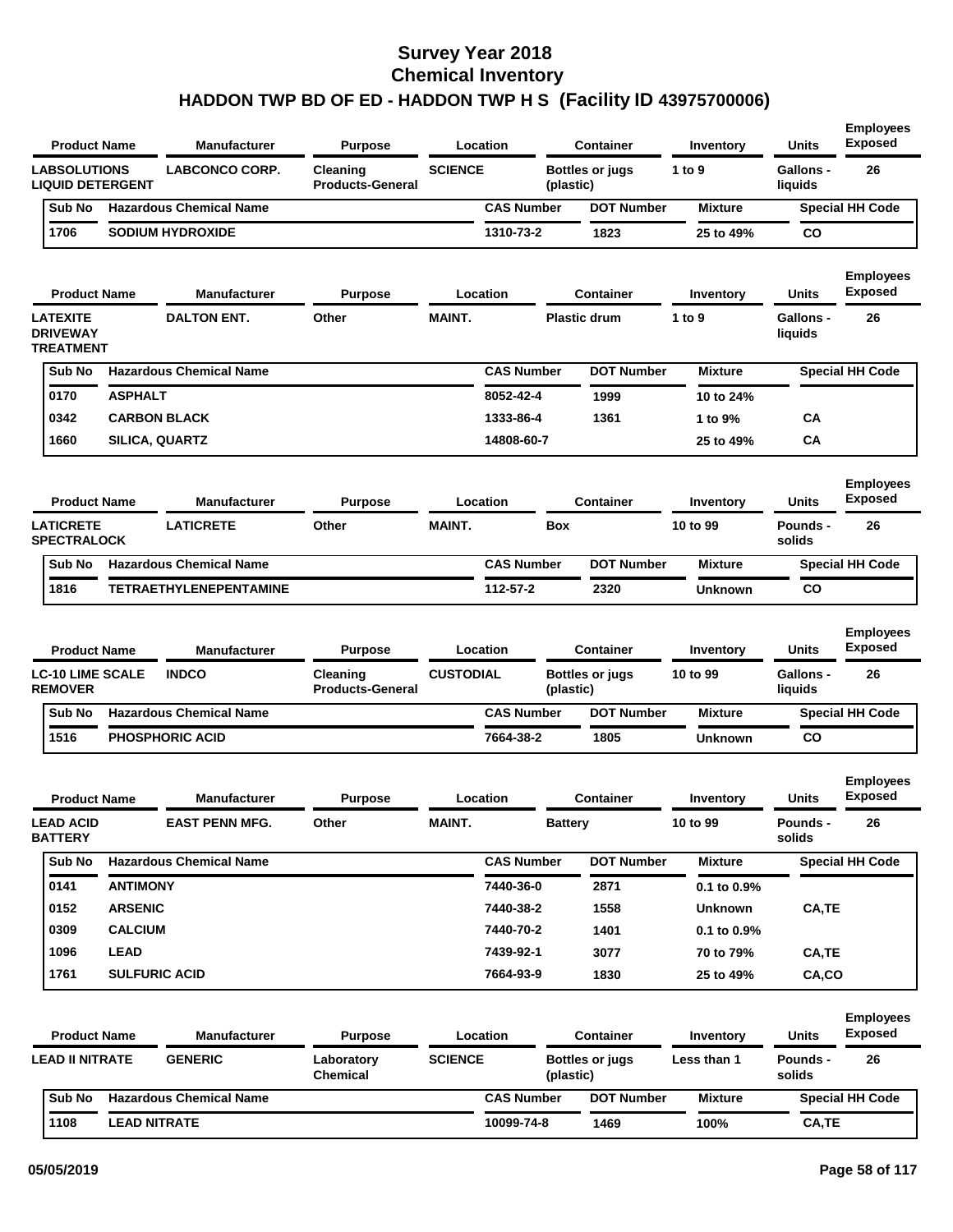# Survey Year 2018
# Chemical Inventory
# HADDON TWP BD OF ED - HADDON TWP H S (Facility ID 43975700006)

| Product Name | Manufacturer | Purpose | Location | Container | Inventory | Units | Employees Exposed |
|---|---|---|---|---|---|---|---|
| LABSOLUTIONS LIQUID DETERGENT | LABCONCO CORP. | Cleaning Products-General | SCIENCE | Bottles or jugs (plastic) | 1 to 9 | Gallons - liquids | 26 |

| Sub No | Hazardous Chemical Name | CAS Number | DOT Number | Mixture | Special HH Code |
|---|---|---|---|---|---|
| 1706 | SODIUM HYDROXIDE | 1310-73-2 | 1823 | 25 to 49% | CO |

| Product Name | Manufacturer | Purpose | Location | Container | Inventory | Units | Employees Exposed |
|---|---|---|---|---|---|---|---|
| LATEXITE DRIVEWAY TREATMENT | DALTON ENT. | Other | MAINT. | Plastic drum | 1 to 9 | Gallons - liquids | 26 |

| Sub No | Hazardous Chemical Name | CAS Number | DOT Number | Mixture | Special HH Code |
|---|---|---|---|---|---|
| 0170 | ASPHALT | 8052-42-4 | 1999 | 10 to 24% | |
| 0342 | CARBON BLACK | 1333-86-4 | 1361 | 1 to 9% | CA |
| 1660 | SILICA, QUARTZ | 14808-60-7 | | 25 to 49% | CA |

| Product Name | Manufacturer | Purpose | Location | Container | Inventory | Units | Employees Exposed |
|---|---|---|---|---|---|---|---|
| LATICRETE SPECTRALOCK | LATICRETE | Other | MAINT. | Box | 10 to 99 | Pounds - solids | 26 |

| Sub No | Hazardous Chemical Name | CAS Number | DOT Number | Mixture | Special HH Code |
|---|---|---|---|---|---|
| 1816 | TETRAETHYLENEPENTAMINE | 112-57-2 | 2320 | Unknown | CO |

| Product Name | Manufacturer | Purpose | Location | Container | Inventory | Units | Employees Exposed |
|---|---|---|---|---|---|---|---|
| LC-10 LIME SCALE REMOVER | INDCO | Cleaning Products-General | CUSTODIAL | Bottles or jugs (plastic) | 10 to 99 | Gallons - liquids | 26 |

| Sub No | Hazardous Chemical Name | CAS Number | DOT Number | Mixture | Special HH Code |
|---|---|---|---|---|---|
| 1516 | PHOSPHORIC ACID | 7664-38-2 | 1805 | Unknown | CO |

| Product Name | Manufacturer | Purpose | Location | Container | Inventory | Units | Employees Exposed |
|---|---|---|---|---|---|---|---|
| LEAD ACID BATTERY | EAST PENN MFG. | Other | MAINT. | Battery | 10 to 99 | Pounds - solids | 26 |

| Sub No | Hazardous Chemical Name | CAS Number | DOT Number | Mixture | Special HH Code |
|---|---|---|---|---|---|
| 0141 | ANTIMONY | 7440-36-0 | 2871 | 0.1 to 0.9% | |
| 0152 | ARSENIC | 7440-38-2 | 1558 | Unknown | CA,TE |
| 0309 | CALCIUM | 7440-70-2 | 1401 | 0.1 to 0.9% | |
| 1096 | LEAD | 7439-92-1 | 3077 | 70 to 79% | CA,TE |
| 1761 | SULFURIC ACID | 7664-93-9 | 1830 | 25 to 49% | CA,CO |

| Product Name | Manufacturer | Purpose | Location | Container | Inventory | Units | Employees Exposed |
|---|---|---|---|---|---|---|---|
| LEAD II NITRATE | GENERIC | Laboratory Chemical | SCIENCE | Bottles or jugs (plastic) | Less than 1 | Pounds - solids | 26 |

| Sub No | Hazardous Chemical Name | CAS Number | DOT Number | Mixture | Special HH Code |
|---|---|---|---|---|---|
| 1108 | LEAD NITRATE | 10099-74-8 | 1469 | 100% | CA,TE |

05/05/2019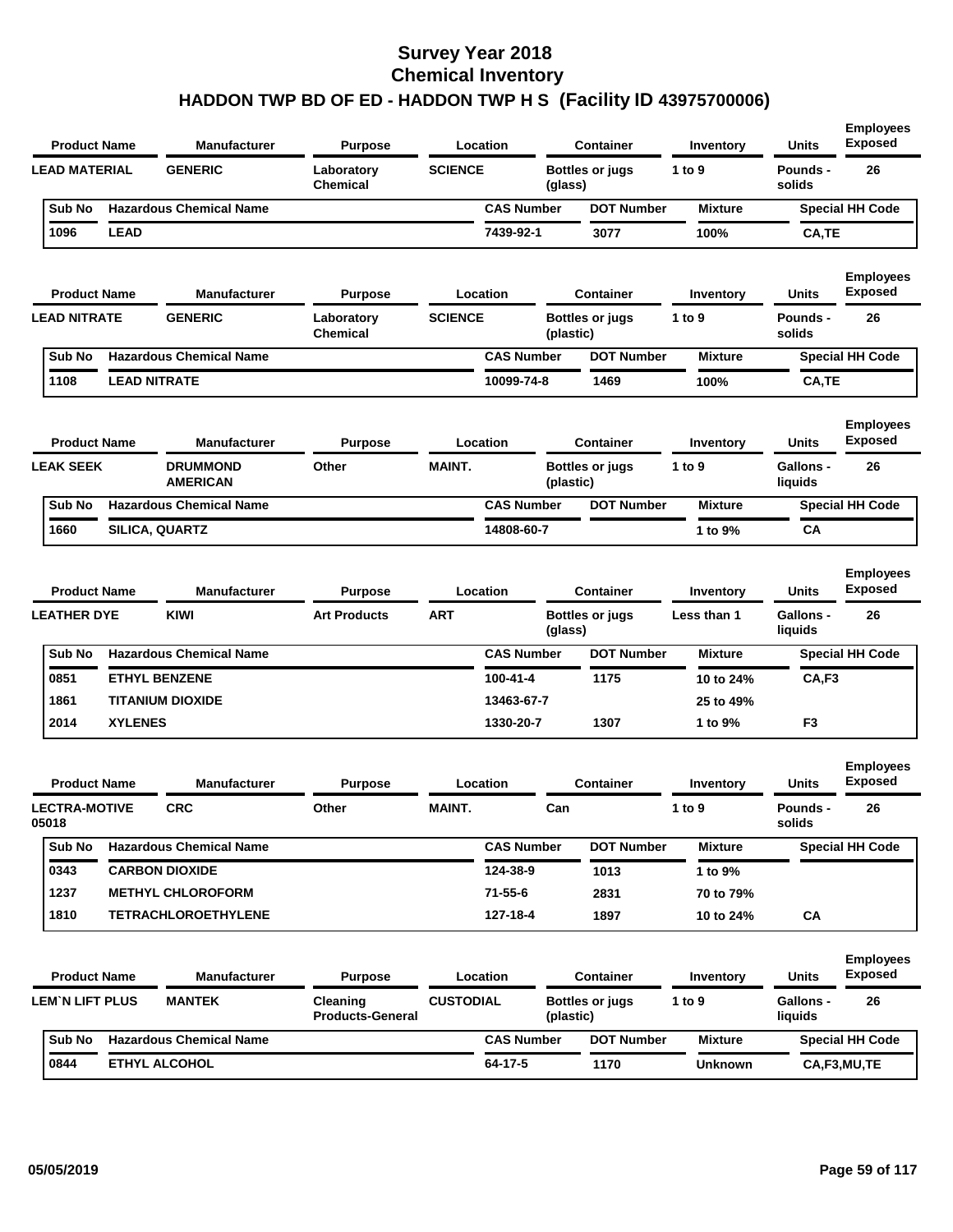# Survey Year 2018
# Chemical Inventory
# HADDON TWP BD OF ED - HADDON TWP H S (Facility ID 43975700006)

| Product Name | Manufacturer | Purpose | Location | Container | Inventory | Units | Employees Exposed |
|---|---|---|---|---|---|---|---|
| LEAD MATERIAL | GENERIC | Laboratory Chemical | SCIENCE | Bottles or jugs (glass) | 1 to 9 | Pounds - solids | 26 |

| Sub No | Hazardous Chemical Name | CAS Number | DOT Number | Mixture | Special HH Code |
|---|---|---|---|---|---|
| 1096 | LEAD | 7439-92-1 | 3077 | 100% | CA,TE |

| Product Name | Manufacturer | Purpose | Location | Container | Inventory | Units | Employees Exposed |
|---|---|---|---|---|---|---|---|
| LEAD NITRATE | GENERIC | Laboratory Chemical | SCIENCE | Bottles or jugs (plastic) | 1 to 9 | Pounds - solids | 26 |

| Sub No | Hazardous Chemical Name | CAS Number | DOT Number | Mixture | Special HH Code |
|---|---|---|---|---|---|
| 1108 | LEAD NITRATE | 10099-74-8 | 1469 | 100% | CA,TE |

| Product Name | Manufacturer | Purpose | Location | Container | Inventory | Units | Employees Exposed |
|---|---|---|---|---|---|---|---|
| LEAK SEEK | DRUMMOND AMERICAN | Other | MAINT. | Bottles or jugs (plastic) | 1 to 9 | Gallons - liquids | 26 |

| Sub No | Hazardous Chemical Name | CAS Number | DOT Number | Mixture | Special HH Code |
|---|---|---|---|---|---|
| 1660 | SILICA, QUARTZ | 14808-60-7 | | 1 to 9% | CA |

| Product Name | Manufacturer | Purpose | Location | Container | Inventory | Units | Employees Exposed |
|---|---|---|---|---|---|---|---|
| LEATHER DYE | KIWI | Art Products | ART | Bottles or jugs (glass) | Less than 1 | Gallons - liquids | 26 |

| Sub No | Hazardous Chemical Name | CAS Number | DOT Number | Mixture | Special HH Code |
|---|---|---|---|---|---|
| 0851 | ETHYL BENZENE | 100-41-4 | 1175 | 10 to 24% | CA,F3 |
| 1861 | TITANIUM DIOXIDE | 13463-67-7 | | 25 to 49% | |
| 2014 | XYLENES | 1330-20-7 | 1307 | 1 to 9% | F3 |

| Product Name | Manufacturer | Purpose | Location | Container | Inventory | Units | Employees Exposed |
|---|---|---|---|---|---|---|---|
| LECTRA-MOTIVE 05018 | CRC | Other | MAINT. | Can | 1 to 9 | Pounds - solids | 26 |

| Sub No | Hazardous Chemical Name | CAS Number | DOT Number | Mixture | Special HH Code |
|---|---|---|---|---|---|
| 0343 | CARBON DIOXIDE | 124-38-9 | 1013 | 1 to 9% | |
| 1237 | METHYL CHLOROFORM | 71-55-6 | 2831 | 70 to 79% | |
| 1810 | TETRACHLOROETHYLENE | 127-18-4 | 1897 | 10 to 24% | CA |

| Product Name | Manufacturer | Purpose | Location | Container | Inventory | Units | Employees Exposed |
|---|---|---|---|---|---|---|---|
| LEM`N LIFT PLUS | MANTEK | Cleaning Products-General | CUSTODIAL | Bottles or jugs (plastic) | 1 to 9 | Gallons - liquids | 26 |

| Sub No | Hazardous Chemical Name | CAS Number | DOT Number | Mixture | Special HH Code |
|---|---|---|---|---|---|
| 0844 | ETHYL ALCOHOL | 64-17-5 | 1170 | Unknown | CA,F3,MU,TE |

05/05/2019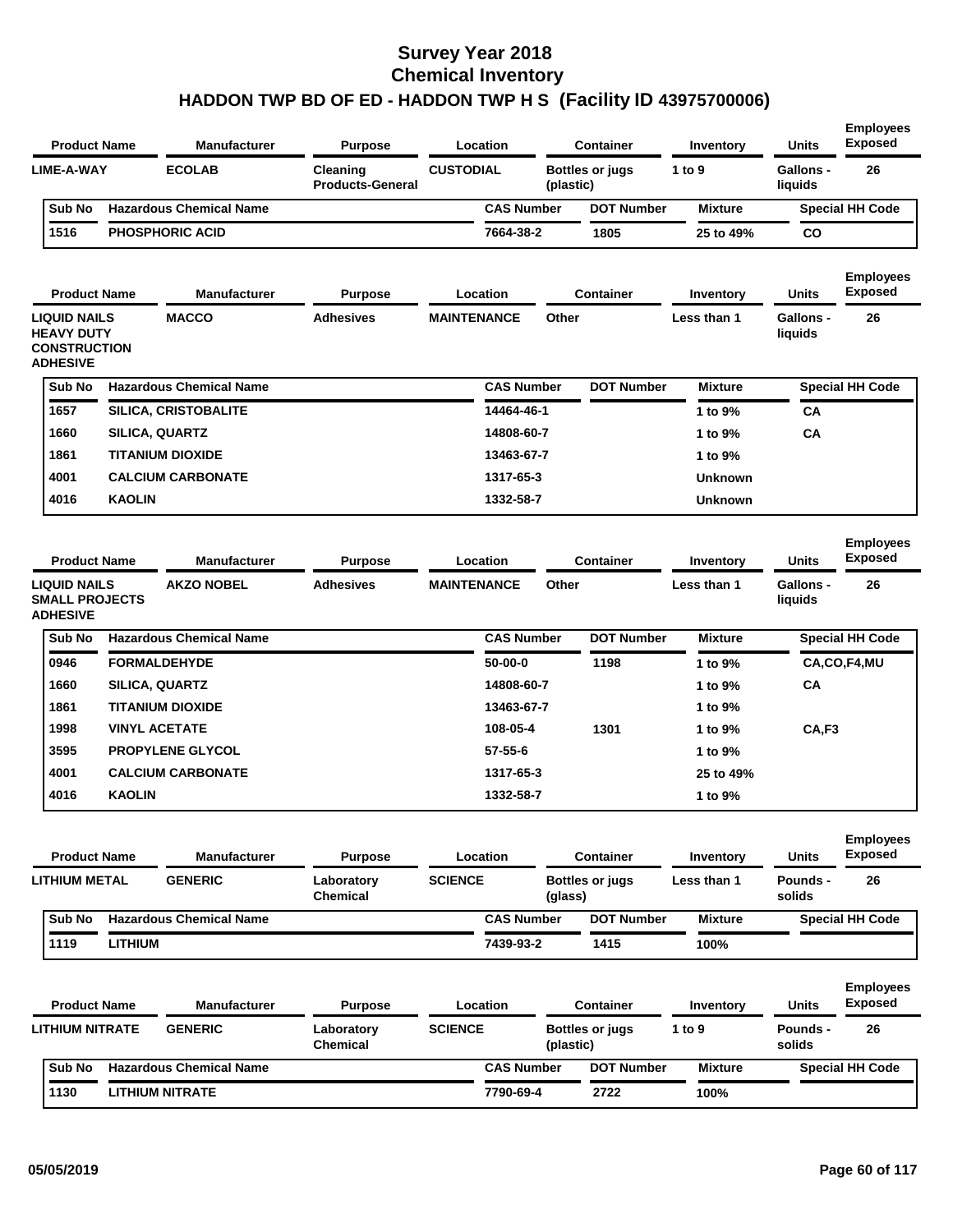# Survey Year 2018
# Chemical Inventory
# HADDON TWP BD OF ED - HADDON TWP H S (Facility ID 43975700006)

| Product Name | Manufacturer | Purpose | Location | Container | Inventory | Units | Employees Exposed |
|---|---|---|---|---|---|---|---|
| LIME-A-WAY | ECOLAB | Cleaning Products-General | CUSTODIAL | Bottles or jugs (plastic) | 1 to 9 | Gallons - liquids | 26 |

| Sub No | Hazardous Chemical Name | CAS Number | DOT Number | Mixture | Special HH Code |
|---|---|---|---|---|---|
| 1516 | PHOSPHORIC ACID | 7664-38-2 | 1805 | 25 to 49% | CO |

| Product Name | Manufacturer | Purpose | Location | Container | Inventory | Units | Employees Exposed |
|---|---|---|---|---|---|---|---|
| LIQUID NAILS HEAVY DUTY CONSTRUCTION ADHESIVE | MACCO | Adhesives | MAINTENANCE | Other | Less than 1 | Gallons - liquids | 26 |

| Sub No | Hazardous Chemical Name | CAS Number | DOT Number | Mixture | Special HH Code |
|---|---|---|---|---|---|
| 1657 | SILICA, CRISTOBALITE | 14464-46-1 | | 1 to 9% | CA |
| 1660 | SILICA, QUARTZ | 14808-60-7 | | 1 to 9% | CA |
| 1861 | TITANIUM DIOXIDE | 13463-67-7 | | 1 to 9% | |
| 4001 | CALCIUM CARBONATE | 1317-65-3 | | Unknown | |
| 4016 | KAOLIN | 1332-58-7 | | Unknown | |

| Product Name | Manufacturer | Purpose | Location | Container | Inventory | Units | Employees Exposed |
|---|---|---|---|---|---|---|---|
| LIQUID NAILS SMALL PROJECTS ADHESIVE | AKZO NOBEL | Adhesives | MAINTENANCE | Other | Less than 1 | Gallons - liquids | 26 |

| Sub No | Hazardous Chemical Name | CAS Number | DOT Number | Mixture | Special HH Code |
|---|---|---|---|---|---|
| 0946 | FORMALDEHYDE | 50-00-0 | 1198 | 1 to 9% | CA,CO,F4,MU |
| 1660 | SILICA, QUARTZ | 14808-60-7 | | 1 to 9% | CA |
| 1861 | TITANIUM DIOXIDE | 13463-67-7 | | 1 to 9% | |
| 1998 | VINYL ACETATE | 108-05-4 | 1301 | 1 to 9% | CA,F3 |
| 3595 | PROPYLENE GLYCOL | 57-55-6 | | 1 to 9% | |
| 4001 | CALCIUM CARBONATE | 1317-65-3 | | 25 to 49% | |
| 4016 | KAOLIN | 1332-58-7 | | 1 to 9% | |

| Product Name | Manufacturer | Purpose | Location | Container | Inventory | Units | Employees Exposed |
|---|---|---|---|---|---|---|---|
| LITHIUM METAL | GENERIC | Laboratory Chemical | SCIENCE | Bottles or jugs (glass) | Less than 1 | Pounds - solids | 26 |

| Sub No | Hazardous Chemical Name | CAS Number | DOT Number | Mixture | Special HH Code |
|---|---|---|---|---|---|
| 1119 | LITHIUM | 7439-93-2 | 1415 | 100% | |

| Product Name | Manufacturer | Purpose | Location | Container | Inventory | Units | Employees Exposed |
|---|---|---|---|---|---|---|---|
| LITHIUM NITRATE | GENERIC | Laboratory Chemical | SCIENCE | Bottles or jugs (plastic) | 1 to 9 | Pounds - solids | 26 |

| Sub No | Hazardous Chemical Name | CAS Number | DOT Number | Mixture | Special HH Code |
|---|---|---|---|---|---|
| 1130 | LITHIUM NITRATE | 7790-69-4 | 2722 | 100% | |

05/05/2019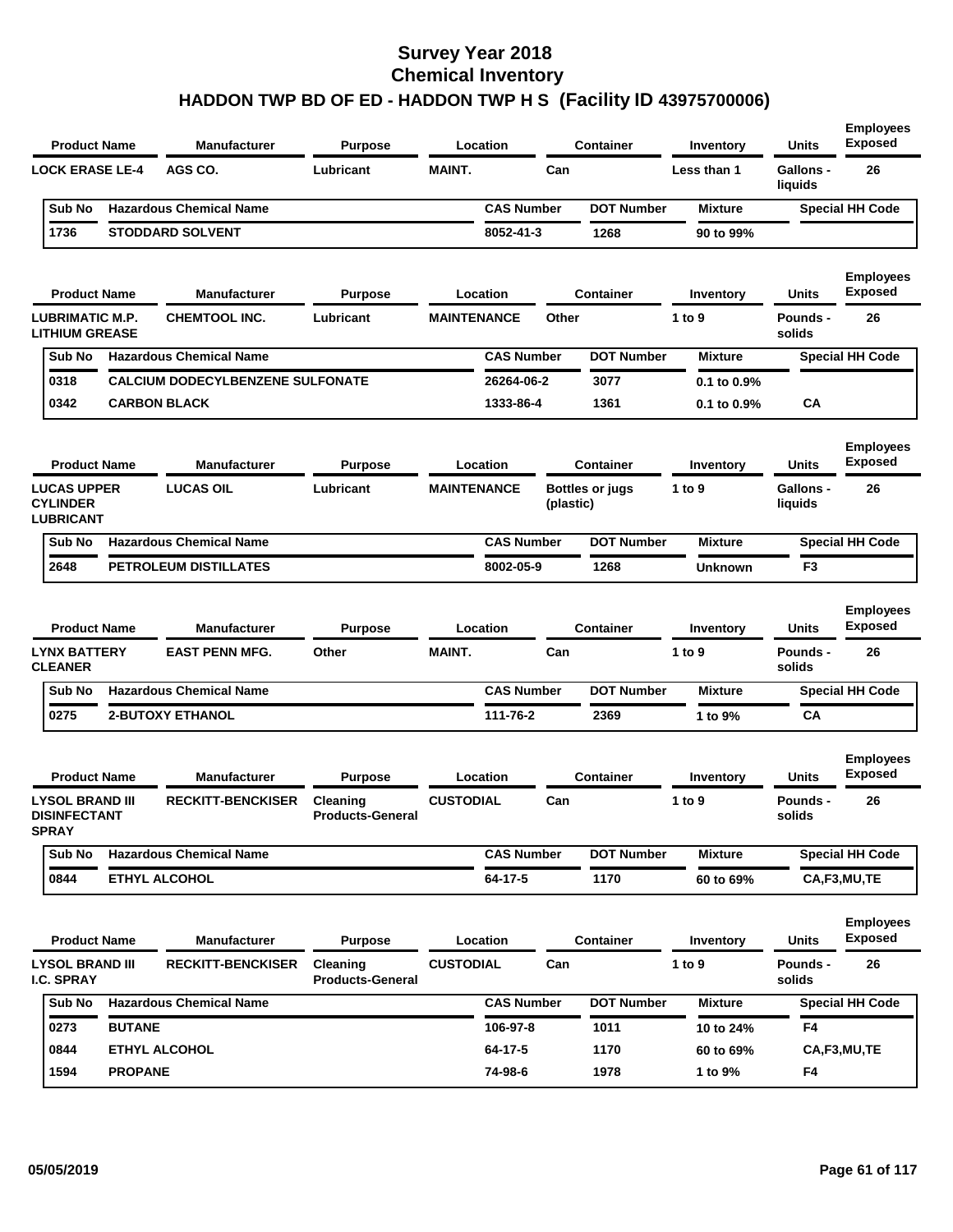# Survey Year 2018
# Chemical Inventory
# HADDON TWP BD OF ED - HADDON TWP H S (Facility ID 43975700006)

| Product Name | Manufacturer | Purpose | Location | Container | Inventory | Units | Employees Exposed |
|---|---|---|---|---|---|---|---|
| LOCK ERASE LE-4 | AGS CO. | Lubricant | MAINT. | Can | Less than 1 | Gallons - liquids | 26 |

| Sub No | Hazardous Chemical Name | CAS Number | DOT Number | Mixture | Special HH Code |
|---|---|---|---|---|---|
| 1736 | STODDARD SOLVENT | 8052-41-3 | 1268 | 90 to 99% | |

| Product Name | Manufacturer | Purpose | Location | Container | Inventory | Units | Employees Exposed |
|---|---|---|---|---|---|---|---|
| LUBRIMATIC M.P. LITHIUM GREASE | CHEMTOOL INC. | Lubricant | MAINTENANCE | Other | 1 to 9 | Pounds - solids | 26 |

| Sub No | Hazardous Chemical Name | CAS Number | DOT Number | Mixture | Special HH Code |
|---|---|---|---|---|---|
| 0318 | CALCIUM DODECYLBENZENE SULFONATE | 26264-06-2 | 3077 | 0.1 to 0.9% | |
| 0342 | CARBON BLACK | 1333-86-4 | 1361 | 0.1 to 0.9% | CA |

| Product Name | Manufacturer | Purpose | Location | Container | Inventory | Units | Employees Exposed |
|---|---|---|---|---|---|---|---|
| LUCAS UPPER CYLINDER LUBRICANT | LUCAS OIL | Lubricant | MAINTENANCE | Bottles or jugs (plastic) | 1 to 9 | Gallons - liquids | 26 |

| Sub No | Hazardous Chemical Name | CAS Number | DOT Number | Mixture | Special HH Code |
|---|---|---|---|---|---|
| 2648 | PETROLEUM DISTILLATES | 8002-05-9 | 1268 | Unknown | F3 |

| Product Name | Manufacturer | Purpose | Location | Container | Inventory | Units | Employees Exposed |
|---|---|---|---|---|---|---|---|
| LYNX BATTERY CLEANER | EAST PENN MFG. | Other | MAINT. | Can | 1 to 9 | Pounds - solids | 26 |

| Sub No | Hazardous Chemical Name | CAS Number | DOT Number | Mixture | Special HH Code |
|---|---|---|---|---|---|
| 0275 | 2-BUTOXY ETHANOL | 111-76-2 | 2369 | 1 to 9% | CA |

| Product Name | Manufacturer | Purpose | Location | Container | Inventory | Units | Employees Exposed |
|---|---|---|---|---|---|---|---|
| LYSOL BRAND III DISINFECTANT SPRAY | RECKITT-BENCKISER | Cleaning Products-General | CUSTODIAL | Can | 1 to 9 | Pounds - solids | 26 |

| Sub No | Hazardous Chemical Name | CAS Number | DOT Number | Mixture | Special HH Code |
|---|---|---|---|---|---|
| 0844 | ETHYL ALCOHOL | 64-17-5 | 1170 | 60 to 69% | CA,F3,MU,TE |

| Product Name | Manufacturer | Purpose | Location | Container | Inventory | Units | Employees Exposed |
|---|---|---|---|---|---|---|---|
| LYSOL BRAND III I.C. SPRAY | RECKITT-BENCKISER | Cleaning Products-General | CUSTODIAL | Can | 1 to 9 | Pounds - solids | 26 |

| Sub No | Hazardous Chemical Name | CAS Number | DOT Number | Mixture | Special HH Code |
|---|---|---|---|---|---|
| 0273 | BUTANE | 106-97-8 | 1011 | 10 to 24% | F4 |
| 0844 | ETHYL ALCOHOL | 64-17-5 | 1170 | 60 to 69% | CA,F3,MU,TE |
| 1594 | PROPANE | 74-98-6 | 1978 | 1 to 9% | F4 |

05/05/2019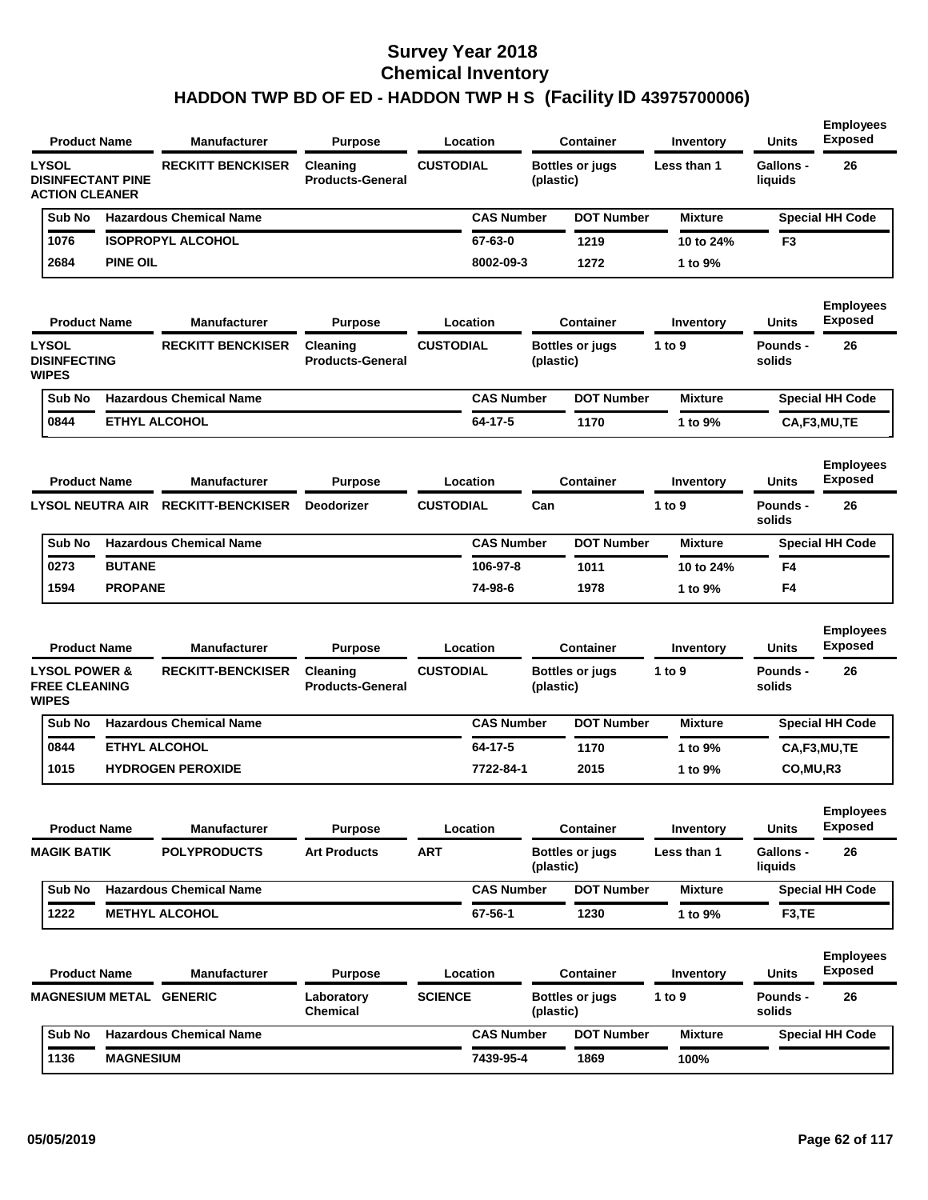# Survey Year 2018
# Chemical Inventory
# HADDON TWP BD OF ED - HADDON TWP H S (Facility ID 43975700006)

| Product Name | Manufacturer | Purpose | Location | Container | Inventory | Units | Employees Exposed |
|---|---|---|---|---|---|---|---|
| LYSOL DISINFECTANT PINE ACTION CLEANER | RECKITT BENCKISER | Cleaning Products-General | CUSTODIAL | Bottles or jugs (plastic) | Less than 1 | Gallons - liquids | 26 |

| Sub No | Hazardous Chemical Name | CAS Number | DOT Number | Mixture | Special HH Code |
|---|---|---|---|---|---|
| 1076 | ISOPROPYL ALCOHOL | 67-63-0 | 1219 | 10 to 24% | F3 |
| 2684 | PINE OIL | 8002-09-3 | 1272 | 1 to 9% | |

| Product Name | Manufacturer | Purpose | Location | Container | Inventory | Units | Employees Exposed |
|---|---|---|---|---|---|---|---|
| LYSOL DISINFECTING WIPES | RECKITT BENCKISER | Cleaning Products-General | CUSTODIAL | Bottles or jugs (plastic) | 1 to 9 | Pounds - solids | 26 |

| Sub No | Hazardous Chemical Name | CAS Number | DOT Number | Mixture | Special HH Code |
|---|---|---|---|---|---|
| 0844 | ETHYL ALCOHOL | 64-17-5 | 1170 | 1 to 9% | CA,F3,MU,TE |

| Product Name | Manufacturer | Purpose | Location | Container | Inventory | Units | Employees Exposed |
|---|---|---|---|---|---|---|---|
| LYSOL NEUTRA AIR | RECKITT-BENCKISER | Deodorizer | CUSTODIAL | Can | 1 to 9 | Pounds - solids | 26 |

| Sub No | Hazardous Chemical Name | CAS Number | DOT Number | Mixture | Special HH Code |
|---|---|---|---|---|---|
| 0273 | BUTANE | 106-97-8 | 1011 | 10 to 24% | F4 |
| 1594 | PROPANE | 74-98-6 | 1978 | 1 to 9% | F4 |

| Product Name | Manufacturer | Purpose | Location | Container | Inventory | Units | Employees Exposed |
|---|---|---|---|---|---|---|---|
| LYSOL POWER & FREE CLEANING WIPES | RECKITT-BENCKISER | Cleaning Products-General | CUSTODIAL | Bottles or jugs (plastic) | 1 to 9 | Pounds - solids | 26 |

| Sub No | Hazardous Chemical Name | CAS Number | DOT Number | Mixture | Special HH Code |
|---|---|---|---|---|---|
| 0844 | ETHYL ALCOHOL | 64-17-5 | 1170 | 1 to 9% | CA,F3,MU,TE |
| 1015 | HYDROGEN PEROXIDE | 7722-84-1 | 2015 | 1 to 9% | CO,MU,R3 |

| Product Name | Manufacturer | Purpose | Location | Container | Inventory | Units | Employees Exposed |
|---|---|---|---|---|---|---|---|
| MAGIK BATIK | POLYPRODUCTS | Art Products | ART | Bottles or jugs (plastic) | Less than 1 | Gallons - liquids | 26 |

| Sub No | Hazardous Chemical Name | CAS Number | DOT Number | Mixture | Special HH Code |
|---|---|---|---|---|---|
| 1222 | METHYL ALCOHOL | 67-56-1 | 1230 | 1 to 9% | F3,TE |

| Product Name | Manufacturer | Purpose | Location | Container | Inventory | Units | Employees Exposed |
|---|---|---|---|---|---|---|---|
| MAGNESIUM METAL | GENERIC | Laboratory Chemical | SCIENCE | Bottles or jugs (plastic) | 1 to 9 | Pounds - solids | 26 |

| Sub No | Hazardous Chemical Name | CAS Number | DOT Number | Mixture | Special HH Code |
|---|---|---|---|---|---|
| 1136 | MAGNESIUM | 7439-95-4 | 1869 | 100% | |

05/05/2019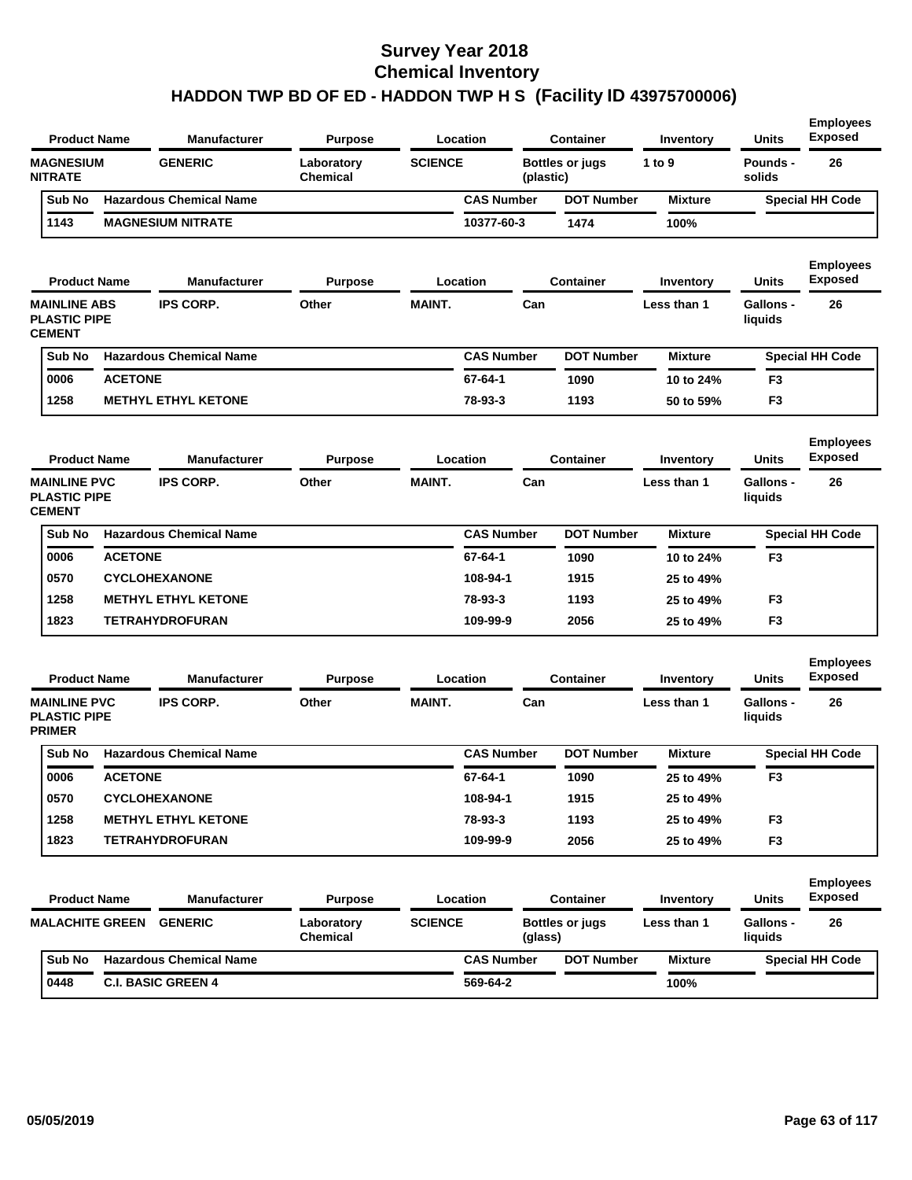# Survey Year 2018
# Chemical Inventory
## HADDON TWP BD OF ED - HADDON TWP H S (Facility ID 43975700006)

| Product Name | Manufacturer | Purpose | Location | Container | Inventory | Units | Employees Exposed |
|---|---|---|---|---|---|---|---|
| MAGNESIUM NITRATE | GENERIC | Laboratory Chemical | SCIENCE | Bottles or jugs (plastic) | 1 to 9 | Pounds - solids | 26 |

| Sub No | Hazardous Chemical Name | CAS Number | DOT Number | Mixture | Special HH Code |
|---|---|---|---|---|---|
| 1143 | MAGNESIUM NITRATE | 10377-60-3 | 1474 | 100% | |

| Product Name | Manufacturer | Purpose | Location | Container | Inventory | Units | Employees Exposed |
|---|---|---|---|---|---|---|---|
| MAINLINE ABS PLASTIC PIPE CEMENT | IPS CORP. | Other | MAINT. | Can | Less than 1 | Gallons - liquids | 26 |

| Sub No | Hazardous Chemical Name | CAS Number | DOT Number | Mixture | Special HH Code |
|---|---|---|---|---|---|
| 0006 | ACETONE | 67-64-1 | 1090 | 10 to 24% | F3 |
| 1258 | METHYL ETHYL KETONE | 78-93-3 | 1193 | 50 to 59% | F3 |

| Product Name | Manufacturer | Purpose | Location | Container | Inventory | Units | Employees Exposed |
|---|---|---|---|---|---|---|---|
| MAINLINE PVC PLASTIC PIPE CEMENT | IPS CORP. | Other | MAINT. | Can | Less than 1 | Gallons - liquids | 26 |

| Sub No | Hazardous Chemical Name | CAS Number | DOT Number | Mixture | Special HH Code |
|---|---|---|---|---|---|
| 0006 | ACETONE | 67-64-1 | 1090 | 10 to 24% | F3 |
| 0570 | CYCLOHEXANONE | 108-94-1 | 1915 | 25 to 49% | |
| 1258 | METHYL ETHYL KETONE | 78-93-3 | 1193 | 25 to 49% | F3 |
| 1823 | TETRAHYDROFURAN | 109-99-9 | 2056 | 25 to 49% | F3 |

| Product Name | Manufacturer | Purpose | Location | Container | Inventory | Units | Employees Exposed |
|---|---|---|---|---|---|---|---|
| MAINLINE PVC PLASTIC PIPE PRIMER | IPS CORP. | Other | MAINT. | Can | Less than 1 | Gallons - liquids | 26 |

| Sub No | Hazardous Chemical Name | CAS Number | DOT Number | Mixture | Special HH Code |
|---|---|---|---|---|---|
| 0006 | ACETONE | 67-64-1 | 1090 | 25 to 49% | F3 |
| 0570 | CYCLOHEXANONE | 108-94-1 | 1915 | 25 to 49% | |
| 1258 | METHYL ETHYL KETONE | 78-93-3 | 1193 | 25 to 49% | F3 |
| 1823 | TETRAHYDROFURAN | 109-99-9 | 2056 | 25 to 49% | F3 |

| Product Name | Manufacturer | Purpose | Location | Container | Inventory | Units | Employees Exposed |
|---|---|---|---|---|---|---|---|
| MALACHITE GREEN | GENERIC | Laboratory Chemical | SCIENCE | Bottles or jugs (glass) | Less than 1 | Gallons - liquids | 26 |

| Sub No | Hazardous Chemical Name | CAS Number | DOT Number | Mixture | Special HH Code |
|---|---|---|---|---|---|
| 0448 | C.I. BASIC GREEN 4 | 569-64-2 | | 100% | |

05/05/2019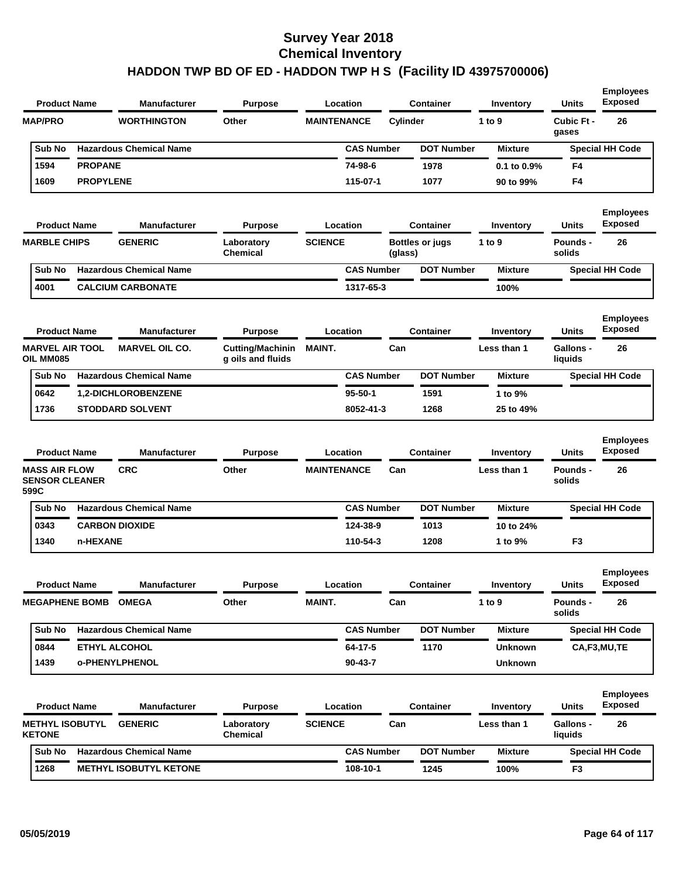# Survey Year 2018
## Chemical Inventory
## HADDON TWP BD OF ED - HADDON TWP H S (Facility ID 43975700006)

| Product Name | Manufacturer | Purpose | Location | Container | Inventory | Units | Employees Exposed |
|---|---|---|---|---|---|---|---|
| MAP/PRO | WORTHINGTON | Other | MAINTENANCE | Cylinder | 1 to 9 | Cubic Ft - gases | 26 |

| Sub No | Hazardous Chemical Name | CAS Number | DOT Number | Mixture | Special HH Code |
|---|---|---|---|---|---|
| 1594 | PROPANE | 74-98-6 | 1978 | 0.1 to 0.9% | F4 |
| 1609 | PROPYLENE | 115-07-1 | 1077 | 90 to 99% | F4 |

| Product Name | Manufacturer | Purpose | Location | Container | Inventory | Units | Employees Exposed |
|---|---|---|---|---|---|---|---|
| MARBLE CHIPS | GENERIC | Laboratory Chemical | SCIENCE | Bottles or jugs (glass) | 1 to 9 | Pounds - solids | 26 |

| Sub No | Hazardous Chemical Name | CAS Number | DOT Number | Mixture | Special HH Code |
|---|---|---|---|---|---|
| 4001 | CALCIUM CARBONATE | 1317-65-3 | | 100% | |

| Product Name | Manufacturer | Purpose | Location | Container | Inventory | Units | Employees Exposed |
|---|---|---|---|---|---|---|---|
| MARVEL AIR TOOL OIL MM085 | MARVEL OIL CO. | Cutting/Machining oils and fluids | MAINT. | Can | Less than 1 | Gallons - liquids | 26 |

| Sub No | Hazardous Chemical Name | CAS Number | DOT Number | Mixture | Special HH Code |
|---|---|---|---|---|---|
| 0642 | 1,2-DICHLOROBENZENE | 95-50-1 | 1591 | 1 to 9% | |
| 1736 | STODDARD SOLVENT | 8052-41-3 | 1268 | 25 to 49% | |

| Product Name | Manufacturer | Purpose | Location | Container | Inventory | Units | Employees Exposed |
|---|---|---|---|---|---|---|---|
| MASS AIR FLOW SENSOR CLEANER 599C | CRC | Other | MAINTENANCE | Can | Less than 1 | Pounds - solids | 26 |

| Sub No | Hazardous Chemical Name | CAS Number | DOT Number | Mixture | Special HH Code |
|---|---|---|---|---|---|
| 0343 | CARBON DIOXIDE | 124-38-9 | 1013 | 10 to 24% | |
| 1340 | n-HEXANE | 110-54-3 | 1208 | 1 to 9% | F3 |

| Product Name | Manufacturer | Purpose | Location | Container | Inventory | Units | Employees Exposed |
|---|---|---|---|---|---|---|---|
| MEGAPHENE BOMB | OMEGA | Other | MAINT. | Can | 1 to 9 | Pounds - solids | 26 |

| Sub No | Hazardous Chemical Name | CAS Number | DOT Number | Mixture | Special HH Code |
|---|---|---|---|---|---|
| 0844 | ETHYL ALCOHOL | 64-17-5 | 1170 | Unknown | CA,F3,MU,TE |
| 1439 | o-PHENYLPHENOL | 90-43-7 | | Unknown | |

| Product Name | Manufacturer | Purpose | Location | Container | Inventory | Units | Employees Exposed |
|---|---|---|---|---|---|---|---|
| METHYL ISOBUTYL KETONE | GENERIC | Laboratory Chemical | SCIENCE | Can | Less than 1 | Gallons - liquids | 26 |

| Sub No | Hazardous Chemical Name | CAS Number | DOT Number | Mixture | Special HH Code |
|---|---|---|---|---|---|
| 1268 | METHYL ISOBUTYL KETONE | 108-10-1 | 1245 | 100% | F3 |

05/05/2019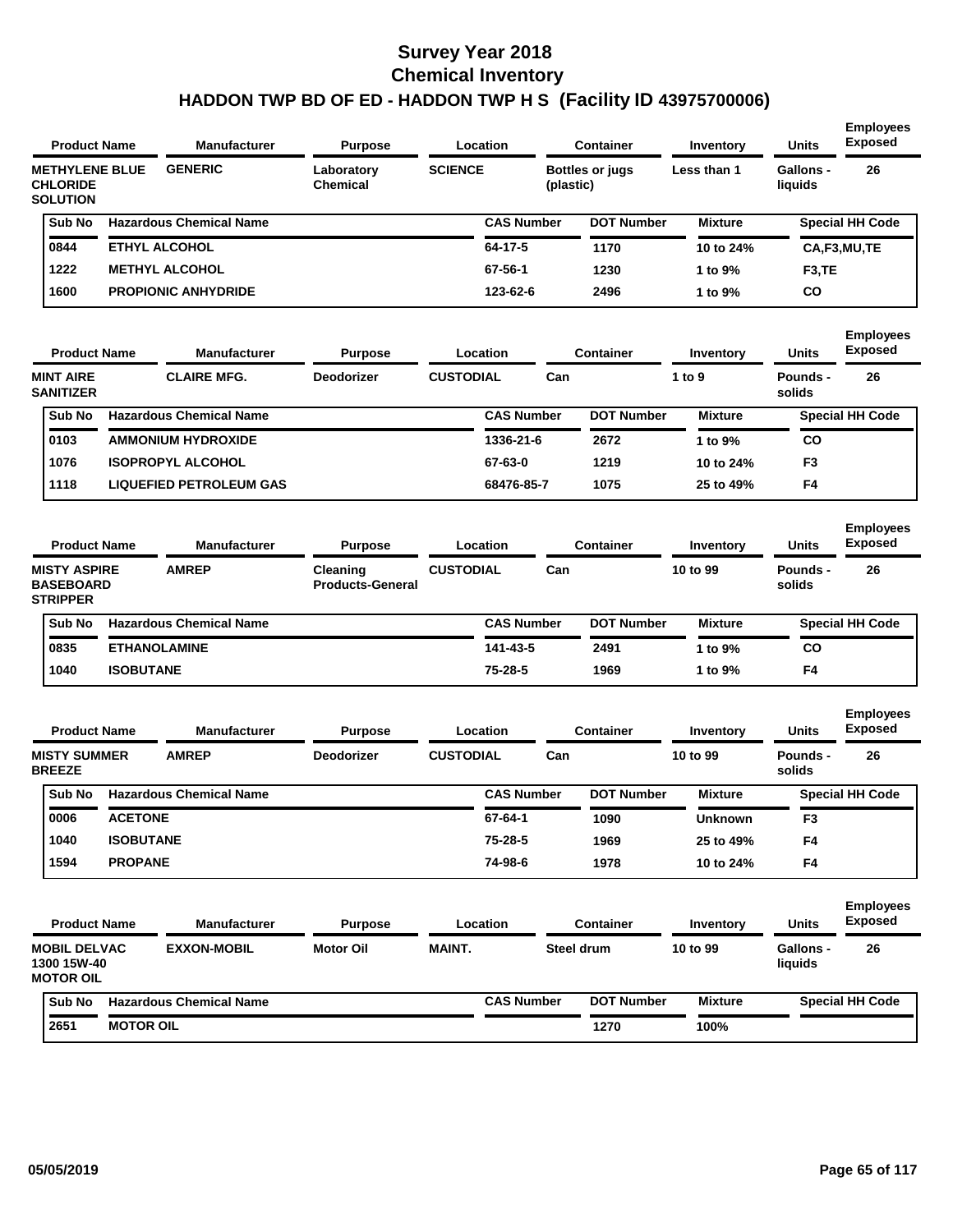# Survey Year 2018
## Chemical Inventory
## HADDON TWP BD OF ED - HADDON TWP H S (Facility ID 43975700006)

| Product Name | Manufacturer | Purpose | Location | Container | Inventory | Units | Employees Exposed |
|---|---|---|---|---|---|---|---|
| METHYLENE BLUE CHLORIDE SOLUTION | GENERIC | Laboratory Chemical | SCIENCE | Bottles or jugs (plastic) | Less than 1 | Gallons - liquids | 26 |

| Sub No | Hazardous Chemical Name | CAS Number | DOT Number | Mixture | Special HH Code |
|---|---|---|---|---|---|
| 0844 | ETHYL ALCOHOL | 64-17-5 | 1170 | 10 to 24% | CA,F3,MU,TE |
| 1222 | METHYL ALCOHOL | 67-56-1 | 1230 | 1 to 9% | F3,TE |
| 1600 | PROPIONIC ANHYDRIDE | 123-62-6 | 2496 | 1 to 9% | CO |

| Product Name | Manufacturer | Purpose | Location | Container | Inventory | Units | Employees Exposed |
|---|---|---|---|---|---|---|---|
| MINT AIRE SANITIZER | CLAIRE MFG. | Deodorizer | CUSTODIAL | Can | 1 to 9 | Pounds - solids | 26 |

| Sub No | Hazardous Chemical Name | CAS Number | DOT Number | Mixture | Special HH Code |
|---|---|---|---|---|---|
| 0103 | AMMONIUM HYDROXIDE | 1336-21-6 | 2672 | 1 to 9% | CO |
| 1076 | ISOPROPYL ALCOHOL | 67-63-0 | 1219 | 10 to 24% | F3 |
| 1118 | LIQUEFIED PETROLEUM GAS | 68476-85-7 | 1075 | 25 to 49% | F4 |

| Product Name | Manufacturer | Purpose | Location | Container | Inventory | Units | Employees Exposed |
|---|---|---|---|---|---|---|---|
| MISTY ASPIRE BASEBOARD STRIPPER | AMREP | Cleaning Products-General | CUSTODIAL | Can | 10 to 99 | Pounds - solids | 26 |

| Sub No | Hazardous Chemical Name | CAS Number | DOT Number | Mixture | Special HH Code |
|---|---|---|---|---|---|
| 0835 | ETHANOLAMINE | 141-43-5 | 2491 | 1 to 9% | CO |
| 1040 | ISOBUTANE | 75-28-5 | 1969 | 1 to 9% | F4 |

| Product Name | Manufacturer | Purpose | Location | Container | Inventory | Units | Employees Exposed |
|---|---|---|---|---|---|---|---|
| MISTY SUMMER BREEZE | AMREP | Deodorizer | CUSTODIAL | Can | 10 to 99 | Pounds - solids | 26 |

| Sub No | Hazardous Chemical Name | CAS Number | DOT Number | Mixture | Special HH Code |
|---|---|---|---|---|---|
| 0006 | ACETONE | 67-64-1 | 1090 | Unknown | F3 |
| 1040 | ISOBUTANE | 75-28-5 | 1969 | 25 to 49% | F4 |
| 1594 | PROPANE | 74-98-6 | 1978 | 10 to 24% | F4 |

| Product Name | Manufacturer | Purpose | Location | Container | Inventory | Units | Employees Exposed |
|---|---|---|---|---|---|---|---|
| MOBIL DELVAC 1300 15W-40 MOTOR OIL | EXXON-MOBIL | Motor Oil | MAINT. | Steel drum | 10 to 99 | Gallons - liquids | 26 |

| Sub No | Hazardous Chemical Name | CAS Number | DOT Number | Mixture | Special HH Code |
|---|---|---|---|---|---|
| 2651 | MOTOR OIL | | 1270 | 100% | |

05/05/2019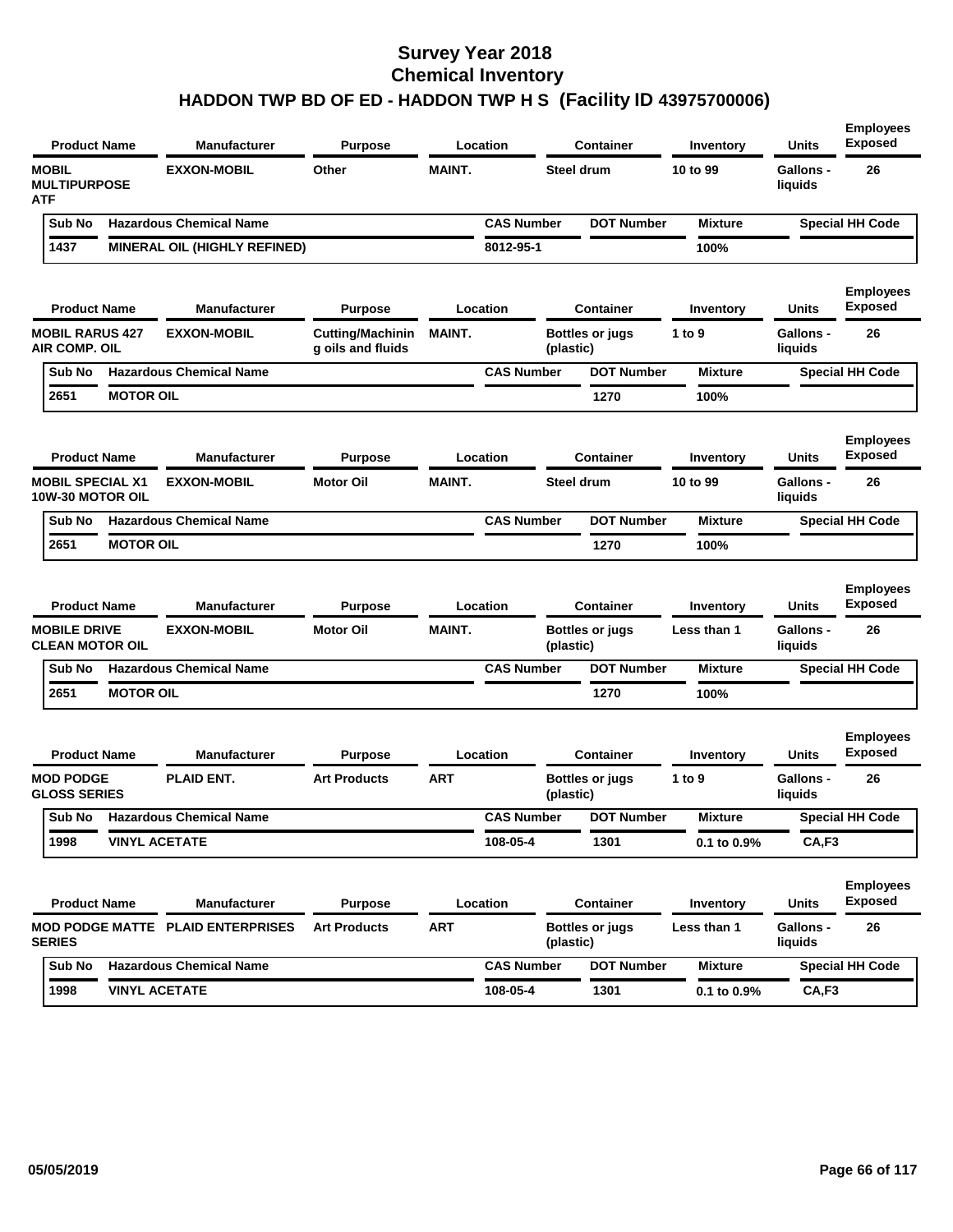# Survey Year 2018
# Chemical Inventory
# HADDON TWP BD OF ED - HADDON TWP H S (Facility ID 43975700006)

| Product Name | Manufacturer | Purpose | Location | Container | Inventory | Units | Employees Exposed |
|---|---|---|---|---|---|---|---|
| MOBIL MULTIPURPOSE ATF | EXXON-MOBIL | Other | MAINT. | Steel drum | 10 to 99 | Gallons - liquids | 26 |

| Sub No | Hazardous Chemical Name | CAS Number | DOT Number | Mixture | Special HH Code |
|---|---|---|---|---|---|
| 1437 | MINERAL OIL (HIGHLY REFINED) | 8012-95-1 | | 100% | |

| Product Name | Manufacturer | Purpose | Location | Container | Inventory | Units | Employees Exposed |
|---|---|---|---|---|---|---|---|
| MOBIL RARUS 427 AIR COMP. OIL | EXXON-MOBIL | Cutting/Machining oils and fluids | MAINT. | Bottles or jugs (plastic) | 1 to 9 | Gallons - liquids | 26 |

| Sub No | Hazardous Chemical Name | CAS Number | DOT Number | Mixture | Special HH Code |
|---|---|---|---|---|---|
| 2651 | MOTOR OIL | | 1270 | 100% | |

| Product Name | Manufacturer | Purpose | Location | Container | Inventory | Units | Employees Exposed |
|---|---|---|---|---|---|---|---|
| MOBIL SPECIAL X1 10W-30 MOTOR OIL | EXXON-MOBIL | Motor Oil | MAINT. | Steel drum | 10 to 99 | Gallons - liquids | 26 |

| Sub No | Hazardous Chemical Name | CAS Number | DOT Number | Mixture | Special HH Code |
|---|---|---|---|---|---|
| 2651 | MOTOR OIL | | 1270 | 100% | |

| Product Name | Manufacturer | Purpose | Location | Container | Inventory | Units | Employees Exposed |
|---|---|---|---|---|---|---|---|
| MOBILE DRIVE CLEAN MOTOR OIL | EXXON-MOBIL | Motor Oil | MAINT. | Bottles or jugs (plastic) | Less than 1 | Gallons - liquids | 26 |

| Sub No | Hazardous Chemical Name | CAS Number | DOT Number | Mixture | Special HH Code |
|---|---|---|---|---|---|
| 2651 | MOTOR OIL | | 1270 | 100% | |

| Product Name | Manufacturer | Purpose | Location | Container | Inventory | Units | Employees Exposed |
|---|---|---|---|---|---|---|---|
| MOD PODGE GLOSS SERIES | PLAID ENT. | Art Products | ART | Bottles or jugs (plastic) | 1 to 9 | Gallons - liquids | 26 |

| Sub No | Hazardous Chemical Name | CAS Number | DOT Number | Mixture | Special HH Code |
|---|---|---|---|---|---|
| 1998 | VINYL ACETATE | 108-05-4 | 1301 | 0.1 to 0.9% | CA,F3 |

| Product Name | Manufacturer | Purpose | Location | Container | Inventory | Units | Employees Exposed |
|---|---|---|---|---|---|---|---|
| MOD PODGE MATTE SERIES | PLAID ENTERPRISES | Art Products | ART | Bottles or jugs (plastic) | Less than 1 | Gallons - liquids | 26 |

| Sub No | Hazardous Chemical Name | CAS Number | DOT Number | Mixture | Special HH Code |
|---|---|---|---|---|---|
| 1998 | VINYL ACETATE | 108-05-4 | 1301 | 0.1 to 0.9% | CA,F3 |

05/05/2019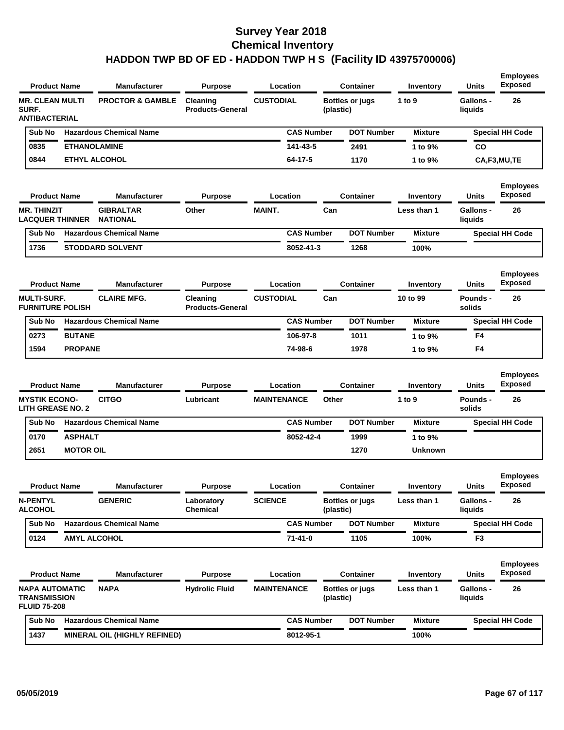# Survey Year 2018
# Chemical Inventory
# HADDON TWP BD OF ED - HADDON TWP H S (Facility ID 43975700006)

| Product Name | Manufacturer | Purpose | Location | Container | Inventory | Units | Employees Exposed |
|---|---|---|---|---|---|---|---|
| MR. CLEAN MULTI SURF. ANTIBACTERIAL | PROCTOR & GAMBLE | Cleaning Products-General | CUSTODIAL | Bottles or jugs (plastic) | 1 to 9 | Gallons - liquids | 26 |

| Sub No | Hazardous Chemical Name | CAS Number | DOT Number | Mixture | Special HH Code |
|---|---|---|---|---|---|
| 0835 | ETHANOLAMINE | 141-43-5 | 2491 | 1 to 9% | CO |
| 0844 | ETHYL ALCOHOL | 64-17-5 | 1170 | 1 to 9% | CA,F3,MU,TE |

| Product Name | Manufacturer | Purpose | Location | Container | Inventory | Units | Employees Exposed |
|---|---|---|---|---|---|---|---|
| MR. THINZIT LACQUER THINNER | GIBRALTAR NATIONAL | Other | MAINT. | Can | Less than 1 | Gallons - liquids | 26 |

| Sub No | Hazardous Chemical Name | CAS Number | DOT Number | Mixture | Special HH Code |
|---|---|---|---|---|---|
| 1736 | STODDARD SOLVENT | 8052-41-3 | 1268 | 100% | |

| Product Name | Manufacturer | Purpose | Location | Container | Inventory | Units | Employees Exposed |
|---|---|---|---|---|---|---|---|
| MULTI-SURF. FURNITURE POLISH | CLAIRE MFG. | Cleaning Products-General | CUSTODIAL | Can | 10 to 99 | Pounds - solids | 26 |

| Sub No | Hazardous Chemical Name | CAS Number | DOT Number | Mixture | Special HH Code |
|---|---|---|---|---|---|
| 0273 | BUTANE | 106-97-8 | 1011 | 1 to 9% | F4 |
| 1594 | PROPANE | 74-98-6 | 1978 | 1 to 9% | F4 |

| Product Name | Manufacturer | Purpose | Location | Container | Inventory | Units | Employees Exposed |
|---|---|---|---|---|---|---|---|
| MYSTIK ECONO-LITH GREASE NO. 2 | CITGO | Lubricant | MAINTENANCE | Other | 1 to 9 | Pounds - solids | 26 |

| Sub No | Hazardous Chemical Name | CAS Number | DOT Number | Mixture | Special HH Code |
|---|---|---|---|---|---|
| 0170 | ASPHALT | 8052-42-4 | 1999 | 1 to 9% | |
| 2651 | MOTOR OIL | | 1270 | Unknown | |

| Product Name | Manufacturer | Purpose | Location | Container | Inventory | Units | Employees Exposed |
|---|---|---|---|---|---|---|---|
| N-PENTYL ALCOHOL | GENERIC | Laboratory Chemical | SCIENCE | Bottles or jugs (plastic) | Less than 1 | Gallons - liquids | 26 |

| Sub No | Hazardous Chemical Name | CAS Number | DOT Number | Mixture | Special HH Code |
|---|---|---|---|---|---|
| 0124 | AMYL ALCOHOL | 71-41-0 | 1105 | 100% | F3 |

| Product Name | Manufacturer | Purpose | Location | Container | Inventory | Units | Employees Exposed |
|---|---|---|---|---|---|---|---|
| NAPA AUTOMATIC TRANSMISSION FLUID 75-208 | NAPA | Hydrolic Fluid | MAINTENANCE | Bottles or jugs (plastic) | Less than 1 | Gallons - liquids | 26 |

| Sub No | Hazardous Chemical Name | CAS Number | DOT Number | Mixture | Special HH Code |
|---|---|---|---|---|---|
| 1437 | MINERAL OIL (HIGHLY REFINED) | 8012-95-1 | | 100% | |

05/05/2019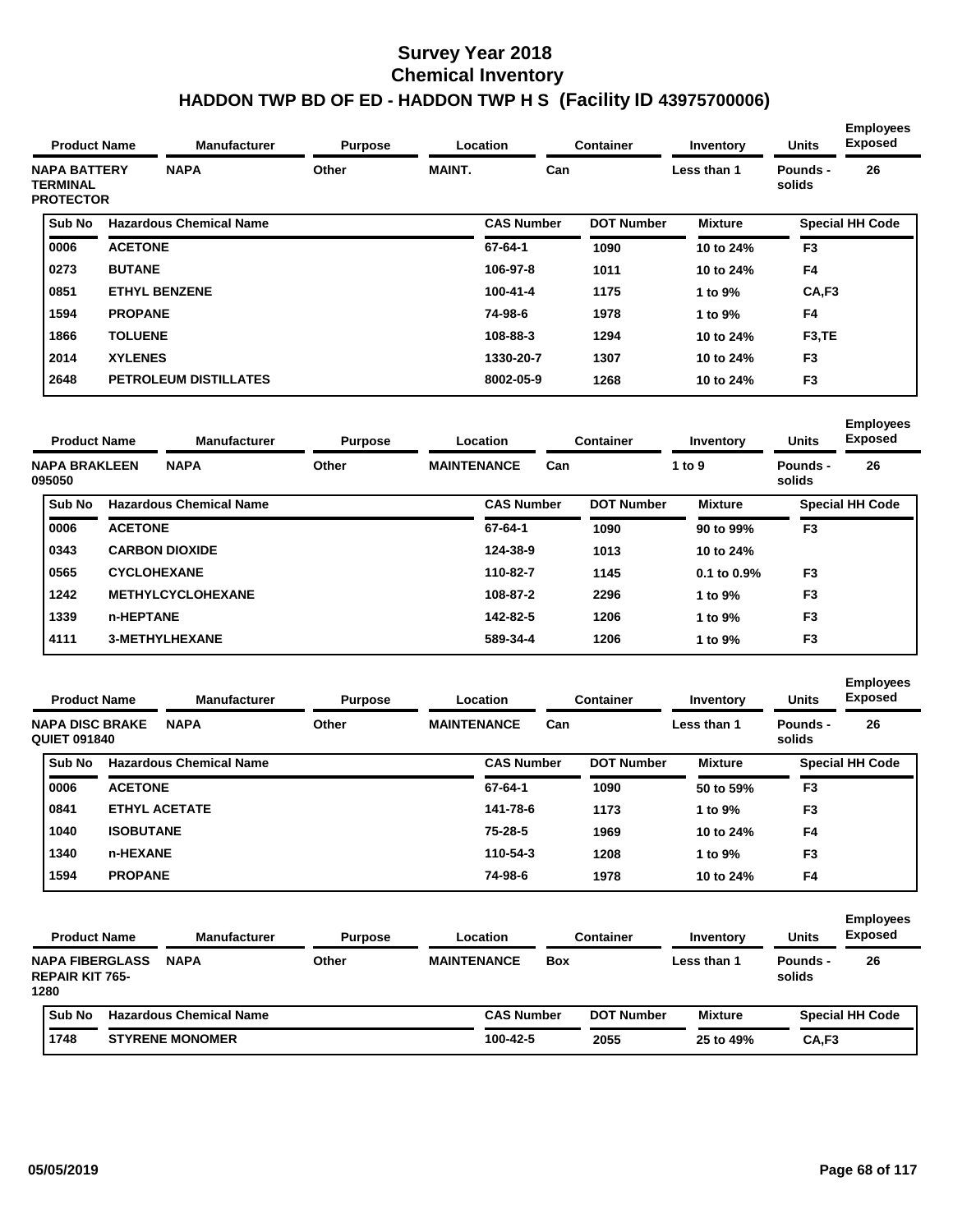# Survey Year 2018
# Chemical Inventory
# HADDON TWP BD OF ED - HADDON TWP H S (Facility ID 43975700006)

| Product Name | Manufacturer | Purpose | Location | Container | Inventory | Units | Employees Exposed |
|---|---|---|---|---|---|---|---|
| NAPA BATTERY TERMINAL PROTECTOR | NAPA | Other | MAINT. | Can | Less than 1 | Pounds - solids | 26 |

| Sub No | Hazardous Chemical Name | CAS Number | DOT Number | Mixture | Special HH Code |
|---|---|---|---|---|---|
| 0006 | ACETONE | 67-64-1 | 1090 | 10 to 24% | F3 |
| 0273 | BUTANE | 106-97-8 | 1011 | 10 to 24% | F4 |
| 0851 | ETHYL BENZENE | 100-41-4 | 1175 | 1 to 9% | CA,F3 |
| 1594 | PROPANE | 74-98-6 | 1978 | 1 to 9% | F4 |
| 1866 | TOLUENE | 108-88-3 | 1294 | 10 to 24% | F3,TE |
| 2014 | XYLENES | 1330-20-7 | 1307 | 10 to 24% | F3 |
| 2648 | PETROLEUM DISTILLATES | 8002-05-9 | 1268 | 10 to 24% | F3 |

| Product Name | Manufacturer | Purpose | Location | Container | Inventory | Units | Employees Exposed |
|---|---|---|---|---|---|---|---|
| NAPA BRAKLEEN 095050 | NAPA | Other | MAINTENANCE | Can | 1 to 9 | Pounds - solids | 26 |

| Sub No | Hazardous Chemical Name | CAS Number | DOT Number | Mixture | Special HH Code |
|---|---|---|---|---|---|
| 0006 | ACETONE | 67-64-1 | 1090 | 90 to 99% | F3 |
| 0343 | CARBON DIOXIDE | 124-38-9 | 1013 | 10 to 24% | |
| 0565 | CYCLOHEXANE | 110-82-7 | 1145 | 0.1 to 0.9% | F3 |
| 1242 | METHYLCYCLOHEXANE | 108-87-2 | 2296 | 1 to 9% | F3 |
| 1339 | n-HEPTANE | 142-82-5 | 1206 | 1 to 9% | F3 |
| 4111 | 3-METHYLHEXANE | 589-34-4 | 1206 | 1 to 9% | F3 |

| Product Name | Manufacturer | Purpose | Location | Container | Inventory | Units | Employees Exposed |
|---|---|---|---|---|---|---|---|
| NAPA DISC BRAKE QUIET 091840 | NAPA | Other | MAINTENANCE | Can | Less than 1 | Pounds - solids | 26 |

| Sub No | Hazardous Chemical Name | CAS Number | DOT Number | Mixture | Special HH Code |
|---|---|---|---|---|---|
| 0006 | ACETONE | 67-64-1 | 1090 | 50 to 59% | F3 |
| 0841 | ETHYL ACETATE | 141-78-6 | 1173 | 1 to 9% | F3 |
| 1040 | ISOBUTANE | 75-28-5 | 1969 | 10 to 24% | F4 |
| 1340 | n-HEXANE | 110-54-3 | 1208 | 1 to 9% | F3 |
| 1594 | PROPANE | 74-98-6 | 1978 | 10 to 24% | F4 |

| Product Name | Manufacturer | Purpose | Location | Container | Inventory | Units | Employees Exposed |
|---|---|---|---|---|---|---|---|
| NAPA FIBERGLASS REPAIR KIT 765-1280 | NAPA | Other | MAINTENANCE | Box | Less than 1 | Pounds - solids | 26 |

| Sub No | Hazardous Chemical Name | CAS Number | DOT Number | Mixture | Special HH Code |
|---|---|---|---|---|---|
| 1748 | STYRENE MONOMER | 100-42-5 | 2055 | 25 to 49% | CA,F3 |

05/05/2019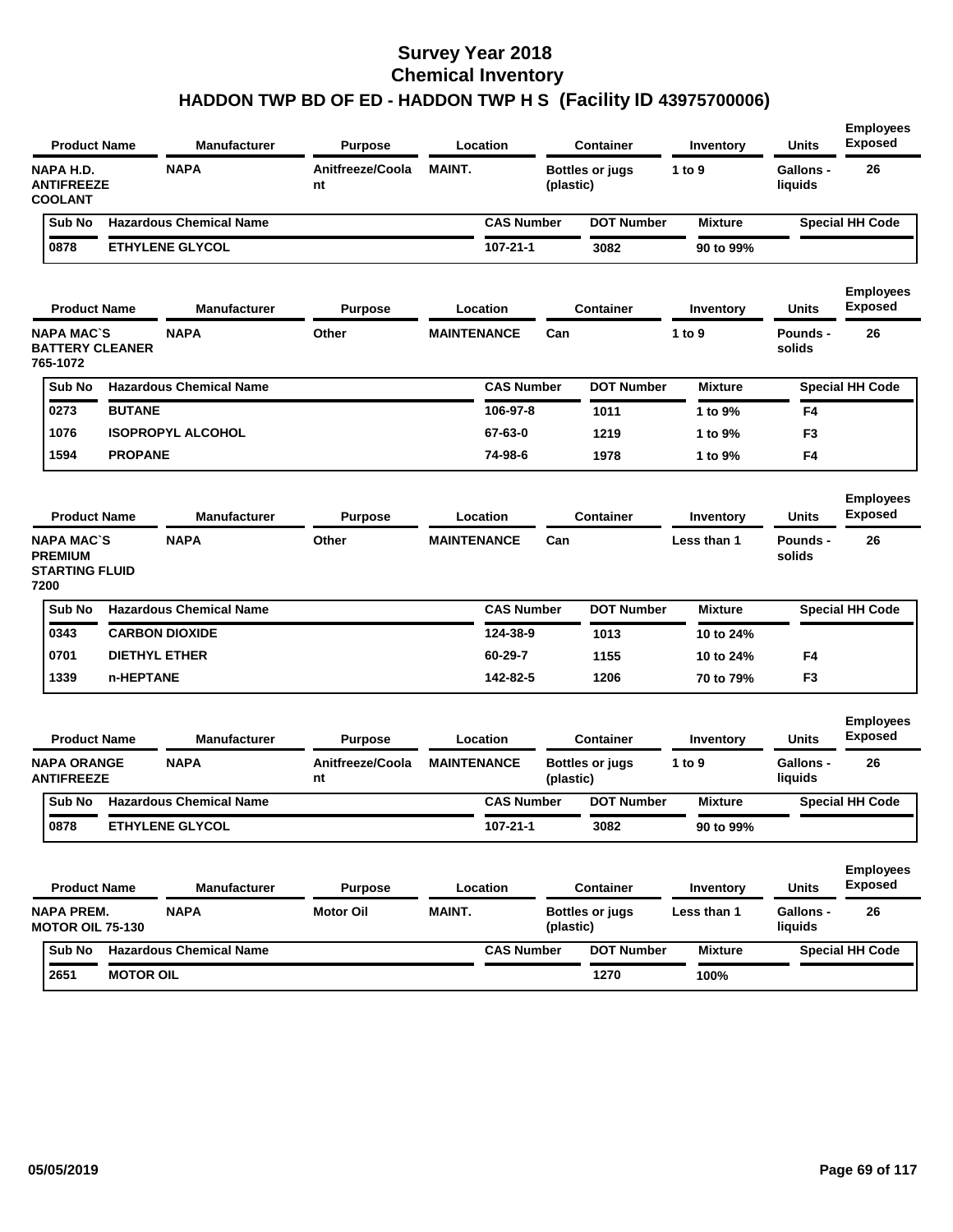# Survey Year 2018
# Chemical Inventory
# HADDON TWP BD OF ED - HADDON TWP H S (Facility ID 43975700006)

| Product Name | Manufacturer | Purpose | Location | Container | Inventory | Units | Employees Exposed |
|---|---|---|---|---|---|---|---|
| NAPA H.D. ANTIFREEZE COOLANT | NAPA | Anitfreeze/Coolant | MAINT. | Bottles or jugs (plastic) | 1 to 9 | Gallons - liquids | 26 |

| Sub No | Hazardous Chemical Name | CAS Number | DOT Number | Mixture | Special HH Code |
|---|---|---|---|---|---|
| 0878 | ETHYLENE GLYCOL | 107-21-1 | 3082 | 90 to 99% | |

| Product Name | Manufacturer | Purpose | Location | Container | Inventory | Units | Employees Exposed |
|---|---|---|---|---|---|---|---|
| NAPA MAC`S BATTERY CLEANER 765-1072 | NAPA | Other | MAINTENANCE | Can | 1 to 9 | Pounds - solids | 26 |

| Sub No | Hazardous Chemical Name | CAS Number | DOT Number | Mixture | Special HH Code |
|---|---|---|---|---|---|
| 0273 | BUTANE | 106-97-8 | 1011 | 1 to 9% | F4 |
| 1076 | ISOPROPYL ALCOHOL | 67-63-0 | 1219 | 1 to 9% | F3 |
| 1594 | PROPANE | 74-98-6 | 1978 | 1 to 9% | F4 |

| Product Name | Manufacturer | Purpose | Location | Container | Inventory | Units | Employees Exposed |
|---|---|---|---|---|---|---|---|
| NAPA MAC`S PREMIUM STARTING FLUID 7200 | NAPA | Other | MAINTENANCE | Can | Less than 1 | Pounds - solids | 26 |

| Sub No | Hazardous Chemical Name | CAS Number | DOT Number | Mixture | Special HH Code |
|---|---|---|---|---|---|
| 0343 | CARBON DIOXIDE | 124-38-9 | 1013 | 10 to 24% | |
| 0701 | DIETHYL ETHER | 60-29-7 | 1155 | 10 to 24% | F4 |
| 1339 | n-HEPTANE | 142-82-5 | 1206 | 70 to 79% | F3 |

| Product Name | Manufacturer | Purpose | Location | Container | Inventory | Units | Employees Exposed |
|---|---|---|---|---|---|---|---|
| NAPA ORANGE ANTIFREEZE | NAPA | Anitfreeze/Coolant | MAINTENANCE | Bottles or jugs (plastic) | 1 to 9 | Gallons - liquids | 26 |

| Sub No | Hazardous Chemical Name | CAS Number | DOT Number | Mixture | Special HH Code |
|---|---|---|---|---|---|
| 0878 | ETHYLENE GLYCOL | 107-21-1 | 3082 | 90 to 99% | |

| Product Name | Manufacturer | Purpose | Location | Container | Inventory | Units | Employees Exposed |
|---|---|---|---|---|---|---|---|
| NAPA PREM. MOTOR OIL 75-130 | NAPA | Motor Oil | MAINT. | Bottles or jugs (plastic) | Less than 1 | Gallons - liquids | 26 |

| Sub No | Hazardous Chemical Name | CAS Number | DOT Number | Mixture | Special HH Code |
|---|---|---|---|---|---|
| 2651 | MOTOR OIL | | 1270 | 100% | |

05/05/2019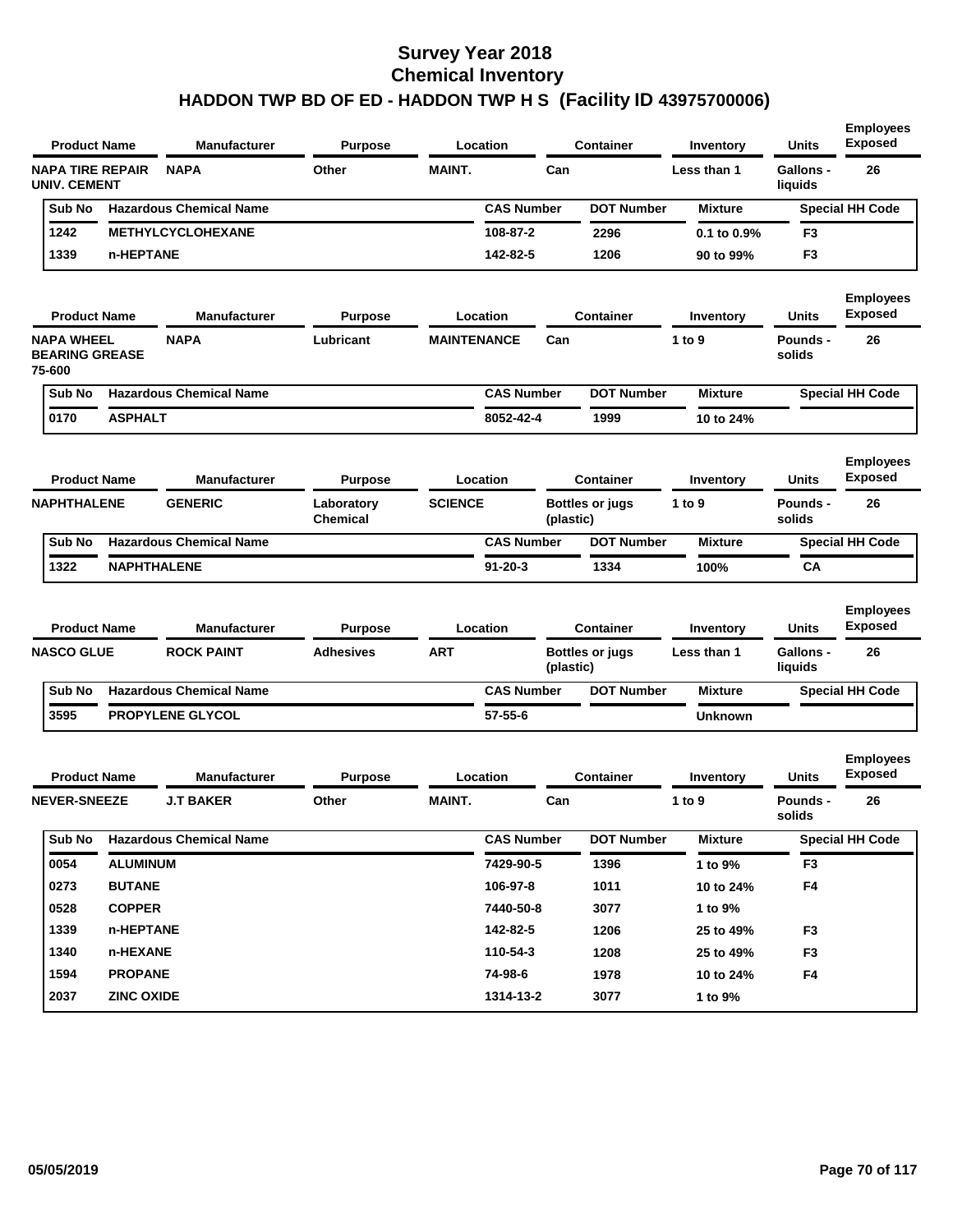# Survey Year 2018
## Chemical Inventory
### HADDON TWP BD OF ED - HADDON TWP H S (Facility ID 43975700006)

| Product Name | Manufacturer | Purpose | Location | Container | Inventory | Units | Employees Exposed |
|---|---|---|---|---|---|---|---|
| NAPA TIRE REPAIR UNIV. CEMENT | NAPA | Other | MAINT. | Can | Less than 1 | Gallons - liquids | 26 |

| Sub No | Hazardous Chemical Name | CAS Number | DOT Number | Mixture | Special HH Code |
|---|---|---|---|---|---|
| 1242 | METHYLCYCLOHEXANE | 108-87-2 | 2296 | 0.1 to 0.9% | F3 |
| 1339 | n-HEPTANE | 142-82-5 | 1206 | 90 to 99% | F3 |

| Product Name | Manufacturer | Purpose | Location | Container | Inventory | Units | Employees Exposed |
|---|---|---|---|---|---|---|---|
| NAPA WHEEL BEARING GREASE 75-600 | NAPA | Lubricant | MAINTENANCE | Can | 1 to 9 | Pounds - solids | 26 |

| Sub No | Hazardous Chemical Name | CAS Number | DOT Number | Mixture | Special HH Code |
|---|---|---|---|---|---|
| 0170 | ASPHALT | 8052-42-4 | 1999 | 10 to 24% | |

| Product Name | Manufacturer | Purpose | Location | Container | Inventory | Units | Employees Exposed |
|---|---|---|---|---|---|---|---|
| NAPHTHALENE | GENERIC | Laboratory Chemical | SCIENCE | Bottles or jugs (plastic) | 1 to 9 | Pounds - solids | 26 |

| Sub No | Hazardous Chemical Name | CAS Number | DOT Number | Mixture | Special HH Code |
|---|---|---|---|---|---|
| 1322 | NAPHTHALENE | 91-20-3 | 1334 | 100% | CA |

| Product Name | Manufacturer | Purpose | Location | Container | Inventory | Units | Employees Exposed |
|---|---|---|---|---|---|---|---|
| NASCO GLUE | ROCK PAINT | Adhesives | ART | Bottles or jugs (plastic) | Less than 1 | Gallons - liquids | 26 |

| Sub No | Hazardous Chemical Name | CAS Number | DOT Number | Mixture | Special HH Code |
|---|---|---|---|---|---|
| 3595 | PROPYLENE GLYCOL | 57-55-6 | | Unknown | |

| Product Name | Manufacturer | Purpose | Location | Container | Inventory | Units | Employees Exposed |
|---|---|---|---|---|---|---|---|
| NEVER-SNEEZE | J.T BAKER | Other | MAINT. | Can | 1 to 9 | Pounds - solids | 26 |

| Sub No | Hazardous Chemical Name | CAS Number | DOT Number | Mixture | Special HH Code |
|---|---|---|---|---|---|
| 0054 | ALUMINUM | 7429-90-5 | 1396 | 1 to 9% | F3 |
| 0273 | BUTANE | 106-97-8 | 1011 | 10 to 24% | F4 |
| 0528 | COPPER | 7440-50-8 | 3077 | 1 to 9% | |
| 1339 | n-HEPTANE | 142-82-5 | 1206 | 25 to 49% | F3 |
| 1340 | n-HEXANE | 110-54-3 | 1208 | 25 to 49% | F3 |
| 1594 | PROPANE | 74-98-6 | 1978 | 10 to 24% | F4 |
| 2037 | ZINC OXIDE | 1314-13-2 | 3077 | 1 to 9% | |

05/05/2019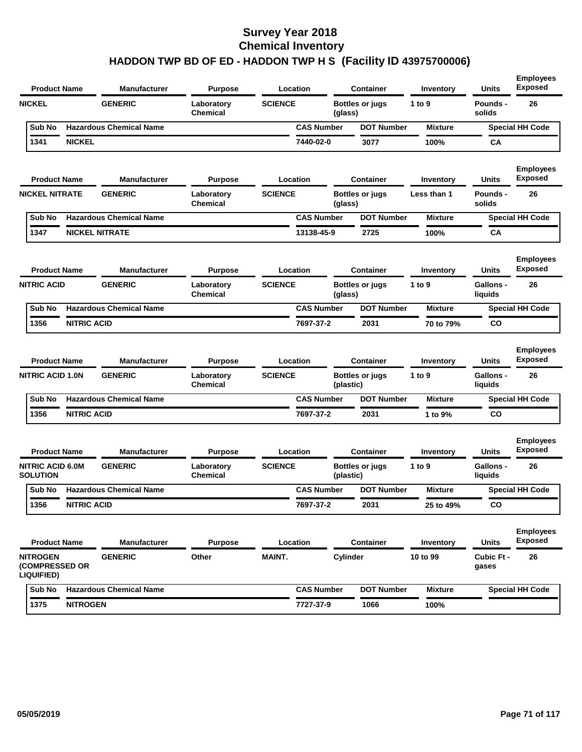# Survey Year 2018
# Chemical Inventory
# HADDON TWP BD OF ED - HADDON TWP H S (Facility ID 43975700006)

| Product Name | Manufacturer | Purpose | Location | Container | Inventory | Units | Employees Exposed |
|---|---|---|---|---|---|---|---|
| NICKEL | GENERIC | Laboratory Chemical | SCIENCE | Bottles or jugs (glass) | 1 to 9 | Pounds - solids | 26 |

| Sub No | Hazardous Chemical Name | CAS Number | DOT Number | Mixture | Special HH Code |
|---|---|---|---|---|---|
| 1341 | NICKEL | 7440-02-0 | 3077 | 100% | CA |

| Product Name | Manufacturer | Purpose | Location | Container | Inventory | Units | Employees Exposed |
|---|---|---|---|---|---|---|---|
| NICKEL NITRATE | GENERIC | Laboratory Chemical | SCIENCE | Bottles or jugs (glass) | Less than 1 | Pounds - solids | 26 |

| Sub No | Hazardous Chemical Name | CAS Number | DOT Number | Mixture | Special HH Code |
|---|---|---|---|---|---|
| 1347 | NICKEL NITRATE | 13138-45-9 | 2725 | 100% | CA |

| Product Name | Manufacturer | Purpose | Location | Container | Inventory | Units | Employees Exposed |
|---|---|---|---|---|---|---|---|
| NITRIC ACID | GENERIC | Laboratory Chemical | SCIENCE | Bottles or jugs (glass) | 1 to 9 | Gallons - liquids | 26 |

| Sub No | Hazardous Chemical Name | CAS Number | DOT Number | Mixture | Special HH Code |
|---|---|---|---|---|---|
| 1356 | NITRIC ACID | 7697-37-2 | 2031 | 70 to 79% | CO |

| Product Name | Manufacturer | Purpose | Location | Container | Inventory | Units | Employees Exposed |
|---|---|---|---|---|---|---|---|
| NITRIC ACID 1.0N | GENERIC | Laboratory Chemical | SCIENCE | Bottles or jugs (plastic) | 1 to 9 | Gallons - liquids | 26 |

| Sub No | Hazardous Chemical Name | CAS Number | DOT Number | Mixture | Special HH Code |
|---|---|---|---|---|---|
| 1356 | NITRIC ACID | 7697-37-2 | 2031 | 1 to 9% | CO |

| Product Name | Manufacturer | Purpose | Location | Container | Inventory | Units | Employees Exposed |
|---|---|---|---|---|---|---|---|
| NITRIC ACID 6.0M SOLUTION | GENERIC | Laboratory Chemical | SCIENCE | Bottles or jugs (plastic) | 1 to 9 | Gallons - liquids | 26 |

| Sub No | Hazardous Chemical Name | CAS Number | DOT Number | Mixture | Special HH Code |
|---|---|---|---|---|---|
| 1356 | NITRIC ACID | 7697-37-2 | 2031 | 25 to 49% | CO |

| Product Name | Manufacturer | Purpose | Location | Container | Inventory | Units | Employees Exposed |
|---|---|---|---|---|---|---|---|
| NITROGEN (COMPRESSED OR LIQUIFIED) | GENERIC | Other | MAINT. | Cylinder | 10 to 99 | Cubic Ft - gases | 26 |

| Sub No | Hazardous Chemical Name | CAS Number | DOT Number | Mixture | Special HH Code |
|---|---|---|---|---|---|
| 1375 | NITROGEN | 7727-37-9 | 1066 | 100% | |

05/05/2019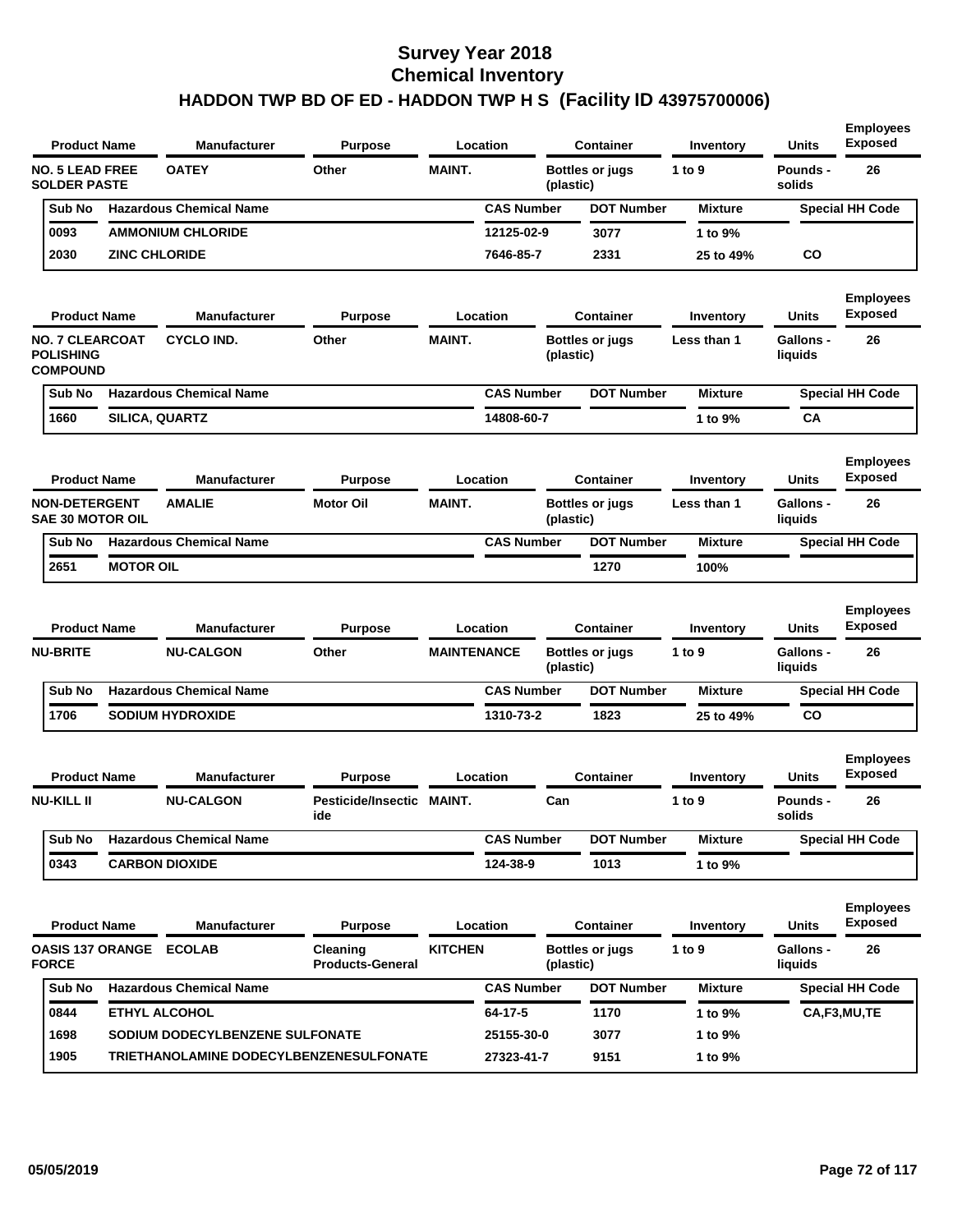# Survey Year 2018
## Chemical Inventory
## HADDON TWP BD OF ED - HADDON TWP H S (Facility ID 43975700006)

| Product Name | Manufacturer | Purpose | Location | Container | Inventory | Units | Employees Exposed |
|---|---|---|---|---|---|---|---|
| NO. 5 LEAD FREE SOLDER PASTE | OATEY | Other | MAINT. | Bottles or jugs (plastic) | 1 to 9 | Pounds - solids | 26 |

| Sub No | Hazardous Chemical Name | CAS Number | DOT Number | Mixture | Special HH Code |
|---|---|---|---|---|---|
| 0093 | AMMONIUM CHLORIDE | 12125-02-9 | 3077 | 1 to 9% | |
| 2030 | ZINC CHLORIDE | 7646-85-7 | 2331 | 25 to 49% | CO |

| Product Name | Manufacturer | Purpose | Location | Container | Inventory | Units | Employees Exposed |
|---|---|---|---|---|---|---|---|
| NO. 7 CLEARCOAT POLISHING COMPOUND | CYCLO IND. | Other | MAINT. | Bottles or jugs (plastic) | Less than 1 | Gallons - liquids | 26 |

| Sub No | Hazardous Chemical Name | CAS Number | DOT Number | Mixture | Special HH Code |
|---|---|---|---|---|---|
| 1660 | SILICA, QUARTZ | 14808-60-7 | | 1 to 9% | CA |

| Product Name | Manufacturer | Purpose | Location | Container | Inventory | Units | Employees Exposed |
|---|---|---|---|---|---|---|---|
| NON-DETERGENT SAE 30 MOTOR OIL | AMALIE | Motor Oil | MAINT. | Bottles or jugs (plastic) | Less than 1 | Gallons - liquids | 26 |

| Sub No | Hazardous Chemical Name | CAS Number | DOT Number | Mixture | Special HH Code |
|---|---|---|---|---|---|
| 2651 | MOTOR OIL | | 1270 | 100% | |

| Product Name | Manufacturer | Purpose | Location | Container | Inventory | Units | Employees Exposed |
|---|---|---|---|---|---|---|---|
| NU-BRITE | NU-CALGON | Other | MAINTENANCE | Bottles or jugs (plastic) | 1 to 9 | Gallons - liquids | 26 |

| Sub No | Hazardous Chemical Name | CAS Number | DOT Number | Mixture | Special HH Code |
|---|---|---|---|---|---|
| 1706 | SODIUM HYDROXIDE | 1310-73-2 | 1823 | 25 to 49% | CO |

| Product Name | Manufacturer | Purpose | Location | Container | Inventory | Units | Employees Exposed |
|---|---|---|---|---|---|---|---|
| NU-KILL II | NU-CALGON | Pesticide/Insecticide | MAINT. | Can | 1 to 9 | Pounds - solids | 26 |

| Sub No | Hazardous Chemical Name | CAS Number | DOT Number | Mixture | Special HH Code |
|---|---|---|---|---|---|
| 0343 | CARBON DIOXIDE | 124-38-9 | 1013 | 1 to 9% | |

| Product Name | Manufacturer | Purpose | Location | Container | Inventory | Units | Employees Exposed |
|---|---|---|---|---|---|---|---|
| OASIS 137 ORANGE FORCE | ECOLAB | Cleaning Products-General | KITCHEN | Bottles or jugs (plastic) | 1 to 9 | Gallons - liquids | 26 |

| Sub No | Hazardous Chemical Name | CAS Number | DOT Number | Mixture | Special HH Code |
|---|---|---|---|---|---|
| 0844 | ETHYL ALCOHOL | 64-17-5 | 1170 | 1 to 9% | CA,F3,MU,TE |
| 1698 | SODIUM DODECYLBENZENE SULFONATE | 25155-30-0 | 3077 | 1 to 9% | |
| 1905 | TRIETHANOLAMINE DODECYLBENZENESULFONATE | 27323-41-7 | 9151 | 1 to 9% | |

05/05/2019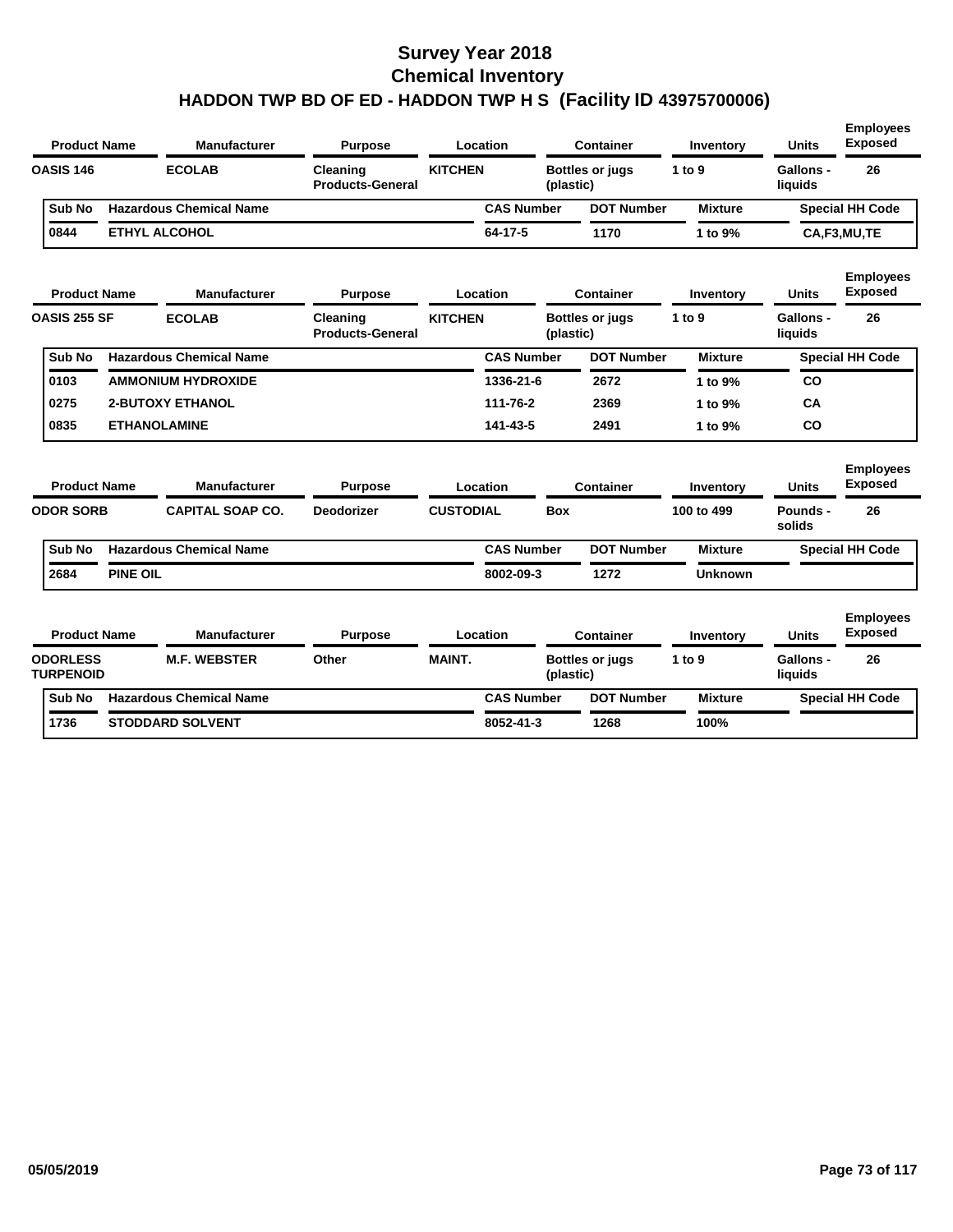# Survey Year 2018
# Chemical Inventory
# HADDON TWP BD OF ED - HADDON TWP H S (Facility ID 43975700006)

| Product Name | Manufacturer | Purpose | Location | Container | Inventory | Units | Employees Exposed |
|---|---|---|---|---|---|---|---|
| OASIS 146 | ECOLAB | Cleaning Products-General | KITCHEN | Bottles or jugs (plastic) | 1 to 9 | Gallons - liquids | 26 |

| Sub No | Hazardous Chemical Name | CAS Number | DOT Number | Mixture | Special HH Code |
|---|---|---|---|---|---|
| 0844 | ETHYL ALCOHOL | 64-17-5 | 1170 | 1 to 9% | CA,F3,MU,TE |

| Product Name | Manufacturer | Purpose | Location | Container | Inventory | Units | Employees Exposed |
|---|---|---|---|---|---|---|---|
| OASIS 255 SF | ECOLAB | Cleaning Products-General | KITCHEN | Bottles or jugs (plastic) | 1 to 9 | Gallons - liquids | 26 |

| Sub No | Hazardous Chemical Name | CAS Number | DOT Number | Mixture | Special HH Code |
|---|---|---|---|---|---|
| 0103 | AMMONIUM HYDROXIDE | 1336-21-6 | 2672 | 1 to 9% | CO |
| 0275 | 2-BUTOXY ETHANOL | 111-76-2 | 2369 | 1 to 9% | CA |
| 0835 | ETHANOLAMINE | 141-43-5 | 2491 | 1 to 9% | CO |

| Product Name | Manufacturer | Purpose | Location | Container | Inventory | Units | Employees Exposed |
|---|---|---|---|---|---|---|---|
| ODOR SORB | CAPITAL SOAP CO. | Deodorizer | CUSTODIAL | Box | 100 to 499 | Pounds - solids | 26 |

| Sub No | Hazardous Chemical Name | CAS Number | DOT Number | Mixture | Special HH Code |
|---|---|---|---|---|---|
| 2684 | PINE OIL | 8002-09-3 | 1272 | Unknown | |

| Product Name | Manufacturer | Purpose | Location | Container | Inventory | Units | Employees Exposed |
|---|---|---|---|---|---|---|---|
| ODORLESS TURPENOID | M.F. WEBSTER | Other | MAINT. | Bottles or jugs (plastic) | 1 to 9 | Gallons - liquids | 26 |

| Sub No | Hazardous Chemical Name | CAS Number | DOT Number | Mixture | Special HH Code |
|---|---|---|---|---|---|
| 1736 | STODDARD SOLVENT | 8052-41-3 | 1268 | 100% | |

05/05/2019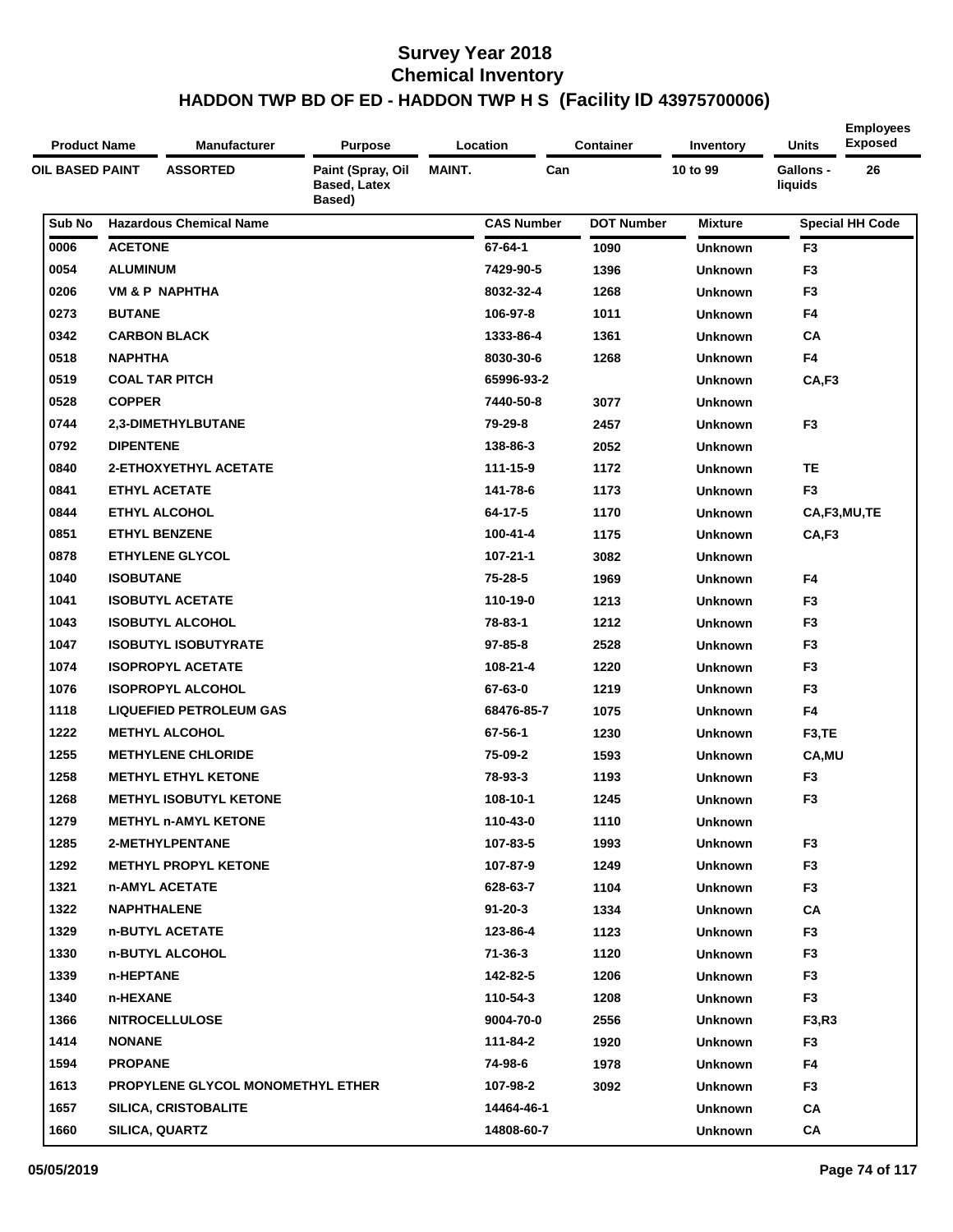# Survey Year 2018
# Chemical Inventory
# HADDON TWP BD OF ED - HADDON TWP H S (Facility ID 43975700006)

| Product Name | Manufacturer | Purpose | Location | Container | Inventory | Units | Employees Exposed |
|---|---|---|---|---|---|---|---|
| OIL BASED PAINT | ASSORTED | Paint (Spray, Oil Based, Latex Based) | MAINT. | Can | 10 to 99 | Gallons - liquids | 26 |

| Sub No | Hazardous Chemical Name | CAS Number | DOT Number | Mixture | Special HH Code |
|---|---|---|---|---|---|
| 0006 | ACETONE | 67-64-1 | 1090 | Unknown | F3 |
| 0054 | ALUMINUM | 7429-90-5 | 1396 | Unknown | F3 |
| 0206 | VM & P NAPHTHA | 8032-32-4 | 1268 | Unknown | F3 |
| 0273 | BUTANE | 106-97-8 | 1011 | Unknown | F4 |
| 0342 | CARBON BLACK | 1333-86-4 | 1361 | Unknown | CA |
| 0518 | NAPHTHA | 8030-30-6 | 1268 | Unknown | F4 |
| 0519 | COAL TAR PITCH | 65996-93-2 | | Unknown | CA,F3 |
| 0528 | COPPER | 7440-50-8 | 3077 | Unknown | |
| 0744 | 2,3-DIMETHYLBUTANE | 79-29-8 | 2457 | Unknown | F3 |
| 0792 | DIPENTENE | 138-86-3 | 2052 | Unknown | |
| 0840 | 2-ETHOXYETHYL ACETATE | 111-15-9 | 1172 | Unknown | TE |
| 0841 | ETHYL ACETATE | 141-78-6 | 1173 | Unknown | F3 |
| 0844 | ETHYL ALCOHOL | 64-17-5 | 1170 | Unknown | CA,F3,MU,TE |
| 0851 | ETHYL BENZENE | 100-41-4 | 1175 | Unknown | CA,F3 |
| 0878 | ETHYLENE GLYCOL | 107-21-1 | 3082 | Unknown | |
| 1040 | ISOBUTANE | 75-28-5 | 1969 | Unknown | F4 |
| 1041 | ISOBUTYL ACETATE | 110-19-0 | 1213 | Unknown | F3 |
| 1043 | ISOBUTYL ALCOHOL | 78-83-1 | 1212 | Unknown | F3 |
| 1047 | ISOBUTYL ISOBUTYRATE | 97-85-8 | 2528 | Unknown | F3 |
| 1074 | ISOPROPYL ACETATE | 108-21-4 | 1220 | Unknown | F3 |
| 1076 | ISOPROPYL ALCOHOL | 67-63-0 | 1219 | Unknown | F3 |
| 1118 | LIQUEFIED PETROLEUM GAS | 68476-85-7 | 1075 | Unknown | F4 |
| 1222 | METHYL ALCOHOL | 67-56-1 | 1230 | Unknown | F3,TE |
| 1255 | METHYLENE CHLORIDE | 75-09-2 | 1593 | Unknown | CA,MU |
| 1258 | METHYL ETHYL KETONE | 78-93-3 | 1193 | Unknown | F3 |
| 1268 | METHYL ISOBUTYL KETONE | 108-10-1 | 1245 | Unknown | F3 |
| 1279 | METHYL n-AMYL KETONE | 110-43-0 | 1110 | Unknown | |
| 1285 | 2-METHYLPENTANE | 107-83-5 | 1993 | Unknown | F3 |
| 1292 | METHYL PROPYL KETONE | 107-87-9 | 1249 | Unknown | F3 |
| 1321 | n-AMYL ACETATE | 628-63-7 | 1104 | Unknown | F3 |
| 1322 | NAPHTHALENE | 91-20-3 | 1334 | Unknown | CA |
| 1329 | n-BUTYL ACETATE | 123-86-4 | 1123 | Unknown | F3 |
| 1330 | n-BUTYL ALCOHOL | 71-36-3 | 1120 | Unknown | F3 |
| 1339 | n-HEPTANE | 142-82-5 | 1206 | Unknown | F3 |
| 1340 | n-HEXANE | 110-54-3 | 1208 | Unknown | F3 |
| 1366 | NITROCELLULOSE | 9004-70-0 | 2556 | Unknown | F3,R3 |
| 1414 | NONANE | 111-84-2 | 1920 | Unknown | F3 |
| 1594 | PROPANE | 74-98-6 | 1978 | Unknown | F4 |
| 1613 | PROPYLENE GLYCOL MONOMETHYL ETHER | 107-98-2 | 3092 | Unknown | F3 |
| 1657 | SILICA, CRISTOBALITE | 14464-46-1 | | Unknown | CA |
| 1660 | SILICA, QUARTZ | 14808-60-7 | | Unknown | CA |

05/05/2019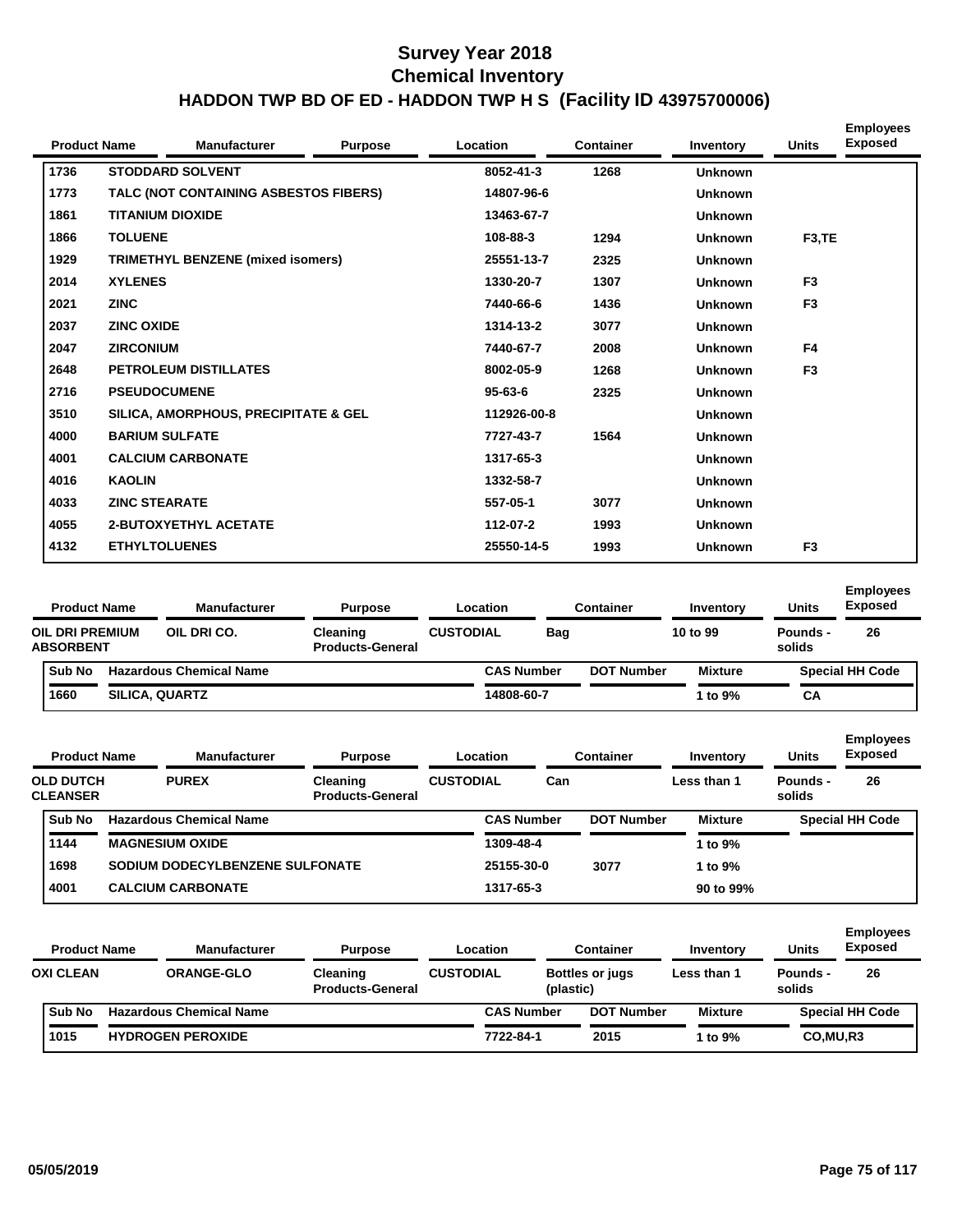# Survey Year 2018
# Chemical Inventory
# HADDON TWP BD OF ED - HADDON TWP H S (Facility ID 43975700006)

| Product Name | | Manufacturer | Purpose | Location | Container | Inventory | Units | Employees Exposed |
|---|---|---|---|---|---|---|---|---|
| 1736 | STODDARD SOLVENT | | | 8052-41-3 | 1268 | Unknown | | |
| 1773 | TALC (NOT CONTAINING ASBESTOS FIBERS) | | | 14807-96-6 | | Unknown | | |
| 1861 | TITANIUM DIOXIDE | | | 13463-67-7 | | Unknown | | |
| 1866 | TOLUENE | | | 108-88-3 | 1294 | Unknown | F3,TE | |
| 1929 | TRIMETHYL BENZENE (mixed isomers) | | | 25551-13-7 | 2325 | Unknown | | |
| 2014 | XYLENES | | | 1330-20-7 | 1307 | Unknown | F3 | |
| 2021 | ZINC | | | 7440-66-6 | 1436 | Unknown | F3 | |
| 2037 | ZINC OXIDE | | | 1314-13-2 | 3077 | Unknown | | |
| 2047 | ZIRCONIUM | | | 7440-67-7 | 2008 | Unknown | F4 | |
| 2648 | PETROLEUM DISTILLATES | | | 8002-05-9 | 1268 | Unknown | F3 | |
| 2716 | PSEUDOCUMENE | | | 95-63-6 | 2325 | Unknown | | |
| 3510 | SILICA, AMORPHOUS, PRECIPITATE & GEL | | | 112926-00-8 | | Unknown | | |
| 4000 | BARIUM SULFATE | | | 7727-43-7 | 1564 | Unknown | | |
| 4001 | CALCIUM CARBONATE | | | 1317-65-3 | | Unknown | | |
| 4016 | KAOLIN | | | 1332-58-7 | | Unknown | | |
| 4033 | ZINC STEARATE | | | 557-05-1 | 3077 | Unknown | | |
| 4055 | 2-BUTOXYETHYL ACETATE | | | 112-07-2 | 1993 | Unknown | | |
| 4132 | ETHYLTOLUENES | | | 25550-14-5 | 1993 | Unknown | F3 | |

| Product Name | Manufacturer | Purpose | Location | Container | Inventory | Units | Employees Exposed |
|---|---|---|---|---|---|---|---|
| OIL DRI PREMIUM ABSORBENT | OIL DRI CO. | Cleaning Products-General | CUSTODIAL | Bag | 10 to 99 | Pounds - solids | 26 |

| Sub No | Hazardous Chemical Name | CAS Number | DOT Number | Mixture | Special HH Code |
|---|---|---|---|---|---|
| 1660 | SILICA, QUARTZ | 14808-60-7 | | 1 to 9% | CA |

| Product Name | Manufacturer | Purpose | Location | Container | Inventory | Units | Employees Exposed |
|---|---|---|---|---|---|---|---|
| OLD DUTCH CLEANSER | PUREX | Cleaning Products-General | CUSTODIAL | Can | Less than 1 | Pounds - solids | 26 |

| Sub No | Hazardous Chemical Name | CAS Number | DOT Number | Mixture | Special HH Code |
|---|---|---|---|---|---|
| 1144 | MAGNESIUM OXIDE | 1309-48-4 | | 1 to 9% | |
| 1698 | SODIUM DODECYLBENZENE SULFONATE | 25155-30-0 | 3077 | 1 to 9% | |
| 4001 | CALCIUM CARBONATE | 1317-65-3 | | 90 to 99% | |

| Product Name | Manufacturer | Purpose | Location | Container | Inventory | Units | Employees Exposed |
|---|---|---|---|---|---|---|---|
| OXI CLEAN | ORANGE-GLO | Cleaning Products-General | CUSTODIAL | Bottles or jugs (plastic) | Less than 1 | Pounds - solids | 26 |

| Sub No | Hazardous Chemical Name | CAS Number | DOT Number | Mixture | Special HH Code |
|---|---|---|---|---|---|
| 1015 | HYDROGEN PEROXIDE | 7722-84-1 | 2015 | 1 to 9% | CO,MU,R3 |

05/05/2019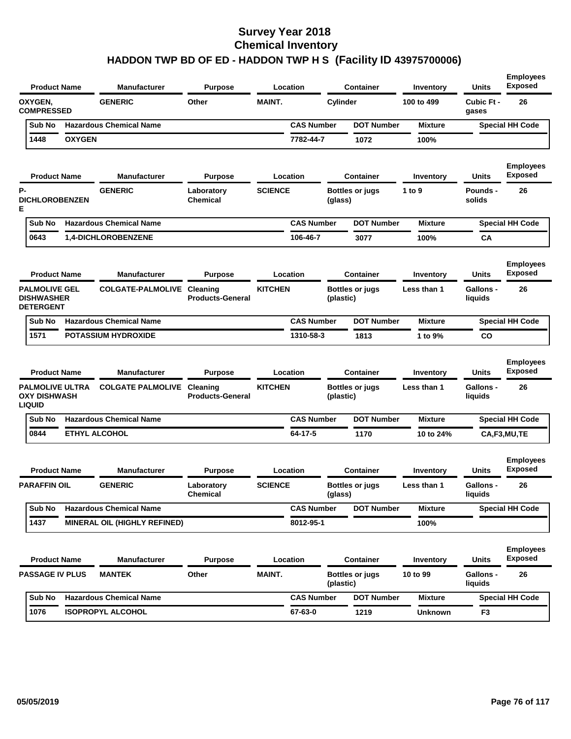# Survey Year 2018
## Chemical Inventory
## HADDON TWP BD OF ED - HADDON TWP H S (Facility ID 43975700006)

| Product Name | Manufacturer | Purpose | Location | Container | Inventory | Units | Employees Exposed |
|---|---|---|---|---|---|---|---|
| OXYGEN, COMPRESSED | GENERIC | Other | MAINT. | Cylinder | 100 to 499 | Cubic Ft - gases | 26 |

| Sub No | Hazardous Chemical Name | CAS Number | DOT Number | Mixture | Special HH Code |
|---|---|---|---|---|---|
| 1448 | OXYGEN | 7782-44-7 | 1072 | 100% | |

| Product Name | Manufacturer | Purpose | Location | Container | Inventory | Units | Employees Exposed |
|---|---|---|---|---|---|---|---|
| P-DICHLOROBENZENE | GENERIC | Laboratory Chemical | SCIENCE | Bottles or jugs (glass) | 1 to 9 | Pounds - solids | 26 |

| Sub No | Hazardous Chemical Name | CAS Number | DOT Number | Mixture | Special HH Code |
|---|---|---|---|---|---|
| 0643 | 1,4-DICHLOROBENZENE | 106-46-7 | 3077 | 100% | CA |

| Product Name | Manufacturer | Purpose | Location | Container | Inventory | Units | Employees Exposed |
|---|---|---|---|---|---|---|---|
| PALMOLIVE GEL DISHWASHER DETERGENT | COLGATE-PALMOLIVE | Cleaning Products-General | KITCHEN | Bottles or jugs (plastic) | Less than 1 | Gallons - liquids | 26 |

| Sub No | Hazardous Chemical Name | CAS Number | DOT Number | Mixture | Special HH Code |
|---|---|---|---|---|---|
| 1571 | POTASSIUM HYDROXIDE | 1310-58-3 | 1813 | 1 to 9% | CO |

| Product Name | Manufacturer | Purpose | Location | Container | Inventory | Units | Employees Exposed |
|---|---|---|---|---|---|---|---|
| PALMOLIVE ULTRA OXY DISHWASH LIQUID | COLGATE PALMOLIVE | Cleaning Products-General | KITCHEN | Bottles or jugs (plastic) | Less than 1 | Gallons - liquids | 26 |

| Sub No | Hazardous Chemical Name | CAS Number | DOT Number | Mixture | Special HH Code |
|---|---|---|---|---|---|
| 0844 | ETHYL ALCOHOL | 64-17-5 | 1170 | 10 to 24% | CA,F3,MU,TE |

| Product Name | Manufacturer | Purpose | Location | Container | Inventory | Units | Employees Exposed |
|---|---|---|---|---|---|---|---|
| PARAFFIN OIL | GENERIC | Laboratory Chemical | SCIENCE | Bottles or jugs (glass) | Less than 1 | Gallons - liquids | 26 |

| Sub No | Hazardous Chemical Name | CAS Number | DOT Number | Mixture | Special HH Code |
|---|---|---|---|---|---|
| 1437 | MINERAL OIL (HIGHLY REFINED) | 8012-95-1 | | 100% | |

| Product Name | Manufacturer | Purpose | Location | Container | Inventory | Units | Employees Exposed |
|---|---|---|---|---|---|---|---|
| PASSAGE IV PLUS | MANTEK | Other | MAINT. | Bottles or jugs (plastic) | 10 to 99 | Gallons - liquids | 26 |

| Sub No | Hazardous Chemical Name | CAS Number | DOT Number | Mixture | Special HH Code |
|---|---|---|---|---|---|
| 1076 | ISOPROPYL ALCOHOL | 67-63-0 | 1219 | Unknown | F3 |

05/05/2019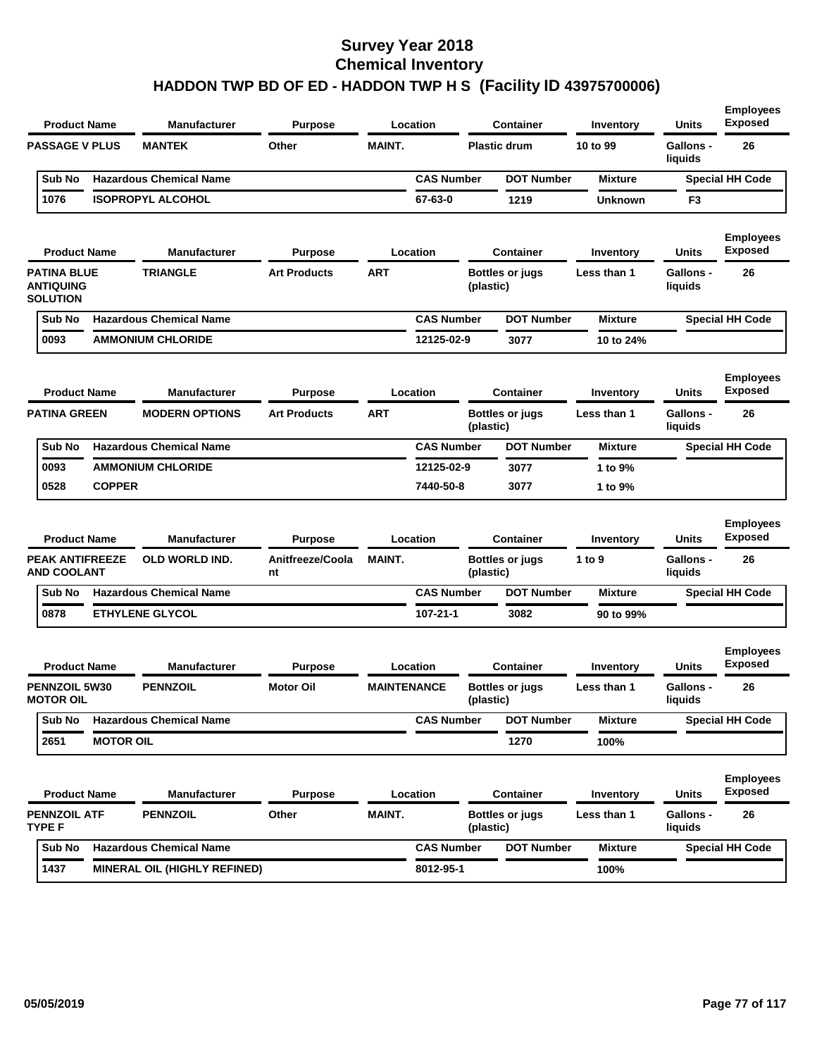# Survey Year 2018
# Chemical Inventory
# HADDON TWP BD OF ED - HADDON TWP H S (Facility ID 43975700006)

| Product Name | Manufacturer | Purpose | Location | Container | Inventory | Units | Employees Exposed |
|---|---|---|---|---|---|---|---|
| PASSAGE V PLUS | MANTEK | Other | MAINT. | Plastic drum | 10 to 99 | Gallons - liquids | 26 |

| Sub No | Hazardous Chemical Name | CAS Number | DOT Number | Mixture | Special HH Code |
|---|---|---|---|---|---|
| 1076 | ISOPROPYL ALCOHOL | 67-63-0 | 1219 | Unknown | F3 |

| Product Name | Manufacturer | Purpose | Location | Container | Inventory | Units | Employees Exposed |
|---|---|---|---|---|---|---|---|
| PATINA BLUE ANTIQUING SOLUTION | TRIANGLE | Art Products | ART | Bottles or jugs (plastic) | Less than 1 | Gallons - liquids | 26 |

| Sub No | Hazardous Chemical Name | CAS Number | DOT Number | Mixture | Special HH Code |
|---|---|---|---|---|---|
| 0093 | AMMONIUM CHLORIDE | 12125-02-9 | 3077 | 10 to 24% | |

| Product Name | Manufacturer | Purpose | Location | Container | Inventory | Units | Employees Exposed |
|---|---|---|---|---|---|---|---|
| PATINA GREEN | MODERN OPTIONS | Art Products | ART | Bottles or jugs (plastic) | Less than 1 | Gallons - liquids | 26 |

| Sub No | Hazardous Chemical Name | CAS Number | DOT Number | Mixture | Special HH Code |
|---|---|---|---|---|---|
| 0093 | AMMONIUM CHLORIDE | 12125-02-9 | 3077 | 1 to 9% | |
| 0528 | COPPER | 7440-50-8 | 3077 | 1 to 9% | |

| Product Name | Manufacturer | Purpose | Location | Container | Inventory | Units | Employees Exposed |
|---|---|---|---|---|---|---|---|
| PEAK ANTIFREEZE AND COOLANT | OLD WORLD IND. | Anitfreeze/Coolant | MAINT. | Bottles or jugs (plastic) | 1 to 9 | Gallons - liquids | 26 |

| Sub No | Hazardous Chemical Name | CAS Number | DOT Number | Mixture | Special HH Code |
|---|---|---|---|---|---|
| 0878 | ETHYLENE GLYCOL | 107-21-1 | 3082 | 90 to 99% | |

| Product Name | Manufacturer | Purpose | Location | Container | Inventory | Units | Employees Exposed |
|---|---|---|---|---|---|---|---|
| PENNZOIL 5W30 MOTOR OIL | PENNZOIL | Motor Oil | MAINTENANCE | Bottles or jugs (plastic) | Less than 1 | Gallons - liquids | 26 |

| Sub No | Hazardous Chemical Name | CAS Number | DOT Number | Mixture | Special HH Code |
|---|---|---|---|---|---|
| 2651 | MOTOR OIL | | 1270 | 100% | |

| Product Name | Manufacturer | Purpose | Location | Container | Inventory | Units | Employees Exposed |
|---|---|---|---|---|---|---|---|
| PENNZOIL ATF TYPE F | PENNZOIL | Other | MAINT. | Bottles or jugs (plastic) | Less than 1 | Gallons - liquids | 26 |

| Sub No | Hazardous Chemical Name | CAS Number | DOT Number | Mixture | Special HH Code |
|---|---|---|---|---|---|
| 1437 | MINERAL OIL (HIGHLY REFINED) | 8012-95-1 | | 100% | |

05/05/2019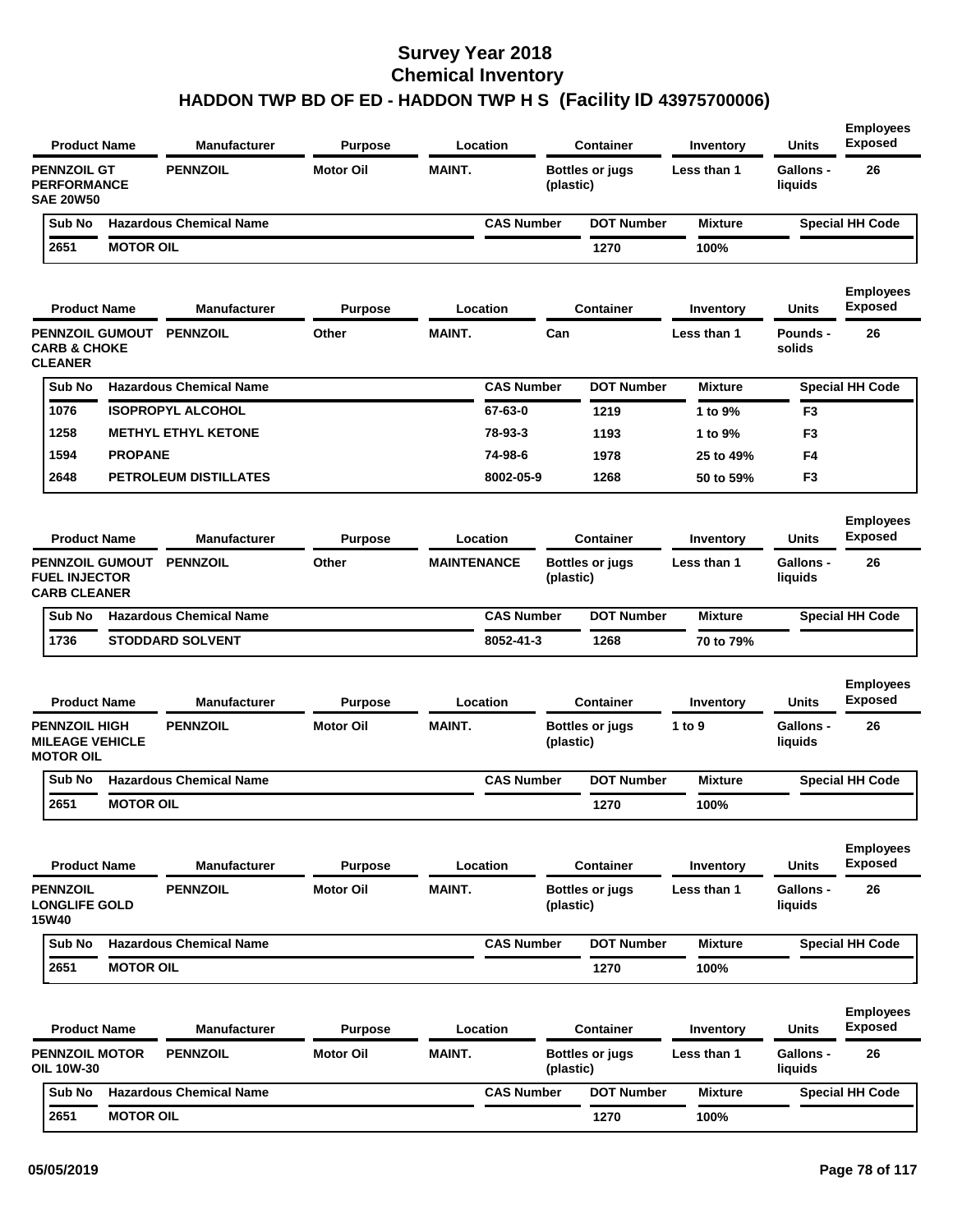# Survey Year 2018
# Chemical Inventory
# HADDON TWP BD OF ED - HADDON TWP H S (Facility ID 43975700006)

| Product Name | Manufacturer | Purpose | Location | Container | Inventory | Units | Employees Exposed |
|---|---|---|---|---|---|---|---|
| PENNZOIL GT PERFORMANCE SAE 20W50 | PENNZOIL | Motor Oil | MAINT. | Bottles or jugs (plastic) | Less than 1 | Gallons - liquids | 26 |

| Sub No | Hazardous Chemical Name | CAS Number | DOT Number | Mixture | Special HH Code |
|---|---|---|---|---|---|
| 2651 | MOTOR OIL | | 1270 | 100% | |

| Product Name | Manufacturer | Purpose | Location | Container | Inventory | Units | Employees Exposed |
|---|---|---|---|---|---|---|---|
| PENNZOIL GUMOUT CARB & CHOKE CLEANER | PENNZOIL | Other | MAINT. | Can | Less than 1 | Pounds - solids | 26 |

| Sub No | Hazardous Chemical Name | CAS Number | DOT Number | Mixture | Special HH Code |
|---|---|---|---|---|---|
| 1076 | ISOPROPYL ALCOHOL | 67-63-0 | 1219 | 1 to 9% | F3 |
| 1258 | METHYL ETHYL KETONE | 78-93-3 | 1193 | 1 to 9% | F3 |
| 1594 | PROPANE | 74-98-6 | 1978 | 25 to 49% | F4 |
| 2648 | PETROLEUM DISTILLATES | 8002-05-9 | 1268 | 50 to 59% | F3 |

| Product Name | Manufacturer | Purpose | Location | Container | Inventory | Units | Employees Exposed |
|---|---|---|---|---|---|---|---|
| PENNZOIL GUMOUT FUEL INJECTOR CARB CLEANER | PENNZOIL | Other | MAINTENANCE | Bottles or jugs (plastic) | Less than 1 | Gallons - liquids | 26 |

| Sub No | Hazardous Chemical Name | CAS Number | DOT Number | Mixture | Special HH Code |
|---|---|---|---|---|---|
| 1736 | STODDARD SOLVENT | 8052-41-3 | 1268 | 70 to 79% | |

| Product Name | Manufacturer | Purpose | Location | Container | Inventory | Units | Employees Exposed |
|---|---|---|---|---|---|---|---|
| PENNZOIL HIGH MILEAGE VEHICLE MOTOR OIL | PENNZOIL | Motor Oil | MAINT. | Bottles or jugs (plastic) | 1 to 9 | Gallons - liquids | 26 |

| Sub No | Hazardous Chemical Name | CAS Number | DOT Number | Mixture | Special HH Code |
|---|---|---|---|---|---|
| 2651 | MOTOR OIL | | 1270 | 100% | |

| Product Name | Manufacturer | Purpose | Location | Container | Inventory | Units | Employees Exposed |
|---|---|---|---|---|---|---|---|
| PENNZOIL LONGLIFE GOLD 15W40 | PENNZOIL | Motor Oil | MAINT. | Bottles or jugs (plastic) | Less than 1 | Gallons - liquids | 26 |

| Sub No | Hazardous Chemical Name | CAS Number | DOT Number | Mixture | Special HH Code |
|---|---|---|---|---|---|
| 2651 | MOTOR OIL | | 1270 | 100% | |

| Product Name | Manufacturer | Purpose | Location | Container | Inventory | Units | Employees Exposed |
|---|---|---|---|---|---|---|---|
| PENNZOIL MOTOR OIL 10W-30 | PENNZOIL | Motor Oil | MAINT. | Bottles or jugs (plastic) | Less than 1 | Gallons - liquids | 26 |

| Sub No | Hazardous Chemical Name | CAS Number | DOT Number | Mixture | Special HH Code |
|---|---|---|---|---|---|
| 2651 | MOTOR OIL | | 1270 | 100% | |

05/05/2019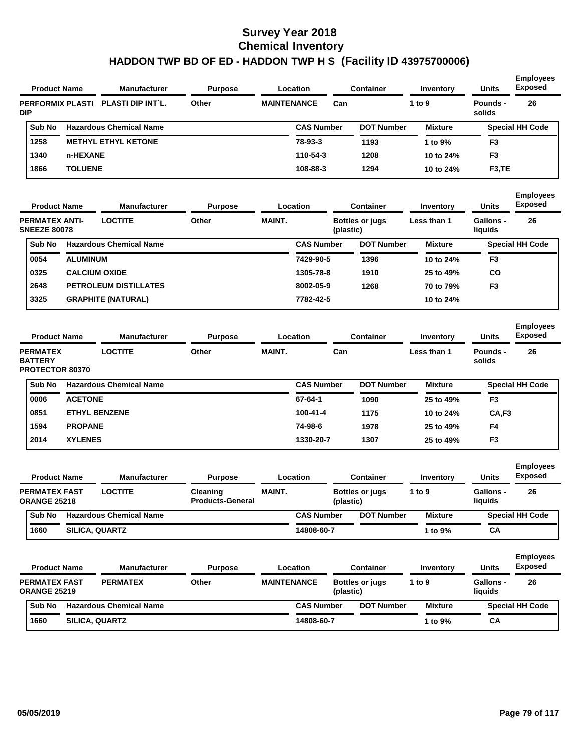# Survey Year 2018
# Chemical Inventory
## HADDON TWP BD OF ED - HADDON TWP H S (Facility ID 43975700006)

| Product Name | Manufacturer | Purpose | Location | Container | Inventory | Units | Employees Exposed |
|---|---|---|---|---|---|---|---|
| PERFORMIX PLASTI DIP | PLASTI DIP INT`L. | Other | MAINTENANCE | Can | 1 to 9 | Pounds - solids | 26 |

| Sub No | Hazardous Chemical Name | CAS Number | DOT Number | Mixture | Special HH Code |
|---|---|---|---|---|---|
| 1258 | METHYL ETHYL KETONE | 78-93-3 | 1193 | 1 to 9% | F3 |
| 1340 | n-HEXANE | 110-54-3 | 1208 | 10 to 24% | F3 |
| 1866 | TOLUENE | 108-88-3 | 1294 | 10 to 24% | F3,TE |

| Product Name | Manufacturer | Purpose | Location | Container | Inventory | Units | Employees Exposed |
|---|---|---|---|---|---|---|---|
| PERMATEX ANTI-SNEEZE 80078 | LOCTITE | Other | MAINT. | Bottles or jugs (plastic) | Less than 1 | Gallons - liquids | 26 |

| Sub No | Hazardous Chemical Name | CAS Number | DOT Number | Mixture | Special HH Code |
|---|---|---|---|---|---|
| 0054 | ALUMINUM | 7429-90-5 | 1396 | 10 to 24% | F3 |
| 0325 | CALCIUM OXIDE | 1305-78-8 | 1910 | 25 to 49% | CO |
| 2648 | PETROLEUM DISTILLATES | 8002-05-9 | 1268 | 70 to 79% | F3 |
| 3325 | GRAPHITE (NATURAL) | 7782-42-5 | | 10 to 24% | |

| Product Name | Manufacturer | Purpose | Location | Container | Inventory | Units | Employees Exposed |
|---|---|---|---|---|---|---|---|
| PERMATEX BATTERY PROTECTOR 80370 | LOCTITE | Other | MAINT. | Can | Less than 1 | Pounds - solids | 26 |

| Sub No | Hazardous Chemical Name | CAS Number | DOT Number | Mixture | Special HH Code |
|---|---|---|---|---|---|
| 0006 | ACETONE | 67-64-1 | 1090 | 25 to 49% | F3 |
| 0851 | ETHYL BENZENE | 100-41-4 | 1175 | 10 to 24% | CA,F3 |
| 1594 | PROPANE | 74-98-6 | 1978 | 25 to 49% | F4 |
| 2014 | XYLENES | 1330-20-7 | 1307 | 25 to 49% | F3 |

| Product Name | Manufacturer | Purpose | Location | Container | Inventory | Units | Employees Exposed |
|---|---|---|---|---|---|---|---|
| PERMATEX FAST ORANGE 25218 | LOCTITE | Cleaning Products-General | MAINT. | Bottles or jugs (plastic) | 1 to 9 | Gallons - liquids | 26 |

| Sub No | Hazardous Chemical Name | CAS Number | DOT Number | Mixture | Special HH Code |
|---|---|---|---|---|---|
| 1660 | SILICA, QUARTZ | 14808-60-7 | | 1 to 9% | CA |

| Product Name | Manufacturer | Purpose | Location | Container | Inventory | Units | Employees Exposed |
|---|---|---|---|---|---|---|---|
| PERMATEX FAST ORANGE 25219 | PERMATEX | Other | MAINTENANCE | Bottles or jugs (plastic) | 1 to 9 | Gallons - liquids | 26 |

| Sub No | Hazardous Chemical Name | CAS Number | DOT Number | Mixture | Special HH Code |
|---|---|---|---|---|---|
| 1660 | SILICA, QUARTZ | 14808-60-7 | | 1 to 9% | CA |

05/05/2019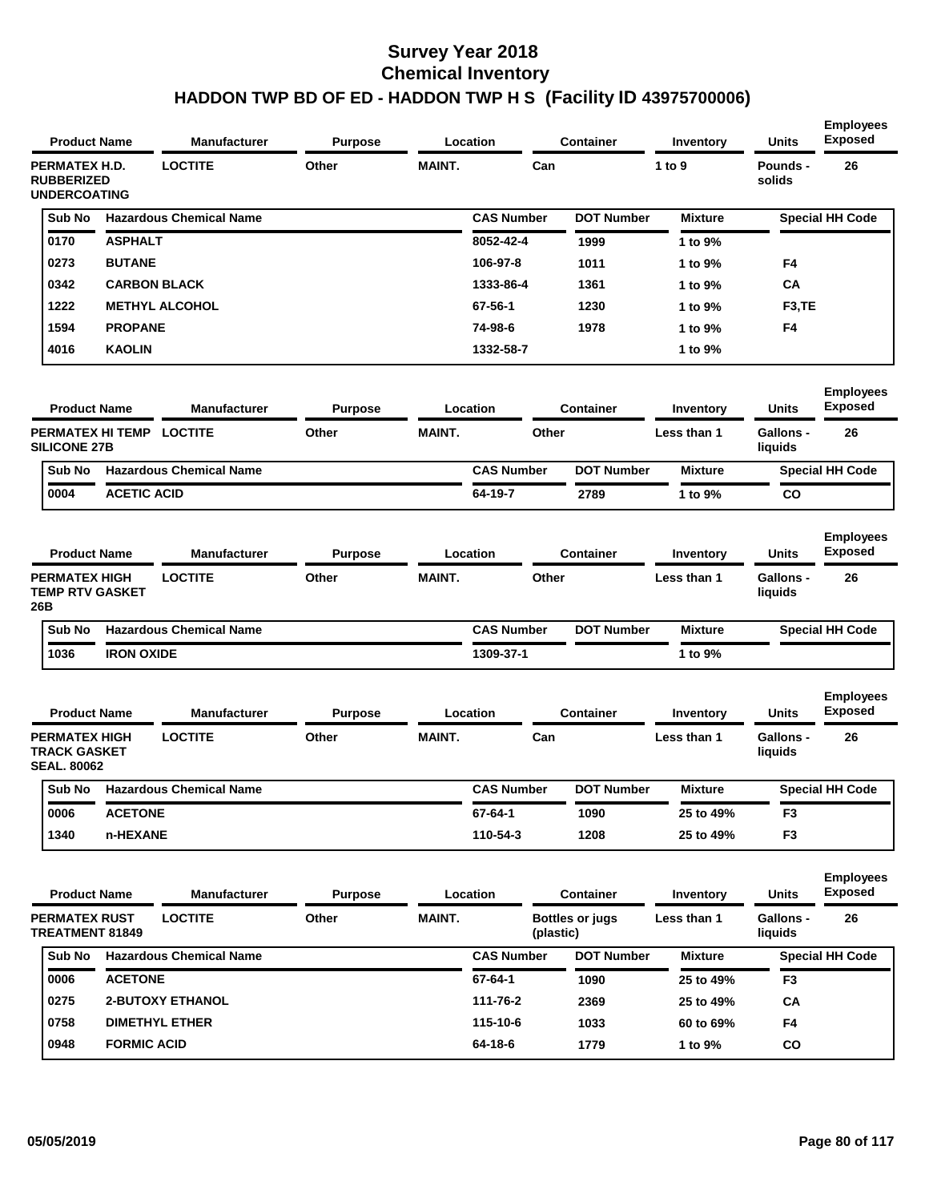# Survey Year 2018
# Chemical Inventory
## HADDON TWP BD OF ED - HADDON TWP H S (Facility ID 43975700006)

| Product Name | Manufacturer | Purpose | Location | Container | Inventory | Units | Employees Exposed |
|---|---|---|---|---|---|---|---|
| PERMATEX H.D. RUBBERIZED UNDERCOATING | LOCTITE | Other | MAINT. | Can | 1 to 9 | Pounds - solids | 26 |

| Sub No | Hazardous Chemical Name | CAS Number | DOT Number | Mixture | Special HH Code |
|---|---|---|---|---|---|
| 0170 | ASPHALT | 8052-42-4 | 1999 | 1 to 9% | |
| 0273 | BUTANE | 106-97-8 | 1011 | 1 to 9% | F4 |
| 0342 | CARBON BLACK | 1333-86-4 | 1361 | 1 to 9% | CA |
| 1222 | METHYL ALCOHOL | 67-56-1 | 1230 | 1 to 9% | F3,TE |
| 1594 | PROPANE | 74-98-6 | 1978 | 1 to 9% | F4 |
| 4016 | KAOLIN | 1332-58-7 | | 1 to 9% | |

| Product Name | Manufacturer | Purpose | Location | Container | Inventory | Units | Employees Exposed |
|---|---|---|---|---|---|---|---|
| PERMATEX HI TEMP SILICONE 27B | LOCTITE | Other | MAINT. | Other | Less than 1 | Gallons - liquids | 26 |

| Sub No | Hazardous Chemical Name | CAS Number | DOT Number | Mixture | Special HH Code |
|---|---|---|---|---|---|
| 0004 | ACETIC ACID | 64-19-7 | 2789 | 1 to 9% | CO |

| Product Name | Manufacturer | Purpose | Location | Container | Inventory | Units | Employees Exposed |
|---|---|---|---|---|---|---|---|
| PERMATEX HIGH TEMP RTV GASKET 26B | LOCTITE | Other | MAINT. | Other | Less than 1 | Gallons - liquids | 26 |

| Sub No | Hazardous Chemical Name | CAS Number | DOT Number | Mixture | Special HH Code |
|---|---|---|---|---|---|
| 1036 | IRON OXIDE | 1309-37-1 | | 1 to 9% | |

| Product Name | Manufacturer | Purpose | Location | Container | Inventory | Units | Employees Exposed |
|---|---|---|---|---|---|---|---|
| PERMATEX HIGH TRACK GASKET SEAL. 80062 | LOCTITE | Other | MAINT. | Can | Less than 1 | Gallons - liquids | 26 |

| Sub No | Hazardous Chemical Name | CAS Number | DOT Number | Mixture | Special HH Code |
|---|---|---|---|---|---|
| 0006 | ACETONE | 67-64-1 | 1090 | 25 to 49% | F3 |
| 1340 | n-HEXANE | 110-54-3 | 1208 | 25 to 49% | F3 |

| Product Name | Manufacturer | Purpose | Location | Container | Inventory | Units | Employees Exposed |
|---|---|---|---|---|---|---|---|
| PERMATEX RUST TREATMENT 81849 | LOCTITE | Other | MAINT. | Bottles or jugs (plastic) | Less than 1 | Gallons - liquids | 26 |

| Sub No | Hazardous Chemical Name | CAS Number | DOT Number | Mixture | Special HH Code |
|---|---|---|---|---|---|
| 0006 | ACETONE | 67-64-1 | 1090 | 25 to 49% | F3 |
| 0275 | 2-BUTOXY ETHANOL | 111-76-2 | 2369 | 25 to 49% | CA |
| 0758 | DIMETHYL ETHER | 115-10-6 | 1033 | 60 to 69% | F4 |
| 0948 | FORMIC ACID | 64-18-6 | 1779 | 1 to 9% | CO |

05/05/2019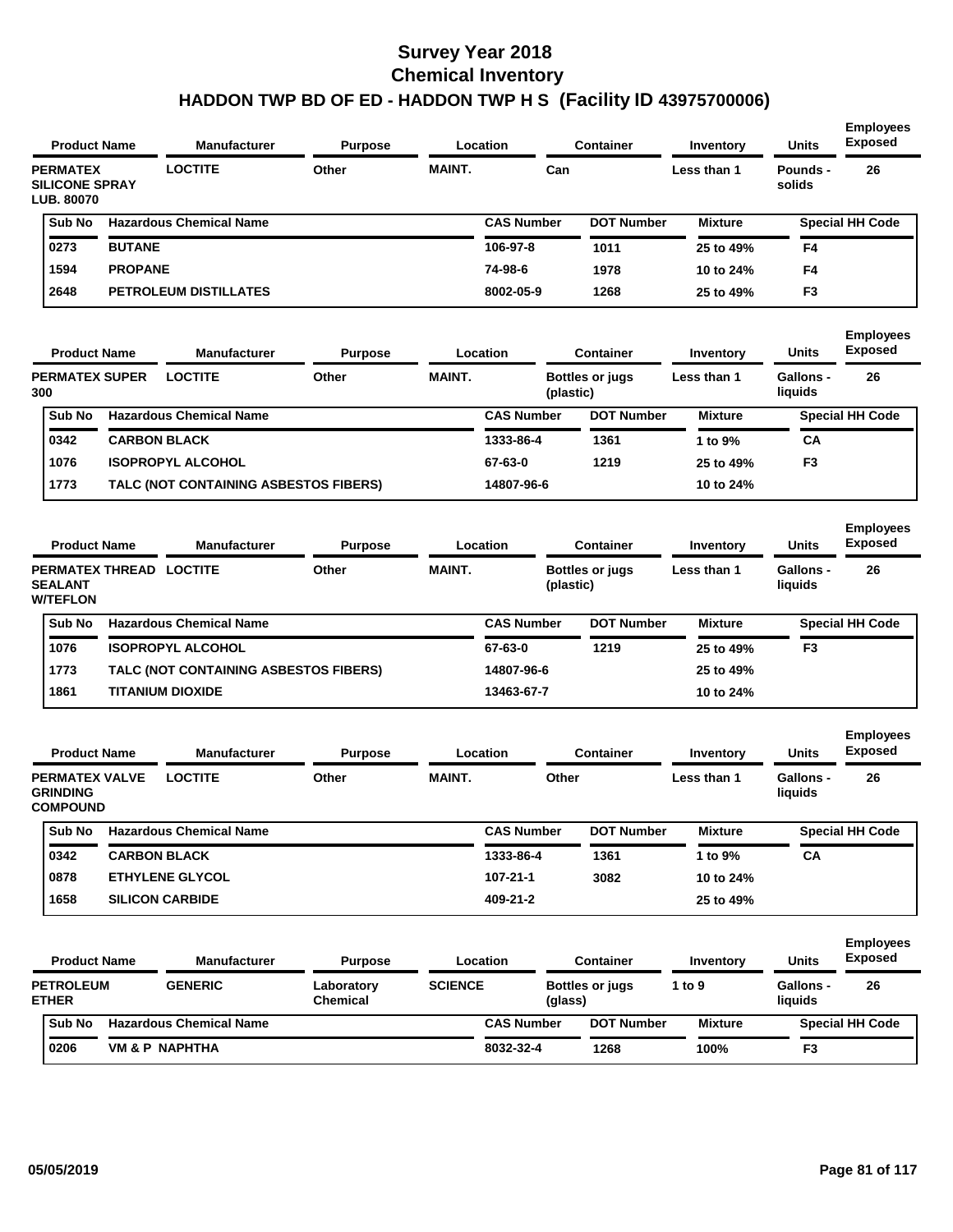# Survey Year 2018
# Chemical Inventory
## HADDON TWP BD OF ED - HADDON TWP H S (Facility ID 43975700006)

| Product Name | Manufacturer | Purpose | Location | Container | Inventory | Units | Employees Exposed |
|---|---|---|---|---|---|---|---|
| PERMATEX SILICONE SPRAY LUB. 80070 | LOCTITE | Other | MAINT. | Can | Less than 1 | Pounds - solids | 26 |

| Sub No | Hazardous Chemical Name | CAS Number | DOT Number | Mixture | Special HH Code |
|---|---|---|---|---|---|
| 0273 | BUTANE | 106-97-8 | 1011 | 25 to 49% | F4 |
| 1594 | PROPANE | 74-98-6 | 1978 | 10 to 24% | F4 |
| 2648 | PETROLEUM DISTILLATES | 8002-05-9 | 1268 | 25 to 49% | F3 |

| Product Name | Manufacturer | Purpose | Location | Container | Inventory | Units | Employees Exposed |
|---|---|---|---|---|---|---|---|
| PERMATEX SUPER 300 | LOCTITE | Other | MAINT. | Bottles or jugs (plastic) | Less than 1 | Gallons - liquids | 26 |

| Sub No | Hazardous Chemical Name | CAS Number | DOT Number | Mixture | Special HH Code |
|---|---|---|---|---|---|
| 0342 | CARBON BLACK | 1333-86-4 | 1361 | 1 to 9% | CA |
| 1076 | ISOPROPYL ALCOHOL | 67-63-0 | 1219 | 25 to 49% | F3 |
| 1773 | TALC (NOT CONTAINING ASBESTOS FIBERS) | 14807-96-6 | | 10 to 24% | |

| Product Name | Manufacturer | Purpose | Location | Container | Inventory | Units | Employees Exposed |
|---|---|---|---|---|---|---|---|
| PERMATEX THREAD SEALANT W/TEFLON | LOCTITE | Other | MAINT. | Bottles or jugs (plastic) | Less than 1 | Gallons - liquids | 26 |

| Sub No | Hazardous Chemical Name | CAS Number | DOT Number | Mixture | Special HH Code |
|---|---|---|---|---|---|
| 1076 | ISOPROPYL ALCOHOL | 67-63-0 | 1219 | 25 to 49% | F3 |
| 1773 | TALC (NOT CONTAINING ASBESTOS FIBERS) | 14807-96-6 | | 25 to 49% | |
| 1861 | TITANIUM DIOXIDE | 13463-67-7 | | 10 to 24% | |

| Product Name | Manufacturer | Purpose | Location | Container | Inventory | Units | Employees Exposed |
|---|---|---|---|---|---|---|---|
| PERMATEX VALVE GRINDING COMPOUND | LOCTITE | Other | MAINT. | Other | Less than 1 | Gallons - liquids | 26 |

| Sub No | Hazardous Chemical Name | CAS Number | DOT Number | Mixture | Special HH Code |
|---|---|---|---|---|---|
| 0342 | CARBON BLACK | 1333-86-4 | 1361 | 1 to 9% | CA |
| 0878 | ETHYLENE GLYCOL | 107-21-1 | 3082 | 10 to 24% | |
| 1658 | SILICON CARBIDE | 409-21-2 | | 25 to 49% | |

| Product Name | Manufacturer | Purpose | Location | Container | Inventory | Units | Employees Exposed |
|---|---|---|---|---|---|---|---|
| PETROLEUM ETHER | GENERIC | Laboratory Chemical | SCIENCE | Bottles or jugs (glass) | 1 to 9 | Gallons - liquids | 26 |

| Sub No | Hazardous Chemical Name | CAS Number | DOT Number | Mixture | Special HH Code |
|---|---|---|---|---|---|
| 0206 | VM & P NAPHTHA | 8032-32-4 | 1268 | 100% | F3 |

05/05/2019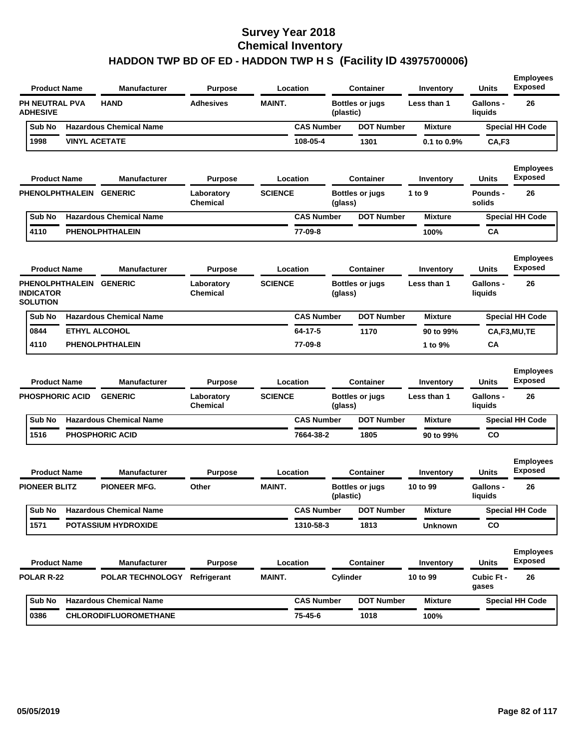# Survey Year 2018
# Chemical Inventory
# HADDON TWP BD OF ED - HADDON TWP H S (Facility ID 43975700006)

| Product Name | Manufacturer | Purpose | Location | Container | Inventory | Units | Employees Exposed |
|---|---|---|---|---|---|---|---|
| PH NEUTRAL PVA ADHESIVE | HAND | Adhesives | MAINT. | Bottles or jugs (plastic) | Less than 1 | Gallons - liquids | 26 |

| Sub No | Hazardous Chemical Name | CAS Number | DOT Number | Mixture | Special HH Code |
|---|---|---|---|---|---|
| 1998 | VINYL ACETATE | 108-05-4 | 1301 | 0.1 to 0.9% | CA,F3 |

| Product Name | Manufacturer | Purpose | Location | Container | Inventory | Units | Employees Exposed |
|---|---|---|---|---|---|---|---|
| PHENOLPHTHALEIN | GENERIC | Laboratory Chemical | SCIENCE | Bottles or jugs (glass) | 1 to 9 | Pounds - solids | 26 |

| Sub No | Hazardous Chemical Name | CAS Number | DOT Number | Mixture | Special HH Code |
|---|---|---|---|---|---|
| 4110 | PHENOLPHTHALEIN | 77-09-8 | | 100% | CA |

| Product Name | Manufacturer | Purpose | Location | Container | Inventory | Units | Employees Exposed |
|---|---|---|---|---|---|---|---|
| PHENOLPHTHALEIN INDICATOR SOLUTION | GENERIC | Laboratory Chemical | SCIENCE | Bottles or jugs (glass) | Less than 1 | Gallons - liquids | 26 |

| Sub No | Hazardous Chemical Name | CAS Number | DOT Number | Mixture | Special HH Code |
|---|---|---|---|---|---|
| 0844 | ETHYL ALCOHOL | 64-17-5 | 1170 | 90 to 99% | CA,F3,MU,TE |
| 4110 | PHENOLPHTHALEIN | 77-09-8 | | 1 to 9% | CA |

| Product Name | Manufacturer | Purpose | Location | Container | Inventory | Units | Employees Exposed |
|---|---|---|---|---|---|---|---|
| PHOSPHORIC ACID | GENERIC | Laboratory Chemical | SCIENCE | Bottles or jugs (glass) | Less than 1 | Gallons - liquids | 26 |

| Sub No | Hazardous Chemical Name | CAS Number | DOT Number | Mixture | Special HH Code |
|---|---|---|---|---|---|
| 1516 | PHOSPHORIC ACID | 7664-38-2 | 1805 | 90 to 99% | CO |

| Product Name | Manufacturer | Purpose | Location | Container | Inventory | Units | Employees Exposed |
|---|---|---|---|---|---|---|---|
| PIONEER BLITZ | PIONEER MFG. | Other | MAINT. | Bottles or jugs (plastic) | 10 to 99 | Gallons - liquids | 26 |

| Sub No | Hazardous Chemical Name | CAS Number | DOT Number | Mixture | Special HH Code |
|---|---|---|---|---|---|
| 1571 | POTASSIUM HYDROXIDE | 1310-58-3 | 1813 | Unknown | CO |

| Product Name | Manufacturer | Purpose | Location | Container | Inventory | Units | Employees Exposed |
|---|---|---|---|---|---|---|---|
| POLAR R-22 | POLAR TECHNOLOGY | Refrigerant | MAINT. | Cylinder | 10 to 99 | Cubic Ft - gases | 26 |

| Sub No | Hazardous Chemical Name | CAS Number | DOT Number | Mixture | Special HH Code |
|---|---|---|---|---|---|
| 0386 | CHLORODIFLUOROMETHANE | 75-45-6 | 1018 | 100% | |

05/05/2019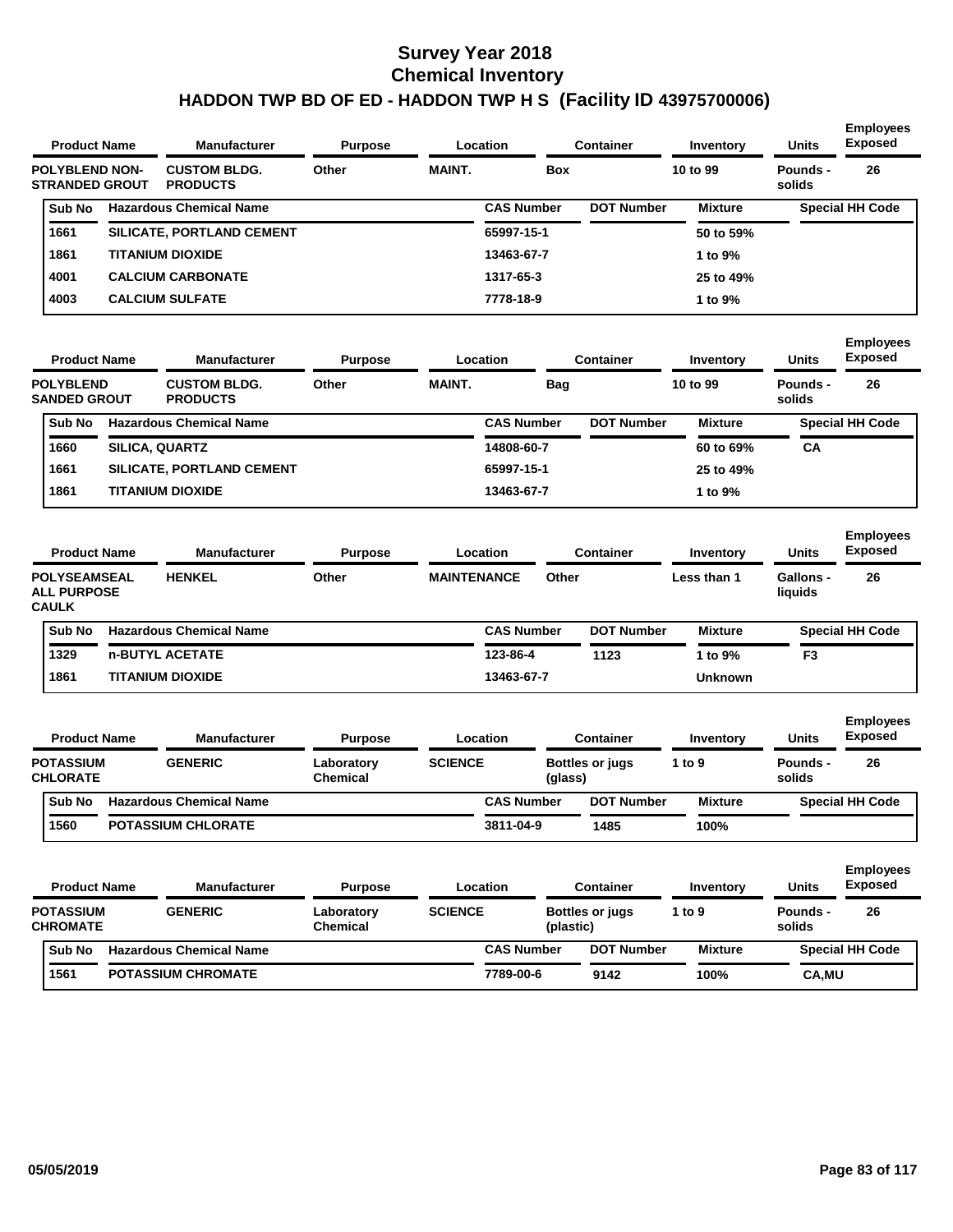# Survey Year 2018
# Chemical Inventory
# HADDON TWP BD OF ED - HADDON TWP H S (Facility ID 43975700006)

| Product Name | Manufacturer | Purpose | Location | Container | Inventory | Units | Employees Exposed |
|---|---|---|---|---|---|---|---|
| POLYBLEND NON-STRANDED GROUT | CUSTOM BLDG. PRODUCTS | Other | MAINT. | Box | 10 to 99 | Pounds - solids | 26 |

| Sub No | Hazardous Chemical Name | CAS Number | DOT Number | Mixture | Special HH Code |
|---|---|---|---|---|---|
| 1661 | SILICATE, PORTLAND CEMENT | 65997-15-1 | | 50 to 59% | |
| 1861 | TITANIUM DIOXIDE | 13463-67-7 | | 1 to 9% | |
| 4001 | CALCIUM CARBONATE | 1317-65-3 | | 25 to 49% | |
| 4003 | CALCIUM SULFATE | 7778-18-9 | | 1 to 9% | |

| Product Name | Manufacturer | Purpose | Location | Container | Inventory | Units | Employees Exposed |
|---|---|---|---|---|---|---|---|
| POLYBLEND SANDED GROUT | CUSTOM BLDG. PRODUCTS | Other | MAINT. | Bag | 10 to 99 | Pounds - solids | 26 |

| Sub No | Hazardous Chemical Name | CAS Number | DOT Number | Mixture | Special HH Code |
|---|---|---|---|---|---|
| 1660 | SILICA, QUARTZ | 14808-60-7 | | 60 to 69% | CA |
| 1661 | SILICATE, PORTLAND CEMENT | 65997-15-1 | | 25 to 49% | |
| 1861 | TITANIUM DIOXIDE | 13463-67-7 | | 1 to 9% | |

| Product Name | Manufacturer | Purpose | Location | Container | Inventory | Units | Employees Exposed |
|---|---|---|---|---|---|---|---|
| POLYSEAMSEAL ALL PURPOSE CAULK | HENKEL | Other | MAINTENANCE | Other | Less than 1 | Gallons - liquids | 26 |

| Sub No | Hazardous Chemical Name | CAS Number | DOT Number | Mixture | Special HH Code |
|---|---|---|---|---|---|
| 1329 | n-BUTYL ACETATE | 123-86-4 | 1123 | 1 to 9% | F3 |
| 1861 | TITANIUM DIOXIDE | 13463-67-7 | | Unknown | |

| Product Name | Manufacturer | Purpose | Location | Container | Inventory | Units | Employees Exposed |
|---|---|---|---|---|---|---|---|
| POTASSIUM CHLORATE | GENERIC | Laboratory Chemical | SCIENCE | Bottles or jugs (glass) | 1 to 9 | Pounds - solids | 26 |

| Sub No | Hazardous Chemical Name | CAS Number | DOT Number | Mixture | Special HH Code |
|---|---|---|---|---|---|
| 1560 | POTASSIUM CHLORATE | 3811-04-9 | 1485 | 100% | |

| Product Name | Manufacturer | Purpose | Location | Container | Inventory | Units | Employees Exposed |
|---|---|---|---|---|---|---|---|
| POTASSIUM CHROMATE | GENERIC | Laboratory Chemical | SCIENCE | Bottles or jugs (plastic) | 1 to 9 | Pounds - solids | 26 |

| Sub No | Hazardous Chemical Name | CAS Number | DOT Number | Mixture | Special HH Code |
|---|---|---|---|---|---|
| 1561 | POTASSIUM CHROMATE | 7789-00-6 | 9142 | 100% | CA,MU |

05/05/2019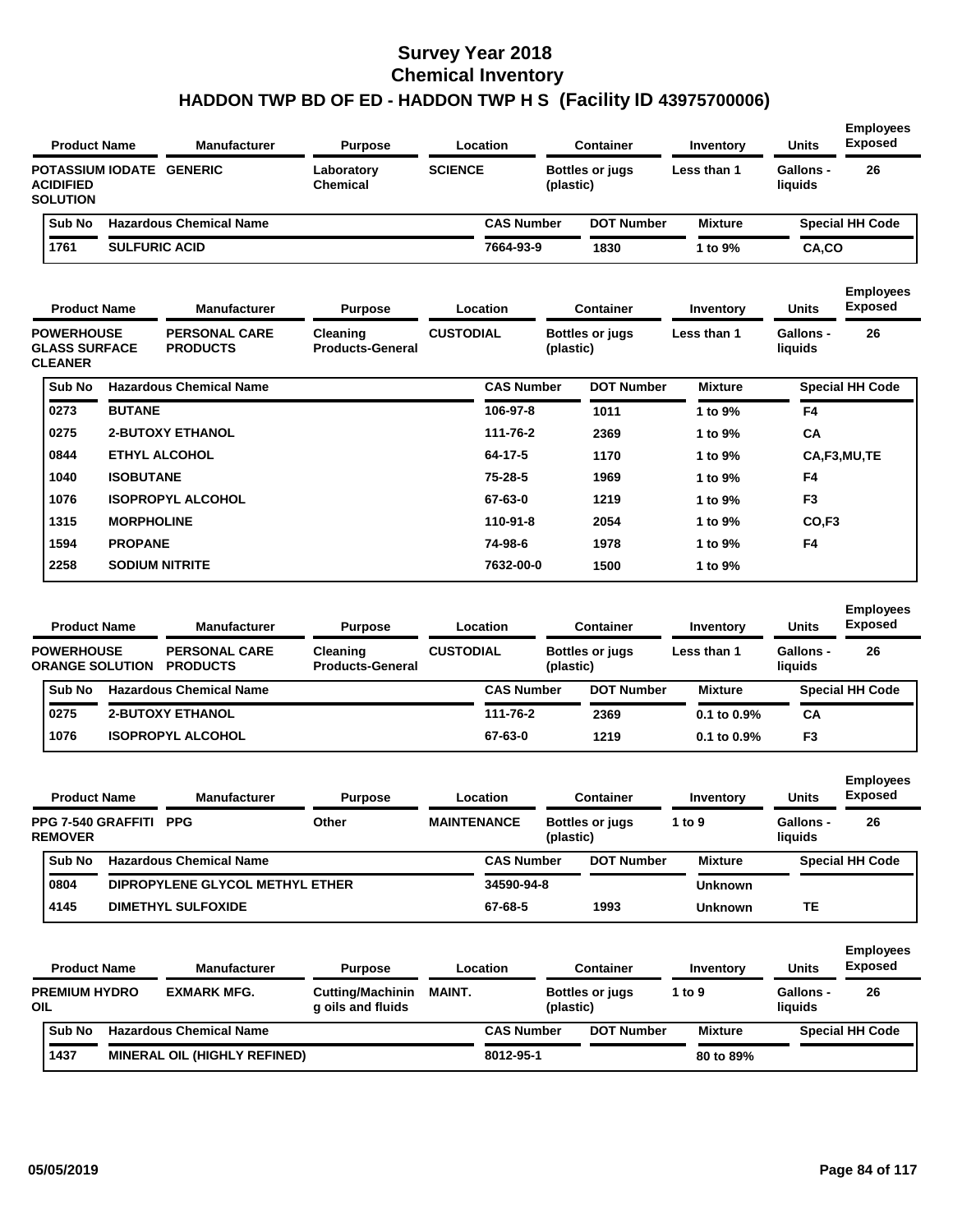# Survey Year 2018
# Chemical Inventory
## HADDON TWP BD OF ED - HADDON TWP H S (Facility ID 43975700006)

| Product Name | Manufacturer | Purpose | Location | Container | Inventory | Units | Employees Exposed |
|---|---|---|---|---|---|---|---|
| POTASSIUM IODATE ACIDIFIED SOLUTION | GENERIC | Laboratory Chemical | SCIENCE | Bottles or jugs (plastic) | Less than 1 | Gallons - liquids | 26 |

| Sub No | Hazardous Chemical Name | CAS Number | DOT Number | Mixture | Special HH Code |
|---|---|---|---|---|---|
| 1761 | SULFURIC ACID | 7664-93-9 | 1830 | 1 to 9% | CA,CO |

| Product Name | Manufacturer | Purpose | Location | Container | Inventory | Units | Employees Exposed |
|---|---|---|---|---|---|---|---|
| POWERHOUSE GLASS SURFACE CLEANER | PERSONAL CARE PRODUCTS | Cleaning Products-General | CUSTODIAL | Bottles or jugs (plastic) | Less than 1 | Gallons - liquids | 26 |

| Sub No | Hazardous Chemical Name | CAS Number | DOT Number | Mixture | Special HH Code |
|---|---|---|---|---|---|
| 0273 | BUTANE | 106-97-8 | 1011 | 1 to 9% | F4 |
| 0275 | 2-BUTOXY ETHANOL | 111-76-2 | 2369 | 1 to 9% | CA |
| 0844 | ETHYL ALCOHOL | 64-17-5 | 1170 | 1 to 9% | CA,F3,MU,TE |
| 1040 | ISOBUTANE | 75-28-5 | 1969 | 1 to 9% | F4 |
| 1076 | ISOPROPYL ALCOHOL | 67-63-0 | 1219 | 1 to 9% | F3 |
| 1315 | MORPHOLINE | 110-91-8 | 2054 | 1 to 9% | CO,F3 |
| 1594 | PROPANE | 74-98-6 | 1978 | 1 to 9% | F4 |
| 2258 | SODIUM NITRITE | 7632-00-0 | 1500 | 1 to 9% | |

| Product Name | Manufacturer | Purpose | Location | Container | Inventory | Units | Employees Exposed |
|---|---|---|---|---|---|---|---|
| POWERHOUSE ORANGE SOLUTION | PERSONAL CARE PRODUCTS | Cleaning Products-General | CUSTODIAL | Bottles or jugs (plastic) | Less than 1 | Gallons - liquids | 26 |

| Sub No | Hazardous Chemical Name | CAS Number | DOT Number | Mixture | Special HH Code |
|---|---|---|---|---|---|
| 0275 | 2-BUTOXY ETHANOL | 111-76-2 | 2369 | 0.1 to 0.9% | CA |
| 1076 | ISOPROPYL ALCOHOL | 67-63-0 | 1219 | 0.1 to 0.9% | F3 |

| Product Name | Manufacturer | Purpose | Location | Container | Inventory | Units | Employees Exposed |
|---|---|---|---|---|---|---|---|
| PPG 7-540 GRAFFITI REMOVER | PPG | Other | MAINTENANCE | Bottles or jugs (plastic) | 1 to 9 | Gallons - liquids | 26 |

| Sub No | Hazardous Chemical Name | CAS Number | DOT Number | Mixture | Special HH Code |
|---|---|---|---|---|---|
| 0804 | DIPROPYLENE GLYCOL METHYL ETHER | 34590-94-8 | | Unknown | |
| 4145 | DIMETHYL SULFOXIDE | 67-68-5 | 1993 | Unknown | TE |

| Product Name | Manufacturer | Purpose | Location | Container | Inventory | Units | Employees Exposed |
|---|---|---|---|---|---|---|---|
| PREMIUM HYDRO OIL | EXMARK MFG. | Cutting/Machining oils and fluids | MAINT. | Bottles or jugs (plastic) | 1 to 9 | Gallons - liquids | 26 |

| Sub No | Hazardous Chemical Name | CAS Number | DOT Number | Mixture | Special HH Code |
|---|---|---|---|---|---|
| 1437 | MINERAL OIL (HIGHLY REFINED) | 8012-95-1 | | 80 to 89% | |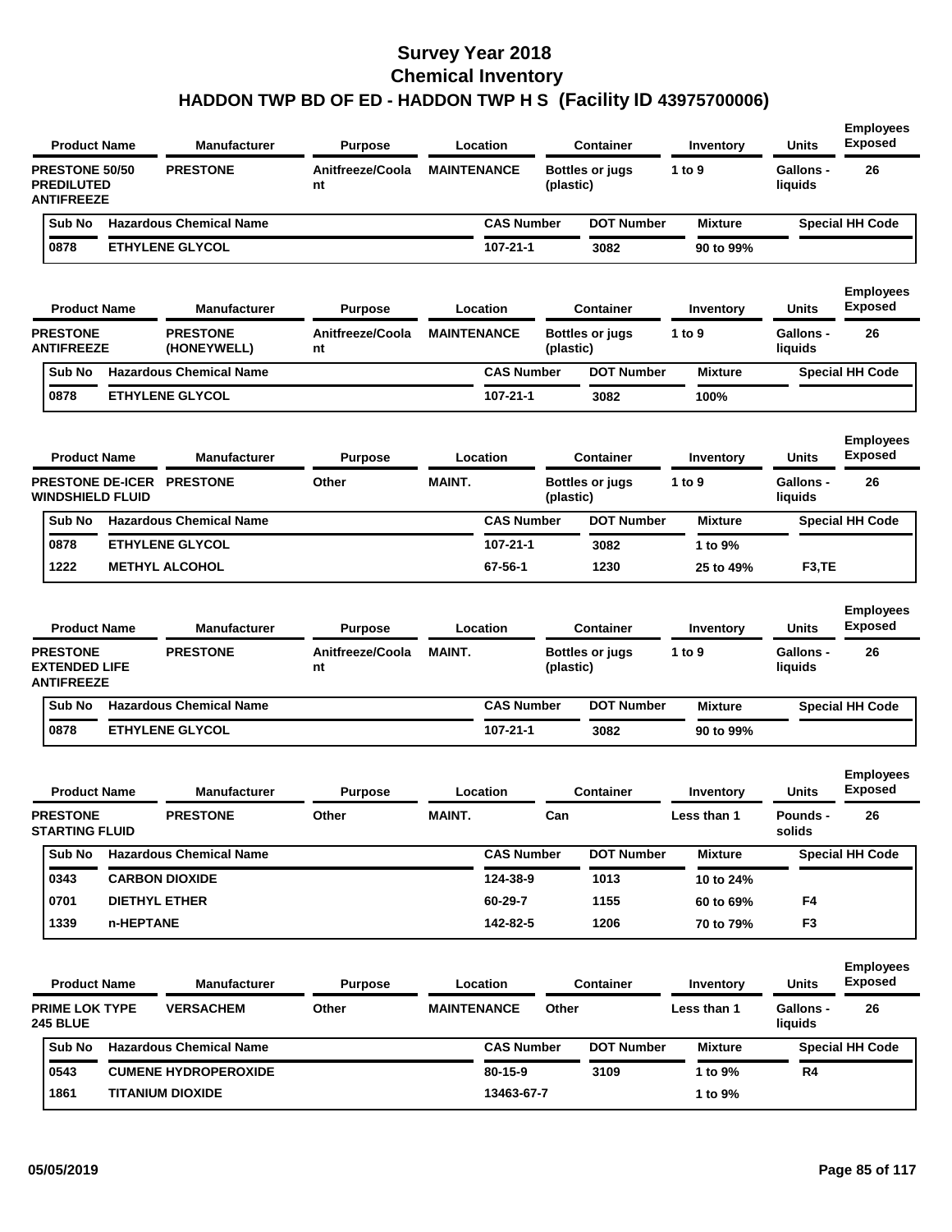# Survey Year 2018
# Chemical Inventory
# HADDON TWP BD OF ED - HADDON TWP H S (Facility ID 43975700006)

| Product Name | Manufacturer | Purpose | Location | Container | Inventory | Units | Employees Exposed |
|---|---|---|---|---|---|---|---|
| PRESTONE 50/50 PREDILUTED ANTIFREEZE | PRESTONE | Anitfreeze/Coolant | MAINTENANCE | Bottles or jugs (plastic) | 1 to 9 | Gallons - liquids | 26 |

| Sub No | Hazardous Chemical Name | CAS Number | DOT Number | Mixture | Special HH Code |
|---|---|---|---|---|---|
| 0878 | ETHYLENE GLYCOL | 107-21-1 | 3082 | 90 to 99% | |

| Product Name | Manufacturer | Purpose | Location | Container | Inventory | Units | Employees Exposed |
|---|---|---|---|---|---|---|---|
| PRESTONE ANTIFREEZE | PRESTONE (HONEYWELL) | Anitfreeze/Coolant | MAINTENANCE | Bottles or jugs (plastic) | 1 to 9 | Gallons - liquids | 26 |

| Sub No | Hazardous Chemical Name | CAS Number | DOT Number | Mixture | Special HH Code |
|---|---|---|---|---|---|
| 0878 | ETHYLENE GLYCOL | 107-21-1 | 3082 | 100% | |

| Product Name | Manufacturer | Purpose | Location | Container | Inventory | Units | Employees Exposed |
|---|---|---|---|---|---|---|---|
| PRESTONE DE-ICER WINDSHIELD FLUID | PRESTONE | Other | MAINT. | Bottles or jugs (plastic) | 1 to 9 | Gallons - liquids | 26 |

| Sub No | Hazardous Chemical Name | CAS Number | DOT Number | Mixture | Special HH Code |
|---|---|---|---|---|---|
| 0878 | ETHYLENE GLYCOL | 107-21-1 | 3082 | 1 to 9% | |
| 1222 | METHYL ALCOHOL | 67-56-1 | 1230 | 25 to 49% | F3,TE |

| Product Name | Manufacturer | Purpose | Location | Container | Inventory | Units | Employees Exposed |
|---|---|---|---|---|---|---|---|
| PRESTONE EXTENDED LIFE ANTIFREEZE | PRESTONE | Anitfreeze/Coolant | MAINT. | Bottles or jugs (plastic) | 1 to 9 | Gallons - liquids | 26 |

| Sub No | Hazardous Chemical Name | CAS Number | DOT Number | Mixture | Special HH Code |
|---|---|---|---|---|---|
| 0878 | ETHYLENE GLYCOL | 107-21-1 | 3082 | 90 to 99% | |

| Product Name | Manufacturer | Purpose | Location | Container | Inventory | Units | Employees Exposed |
|---|---|---|---|---|---|---|---|
| PRESTONE STARTING FLUID | PRESTONE | Other | MAINT. | Can | Less than 1 | Pounds - solids | 26 |

| Sub No | Hazardous Chemical Name | CAS Number | DOT Number | Mixture | Special HH Code |
|---|---|---|---|---|---|
| 0343 | CARBON DIOXIDE | 124-38-9 | 1013 | 10 to 24% | |
| 0701 | DIETHYL ETHER | 60-29-7 | 1155 | 60 to 69% | F4 |
| 1339 | n-HEPTANE | 142-82-5 | 1206 | 70 to 79% | F3 |

| Product Name | Manufacturer | Purpose | Location | Container | Inventory | Units | Employees Exposed |
|---|---|---|---|---|---|---|---|
| PRIME LOK TYPE 245 BLUE | VERSACHEM | Other | MAINTENANCE | Other | Less than 1 | Gallons - liquids | 26 |

| Sub No | Hazardous Chemical Name | CAS Number | DOT Number | Mixture | Special HH Code |
|---|---|---|---|---|---|
| 0543 | CUMENE HYDROPEROXIDE | 80-15-9 | 3109 | 1 to 9% | R4 |
| 1861 | TITANIUM DIOXIDE | 13463-67-7 | | 1 to 9% | |

05/05/2019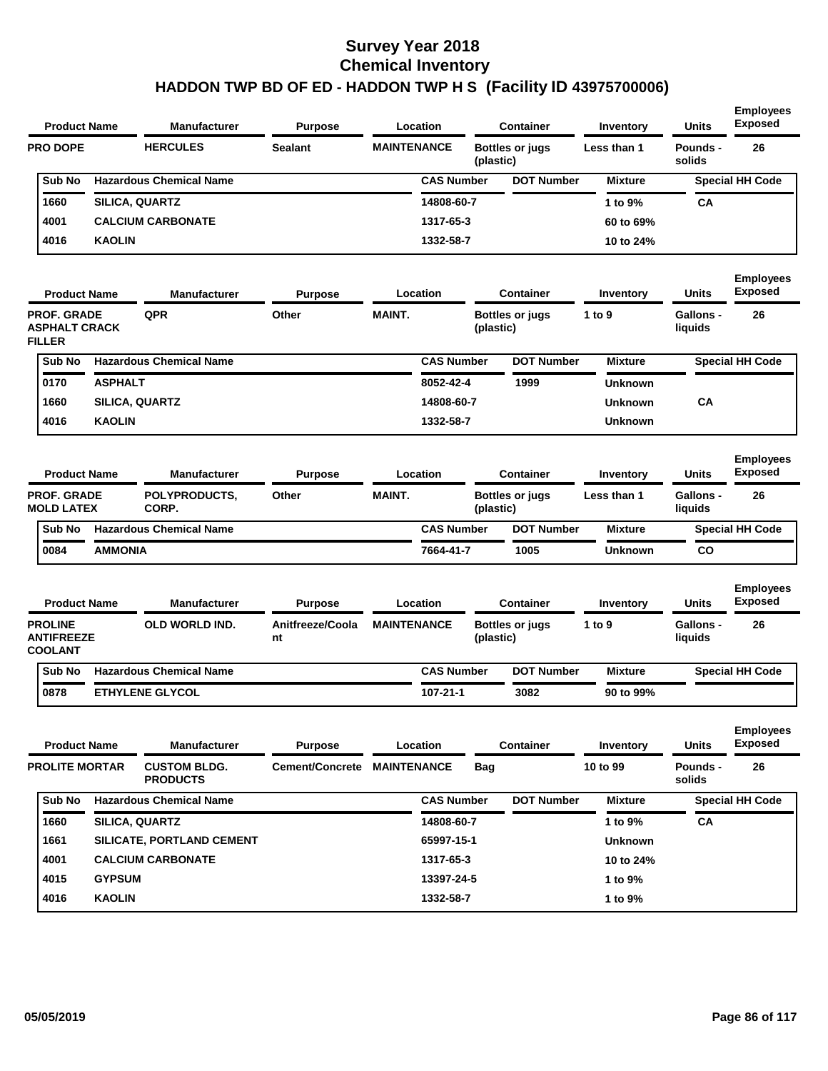# Survey Year 2018
# Chemical Inventory
## HADDON TWP BD OF ED - HADDON TWP H S (Facility ID 43975700006)

| Product Name | Manufacturer | Purpose | Location | Container | Inventory | Units | Employees Exposed |
|---|---|---|---|---|---|---|---|
| PRO DOPE | HERCULES | Sealant | MAINTENANCE | Bottles or jugs (plastic) | Less than 1 | Pounds - solids | 26 |

| Sub No | Hazardous Chemical Name | CAS Number | DOT Number | Mixture | Special HH Code |
|---|---|---|---|---|---|
| 1660 | SILICA, QUARTZ | 14808-60-7 | | 1 to 9% | CA |
| 4001 | CALCIUM CARBONATE | 1317-65-3 | | 60 to 69% | |
| 4016 | KAOLIN | 1332-58-7 | | 10 to 24% | |

| Product Name | Manufacturer | Purpose | Location | Container | Inventory | Units | Employees Exposed |
|---|---|---|---|---|---|---|---|
| PROF. GRADE ASPHALT CRACK FILLER | QPR | Other | MAINT. | Bottles or jugs (plastic) | 1 to 9 | Gallons - liquids | 26 |

| Sub No | Hazardous Chemical Name | CAS Number | DOT Number | Mixture | Special HH Code |
|---|---|---|---|---|---|
| 0170 | ASPHALT | 8052-42-4 | 1999 | Unknown | |
| 1660 | SILICA, QUARTZ | 14808-60-7 | | Unknown | CA |
| 4016 | KAOLIN | 1332-58-7 | | Unknown | |

| Product Name | Manufacturer | Purpose | Location | Container | Inventory | Units | Employees Exposed |
|---|---|---|---|---|---|---|---|
| PROF. GRADE MOLD LATEX | POLYPRODUCTS, CORP. | Other | MAINT. | Bottles or jugs (plastic) | Less than 1 | Gallons - liquids | 26 |

| Sub No | Hazardous Chemical Name | CAS Number | DOT Number | Mixture | Special HH Code |
|---|---|---|---|---|---|
| 0084 | AMMONIA | 7664-41-7 | 1005 | Unknown | CO |

| Product Name | Manufacturer | Purpose | Location | Container | Inventory | Units | Employees Exposed |
|---|---|---|---|---|---|---|---|
| PROLINE ANTIFREEZE COOLANT | OLD WORLD IND. | Anitfreeze/Coolant | MAINTENANCE | Bottles or jugs (plastic) | 1 to 9 | Gallons - liquids | 26 |

| Sub No | Hazardous Chemical Name | CAS Number | DOT Number | Mixture | Special HH Code |
|---|---|---|---|---|---|
| 0878 | ETHYLENE GLYCOL | 107-21-1 | 3082 | 90 to 99% | |

| Product Name | Manufacturer | Purpose | Location | Container | Inventory | Units | Employees Exposed |
|---|---|---|---|---|---|---|---|
| PROLITE MORTAR | CUSTOM BLDG. PRODUCTS | Cement/Concrete | MAINTENANCE | Bag | 10 to 99 | Pounds - solids | 26 |

| Sub No | Hazardous Chemical Name | CAS Number | DOT Number | Mixture | Special HH Code |
|---|---|---|---|---|---|
| 1660 | SILICA, QUARTZ | 14808-60-7 | | 1 to 9% | CA |
| 1661 | SILICATE, PORTLAND CEMENT | 65997-15-1 | | Unknown | |
| 4001 | CALCIUM CARBONATE | 1317-65-3 | | 10 to 24% | |
| 4015 | GYPSUM | 13397-24-5 | | 1 to 9% | |
| 4016 | KAOLIN | 1332-58-7 | | 1 to 9% | |

05/05/2019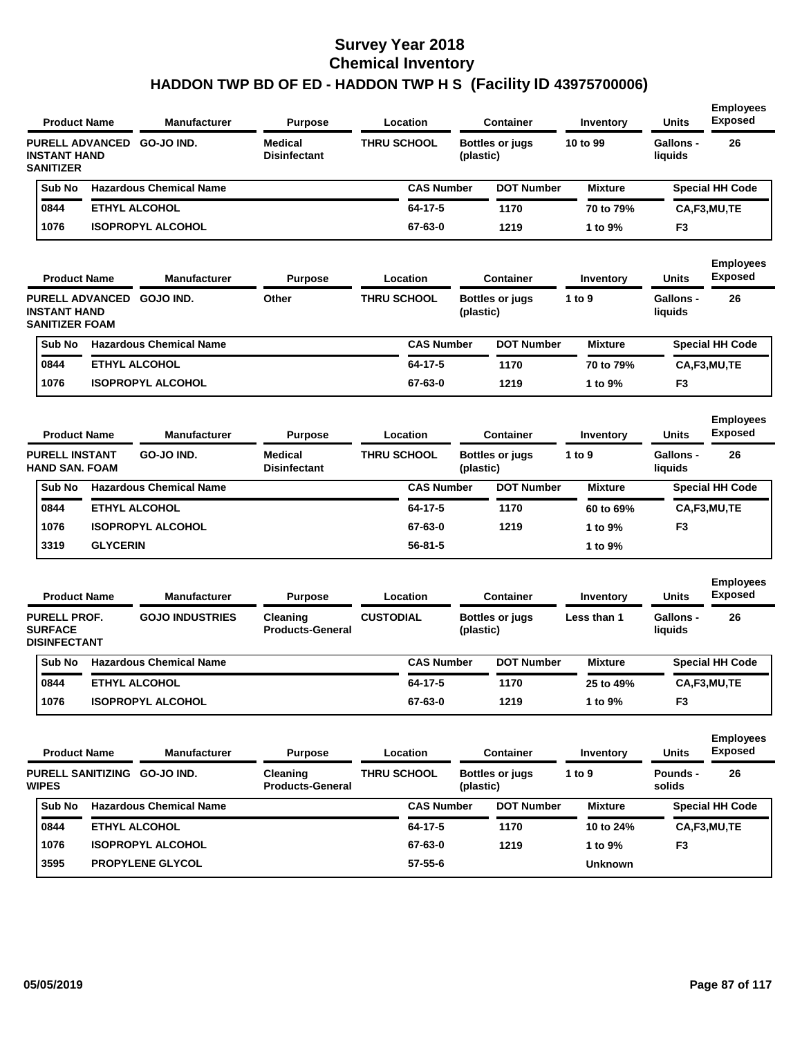# Survey Year 2018
## Chemical Inventory
## HADDON TWP BD OF ED - HADDON TWP H S (Facility ID 43975700006)

| Product Name | Manufacturer | Purpose | Location | Container | Inventory | Units | Employees Exposed |
|---|---|---|---|---|---|---|---|
| PURELL ADVANCED INSTANT HAND SANITIZER | GO-JO IND. | Medical Disinfectant | THRU SCHOOL | Bottles or jugs (plastic) | 10 to 99 | Gallons - liquids | 26 |

| Sub No | Hazardous Chemical Name | CAS Number | DOT Number | Mixture | Special HH Code |
|---|---|---|---|---|---|
| 0844 | ETHYL ALCOHOL | 64-17-5 | 1170 | 70 to 79% | CA,F3,MU,TE |
| 1076 | ISOPROPYL ALCOHOL | 67-63-0 | 1219 | 1 to 9% | F3 |

| Product Name | Manufacturer | Purpose | Location | Container | Inventory | Units | Employees Exposed |
|---|---|---|---|---|---|---|---|
| PURELL ADVANCED INSTANT HAND SANITIZER FOAM | GOJO IND. | Other | THRU SCHOOL | Bottles or jugs (plastic) | 1 to 9 | Gallons - liquids | 26 |

| Sub No | Hazardous Chemical Name | CAS Number | DOT Number | Mixture | Special HH Code |
|---|---|---|---|---|---|
| 0844 | ETHYL ALCOHOL | 64-17-5 | 1170 | 70 to 79% | CA,F3,MU,TE |
| 1076 | ISOPROPYL ALCOHOL | 67-63-0 | 1219 | 1 to 9% | F3 |

| Product Name | Manufacturer | Purpose | Location | Container | Inventory | Units | Employees Exposed |
|---|---|---|---|---|---|---|---|
| PURELL INSTANT HAND SAN. FOAM | GO-JO IND. | Medical Disinfectant | THRU SCHOOL | Bottles or jugs (plastic) | 1 to 9 | Gallons - liquids | 26 |

| Sub No | Hazardous Chemical Name | CAS Number | DOT Number | Mixture | Special HH Code |
|---|---|---|---|---|---|
| 0844 | ETHYL ALCOHOL | 64-17-5 | 1170 | 60 to 69% | CA,F3,MU,TE |
| 1076 | ISOPROPYL ALCOHOL | 67-63-0 | 1219 | 1 to 9% | F3 |
| 3319 | GLYCERIN | 56-81-5 | | 1 to 9% | |

| Product Name | Manufacturer | Purpose | Location | Container | Inventory | Units | Employees Exposed |
|---|---|---|---|---|---|---|---|
| PURELL PROF. SURFACE DISINFECTANT | GOJO INDUSTRIES | Cleaning Products-General | CUSTODIAL | Bottles or jugs (plastic) | Less than 1 | Gallons - liquids | 26 |

| Sub No | Hazardous Chemical Name | CAS Number | DOT Number | Mixture | Special HH Code |
|---|---|---|---|---|---|
| 0844 | ETHYL ALCOHOL | 64-17-5 | 1170 | 25 to 49% | CA,F3,MU,TE |
| 1076 | ISOPROPYL ALCOHOL | 67-63-0 | 1219 | 1 to 9% | F3 |

| Product Name | Manufacturer | Purpose | Location | Container | Inventory | Units | Employees Exposed |
|---|---|---|---|---|---|---|---|
| PURELL SANITIZING WIPES | GO-JO IND. | Cleaning Products-General | THRU SCHOOL | Bottles or jugs (plastic) | 1 to 9 | Pounds - solids | 26 |

| Sub No | Hazardous Chemical Name | CAS Number | DOT Number | Mixture | Special HH Code |
|---|---|---|---|---|---|
| 0844 | ETHYL ALCOHOL | 64-17-5 | 1170 | 10 to 24% | CA,F3,MU,TE |
| 1076 | ISOPROPYL ALCOHOL | 67-63-0 | 1219 | 1 to 9% | F3 |
| 3595 | PROPYLENE GLYCOL | 57-55-6 | | Unknown | |

05/05/2019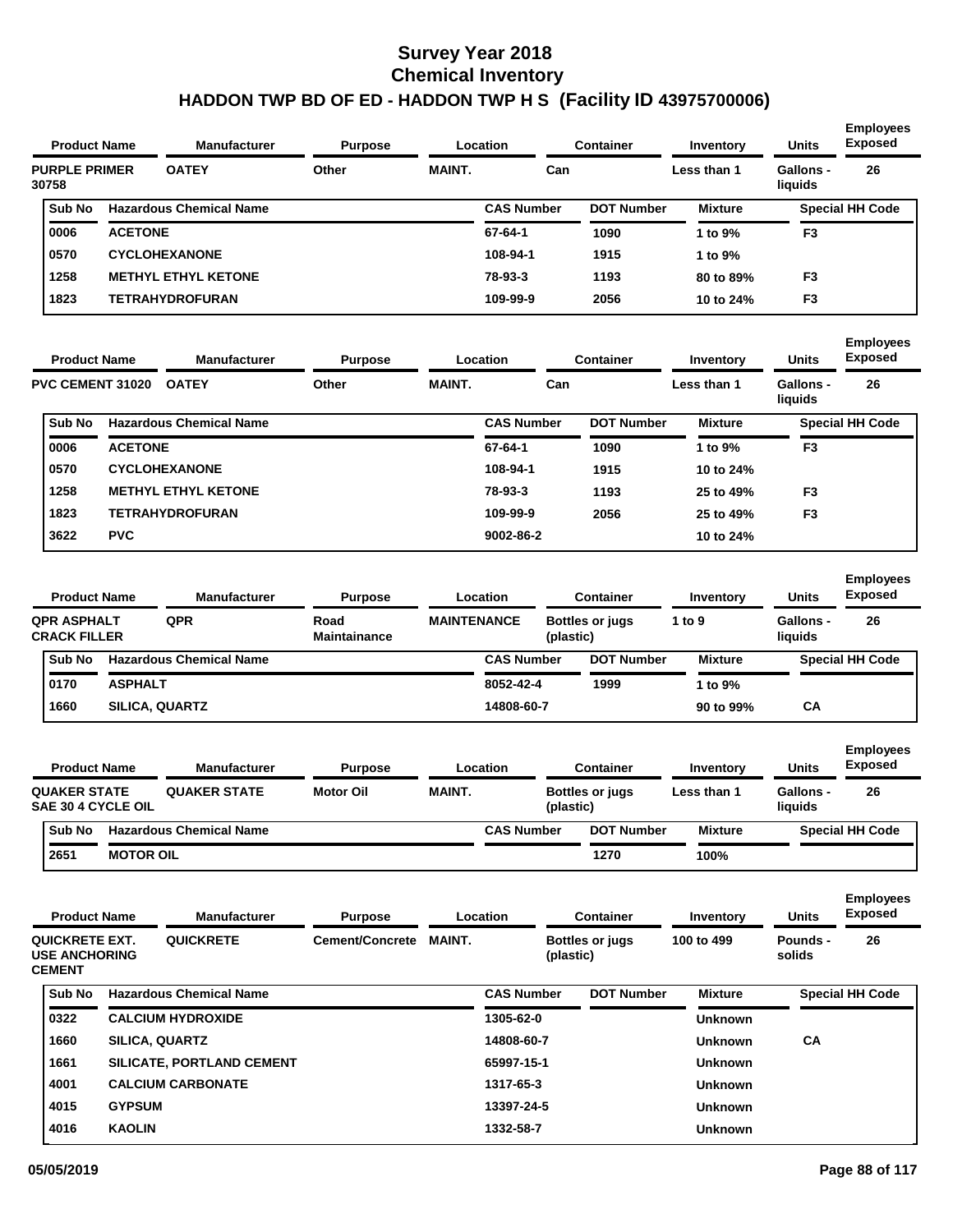# Survey Year 2018
# Chemical Inventory
# HADDON TWP BD OF ED - HADDON TWP H S (Facility ID 43975700006)

| Product Name | Manufacturer | Purpose | Location | Container | Inventory | Units | Employees Exposed |
|---|---|---|---|---|---|---|---|
| PURPLE PRIMER 30758 | OATEY | Other | MAINT. | Can | Less than 1 | Gallons - liquids | 26 |

| Sub No | Hazardous Chemical Name | CAS Number | DOT Number | Mixture | Special HH Code |
|---|---|---|---|---|---|
| 0006 | ACETONE | 67-64-1 | 1090 | 1 to 9% | F3 |
| 0570 | CYCLOHEXANONE | 108-94-1 | 1915 | 1 to 9% | |
| 1258 | METHYL ETHYL KETONE | 78-93-3 | 1193 | 80 to 89% | F3 |
| 1823 | TETRAHYDROFURAN | 109-99-9 | 2056 | 10 to 24% | F3 |

| Product Name | Manufacturer | Purpose | Location | Container | Inventory | Units | Employees Exposed |
|---|---|---|---|---|---|---|---|
| PVC CEMENT 31020 | OATEY | Other | MAINT. | Can | Less than 1 | Gallons - liquids | 26 |

| Sub No | Hazardous Chemical Name | CAS Number | DOT Number | Mixture | Special HH Code |
|---|---|---|---|---|---|
| 0006 | ACETONE | 67-64-1 | 1090 | 1 to 9% | F3 |
| 0570 | CYCLOHEXANONE | 108-94-1 | 1915 | 10 to 24% | |
| 1258 | METHYL ETHYL KETONE | 78-93-3 | 1193 | 25 to 49% | F3 |
| 1823 | TETRAHYDROFURAN | 109-99-9 | 2056 | 25 to 49% | F3 |
| 3622 | PVC | 9002-86-2 | | 10 to 24% | |

| Product Name | Manufacturer | Purpose | Location | Container | Inventory | Units | Employees Exposed |
|---|---|---|---|---|---|---|---|
| QPR ASPHALT CRACK FILLER | QPR | Road Maintainance | MAINTENANCE | Bottles or jugs (plastic) | 1 to 9 | Gallons - liquids | 26 |

| Sub No | Hazardous Chemical Name | CAS Number | DOT Number | Mixture | Special HH Code |
|---|---|---|---|---|---|
| 0170 | ASPHALT | 8052-42-4 | 1999 | 1 to 9% | |
| 1660 | SILICA, QUARTZ | 14808-60-7 | | 90 to 99% | CA |

| Product Name | Manufacturer | Purpose | Location | Container | Inventory | Units | Employees Exposed |
|---|---|---|---|---|---|---|---|
| QUAKER STATE SAE 30 4 CYCLE OIL | QUAKER STATE | Motor Oil | MAINT. | Bottles or jugs (plastic) | Less than 1 | Gallons - liquids | 26 |

| Sub No | Hazardous Chemical Name | CAS Number | DOT Number | Mixture | Special HH Code |
|---|---|---|---|---|---|
| 2651 | MOTOR OIL | | 1270 | 100% | |

| Product Name | Manufacturer | Purpose | Location | Container | Inventory | Units | Employees Exposed |
|---|---|---|---|---|---|---|---|
| QUICKRETE EXT. USE ANCHORING CEMENT | QUICKRETE | Cement/Concrete | MAINT. | Bottles or jugs (plastic) | 100 to 499 | Pounds - solids | 26 |

| Sub No | Hazardous Chemical Name | CAS Number | DOT Number | Mixture | Special HH Code |
|---|---|---|---|---|---|
| 0322 | CALCIUM HYDROXIDE | 1305-62-0 | | Unknown | |
| 1660 | SILICA, QUARTZ | 14808-60-7 | | Unknown | CA |
| 1661 | SILICATE, PORTLAND CEMENT | 65997-15-1 | | Unknown | |
| 4001 | CALCIUM CARBONATE | 1317-65-3 | | Unknown | |
| 4015 | GYPSUM | 13397-24-5 | | Unknown | |
| 4016 | KAOLIN | 1332-58-7 | | Unknown | |

05/05/2019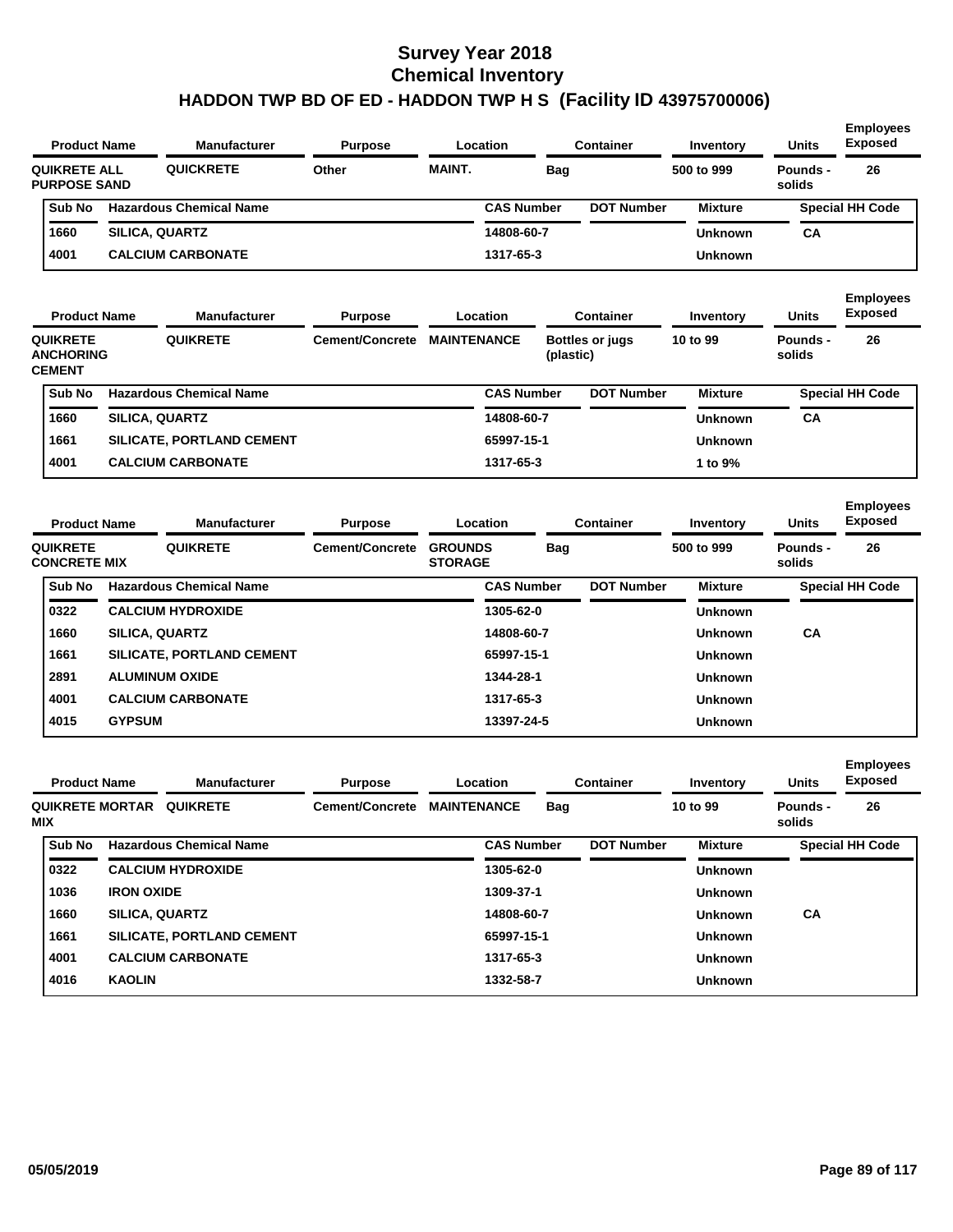# Survey Year 2018
## Chemical Inventory
## HADDON TWP BD OF ED - HADDON TWP H S (Facility ID 43975700006)

| Product Name | Manufacturer | Purpose | Location | Container | Inventory | Units | Employees Exposed |
|---|---|---|---|---|---|---|---|
| QUIKRETE ALL PURPOSE SAND | QUICKRETE | Other | MAINT. | Bag | 500 to 999 | Pounds - solids | 26 |

| Sub No | Hazardous Chemical Name | CAS Number | DOT Number | Mixture | Special HH Code |
|---|---|---|---|---|---|
| 1660 | SILICA, QUARTZ | 14808-60-7 | | Unknown | CA |
| 4001 | CALCIUM CARBONATE | 1317-65-3 | | Unknown | |

| Product Name | Manufacturer | Purpose | Location | Container | Inventory | Units | Employees Exposed |
|---|---|---|---|---|---|---|---|
| QUIKRETE ANCHORING CEMENT | QUIKRETE | Cement/Concrete | MAINTENANCE | Bottles or jugs (plastic) | 10 to 99 | Pounds - solids | 26 |

| Sub No | Hazardous Chemical Name | CAS Number | DOT Number | Mixture | Special HH Code |
|---|---|---|---|---|---|
| 1660 | SILICA, QUARTZ | 14808-60-7 | | Unknown | CA |
| 1661 | SILICATE, PORTLAND CEMENT | 65997-15-1 | | Unknown | |
| 4001 | CALCIUM CARBONATE | 1317-65-3 | | 1 to 9% | |

| Product Name | Manufacturer | Purpose | Location | Container | Inventory | Units | Employees Exposed |
|---|---|---|---|---|---|---|---|
| QUIKRETE CONCRETE MIX | QUIKRETE | Cement/Concrete | GROUNDS STORAGE | Bag | 500 to 999 | Pounds - solids | 26 |

| Sub No | Hazardous Chemical Name | CAS Number | DOT Number | Mixture | Special HH Code |
|---|---|---|---|---|---|
| 0322 | CALCIUM HYDROXIDE | 1305-62-0 | | Unknown | |
| 1660 | SILICA, QUARTZ | 14808-60-7 | | Unknown | CA |
| 1661 | SILICATE, PORTLAND CEMENT | 65997-15-1 | | Unknown | |
| 2891 | ALUMINUM OXIDE | 1344-28-1 | | Unknown | |
| 4001 | CALCIUM CARBONATE | 1317-65-3 | | Unknown | |
| 4015 | GYPSUM | 13397-24-5 | | Unknown | |

| Product Name | Manufacturer | Purpose | Location | Container | Inventory | Units | Employees Exposed |
|---|---|---|---|---|---|---|---|
| QUIKRETE MORTAR MIX | QUIKRETE | Cement/Concrete | MAINTENANCE | Bag | 10 to 99 | Pounds - solids | 26 |

| Sub No | Hazardous Chemical Name | CAS Number | DOT Number | Mixture | Special HH Code |
|---|---|---|---|---|---|
| 0322 | CALCIUM HYDROXIDE | 1305-62-0 | | Unknown | |
| 1036 | IRON OXIDE | 1309-37-1 | | Unknown | |
| 1660 | SILICA, QUARTZ | 14808-60-7 | | Unknown | CA |
| 1661 | SILICATE, PORTLAND CEMENT | 65997-15-1 | | Unknown | |
| 4001 | CALCIUM CARBONATE | 1317-65-3 | | Unknown | |
| 4016 | KAOLIN | 1332-58-7 | | Unknown | |

05/05/2019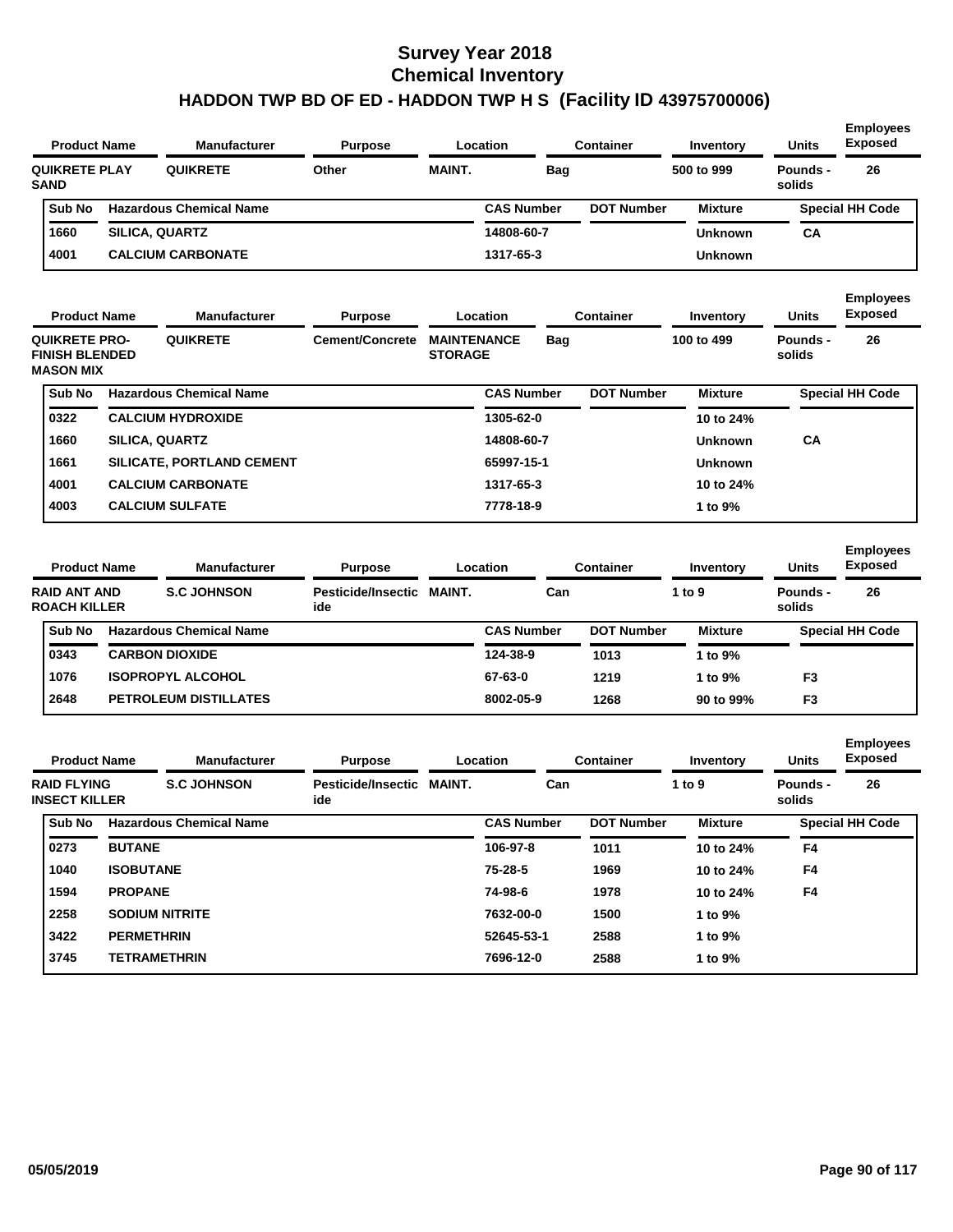# Survey Year 2018
# Chemical Inventory
# HADDON TWP BD OF ED - HADDON TWP H S (Facility ID 43975700006)

| Product Name | Manufacturer | Purpose | Location | Container | Inventory | Units | Employees Exposed |
|---|---|---|---|---|---|---|---|
| QUIKRETE PLAY SAND | QUIKRETE | Other | MAINT. | Bag | 500 to 999 | Pounds - solids | 26 |

| Sub No | Hazardous Chemical Name | CAS Number | DOT Number | Mixture | Special HH Code |
|---|---|---|---|---|---|
| 1660 | SILICA, QUARTZ | 14808-60-7 | | Unknown | CA |
| 4001 | CALCIUM CARBONATE | 1317-65-3 | | Unknown | |

| Product Name | Manufacturer | Purpose | Location | Container | Inventory | Units | Employees Exposed |
|---|---|---|---|---|---|---|---|
| QUIKRETE PRO-FINISH BLENDED MASON MIX | QUIKRETE | Cement/Concrete | MAINTENANCE STORAGE | Bag | 100 to 499 | Pounds - solids | 26 |

| Sub No | Hazardous Chemical Name | CAS Number | DOT Number | Mixture | Special HH Code |
|---|---|---|---|---|---|
| 0322 | CALCIUM HYDROXIDE | 1305-62-0 | | 10 to 24% | |
| 1660 | SILICA, QUARTZ | 14808-60-7 | | Unknown | CA |
| 1661 | SILICATE, PORTLAND CEMENT | 65997-15-1 | | Unknown | |
| 4001 | CALCIUM CARBONATE | 1317-65-3 | | 10 to 24% | |
| 4003 | CALCIUM SULFATE | 7778-18-9 | | 1 to 9% | |

| Product Name | Manufacturer | Purpose | Location | Container | Inventory | Units | Employees Exposed |
|---|---|---|---|---|---|---|---|
| RAID ANT AND ROACH KILLER | S.C JOHNSON | Pesticide/Insecticide | MAINT. | Can | 1 to 9 | Pounds - solids | 26 |

| Sub No | Hazardous Chemical Name | CAS Number | DOT Number | Mixture | Special HH Code |
|---|---|---|---|---|---|
| 0343 | CARBON DIOXIDE | 124-38-9 | 1013 | 1 to 9% | |
| 1076 | ISOPROPYL ALCOHOL | 67-63-0 | 1219 | 1 to 9% | F3 |
| 2648 | PETROLEUM DISTILLATES | 8002-05-9 | 1268 | 90 to 99% | F3 |

| Product Name | Manufacturer | Purpose | Location | Container | Inventory | Units | Employees Exposed |
|---|---|---|---|---|---|---|---|
| RAID FLYING INSECT KILLER | S.C JOHNSON | Pesticide/Insecticide | MAINT. | Can | 1 to 9 | Pounds - solids | 26 |

| Sub No | Hazardous Chemical Name | CAS Number | DOT Number | Mixture | Special HH Code |
|---|---|---|---|---|---|
| 0273 | BUTANE | 106-97-8 | 1011 | 10 to 24% | F4 |
| 1040 | ISOBUTANE | 75-28-5 | 1969 | 10 to 24% | F4 |
| 1594 | PROPANE | 74-98-6 | 1978 | 10 to 24% | F4 |
| 2258 | SODIUM NITRITE | 7632-00-0 | 1500 | 1 to 9% | |
| 3422 | PERMETHRIN | 52645-53-1 | 2588 | 1 to 9% | |
| 3745 | TETRAMETHRIN | 7696-12-0 | 2588 | 1 to 9% | |

05/05/2019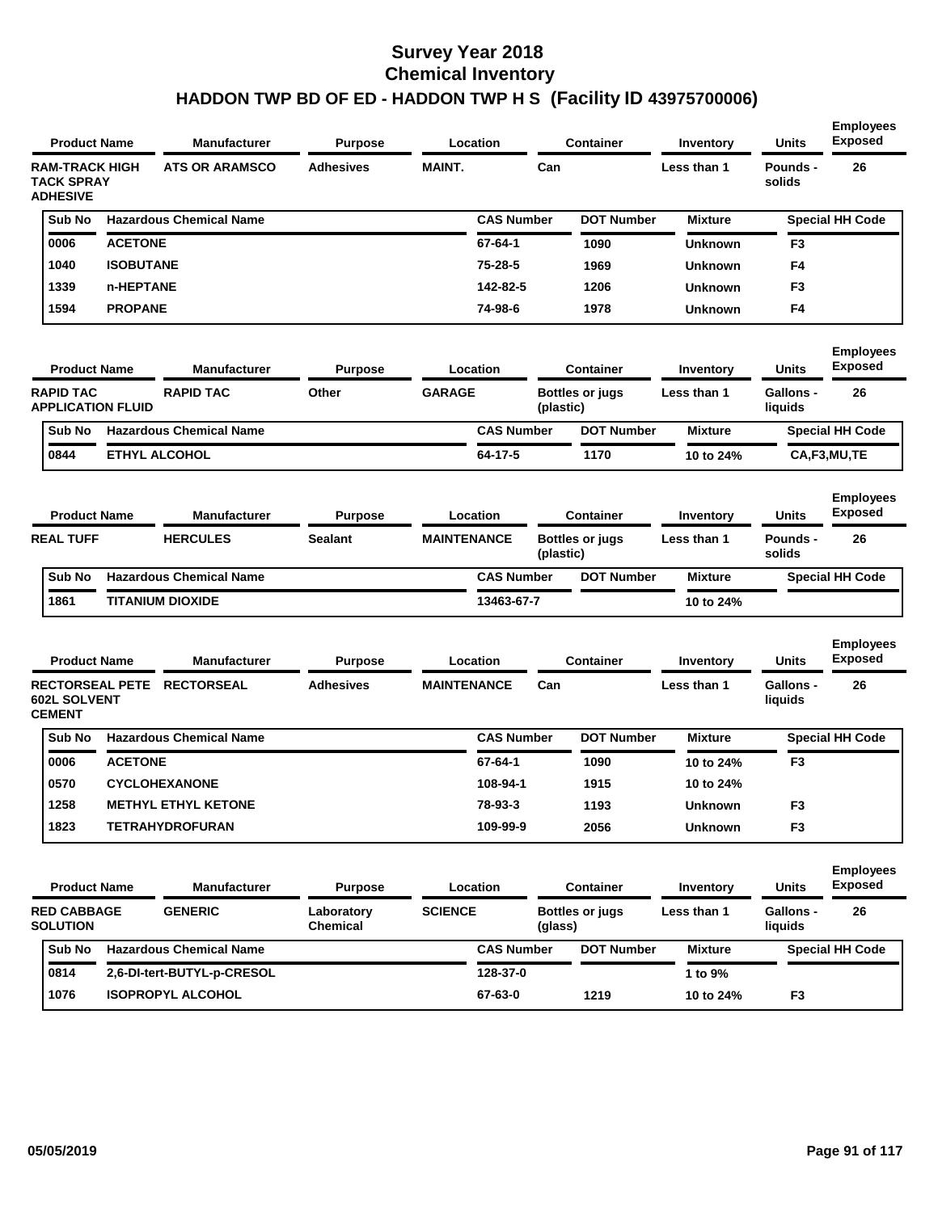# Survey Year 2018
# Chemical Inventory
# HADDON TWP BD OF ED - HADDON TWP H S (Facility ID 43975700006)

| Product Name | Manufacturer | Purpose | Location | Container | Inventory | Units | Employees Exposed |
|---|---|---|---|---|---|---|---|
| RAM-TRACK HIGH TACK SPRAY ADHESIVE | ATS OR ARAMSCO | Adhesives | MAINT. | Can | Less than 1 | Pounds - solids | 26 |

| Sub No | Hazardous Chemical Name | CAS Number | DOT Number | Mixture | Special HH Code |
|---|---|---|---|---|---|
| 0006 | ACETONE | 67-64-1 | 1090 | Unknown | F3 |
| 1040 | ISOBUTANE | 75-28-5 | 1969 | Unknown | F4 |
| 1339 | n-HEPTANE | 142-82-5 | 1206 | Unknown | F3 |
| 1594 | PROPANE | 74-98-6 | 1978 | Unknown | F4 |

| Product Name | Manufacturer | Purpose | Location | Container | Inventory | Units | Employees Exposed |
|---|---|---|---|---|---|---|---|
| RAPID TAC APPLICATION FLUID | RAPID TAC | Other | GARAGE | Bottles or jugs (plastic) | Less than 1 | Gallons - liquids | 26 |

| Sub No | Hazardous Chemical Name | CAS Number | DOT Number | Mixture | Special HH Code |
|---|---|---|---|---|---|
| 0844 | ETHYL ALCOHOL | 64-17-5 | 1170 | 10 to 24% | CA,F3,MU,TE |

| Product Name | Manufacturer | Purpose | Location | Container | Inventory | Units | Employees Exposed |
|---|---|---|---|---|---|---|---|
| REAL TUFF | HERCULES | Sealant | MAINTENANCE | Bottles or jugs (plastic) | Less than 1 | Pounds - solids | 26 |

| Sub No | Hazardous Chemical Name | CAS Number | DOT Number | Mixture | Special HH Code |
|---|---|---|---|---|---|
| 1861 | TITANIUM DIOXIDE | 13463-67-7 | | 10 to 24% | |

| Product Name | Manufacturer | Purpose | Location | Container | Inventory | Units | Employees Exposed |
|---|---|---|---|---|---|---|---|
| RECTORSEAL PETE 602L SOLVENT CEMENT | RECTORSEAL | Adhesives | MAINTENANCE | Can | Less than 1 | Gallons - liquids | 26 |

| Sub No | Hazardous Chemical Name | CAS Number | DOT Number | Mixture | Special HH Code |
|---|---|---|---|---|---|
| 0006 | ACETONE | 67-64-1 | 1090 | 10 to 24% | F3 |
| 0570 | CYCLOHEXANONE | 108-94-1 | 1915 | 10 to 24% | |
| 1258 | METHYL ETHYL KETONE | 78-93-3 | 1193 | Unknown | F3 |
| 1823 | TETRAHYDROFURAN | 109-99-9 | 2056 | Unknown | F3 |

| Product Name | Manufacturer | Purpose | Location | Container | Inventory | Units | Employees Exposed |
|---|---|---|---|---|---|---|---|
| RED CABBAGE SOLUTION | GENERIC | Laboratory Chemical | SCIENCE | Bottles or jugs (glass) | Less than 1 | Gallons - liquids | 26 |

| Sub No | Hazardous Chemical Name | CAS Number | DOT Number | Mixture | Special HH Code |
|---|---|---|---|---|---|
| 0814 | 2,6-DI-tert-BUTYL-p-CRESOL | 128-37-0 | | 1 to 9% | |
| 1076 | ISOPROPYL ALCOHOL | 67-63-0 | 1219 | 10 to 24% | F3 |

05/05/2019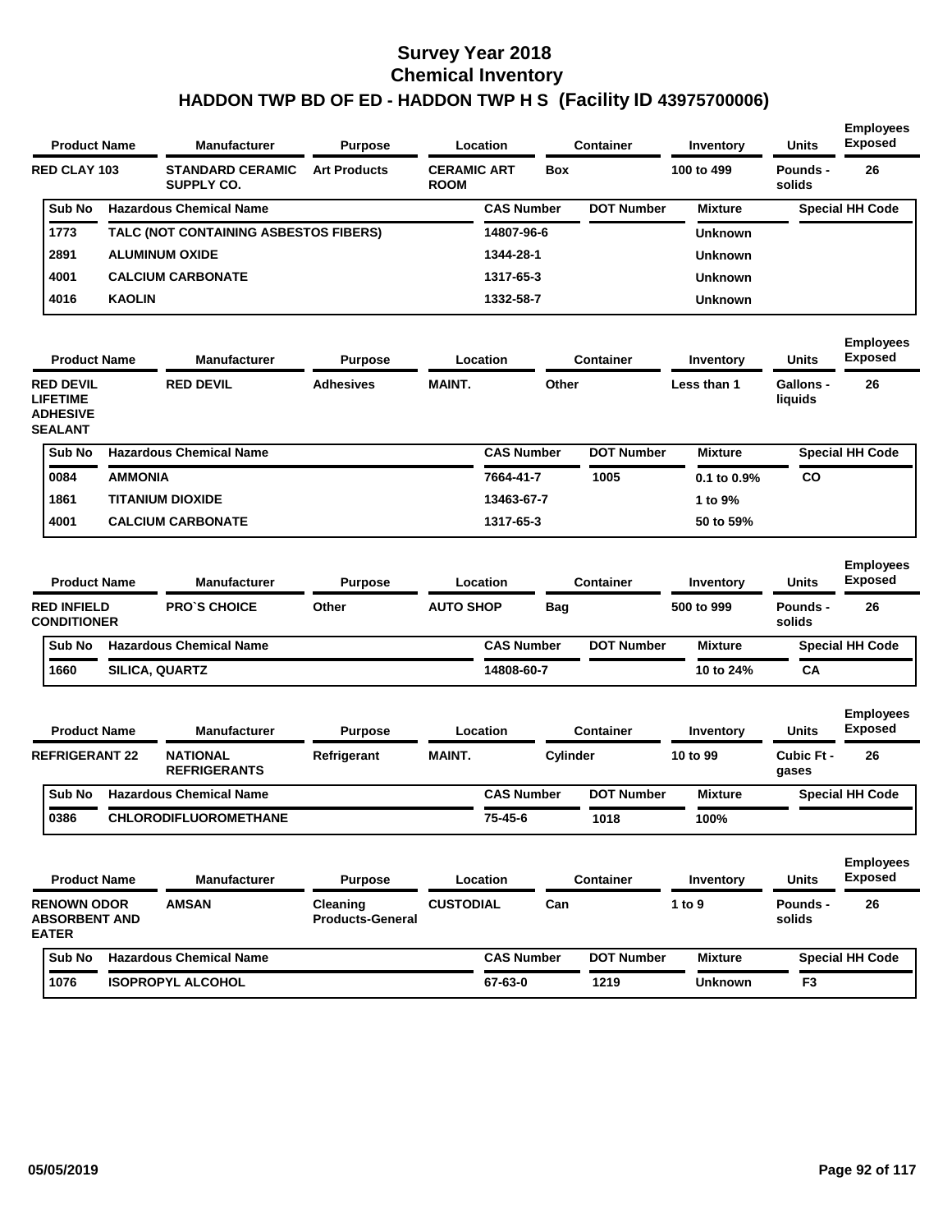# Survey Year 2018
# Chemical Inventory
# HADDON TWP BD OF ED - HADDON TWP H S (Facility ID 43975700006)

| Product Name | Manufacturer | Purpose | Location | Container | Inventory | Units | Employees Exposed |
|---|---|---|---|---|---|---|---|
| RED CLAY 103 | STANDARD CERAMIC SUPPLY CO. | Art Products | CERAMIC ART ROOM | Box | 100 to 499 | Pounds - solids | 26 |

| Sub No | Hazardous Chemical Name | CAS Number | DOT Number | Mixture | Special HH Code |
|---|---|---|---|---|---|
| 1773 | TALC (NOT CONTAINING ASBESTOS FIBERS) | 14807-96-6 | | Unknown | |
| 2891 | ALUMINUM OXIDE | 1344-28-1 | | Unknown | |
| 4001 | CALCIUM CARBONATE | 1317-65-3 | | Unknown | |
| 4016 | KAOLIN | 1332-58-7 | | Unknown | |

| Product Name | Manufacturer | Purpose | Location | Container | Inventory | Units | Employees Exposed |
|---|---|---|---|---|---|---|---|
| RED DEVIL LIFETIME ADHESIVE SEALANT | RED DEVIL | Adhesives | MAINT. | Other | Less than 1 | Gallons - liquids | 26 |

| Sub No | Hazardous Chemical Name | CAS Number | DOT Number | Mixture | Special HH Code |
|---|---|---|---|---|---|
| 0084 | AMMONIA | 7664-41-7 | 1005 | 0.1 to 0.9% | CO |
| 1861 | TITANIUM DIOXIDE | 13463-67-7 | | 1 to 9% | |
| 4001 | CALCIUM CARBONATE | 1317-65-3 | | 50 to 59% | |

| Product Name | Manufacturer | Purpose | Location | Container | Inventory | Units | Employees Exposed |
|---|---|---|---|---|---|---|---|
| RED INFIELD CONDITIONER | PRO`S CHOICE | Other | AUTO SHOP | Bag | 500 to 999 | Pounds - solids | 26 |

| Sub No | Hazardous Chemical Name | CAS Number | DOT Number | Mixture | Special HH Code |
|---|---|---|---|---|---|
| 1660 | SILICA, QUARTZ | 14808-60-7 | | 10 to 24% | CA |

| Product Name | Manufacturer | Purpose | Location | Container | Inventory | Units | Employees Exposed |
|---|---|---|---|---|---|---|---|
| REFRIGERANT 22 | NATIONAL REFRIGERANTS | Refrigerant | MAINT. | Cylinder | 10 to 99 | Cubic Ft - gases | 26 |

| Sub No | Hazardous Chemical Name | CAS Number | DOT Number | Mixture | Special HH Code |
|---|---|---|---|---|---|
| 0386 | CHLORODIFLUOROMETHANE | 75-45-6 | 1018 | 100% | |

| Product Name | Manufacturer | Purpose | Location | Container | Inventory | Units | Employees Exposed |
|---|---|---|---|---|---|---|---|
| RENOWN ODOR ABSORBENT AND EATER | AMSAN | Cleaning Products-General | CUSTODIAL | Can | 1 to 9 | Pounds - solids | 26 |

| Sub No | Hazardous Chemical Name | CAS Number | DOT Number | Mixture | Special HH Code |
|---|---|---|---|---|---|
| 1076 | ISOPROPYL ALCOHOL | 67-63-0 | 1219 | Unknown | F3 |

05/05/2019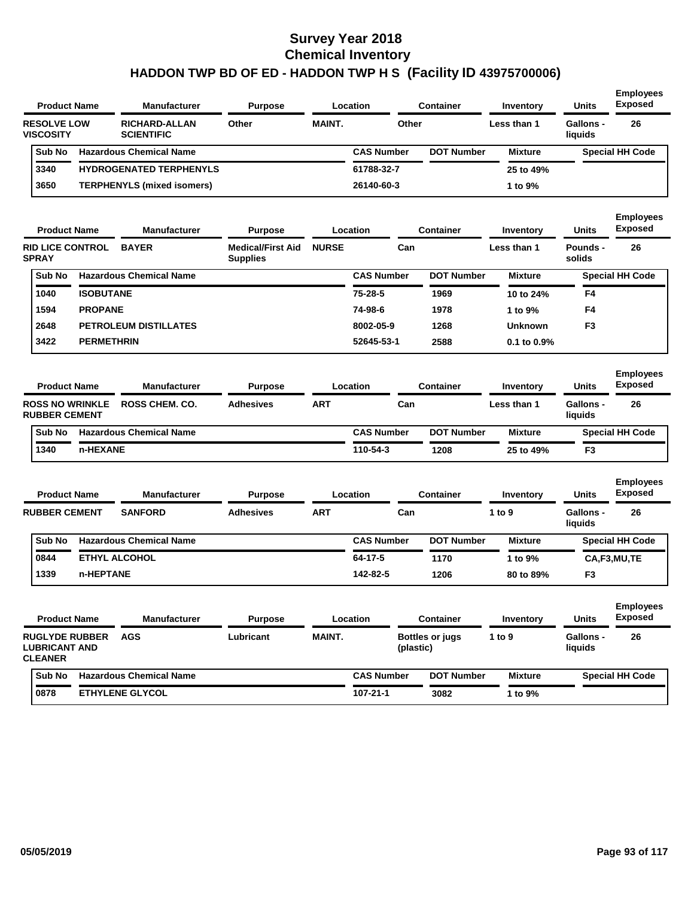# Survey Year 2018
# Chemical Inventory
# HADDON TWP BD OF ED - HADDON TWP H S (Facility ID 43975700006)

| Product Name | Manufacturer | Purpose | Location | Container | Inventory | Units | Employees Exposed |
|---|---|---|---|---|---|---|---|
| RESOLVE LOW VISCOSITY | RICHARD-ALLAN SCIENTIFIC | Other | MAINT. | Other | Less than 1 | Gallons - liquids | 26 |

| Sub No | Hazardous Chemical Name | CAS Number | DOT Number | Mixture | Special HH Code |
|---|---|---|---|---|---|
| 3340 | HYDROGENATED TERPHENYLS | 61788-32-7 | | 25 to 49% | |
| 3650 | TERPHENYLS (mixed isomers) | 26140-60-3 | | 1 to 9% | |

| Product Name | Manufacturer | Purpose | Location | Container | Inventory | Units | Employees Exposed |
|---|---|---|---|---|---|---|---|
| RID LICE CONTROL SPRAY | BAYER | Medical/First Aid Supplies | NURSE | Can | Less than 1 | Pounds - solids | 26 |

| Sub No | Hazardous Chemical Name | CAS Number | DOT Number | Mixture | Special HH Code |
|---|---|---|---|---|---|
| 1040 | ISOBUTANE | 75-28-5 | 1969 | 10 to 24% | F4 |
| 1594 | PROPANE | 74-98-6 | 1978 | 1 to 9% | F4 |
| 2648 | PETROLEUM DISTILLATES | 8002-05-9 | 1268 | Unknown | F3 |
| 3422 | PERMETHRIN | 52645-53-1 | 2588 | 0.1 to 0.9% | |

| Product Name | Manufacturer | Purpose | Location | Container | Inventory | Units | Employees Exposed |
|---|---|---|---|---|---|---|---|
| ROSS NO WRINKLE RUBBER CEMENT | ROSS CHEM. CO. | Adhesives | ART | Can | Less than 1 | Gallons - liquids | 26 |

| Sub No | Hazardous Chemical Name | CAS Number | DOT Number | Mixture | Special HH Code |
|---|---|---|---|---|---|
| 1340 | n-HEXANE | 110-54-3 | 1208 | 25 to 49% | F3 |

| Product Name | Manufacturer | Purpose | Location | Container | Inventory | Units | Employees Exposed |
|---|---|---|---|---|---|---|---|
| RUBBER CEMENT | SANFORD | Adhesives | ART | Can | 1 to 9 | Gallons - liquids | 26 |

| Sub No | Hazardous Chemical Name | CAS Number | DOT Number | Mixture | Special HH Code |
|---|---|---|---|---|---|
| 0844 | ETHYL ALCOHOL | 64-17-5 | 1170 | 1 to 9% | CA,F3,MU,TE |
| 1339 | n-HEPTANE | 142-82-5 | 1206 | 80 to 89% | F3 |

| Product Name | Manufacturer | Purpose | Location | Container | Inventory | Units | Employees Exposed |
|---|---|---|---|---|---|---|---|
| RUGLYDE RUBBER LUBRICANT AND CLEANER | AGS | Lubricant | MAINT. | Bottles or jugs (plastic) | 1 to 9 | Gallons - liquids | 26 |

| Sub No | Hazardous Chemical Name | CAS Number | DOT Number | Mixture | Special HH Code |
|---|---|---|---|---|---|
| 0878 | ETHYLENE GLYCOL | 107-21-1 | 3082 | 1 to 9% | |

05/05/2019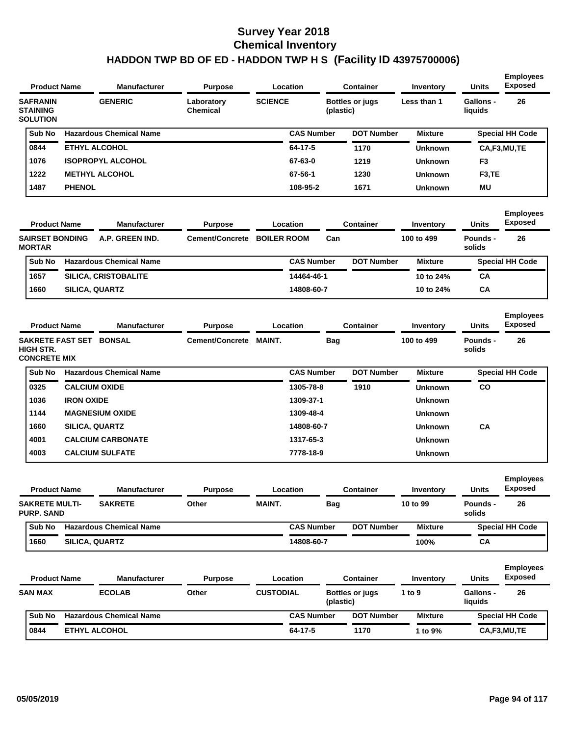# Survey Year 2018
# Chemical Inventory
## HADDON TWP BD OF ED - HADDON TWP H S (Facility ID 43975700006)

| Product Name | Manufacturer | Purpose | Location | Container | Inventory | Units | Employees Exposed |
|---|---|---|---|---|---|---|---|
| SAFRANIN STAINING SOLUTION | GENERIC | Laboratory Chemical | SCIENCE | Bottles or jugs (plastic) | Less than 1 | Gallons - liquids | 26 |

| Sub No | Hazardous Chemical Name | CAS Number | DOT Number | Mixture | Special HH Code |
|---|---|---|---|---|---|
| 0844 | ETHYL ALCOHOL | 64-17-5 | 1170 | Unknown | CA,F3,MU,TE |
| 1076 | ISOPROPYL ALCOHOL | 67-63-0 | 1219 | Unknown | F3 |
| 1222 | METHYL ALCOHOL | 67-56-1 | 1230 | Unknown | F3,TE |
| 1487 | PHENOL | 108-95-2 | 1671 | Unknown | MU |

| Product Name | Manufacturer | Purpose | Location | Container | Inventory | Units | Employees Exposed |
|---|---|---|---|---|---|---|---|
| SAIRSET BONDING MORTAR | A.P. GREEN IND. | Cement/Concrete | BOILER ROOM | Can | 100 to 499 | Pounds - solids | 26 |

| Sub No | Hazardous Chemical Name | CAS Number | DOT Number | Mixture | Special HH Code |
|---|---|---|---|---|---|
| 1657 | SILICA, CRISTOBALITE | 14464-46-1 | | 10 to 24% | CA |
| 1660 | SILICA, QUARTZ | 14808-60-7 | | 10 to 24% | CA |

| Product Name | Manufacturer | Purpose | Location | Container | Inventory | Units | Employees Exposed |
|---|---|---|---|---|---|---|---|
| SAKRETE FAST SET HIGH STR. CONCRETE MIX | BONSAL | Cement/Concrete | MAINT. | Bag | 100 to 499 | Pounds - solids | 26 |

| Sub No | Hazardous Chemical Name | CAS Number | DOT Number | Mixture | Special HH Code |
|---|---|---|---|---|---|
| 0325 | CALCIUM OXIDE | 1305-78-8 | 1910 | Unknown | CO |
| 1036 | IRON OXIDE | 1309-37-1 | | Unknown | |
| 1144 | MAGNESIUM OXIDE | 1309-48-4 | | Unknown | |
| 1660 | SILICA, QUARTZ | 14808-60-7 | | Unknown | CA |
| 4001 | CALCIUM CARBONATE | 1317-65-3 | | Unknown | |
| 4003 | CALCIUM SULFATE | 7778-18-9 | | Unknown | |

| Product Name | Manufacturer | Purpose | Location | Container | Inventory | Units | Employees Exposed |
|---|---|---|---|---|---|---|---|
| SAKRETE MULTI-PURP. SAND | SAKRETE | Other | MAINT. | Bag | 10 to 99 | Pounds - solids | 26 |

| Sub No | Hazardous Chemical Name | CAS Number | DOT Number | Mixture | Special HH Code |
|---|---|---|---|---|---|
| 1660 | SILICA, QUARTZ | 14808-60-7 | | 100% | CA |

| Product Name | Manufacturer | Purpose | Location | Container | Inventory | Units | Employees Exposed |
|---|---|---|---|---|---|---|---|
| SAN MAX | ECOLAB | Other | CUSTODIAL | Bottles or jugs (plastic) | 1 to 9 | Gallons - liquids | 26 |

| Sub No | Hazardous Chemical Name | CAS Number | DOT Number | Mixture | Special HH Code |
|---|---|---|---|---|---|
| 0844 | ETHYL ALCOHOL | 64-17-5 | 1170 | 1 to 9% | CA,F3,MU,TE |

05/05/2019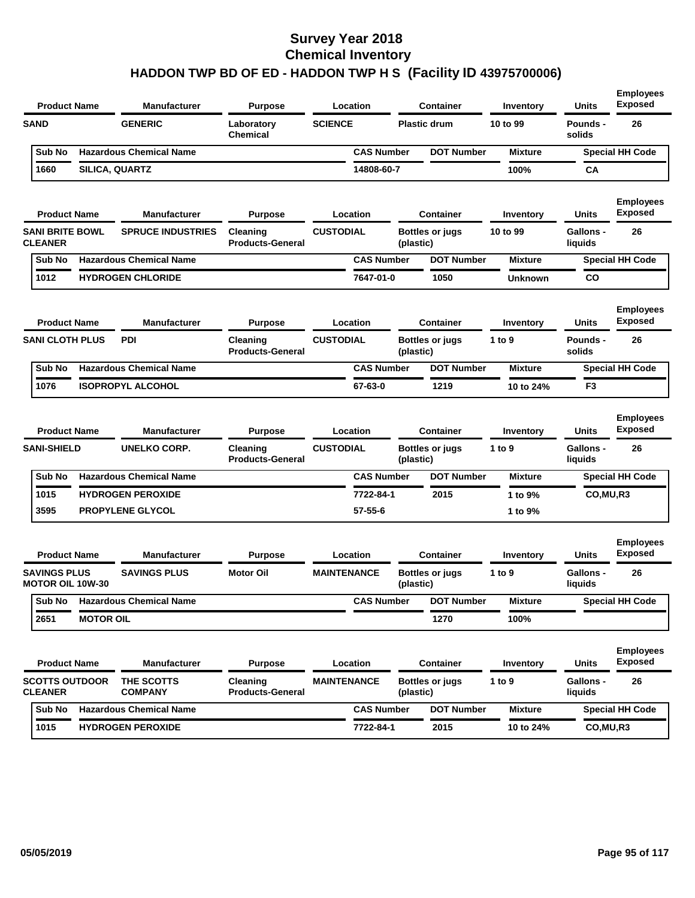# Survey Year 2018
# Chemical Inventory
## HADDON TWP BD OF ED - HADDON TWP H S (Facility ID 43975700006)

| Product Name | Manufacturer | Purpose | Location | Container | Inventory | Units | Employees Exposed |
|---|---|---|---|---|---|---|---|
| SAND | GENERIC | Laboratory Chemical | SCIENCE | Plastic drum | 10 to 99 | Pounds - solids | 26 |

| Sub No | Hazardous Chemical Name | CAS Number | DOT Number | Mixture | Special HH Code |
|---|---|---|---|---|---|
| 1660 | SILICA, QUARTZ | 14808-60-7 | | 100% | CA |

| Product Name | Manufacturer | Purpose | Location | Container | Inventory | Units | Employees Exposed |
|---|---|---|---|---|---|---|---|
| SANI BRITE BOWL CLEANER | SPRUCE INDUSTRIES | Cleaning Products-General | CUSTODIAL | Bottles or jugs (plastic) | 10 to 99 | Gallons - liquids | 26 |

| Sub No | Hazardous Chemical Name | CAS Number | DOT Number | Mixture | Special HH Code |
|---|---|---|---|---|---|
| 1012 | HYDROGEN CHLORIDE | 7647-01-0 | 1050 | Unknown | CO |

| Product Name | Manufacturer | Purpose | Location | Container | Inventory | Units | Employees Exposed |
|---|---|---|---|---|---|---|---|
| SANI CLOTH PLUS | PDI | Cleaning Products-General | CUSTODIAL | Bottles or jugs (plastic) | 1 to 9 | Pounds - solids | 26 |

| Sub No | Hazardous Chemical Name | CAS Number | DOT Number | Mixture | Special HH Code |
|---|---|---|---|---|---|
| 1076 | ISOPROPYL ALCOHOL | 67-63-0 | 1219 | 10 to 24% | F3 |

| Product Name | Manufacturer | Purpose | Location | Container | Inventory | Units | Employees Exposed |
|---|---|---|---|---|---|---|---|
| SANI-SHIELD | UNELKO CORP. | Cleaning Products-General | CUSTODIAL | Bottles or jugs (plastic) | 1 to 9 | Gallons - liquids | 26 |

| Sub No | Hazardous Chemical Name | CAS Number | DOT Number | Mixture | Special HH Code |
|---|---|---|---|---|---|
| 1015 | HYDROGEN PEROXIDE | 7722-84-1 | 2015 | 1 to 9% | CO,MU,R3 |
| 3595 | PROPYLENE GLYCOL | 57-55-6 | | 1 to 9% | |

| Product Name | Manufacturer | Purpose | Location | Container | Inventory | Units | Employees Exposed |
|---|---|---|---|---|---|---|---|
| SAVINGS PLUS MOTOR OIL 10W-30 | SAVINGS PLUS | Motor Oil | MAINTENANCE | Bottles or jugs (plastic) | 1 to 9 | Gallons - liquids | 26 |

| Sub No | Hazardous Chemical Name | CAS Number | DOT Number | Mixture | Special HH Code |
|---|---|---|---|---|---|
| 2651 | MOTOR OIL | | 1270 | 100% | |

| Product Name | Manufacturer | Purpose | Location | Container | Inventory | Units | Employees Exposed |
|---|---|---|---|---|---|---|---|
| SCOTTS OUTDOOR CLEANER | THE SCOTTS COMPANY | Cleaning Products-General | MAINTENANCE | Bottles or jugs (plastic) | 1 to 9 | Gallons - liquids | 26 |

| Sub No | Hazardous Chemical Name | CAS Number | DOT Number | Mixture | Special HH Code |
|---|---|---|---|---|---|
| 1015 | HYDROGEN PEROXIDE | 7722-84-1 | 2015 | 10 to 24% | CO,MU,R3 |

05/05/2019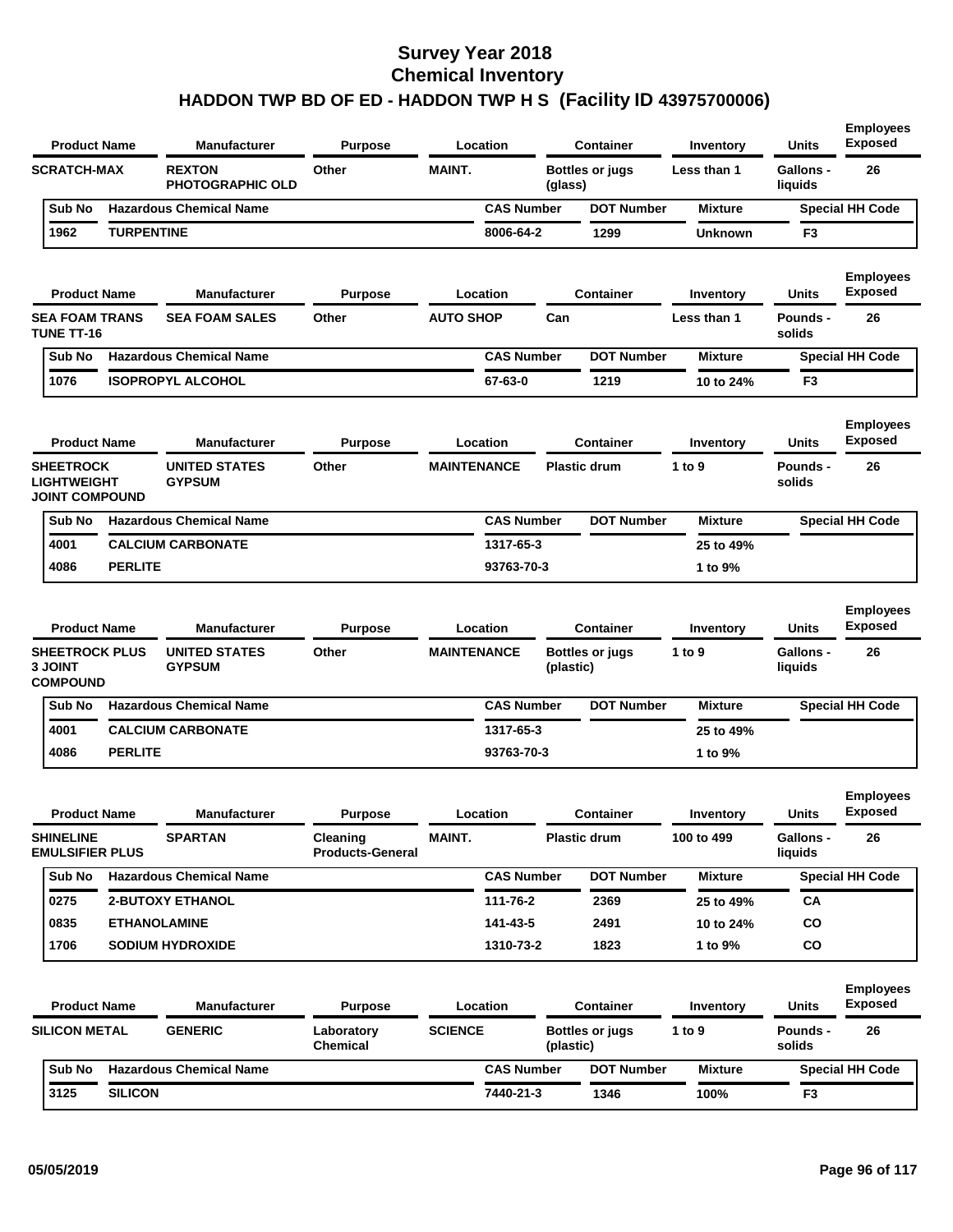# Survey Year 2018
## Chemical Inventory
## HADDON TWP BD OF ED - HADDON TWP H S (Facility ID 43975700006)

| Product Name | Manufacturer | Purpose | Location | Container | Inventory | Units | Employees Exposed |
|---|---|---|---|---|---|---|---|
| SCRATCH-MAX | REXTON PHOTOGRAPHIC OLD | Other | MAINT. | Bottles or jugs (glass) | Less than 1 | Gallons - liquids | 26 |

| Sub No | Hazardous Chemical Name | CAS Number | DOT Number | Mixture | Special HH Code |
|---|---|---|---|---|---|
| 1962 | TURPENTINE | 8006-64-2 | 1299 | Unknown | F3 |

| Product Name | Manufacturer | Purpose | Location | Container | Inventory | Units | Employees Exposed |
|---|---|---|---|---|---|---|---|
| SEA FOAM TRANS TUNE TT-16 | SEA FOAM SALES | Other | AUTO SHOP | Can | Less than 1 | Pounds - solids | 26 |

| Sub No | Hazardous Chemical Name | CAS Number | DOT Number | Mixture | Special HH Code |
|---|---|---|---|---|---|
| 1076 | ISOPROPYL ALCOHOL | 67-63-0 | 1219 | 10 to 24% | F3 |

| Product Name | Manufacturer | Purpose | Location | Container | Inventory | Units | Employees Exposed |
|---|---|---|---|---|---|---|---|
| SHEETROCK LIGHTWEIGHT JOINT COMPOUND | UNITED STATES GYPSUM | Other | MAINTENANCE | Plastic drum | 1 to 9 | Pounds - solids | 26 |

| Sub No | Hazardous Chemical Name | CAS Number | DOT Number | Mixture | Special HH Code |
|---|---|---|---|---|---|
| 4001 | CALCIUM CARBONATE | 1317-65-3 | | 25 to 49% | |
| 4086 | PERLITE | 93763-70-3 | | 1 to 9% | |

| Product Name | Manufacturer | Purpose | Location | Container | Inventory | Units | Employees Exposed |
|---|---|---|---|---|---|---|---|
| SHEETROCK PLUS 3 JOINT COMPOUND | UNITED STATES GYPSUM | Other | MAINTENANCE | Bottles or jugs (plastic) | 1 to 9 | Gallons - liquids | 26 |

| Sub No | Hazardous Chemical Name | CAS Number | DOT Number | Mixture | Special HH Code |
|---|---|---|---|---|---|
| 4001 | CALCIUM CARBONATE | 1317-65-3 | | 25 to 49% | |
| 4086 | PERLITE | 93763-70-3 | | 1 to 9% | |

| Product Name | Manufacturer | Purpose | Location | Container | Inventory | Units | Employees Exposed |
|---|---|---|---|---|---|---|---|
| SHINELINE EMULSIFIER PLUS | SPARTAN | Cleaning Products-General | MAINT. | Plastic drum | 100 to 499 | Gallons - liquids | 26 |

| Sub No | Hazardous Chemical Name | CAS Number | DOT Number | Mixture | Special HH Code |
|---|---|---|---|---|---|
| 0275 | 2-BUTOXY ETHANOL | 111-76-2 | 2369 | 25 to 49% | CA |
| 0835 | ETHANOLAMINE | 141-43-5 | 2491 | 10 to 24% | CO |
| 1706 | SODIUM HYDROXIDE | 1310-73-2 | 1823 | 1 to 9% | CO |

| Product Name | Manufacturer | Purpose | Location | Container | Inventory | Units | Employees Exposed |
|---|---|---|---|---|---|---|---|
| SILICON METAL | GENERIC | Laboratory Chemical | SCIENCE | Bottles or jugs (plastic) | 1 to 9 | Pounds - solids | 26 |

| Sub No | Hazardous Chemical Name | CAS Number | DOT Number | Mixture | Special HH Code |
|---|---|---|---|---|---|
| 3125 | SILICON | 7440-21-3 | 1346 | 100% | F3 |

05/05/2019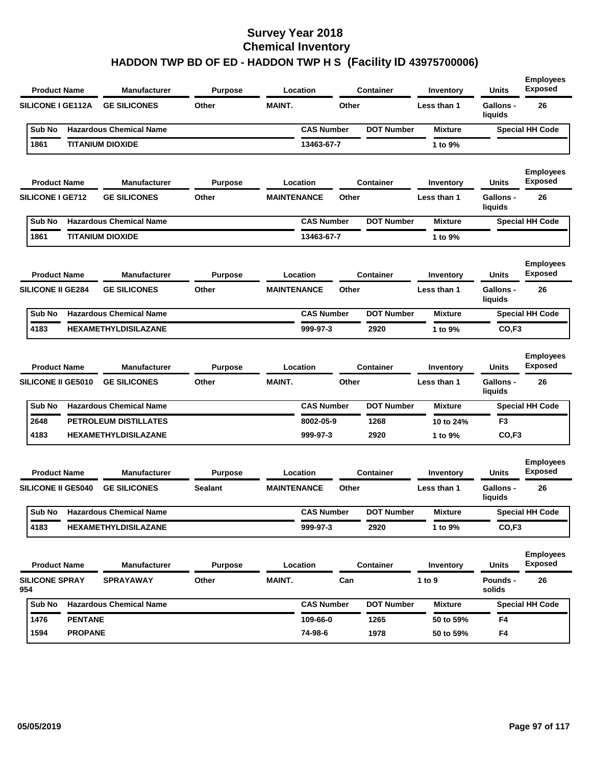# Survey Year 2018
# Chemical Inventory
## HADDON TWP BD OF ED - HADDON TWP H S (Facility ID 43975700006)

| Product Name | Manufacturer | Purpose | Location | Container | Inventory | Units | Employees Exposed |
|---|---|---|---|---|---|---|---|
| SILICONE I GE112A | GE SILICONES | Other | MAINT. | Other | Less than 1 | Gallons - liquids | 26 |

| Sub No | Hazardous Chemical Name | CAS Number | DOT Number | Mixture | Special HH Code |
|---|---|---|---|---|---|
| 1861 | TITANIUM DIOXIDE | 13463-67-7 | | 1 to 9% | |

| Product Name | Manufacturer | Purpose | Location | Container | Inventory | Units | Employees Exposed |
|---|---|---|---|---|---|---|---|
| SILICONE I GE712 | GE SILICONES | Other | MAINTENANCE | Other | Less than 1 | Gallons - liquids | 26 |

| Sub No | Hazardous Chemical Name | CAS Number | DOT Number | Mixture | Special HH Code |
|---|---|---|---|---|---|
| 1861 | TITANIUM DIOXIDE | 13463-67-7 | | 1 to 9% | |

| Product Name | Manufacturer | Purpose | Location | Container | Inventory | Units | Employees Exposed |
|---|---|---|---|---|---|---|---|
| SILICONE II GE284 | GE SILICONES | Other | MAINTENANCE | Other | Less than 1 | Gallons - liquids | 26 |

| Sub No | Hazardous Chemical Name | CAS Number | DOT Number | Mixture | Special HH Code |
|---|---|---|---|---|---|
| 4183 | HEXAMETHYLDISILAZANE | 999-97-3 | 2920 | 1 to 9% | CO,F3 |

| Product Name | Manufacturer | Purpose | Location | Container | Inventory | Units | Employees Exposed |
|---|---|---|---|---|---|---|---|
| SILICONE II GE5010 | GE SILICONES | Other | MAINT. | Other | Less than 1 | Gallons - liquids | 26 |

| Sub No | Hazardous Chemical Name | CAS Number | DOT Number | Mixture | Special HH Code |
|---|---|---|---|---|---|
| 2648 | PETROLEUM DISTILLATES | 8002-05-9 | 1268 | 10 to 24% | F3 |
| 4183 | HEXAMETHYLDISILAZANE | 999-97-3 | 2920 | 1 to 9% | CO,F3 |

| Product Name | Manufacturer | Purpose | Location | Container | Inventory | Units | Employees Exposed |
|---|---|---|---|---|---|---|---|
| SILICONE II GE5040 | GE SILICONES | Sealant | MAINTENANCE | Other | Less than 1 | Gallons - liquids | 26 |

| Sub No | Hazardous Chemical Name | CAS Number | DOT Number | Mixture | Special HH Code |
|---|---|---|---|---|---|
| 4183 | HEXAMETHYLDISILAZANE | 999-97-3 | 2920 | 1 to 9% | CO,F3 |

| Product Name | Manufacturer | Purpose | Location | Container | Inventory | Units | Employees Exposed |
|---|---|---|---|---|---|---|---|
| SILICONE SPRAY 954 | SPRAYAWAY | Other | MAINT. | Can | 1 to 9 | Pounds - solids | 26 |

| Sub No | Hazardous Chemical Name | CAS Number | DOT Number | Mixture | Special HH Code |
|---|---|---|---|---|---|
| 1476 | PENTANE | 109-66-0 | 1265 | 50 to 59% | F4 |
| 1594 | PROPANE | 74-98-6 | 1978 | 50 to 59% | F4 |

05/05/2019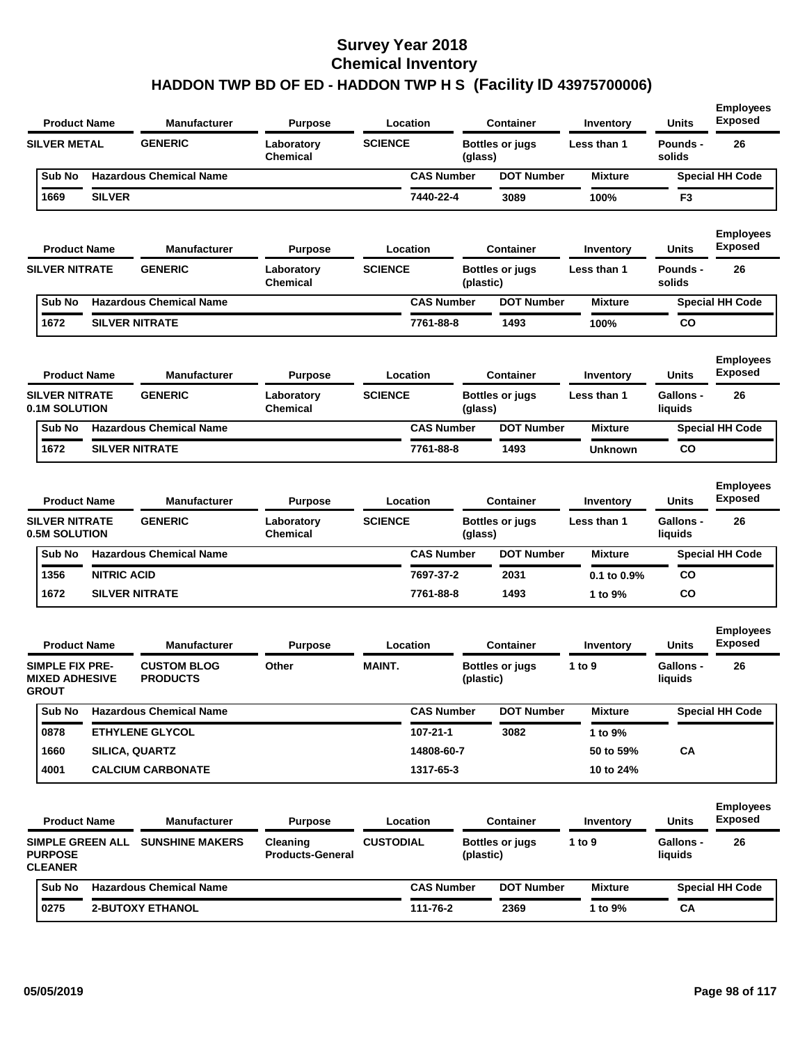# Survey Year 2018
# Chemical Inventory
## HADDON TWP BD OF ED - HADDON TWP H S (Facility ID 43975700006)

| Product Name | Manufacturer | Purpose | Location | Container | Inventory | Units | Employees Exposed |
|---|---|---|---|---|---|---|---|
| SILVER METAL | GENERIC | Laboratory Chemical | SCIENCE | Bottles or jugs (glass) | Less than 1 | Pounds - solids | 26 |

| Sub No | Hazardous Chemical Name | CAS Number | DOT Number | Mixture | Special HH Code |
|---|---|---|---|---|---|
| 1669 | SILVER | 7440-22-4 | 3089 | 100% | F3 |

| Product Name | Manufacturer | Purpose | Location | Container | Inventory | Units | Employees Exposed |
|---|---|---|---|---|---|---|---|
| SILVER NITRATE | GENERIC | Laboratory Chemical | SCIENCE | Bottles or jugs (plastic) | Less than 1 | Pounds - solids | 26 |

| Sub No | Hazardous Chemical Name | CAS Number | DOT Number | Mixture | Special HH Code |
|---|---|---|---|---|---|
| 1672 | SILVER NITRATE | 7761-88-8 | 1493 | 100% | CO |

| Product Name | Manufacturer | Purpose | Location | Container | Inventory | Units | Employees Exposed |
|---|---|---|---|---|---|---|---|
| SILVER NITRATE 0.1M SOLUTION | GENERIC | Laboratory Chemical | SCIENCE | Bottles or jugs (glass) | Less than 1 | Gallons - liquids | 26 |

| Sub No | Hazardous Chemical Name | CAS Number | DOT Number | Mixture | Special HH Code |
|---|---|---|---|---|---|
| 1672 | SILVER NITRATE | 7761-88-8 | 1493 | Unknown | CO |

| Product Name | Manufacturer | Purpose | Location | Container | Inventory | Units | Employees Exposed |
|---|---|---|---|---|---|---|---|
| SILVER NITRATE 0.5M SOLUTION | GENERIC | Laboratory Chemical | SCIENCE | Bottles or jugs (glass) | Less than 1 | Gallons - liquids | 26 |

| Sub No | Hazardous Chemical Name | CAS Number | DOT Number | Mixture | Special HH Code |
|---|---|---|---|---|---|
| 1356 | NITRIC ACID | 7697-37-2 | 2031 | 0.1 to 0.9% | CO |
| 1672 | SILVER NITRATE | 7761-88-8 | 1493 | 1 to 9% | CO |

| Product Name | Manufacturer | Purpose | Location | Container | Inventory | Units | Employees Exposed |
|---|---|---|---|---|---|---|---|
| SIMPLE FIX PRE-MIXED ADHESIVE GROUT | CUSTOM BLOG PRODUCTS | Other | MAINT. | Bottles or jugs (plastic) | 1 to 9 | Gallons - liquids | 26 |

| Sub No | Hazardous Chemical Name | CAS Number | DOT Number | Mixture | Special HH Code |
|---|---|---|---|---|---|
| 0878 | ETHYLENE GLYCOL | 107-21-1 | 3082 | 1 to 9% | |
| 1660 | SILICA, QUARTZ | 14808-60-7 | | 50 to 59% | CA |
| 4001 | CALCIUM CARBONATE | 1317-65-3 | | 10 to 24% | |

| Product Name | Manufacturer | Purpose | Location | Container | Inventory | Units | Employees Exposed |
|---|---|---|---|---|---|---|---|
| SIMPLE GREEN ALL PURPOSE CLEANER | SUNSHINE MAKERS | Cleaning Products-General | CUSTODIAL | Bottles or jugs (plastic) | 1 to 9 | Gallons - liquids | 26 |

| Sub No | Hazardous Chemical Name | CAS Number | DOT Number | Mixture | Special HH Code |
|---|---|---|---|---|---|
| 0275 | 2-BUTOXY ETHANOL | 111-76-2 | 2369 | 1 to 9% | CA |

05/05/2019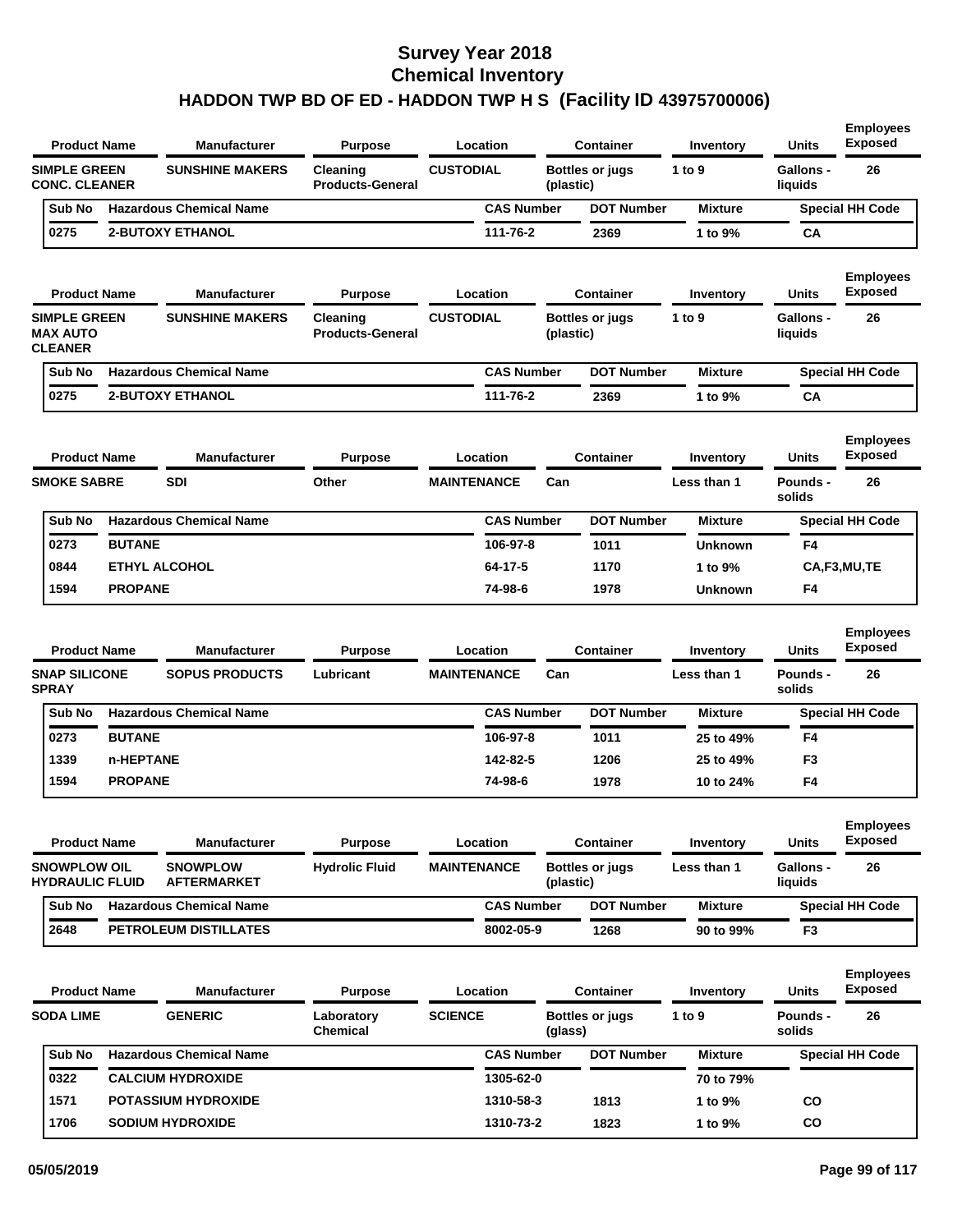# Survey Year 2018
# Chemical Inventory
# HADDON TWP BD OF ED - HADDON TWP H S (Facility ID 43975700006)

| Product Name | Manufacturer | Purpose | Location | Container | Inventory | Units | Employees Exposed |
|---|---|---|---|---|---|---|---|
| SIMPLE GREEN CONC. CLEANER | SUNSHINE MAKERS | Cleaning Products-General | CUSTODIAL | Bottles or jugs (plastic) | 1 to 9 | Gallons - liquids | 26 |

| Sub No | Hazardous Chemical Name | CAS Number | DOT Number | Mixture | Special HH Code |
|---|---|---|---|---|---|
| 0275 | 2-BUTOXY ETHANOL | 111-76-2 | 2369 | 1 to 9% | CA |

| Product Name | Manufacturer | Purpose | Location | Container | Inventory | Units | Employees Exposed |
|---|---|---|---|---|---|---|---|
| SIMPLE GREEN MAX AUTO CLEANER | SUNSHINE MAKERS | Cleaning Products-General | CUSTODIAL | Bottles or jugs (plastic) | 1 to 9 | Gallons - liquids | 26 |

| Sub No | Hazardous Chemical Name | CAS Number | DOT Number | Mixture | Special HH Code |
|---|---|---|---|---|---|
| 0275 | 2-BUTOXY ETHANOL | 111-76-2 | 2369 | 1 to 9% | CA |

| Product Name | Manufacturer | Purpose | Location | Container | Inventory | Units | Employees Exposed |
|---|---|---|---|---|---|---|---|
| SMOKE SABRE | SDI | Other | MAINTENANCE | Can | Less than 1 | Pounds - solids | 26 |

| Sub No | Hazardous Chemical Name | CAS Number | DOT Number | Mixture | Special HH Code |
|---|---|---|---|---|---|
| 0273 | BUTANE | 106-97-8 | 1011 | Unknown | F4 |
| 0844 | ETHYL ALCOHOL | 64-17-5 | 1170 | 1 to 9% | CA,F3,MU,TE |
| 1594 | PROPANE | 74-98-6 | 1978 | Unknown | F4 |

| Product Name | Manufacturer | Purpose | Location | Container | Inventory | Units | Employees Exposed |
|---|---|---|---|---|---|---|---|
| SNAP SILICONE SPRAY | SOPUS PRODUCTS | Lubricant | MAINTENANCE | Can | Less than 1 | Pounds - solids | 26 |

| Sub No | Hazardous Chemical Name | CAS Number | DOT Number | Mixture | Special HH Code |
|---|---|---|---|---|---|
| 0273 | BUTANE | 106-97-8 | 1011 | 25 to 49% | F4 |
| 1339 | n-HEPTANE | 142-82-5 | 1206 | 25 to 49% | F3 |
| 1594 | PROPANE | 74-98-6 | 1978 | 10 to 24% | F4 |

| Product Name | Manufacturer | Purpose | Location | Container | Inventory | Units | Employees Exposed |
|---|---|---|---|---|---|---|---|
| SNOWPLOW OIL HYDRAULIC FLUID | SNOWPLOW AFTERMARKET | Hydrolic Fluid | MAINTENANCE | Bottles or jugs (plastic) | Less than 1 | Gallons - liquids | 26 |

| Sub No | Hazardous Chemical Name | CAS Number | DOT Number | Mixture | Special HH Code |
|---|---|---|---|---|---|
| 2648 | PETROLEUM DISTILLATES | 8002-05-9 | 1268 | 90 to 99% | F3 |

| Product Name | Manufacturer | Purpose | Location | Container | Inventory | Units | Employees Exposed |
|---|---|---|---|---|---|---|---|
| SODA LIME | GENERIC | Laboratory Chemical | SCIENCE | Bottles or jugs (glass) | 1 to 9 | Pounds - solids | 26 |

| Sub No | Hazardous Chemical Name | CAS Number | DOT Number | Mixture | Special HH Code |
|---|---|---|---|---|---|
| 0322 | CALCIUM HYDROXIDE | 1305-62-0 | | 70 to 79% | |
| 1571 | POTASSIUM HYDROXIDE | 1310-58-3 | 1813 | 1 to 9% | CO |
| 1706 | SODIUM HYDROXIDE | 1310-73-2 | 1823 | 1 to 9% | CO |

05/05/2019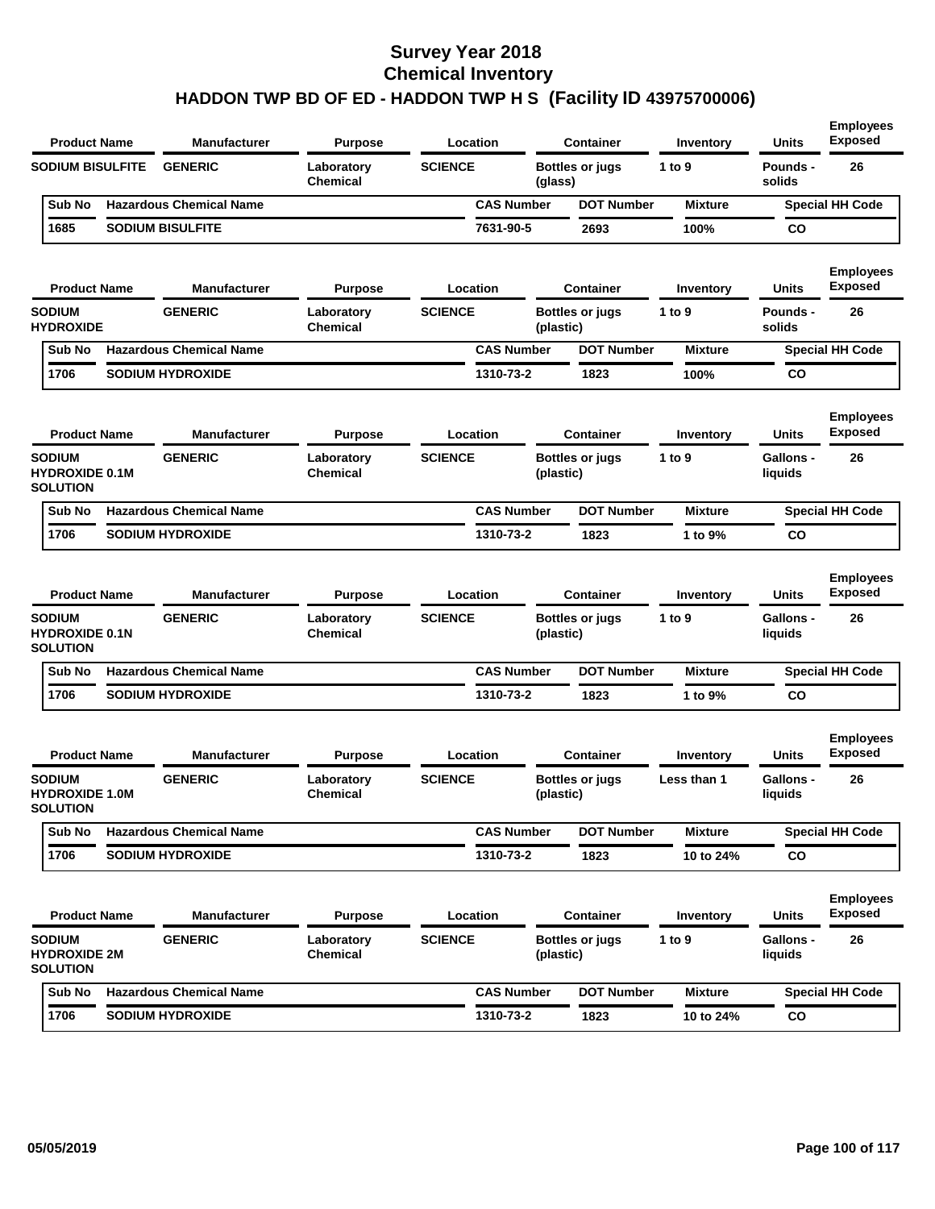# Survey Year 2018
# Chemical Inventory
## HADDON TWP BD OF ED - HADDON TWP H S (Facility ID 43975700006)

| Product Name | Manufacturer | Purpose | Location | Container | Inventory | Units | Employees Exposed |
|---|---|---|---|---|---|---|---|
| SODIUM BISULFITE | GENERIC | Laboratory Chemical | SCIENCE | Bottles or jugs (glass) | 1 to 9 | Pounds - solids | 26 |

| Sub No | Hazardous Chemical Name | CAS Number | DOT Number | Mixture | Special HH Code |
|---|---|---|---|---|---|
| 1685 | SODIUM BISULFITE | 7631-90-5 | 2693 | 100% | CO |

| Product Name | Manufacturer | Purpose | Location | Container | Inventory | Units | Employees Exposed |
|---|---|---|---|---|---|---|---|
| SODIUM HYDROXIDE | GENERIC | Laboratory Chemical | SCIENCE | Bottles or jugs (plastic) | 1 to 9 | Pounds - solids | 26 |

| Sub No | Hazardous Chemical Name | CAS Number | DOT Number | Mixture | Special HH Code |
|---|---|---|---|---|---|
| 1706 | SODIUM HYDROXIDE | 1310-73-2 | 1823 | 100% | CO |

| Product Name | Manufacturer | Purpose | Location | Container | Inventory | Units | Employees Exposed |
|---|---|---|---|---|---|---|---|
| SODIUM HYDROXIDE 0.1M SOLUTION | GENERIC | Laboratory Chemical | SCIENCE | Bottles or jugs (plastic) | 1 to 9 | Gallons - liquids | 26 |

| Sub No | Hazardous Chemical Name | CAS Number | DOT Number | Mixture | Special HH Code |
|---|---|---|---|---|---|
| 1706 | SODIUM HYDROXIDE | 1310-73-2 | 1823 | 1 to 9% | CO |

| Product Name | Manufacturer | Purpose | Location | Container | Inventory | Units | Employees Exposed |
|---|---|---|---|---|---|---|---|
| SODIUM HYDROXIDE 0.1N SOLUTION | GENERIC | Laboratory Chemical | SCIENCE | Bottles or jugs (plastic) | 1 to 9 | Gallons - liquids | 26 |

| Sub No | Hazardous Chemical Name | CAS Number | DOT Number | Mixture | Special HH Code |
|---|---|---|---|---|---|
| 1706 | SODIUM HYDROXIDE | 1310-73-2 | 1823 | 1 to 9% | CO |

| Product Name | Manufacturer | Purpose | Location | Container | Inventory | Units | Employees Exposed |
|---|---|---|---|---|---|---|---|
| SODIUM HYDROXIDE 1.0M SOLUTION | GENERIC | Laboratory Chemical | SCIENCE | Bottles or jugs (plastic) | Less than 1 | Gallons - liquids | 26 |

| Sub No | Hazardous Chemical Name | CAS Number | DOT Number | Mixture | Special HH Code |
|---|---|---|---|---|---|
| 1706 | SODIUM HYDROXIDE | 1310-73-2 | 1823 | 10 to 24% | CO |

| Product Name | Manufacturer | Purpose | Location | Container | Inventory | Units | Employees Exposed |
|---|---|---|---|---|---|---|---|
| SODIUM HYDROXIDE 2M SOLUTION | GENERIC | Laboratory Chemical | SCIENCE | Bottles or jugs (plastic) | 1 to 9 | Gallons - liquids | 26 |

| Sub No | Hazardous Chemical Name | CAS Number | DOT Number | Mixture | Special HH Code |
|---|---|---|---|---|---|
| 1706 | SODIUM HYDROXIDE | 1310-73-2 | 1823 | 10 to 24% | CO |

05/05/2019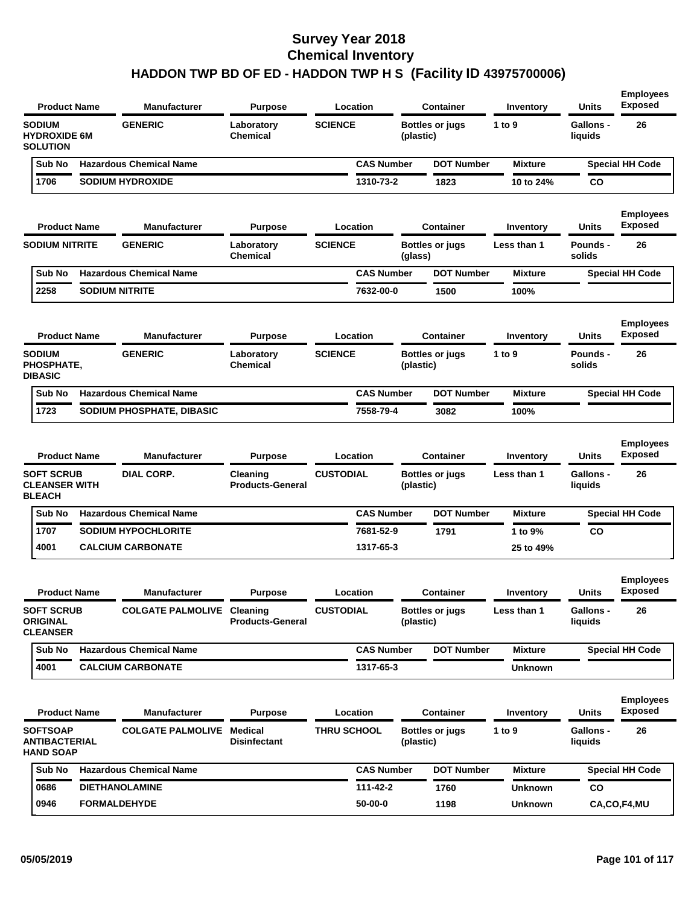# Survey Year 2018
## Chemical Inventory
## HADDON TWP BD OF ED - HADDON TWP H S (Facility ID 43975700006)

| Product Name | Manufacturer | Purpose | Location | Container | Inventory | Units | Employees Exposed |
|---|---|---|---|---|---|---|---|
| SODIUM HYDROXIDE 6M SOLUTION | GENERIC | Laboratory Chemical | SCIENCE | Bottles or jugs (plastic) | 1 to 9 | Gallons - liquids | 26 |

| Sub No | Hazardous Chemical Name | CAS Number | DOT Number | Mixture | Special HH Code |
|---|---|---|---|---|---|
| 1706 | SODIUM HYDROXIDE | 1310-73-2 | 1823 | 10 to 24% | CO |

| Product Name | Manufacturer | Purpose | Location | Container | Inventory | Units | Employees Exposed |
|---|---|---|---|---|---|---|---|
| SODIUM NITRITE | GENERIC | Laboratory Chemical | SCIENCE | Bottles or jugs (glass) | Less than 1 | Pounds - solids | 26 |

| Sub No | Hazardous Chemical Name | CAS Number | DOT Number | Mixture | Special HH Code |
|---|---|---|---|---|---|
| 2258 | SODIUM NITRITE | 7632-00-0 | 1500 | 100% | |

| Product Name | Manufacturer | Purpose | Location | Container | Inventory | Units | Employees Exposed |
|---|---|---|---|---|---|---|---|
| SODIUM PHOSPHATE, DIBASIC | GENERIC | Laboratory Chemical | SCIENCE | Bottles or jugs (plastic) | 1 to 9 | Pounds - solids | 26 |

| Sub No | Hazardous Chemical Name | CAS Number | DOT Number | Mixture | Special HH Code |
|---|---|---|---|---|---|
| 1723 | SODIUM PHOSPHATE, DIBASIC | 7558-79-4 | 3082 | 100% | |

| Product Name | Manufacturer | Purpose | Location | Container | Inventory | Units | Employees Exposed |
|---|---|---|---|---|---|---|---|
| SOFT SCRUB CLEANSER WITH BLEACH | DIAL CORP. | Cleaning Products-General | CUSTODIAL | Bottles or jugs (plastic) | Less than 1 | Gallons - liquids | 26 |

| Sub No | Hazardous Chemical Name | CAS Number | DOT Number | Mixture | Special HH Code |
|---|---|---|---|---|---|
| 1707 | SODIUM HYPOCHLORITE | 7681-52-9 | 1791 | 1 to 9% | CO |
| 4001 | CALCIUM CARBONATE | 1317-65-3 | | 25 to 49% | |

| Product Name | Manufacturer | Purpose | Location | Container | Inventory | Units | Employees Exposed |
|---|---|---|---|---|---|---|---|
| SOFT SCRUB ORIGINAL CLEANSER | COLGATE PALMOLIVE | Cleaning Products-General | CUSTODIAL | Bottles or jugs (plastic) | Less than 1 | Gallons - liquids | 26 |

| Sub No | Hazardous Chemical Name | CAS Number | DOT Number | Mixture | Special HH Code |
|---|---|---|---|---|---|
| 4001 | CALCIUM CARBONATE | 1317-65-3 | | Unknown | |

| Product Name | Manufacturer | Purpose | Location | Container | Inventory | Units | Employees Exposed |
|---|---|---|---|---|---|---|---|
| SOFTSOAP ANTIBACTERIAL HAND SOAP | COLGATE PALMOLIVE | Medical Disinfectant | THRU SCHOOL | Bottles or jugs (plastic) | 1 to 9 | Gallons - liquids | 26 |

| Sub No | Hazardous Chemical Name | CAS Number | DOT Number | Mixture | Special HH Code |
|---|---|---|---|---|---|
| 0686 | DIETHANOLAMINE | 111-42-2 | 1760 | Unknown | CO |
| 0946 | FORMALDEHYDE | 50-00-0 | 1198 | Unknown | CA,CO,F4,MU |

05/05/2019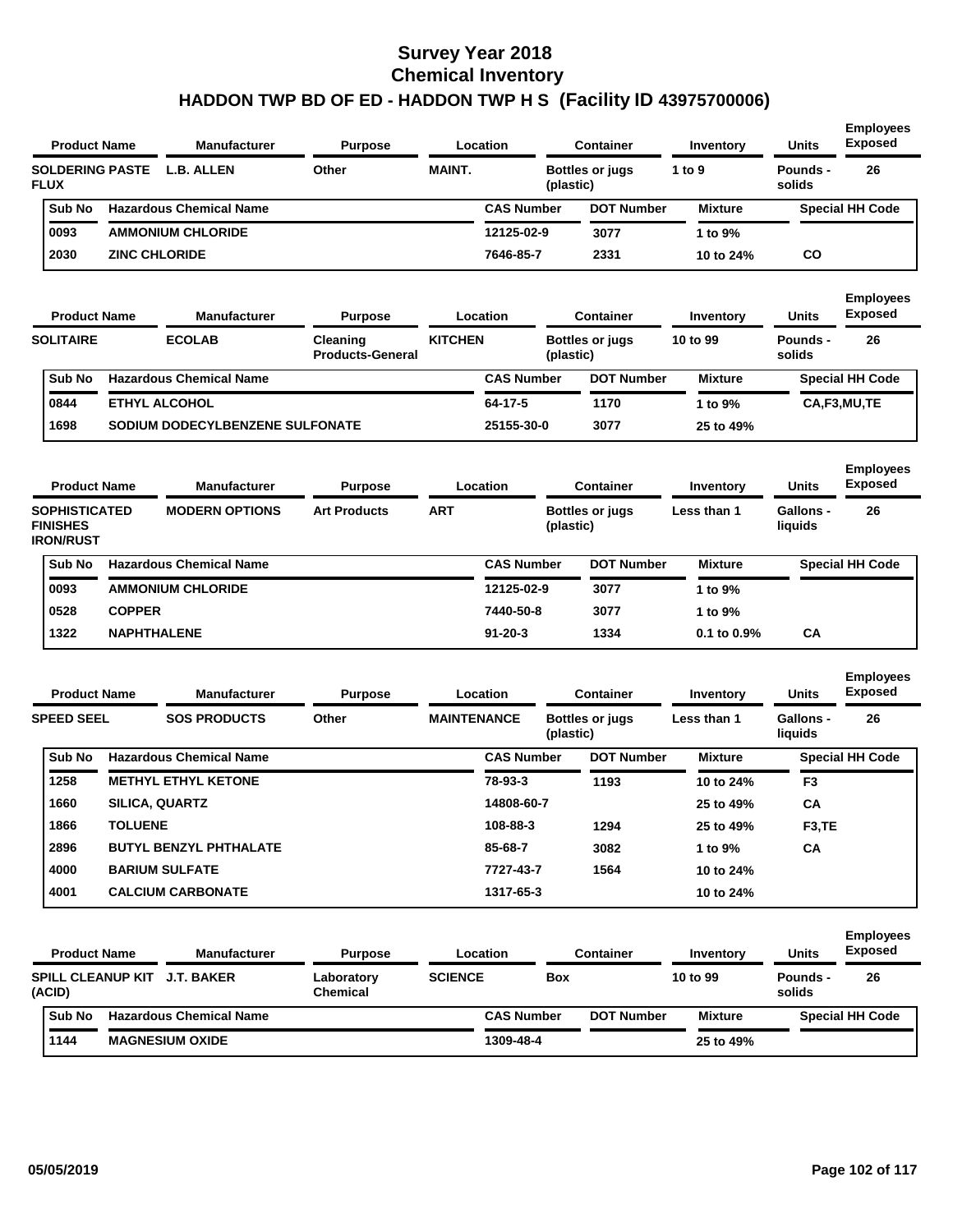# Survey Year 2018
# Chemical Inventory
## HADDON TWP BD OF ED - HADDON TWP H S (Facility ID 43975700006)

| Product Name | Manufacturer | Purpose | Location | Container | Inventory | Units | Employees Exposed |
|---|---|---|---|---|---|---|---|
| SOLDERING PASTE FLUX | L.B. ALLEN | Other | MAINT. | Bottles or jugs (plastic) | 1 to 9 | Pounds - solids | 26 |

| Sub No | Hazardous Chemical Name | CAS Number | DOT Number | Mixture | Special HH Code |
|---|---|---|---|---|---|
| 0093 | AMMONIUM CHLORIDE | 12125-02-9 | 3077 | 1 to 9% | |
| 2030 | ZINC CHLORIDE | 7646-85-7 | 2331 | 10 to 24% | CO |

| Product Name | Manufacturer | Purpose | Location | Container | Inventory | Units | Employees Exposed |
|---|---|---|---|---|---|---|---|
| SOLITAIRE | ECOLAB | Cleaning Products-General | KITCHEN | Bottles or jugs (plastic) | 10 to 99 | Pounds - solids | 26 |

| Sub No | Hazardous Chemical Name | CAS Number | DOT Number | Mixture | Special HH Code |
|---|---|---|---|---|---|
| 0844 | ETHYL ALCOHOL | 64-17-5 | 1170 | 1 to 9% | CA,F3,MU,TE |
| 1698 | SODIUM DODECYLBENZENE SULFONATE | 25155-30-0 | 3077 | 25 to 49% | |

| Product Name | Manufacturer | Purpose | Location | Container | Inventory | Units | Employees Exposed |
|---|---|---|---|---|---|---|---|
| SOPHISTICATED FINISHES IRON/RUST | MODERN OPTIONS | Art Products | ART | Bottles or jugs (plastic) | Less than 1 | Gallons - liquids | 26 |

| Sub No | Hazardous Chemical Name | CAS Number | DOT Number | Mixture | Special HH Code |
|---|---|---|---|---|---|
| 0093 | AMMONIUM CHLORIDE | 12125-02-9 | 3077 | 1 to 9% | |
| 0528 | COPPER | 7440-50-8 | 3077 | 1 to 9% | |
| 1322 | NAPHTHALENE | 91-20-3 | 1334 | 0.1 to 0.9% | CA |

| Product Name | Manufacturer | Purpose | Location | Container | Inventory | Units | Employees Exposed |
|---|---|---|---|---|---|---|---|
| SPEED SEEL | SOS PRODUCTS | Other | MAINTENANCE | Bottles or jugs (plastic) | Less than 1 | Gallons - liquids | 26 |

| Sub No | Hazardous Chemical Name | CAS Number | DOT Number | Mixture | Special HH Code |
|---|---|---|---|---|---|
| 1258 | METHYL ETHYL KETONE | 78-93-3 | 1193 | 10 to 24% | F3 |
| 1660 | SILICA, QUARTZ | 14808-60-7 | | 25 to 49% | CA |
| 1866 | TOLUENE | 108-88-3 | 1294 | 25 to 49% | F3,TE |
| 2896 | BUTYL BENZYL PHTHALATE | 85-68-7 | 3082 | 1 to 9% | CA |
| 4000 | BARIUM SULFATE | 7727-43-7 | 1564 | 10 to 24% | |
| 4001 | CALCIUM CARBONATE | 1317-65-3 | | 10 to 24% | |

| Product Name | Manufacturer | Purpose | Location | Container | Inventory | Units | Employees Exposed |
|---|---|---|---|---|---|---|---|
| SPILL CLEANUP KIT (ACID) | J.T. BAKER | Laboratory Chemical | SCIENCE | Box | 10 to 99 | Pounds - solids | 26 |

| Sub No | Hazardous Chemical Name | CAS Number | DOT Number | Mixture | Special HH Code |
|---|---|---|---|---|---|
| 1144 | MAGNESIUM OXIDE | 1309-48-4 | | 25 to 49% | |

05/05/2019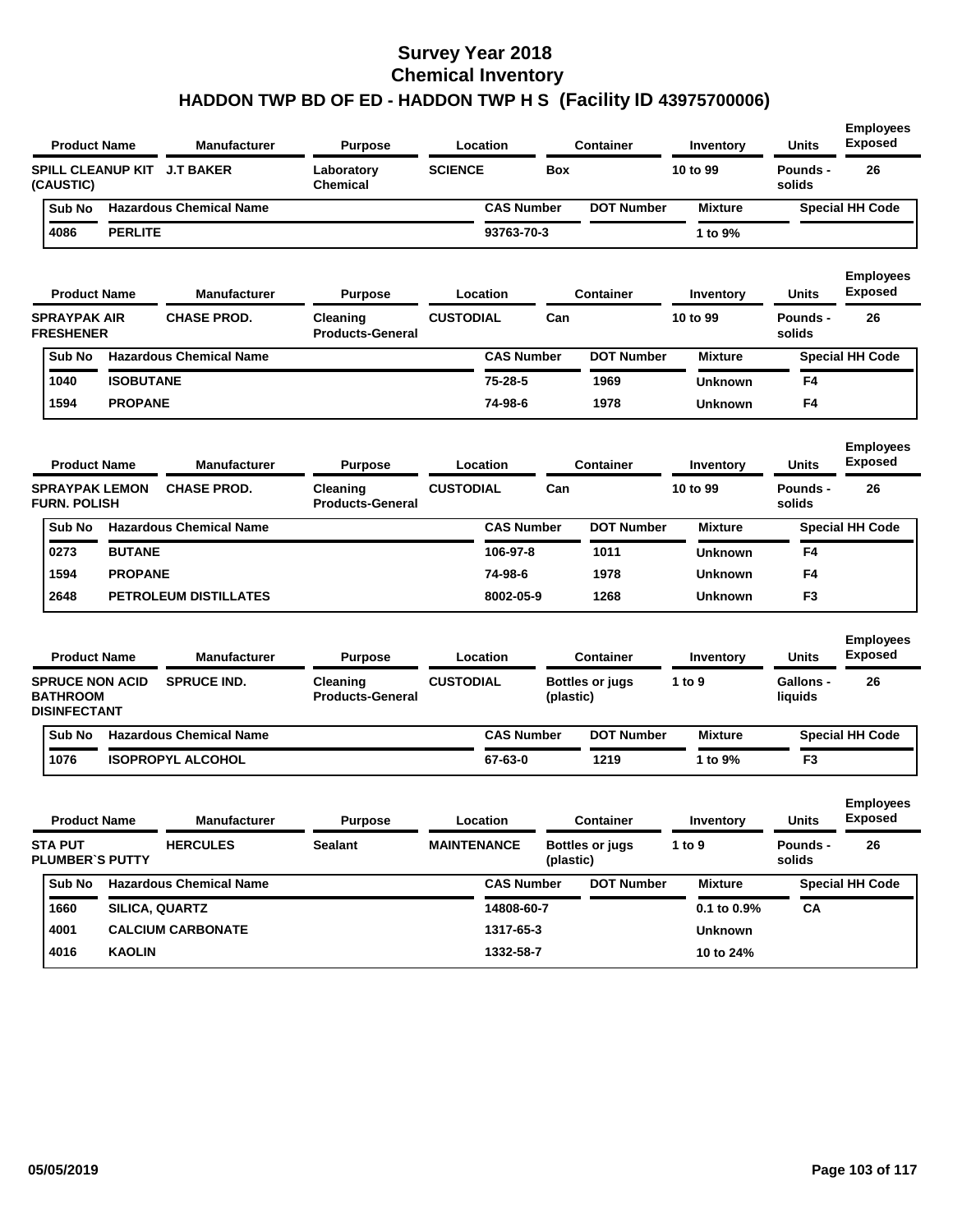# Survey Year 2018
# Chemical Inventory
# HADDON TWP BD OF ED - HADDON TWP H S (Facility ID 43975700006)

| Product Name | Manufacturer | Purpose | Location | Container | Inventory | Units | Employees Exposed |
|---|---|---|---|---|---|---|---|
| SPILL CLEANUP KIT (CAUSTIC) | J.T BAKER | Laboratory Chemical | SCIENCE | Box | 10 to 99 | Pounds - solids | 26 |

| Sub No | Hazardous Chemical Name | CAS Number | DOT Number | Mixture | Special HH Code |
|---|---|---|---|---|---|
| 4086 | PERLITE | 93763-70-3 | | 1 to 9% | |

| Product Name | Manufacturer | Purpose | Location | Container | Inventory | Units | Employees Exposed |
|---|---|---|---|---|---|---|---|
| SPRAYPAK AIR FRESHENER | CHASE PROD. | Cleaning Products-General | CUSTODIAL | Can | 10 to 99 | Pounds - solids | 26 |

| Sub No | Hazardous Chemical Name | CAS Number | DOT Number | Mixture | Special HH Code |
|---|---|---|---|---|---|
| 1040 | ISOBUTANE | 75-28-5 | 1969 | Unknown | F4 |
| 1594 | PROPANE | 74-98-6 | 1978 | Unknown | F4 |

| Product Name | Manufacturer | Purpose | Location | Container | Inventory | Units | Employees Exposed |
|---|---|---|---|---|---|---|---|
| SPRAYPAK LEMON FURN. POLISH | CHASE PROD. | Cleaning Products-General | CUSTODIAL | Can | 10 to 99 | Pounds - solids | 26 |

| Sub No | Hazardous Chemical Name | CAS Number | DOT Number | Mixture | Special HH Code |
|---|---|---|---|---|---|
| 0273 | BUTANE | 106-97-8 | 1011 | Unknown | F4 |
| 1594 | PROPANE | 74-98-6 | 1978 | Unknown | F4 |
| 2648 | PETROLEUM DISTILLATES | 8002-05-9 | 1268 | Unknown | F3 |

| Product Name | Manufacturer | Purpose | Location | Container | Inventory | Units | Employees Exposed |
|---|---|---|---|---|---|---|---|
| SPRUCE NON ACID BATHROOM DISINFECTANT | SPRUCE IND. | Cleaning Products-General | CUSTODIAL | Bottles or jugs (plastic) | 1 to 9 | Gallons - liquids | 26 |

| Sub No | Hazardous Chemical Name | CAS Number | DOT Number | Mixture | Special HH Code |
|---|---|---|---|---|---|
| 1076 | ISOPROPYL ALCOHOL | 67-63-0 | 1219 | 1 to 9% | F3 |

| Product Name | Manufacturer | Purpose | Location | Container | Inventory | Units | Employees Exposed |
|---|---|---|---|---|---|---|---|
| STA PUT PLUMBER`S PUTTY | HERCULES | Sealant | MAINTENANCE | Bottles or jugs (plastic) | 1 to 9 | Pounds - solids | 26 |

| Sub No | Hazardous Chemical Name | CAS Number | DOT Number | Mixture | Special HH Code |
|---|---|---|---|---|---|
| 1660 | SILICA, QUARTZ | 14808-60-7 | | 0.1 to 0.9% | CA |
| 4001 | CALCIUM CARBONATE | 1317-65-3 | | Unknown | |
| 4016 | KAOLIN | 1332-58-7 | | 10 to 24% | |

05/05/2019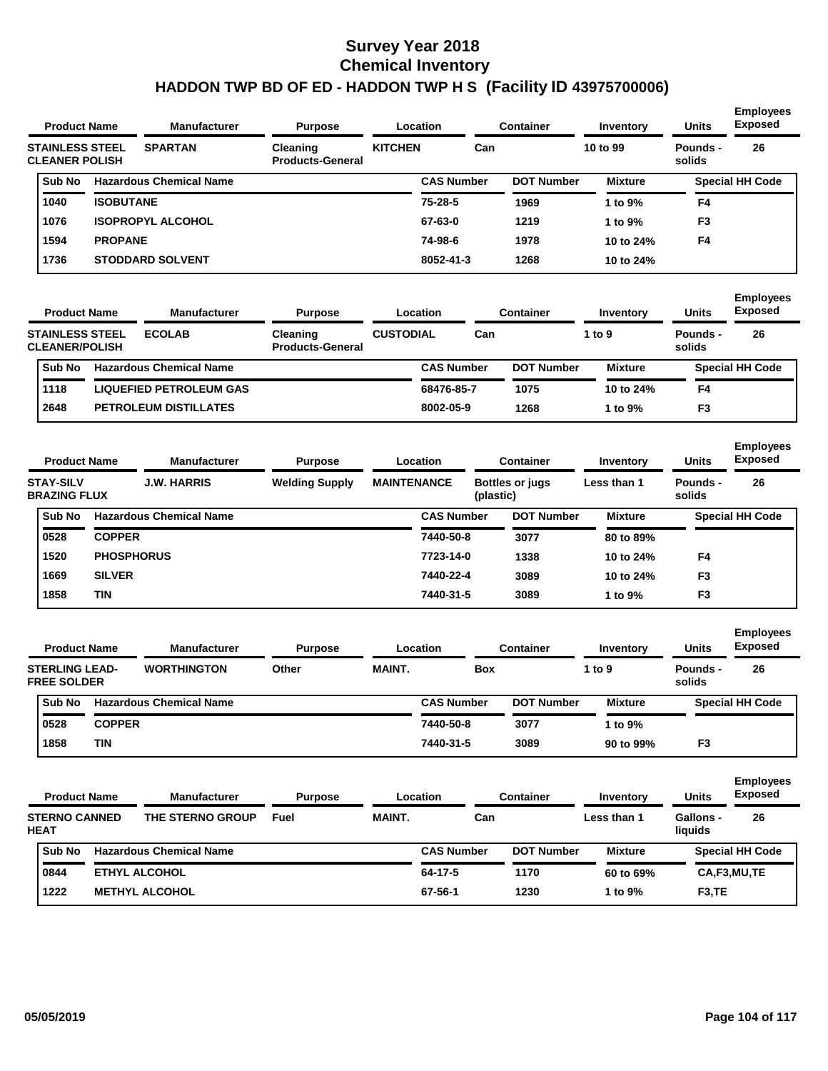# Survey Year 2018
# Chemical Inventory
# HADDON TWP BD OF ED - HADDON TWP H S (Facility ID 43975700006)

| Product Name | Manufacturer | Purpose | Location | Container | Inventory | Units | Employees Exposed |
|---|---|---|---|---|---|---|---|
| STAINLESS STEEL CLEANER POLISH | SPARTAN | Cleaning Products-General | KITCHEN | Can | 10 to 99 | Pounds - solids | 26 |

| Sub No | Hazardous Chemical Name | CAS Number | DOT Number | Mixture | Special HH Code |
|---|---|---|---|---|---|
| 1040 | ISOBUTANE | 75-28-5 | 1969 | 1 to 9% | F4 |
| 1076 | ISOPROPYL ALCOHOL | 67-63-0 | 1219 | 1 to 9% | F3 |
| 1594 | PROPANE | 74-98-6 | 1978 | 10 to 24% | F4 |
| 1736 | STODDARD SOLVENT | 8052-41-3 | 1268 | 10 to 24% | |

| Product Name | Manufacturer | Purpose | Location | Container | Inventory | Units | Employees Exposed |
|---|---|---|---|---|---|---|---|
| STAINLESS STEEL CLEANER/POLISH | ECOLAB | Cleaning Products-General | CUSTODIAL | Can | 1 to 9 | Pounds - solids | 26 |

| Sub No | Hazardous Chemical Name | CAS Number | DOT Number | Mixture | Special HH Code |
|---|---|---|---|---|---|
| 1118 | LIQUEFIED PETROLEUM GAS | 68476-85-7 | 1075 | 10 to 24% | F4 |
| 2648 | PETROLEUM DISTILLATES | 8002-05-9 | 1268 | 1 to 9% | F3 |

| Product Name | Manufacturer | Purpose | Location | Container | Inventory | Units | Employees Exposed |
|---|---|---|---|---|---|---|---|
| STAY-SILV BRAZING FLUX | J.W. HARRIS | Welding Supply | MAINTENANCE | Bottles or jugs (plastic) | Less than 1 | Pounds - solids | 26 |

| Sub No | Hazardous Chemical Name | CAS Number | DOT Number | Mixture | Special HH Code |
|---|---|---|---|---|---|
| 0528 | COPPER | 7440-50-8 | 3077 | 80 to 89% | |
| 1520 | PHOSPHORUS | 7723-14-0 | 1338 | 10 to 24% | F4 |
| 1669 | SILVER | 7440-22-4 | 3089 | 10 to 24% | F3 |
| 1858 | TIN | 7440-31-5 | 3089 | 1 to 9% | F3 |

| Product Name | Manufacturer | Purpose | Location | Container | Inventory | Units | Employees Exposed |
|---|---|---|---|---|---|---|---|
| STERLING LEAD-FREE SOLDER | WORTHINGTON | Other | MAINT. | Box | 1 to 9 | Pounds - solids | 26 |

| Sub No | Hazardous Chemical Name | CAS Number | DOT Number | Mixture | Special HH Code |
|---|---|---|---|---|---|
| 0528 | COPPER | 7440-50-8 | 3077 | 1 to 9% | |
| 1858 | TIN | 7440-31-5 | 3089 | 90 to 99% | F3 |

| Product Name | Manufacturer | Purpose | Location | Container | Inventory | Units | Employees Exposed |
|---|---|---|---|---|---|---|---|
| STERNO CANNED HEAT | THE STERNO GROUP | Fuel | MAINT. | Can | Less than 1 | Gallons - liquids | 26 |

| Sub No | Hazardous Chemical Name | CAS Number | DOT Number | Mixture | Special HH Code |
|---|---|---|---|---|---|
| 0844 | ETHYL ALCOHOL | 64-17-5 | 1170 | 60 to 69% | CA,F3,MU,TE |
| 1222 | METHYL ALCOHOL | 67-56-1 | 1230 | 1 to 9% | F3,TE |

05/05/2019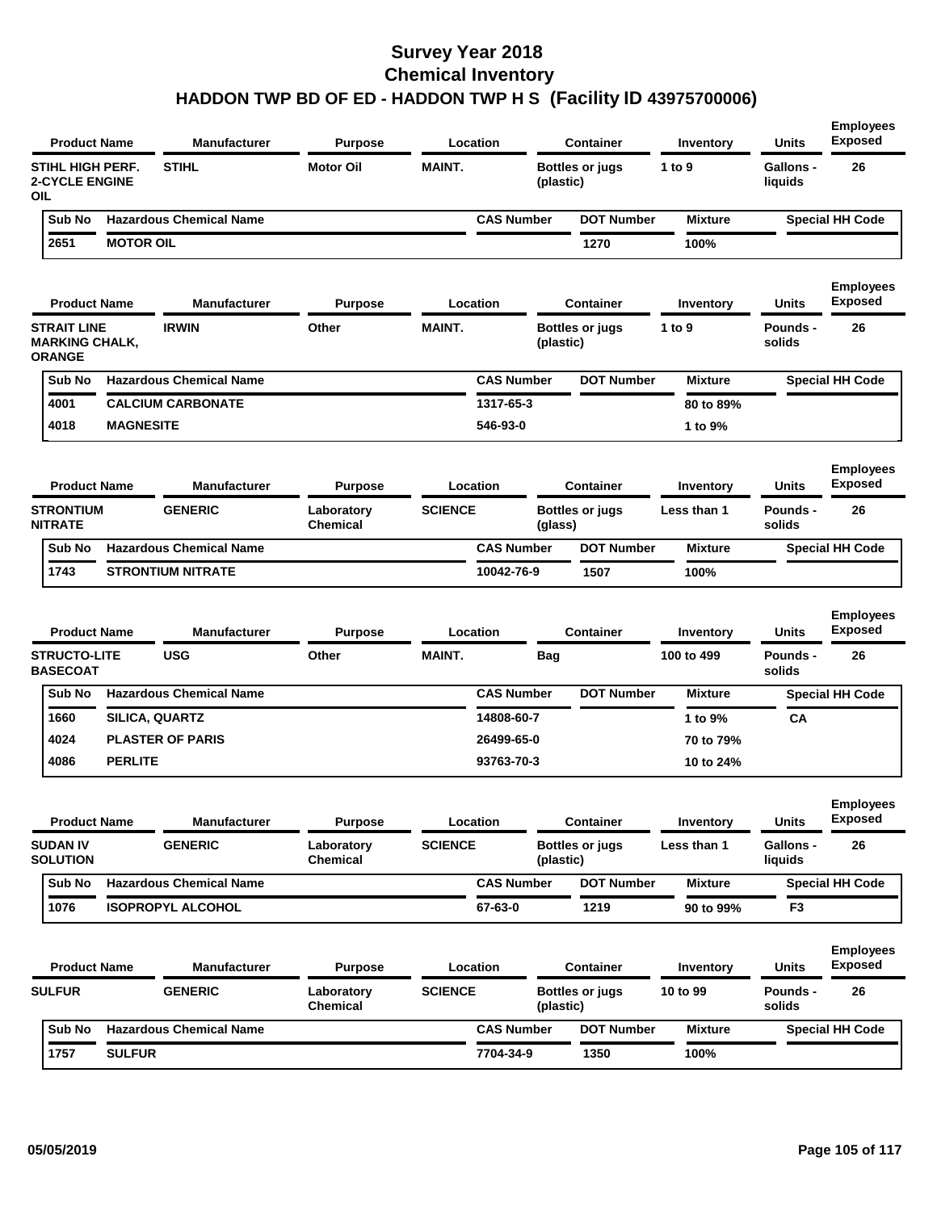# Survey Year 2018
# Chemical Inventory
# HADDON TWP BD OF ED - HADDON TWP H S (Facility ID 43975700006)

| Product Name | Manufacturer | Purpose | Location | Container | Inventory | Units | Employees Exposed |
|---|---|---|---|---|---|---|---|
| STIHL HIGH PERF. 2-CYCLE ENGINE OIL | STIHL | Motor Oil | MAINT. | Bottles or jugs (plastic) | 1 to 9 | Gallons - liquids | 26 |

| Sub No | Hazardous Chemical Name | CAS Number | DOT Number | Mixture | Special HH Code |
|---|---|---|---|---|---|
| 2651 | MOTOR OIL | | 1270 | 100% | |

| Product Name | Manufacturer | Purpose | Location | Container | Inventory | Units | Employees Exposed |
|---|---|---|---|---|---|---|---|
| STRAIT LINE MARKING CHALK, ORANGE | IRWIN | Other | MAINT. | Bottles or jugs (plastic) | 1 to 9 | Pounds - solids | 26 |

| Sub No | Hazardous Chemical Name | CAS Number | DOT Number | Mixture | Special HH Code |
|---|---|---|---|---|---|
| 4001 | CALCIUM CARBONATE | 1317-65-3 | | 80 to 89% | |
| 4018 | MAGNESITE | 546-93-0 | | 1 to 9% | |

| Product Name | Manufacturer | Purpose | Location | Container | Inventory | Units | Employees Exposed |
|---|---|---|---|---|---|---|---|
| STRONTIUM NITRATE | GENERIC | Laboratory Chemical | SCIENCE | Bottles or jugs (glass) | Less than 1 | Pounds - solids | 26 |

| Sub No | Hazardous Chemical Name | CAS Number | DOT Number | Mixture | Special HH Code |
|---|---|---|---|---|---|
| 1743 | STRONTIUM NITRATE | 10042-76-9 | 1507 | 100% | |

| Product Name | Manufacturer | Purpose | Location | Container | Inventory | Units | Employees Exposed |
|---|---|---|---|---|---|---|---|
| STRUCTO-LITE BASECOAT | USG | Other | MAINT. | Bag | 100 to 499 | Pounds - solids | 26 |

| Sub No | Hazardous Chemical Name | CAS Number | DOT Number | Mixture | Special HH Code |
|---|---|---|---|---|---|
| 1660 | SILICA, QUARTZ | 14808-60-7 | | 1 to 9% | CA |
| 4024 | PLASTER OF PARIS | 26499-65-0 | | 70 to 79% | |
| 4086 | PERLITE | 93763-70-3 | | 10 to 24% | |

| Product Name | Manufacturer | Purpose | Location | Container | Inventory | Units | Employees Exposed |
|---|---|---|---|---|---|---|---|
| SUDAN IV SOLUTION | GENERIC | Laboratory Chemical | SCIENCE | Bottles or jugs (plastic) | Less than 1 | Gallons - liquids | 26 |

| Sub No | Hazardous Chemical Name | CAS Number | DOT Number | Mixture | Special HH Code |
|---|---|---|---|---|---|
| 1076 | ISOPROPYL ALCOHOL | 67-63-0 | 1219 | 90 to 99% | F3 |

| Product Name | Manufacturer | Purpose | Location | Container | Inventory | Units | Employees Exposed |
|---|---|---|---|---|---|---|---|
| SULFUR | GENERIC | Laboratory Chemical | SCIENCE | Bottles or jugs (plastic) | 10 to 99 | Pounds - solids | 26 |

| Sub No | Hazardous Chemical Name | CAS Number | DOT Number | Mixture | Special HH Code |
|---|---|---|---|---|---|
| 1757 | SULFUR | 7704-34-9 | 1350 | 100% | |

05/05/2019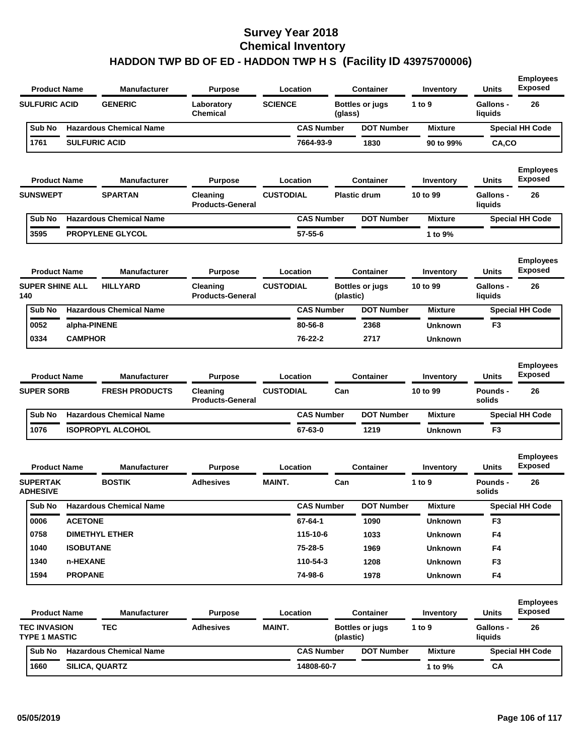# Survey Year 2018
# Chemical Inventory
## HADDON TWP BD OF ED - HADDON TWP H S (Facility ID 43975700006)

| Product Name | Manufacturer | Purpose | Location | Container | Inventory | Units | Employees Exposed |
|---|---|---|---|---|---|---|---|
| SULFURIC ACID | GENERIC | Laboratory Chemical | SCIENCE | Bottles or jugs (glass) | 1 to 9 | Gallons - liquids | 26 |

| Sub No | Hazardous Chemical Name | CAS Number | DOT Number | Mixture | Special HH Code |
|---|---|---|---|---|---|
| 1761 | SULFURIC ACID | 7664-93-9 | 1830 | 90 to 99% | CA,CO |

| Product Name | Manufacturer | Purpose | Location | Container | Inventory | Units | Employees Exposed |
|---|---|---|---|---|---|---|---|
| SUNSWEPT | SPARTAN | Cleaning Products-General | CUSTODIAL | Plastic drum | 10 to 99 | Gallons - liquids | 26 |

| Sub No | Hazardous Chemical Name | CAS Number | DOT Number | Mixture | Special HH Code |
|---|---|---|---|---|---|
| 3595 | PROPYLENE GLYCOL | 57-55-6 | | 1 to 9% | |

| Product Name | Manufacturer | Purpose | Location | Container | Inventory | Units | Employees Exposed |
|---|---|---|---|---|---|---|---|
| SUPER SHINE ALL 140 | HILLYARD | Cleaning Products-General | CUSTODIAL | Bottles or jugs (plastic) | 10 to 99 | Gallons - liquids | 26 |

| Sub No | Hazardous Chemical Name | CAS Number | DOT Number | Mixture | Special HH Code |
|---|---|---|---|---|---|
| 0052 | alpha-PINENE | 80-56-8 | 2368 | Unknown | F3 |
| 0334 | CAMPHOR | 76-22-2 | 2717 | Unknown | |

| Product Name | Manufacturer | Purpose | Location | Container | Inventory | Units | Employees Exposed |
|---|---|---|---|---|---|---|---|
| SUPER SORB | FRESH PRODUCTS | Cleaning Products-General | CUSTODIAL | Can | 10 to 99 | Pounds - solids | 26 |

| Sub No | Hazardous Chemical Name | CAS Number | DOT Number | Mixture | Special HH Code |
|---|---|---|---|---|---|
| 1076 | ISOPROPYL ALCOHOL | 67-63-0 | 1219 | Unknown | F3 |

| Product Name | Manufacturer | Purpose | Location | Container | Inventory | Units | Employees Exposed |
|---|---|---|---|---|---|---|---|
| SUPERTAK ADHESIVE | BOSTIK | Adhesives | MAINT. | Can | 1 to 9 | Pounds - solids | 26 |

| Sub No | Hazardous Chemical Name | CAS Number | DOT Number | Mixture | Special HH Code |
|---|---|---|---|---|---|
| 0006 | ACETONE | 67-64-1 | 1090 | Unknown | F3 |
| 0758 | DIMETHYL ETHER | 115-10-6 | 1033 | Unknown | F4 |
| 1040 | ISOBUTANE | 75-28-5 | 1969 | Unknown | F4 |
| 1340 | n-HEXANE | 110-54-3 | 1208 | Unknown | F3 |
| 1594 | PROPANE | 74-98-6 | 1978 | Unknown | F4 |

| Product Name | Manufacturer | Purpose | Location | Container | Inventory | Units | Employees Exposed |
|---|---|---|---|---|---|---|---|
| TEC INVASION TYPE 1 MASTIC | TEC | Adhesives | MAINT. | Bottles or jugs (plastic) | 1 to 9 | Gallons - liquids | 26 |

| Sub No | Hazardous Chemical Name | CAS Number | DOT Number | Mixture | Special HH Code |
|---|---|---|---|---|---|
| 1660 | SILICA, QUARTZ | 14808-60-7 | | 1 to 9% | CA |

05/05/2019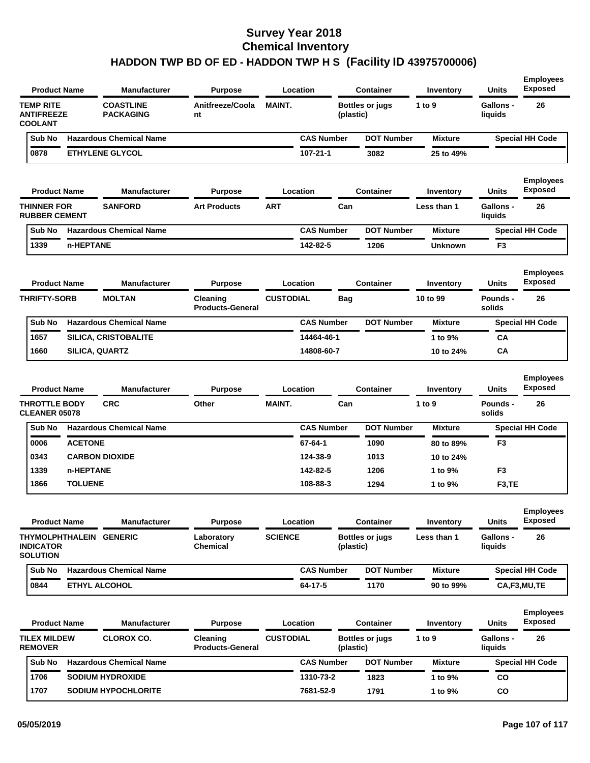# Survey Year 2018
## Chemical Inventory
## HADDON TWP BD OF ED - HADDON TWP H S (Facility ID 43975700006)

| Product Name | Manufacturer | Purpose | Location | Container | Inventory | Units | Employees Exposed |
|---|---|---|---|---|---|---|---|
| TEMP RITE ANTIFREEZE COOLANT | COASTLINE PACKAGING | Anitfreeze/Coolant | MAINT. | Bottles or jugs (plastic) | 1 to 9 | Gallons - liquids | 26 |

| Sub No | Hazardous Chemical Name | CAS Number | DOT Number | Mixture | Special HH Code |
|---|---|---|---|---|---|
| 0878 | ETHYLENE GLYCOL | 107-21-1 | 3082 | 25 to 49% | |

| Product Name | Manufacturer | Purpose | Location | Container | Inventory | Units | Employees Exposed |
|---|---|---|---|---|---|---|---|
| THINNER FOR RUBBER CEMENT | SANFORD | Art Products | ART | Can | Less than 1 | Gallons - liquids | 26 |

| Sub No | Hazardous Chemical Name | CAS Number | DOT Number | Mixture | Special HH Code |
|---|---|---|---|---|---|
| 1339 | n-HEPTANE | 142-82-5 | 1206 | Unknown | F3 |

| Product Name | Manufacturer | Purpose | Location | Container | Inventory | Units | Employees Exposed |
|---|---|---|---|---|---|---|---|
| THRIFTY-SORB | MOLTAN | Cleaning Products-General | CUSTODIAL | Bag | 10 to 99 | Pounds - solids | 26 |

| Sub No | Hazardous Chemical Name | CAS Number | DOT Number | Mixture | Special HH Code |
|---|---|---|---|---|---|
| 1657 | SILICA, CRISTOBALITE | 14464-46-1 | | 1 to 9% | CA |
| 1660 | SILICA, QUARTZ | 14808-60-7 | | 10 to 24% | CA |

| Product Name | Manufacturer | Purpose | Location | Container | Inventory | Units | Employees Exposed |
|---|---|---|---|---|---|---|---|
| THROTTLE BODY CLEANER 05078 | CRC | Other | MAINT. | Can | 1 to 9 | Pounds - solids | 26 |

| Sub No | Hazardous Chemical Name | CAS Number | DOT Number | Mixture | Special HH Code |
|---|---|---|---|---|---|
| 0006 | ACETONE | 67-64-1 | 1090 | 80 to 89% | F3 |
| 0343 | CARBON DIOXIDE | 124-38-9 | 1013 | 10 to 24% | |
| 1339 | n-HEPTANE | 142-82-5 | 1206 | 1 to 9% | F3 |
| 1866 | TOLUENE | 108-88-3 | 1294 | 1 to 9% | F3,TE |

| Product Name | Manufacturer | Purpose | Location | Container | Inventory | Units | Employees Exposed |
|---|---|---|---|---|---|---|---|
| THYMOLPHTHALEIN INDICATOR SOLUTION | GENERIC | Laboratory Chemical | SCIENCE | Bottles or jugs (plastic) | Less than 1 | Gallons - liquids | 26 |

| Sub No | Hazardous Chemical Name | CAS Number | DOT Number | Mixture | Special HH Code |
|---|---|---|---|---|---|
| 0844 | ETHYL ALCOHOL | 64-17-5 | 1170 | 90 to 99% | CA,F3,MU,TE |

| Product Name | Manufacturer | Purpose | Location | Container | Inventory | Units | Employees Exposed |
|---|---|---|---|---|---|---|---|
| TILEX MILDEW REMOVER | CLOROX CO. | Cleaning Products-General | CUSTODIAL | Bottles or jugs (plastic) | 1 to 9 | Gallons - liquids | 26 |

| Sub No | Hazardous Chemical Name | CAS Number | DOT Number | Mixture | Special HH Code |
|---|---|---|---|---|---|
| 1706 | SODIUM HYDROXIDE | 1310-73-2 | 1823 | 1 to 9% | CO |
| 1707 | SODIUM HYPOCHLORITE | 7681-52-9 | 1791 | 1 to 9% | CO |

05/05/2019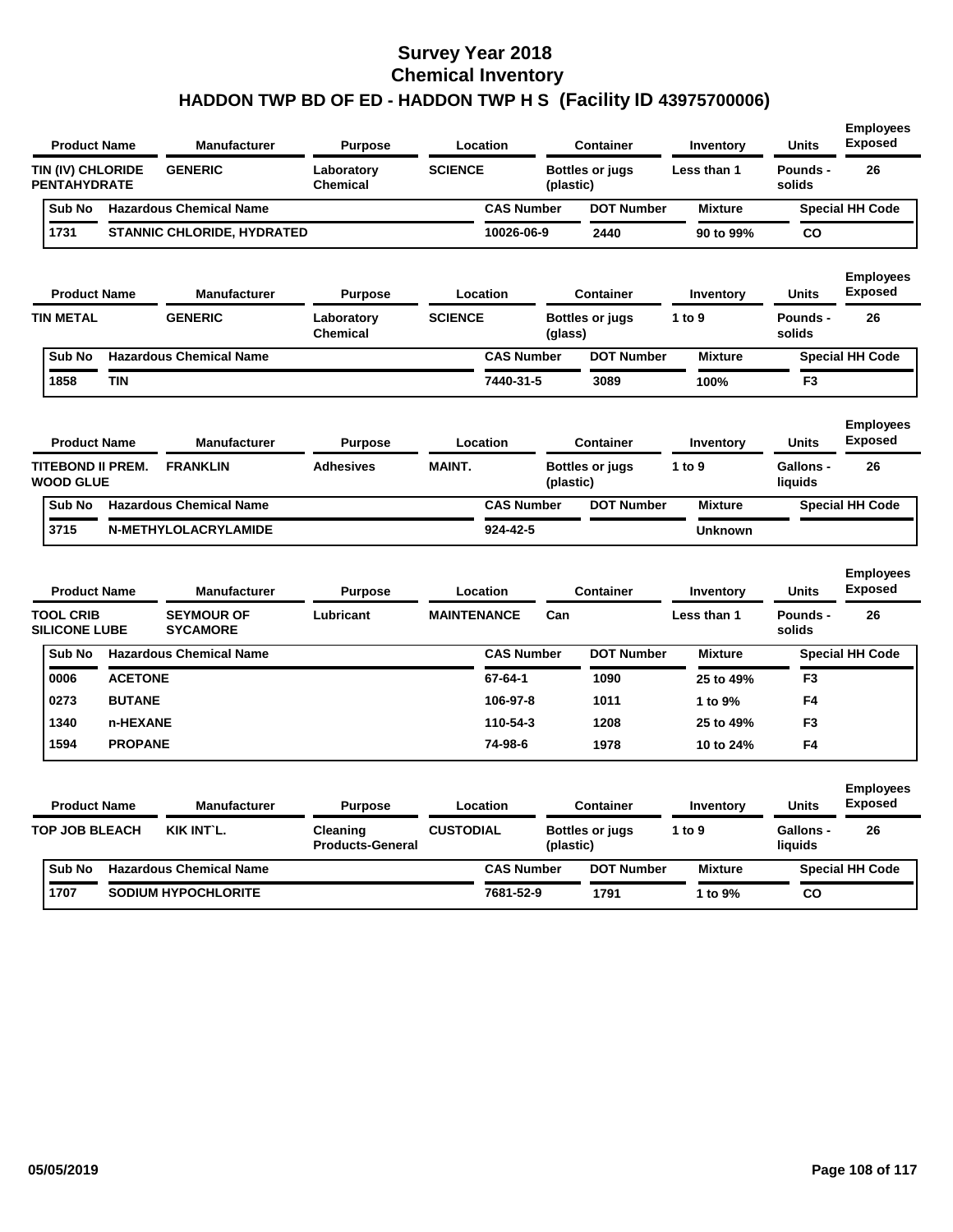# Survey Year 2018
# Chemical Inventory
# HADDON TWP BD OF ED - HADDON TWP H S (Facility ID 43975700006)

| Product Name | Manufacturer | Purpose | Location | Container | Inventory | Units | Employees Exposed |
|---|---|---|---|---|---|---|---|
| TIN (IV) CHLORIDE PENTAHYDRATE | GENERIC | Laboratory Chemical | SCIENCE | Bottles or jugs (plastic) | Less than 1 | Pounds - solids | 26 |

| Sub No | Hazardous Chemical Name | CAS Number | DOT Number | Mixture | Special HH Code |
|---|---|---|---|---|---|
| 1731 | STANNIC CHLORIDE, HYDRATED | 10026-06-9 | 2440 | 90 to 99% | CO |

| Product Name | Manufacturer | Purpose | Location | Container | Inventory | Units | Employees Exposed |
|---|---|---|---|---|---|---|---|
| TIN METAL | GENERIC | Laboratory Chemical | SCIENCE | Bottles or jugs (glass) | 1 to 9 | Pounds - solids | 26 |

| Sub No | Hazardous Chemical Name | CAS Number | DOT Number | Mixture | Special HH Code |
|---|---|---|---|---|---|
| 1858 | TIN | 7440-31-5 | 3089 | 100% | F3 |

| Product Name | Manufacturer | Purpose | Location | Container | Inventory | Units | Employees Exposed |
|---|---|---|---|---|---|---|---|
| TITEBOND II PREM. WOOD GLUE | FRANKLIN | Adhesives | MAINT. | Bottles or jugs (plastic) | 1 to 9 | Gallons - liquids | 26 |

| Sub No | Hazardous Chemical Name | CAS Number | DOT Number | Mixture | Special HH Code |
|---|---|---|---|---|---|
| 3715 | N-METHYLOLACRYLAMIDE | 924-42-5 | | Unknown | |

| Product Name | Manufacturer | Purpose | Location | Container | Inventory | Units | Employees Exposed |
|---|---|---|---|---|---|---|---|
| TOOL CRIB SILICONE LUBE | SEYMOUR OF SYCAMORE | Lubricant | MAINTENANCE | Can | Less than 1 | Pounds - solids | 26 |

| Sub No | Hazardous Chemical Name | CAS Number | DOT Number | Mixture | Special HH Code |
|---|---|---|---|---|---|
| 0006 | ACETONE | 67-64-1 | 1090 | 25 to 49% | F3 |
| 0273 | BUTANE | 106-97-8 | 1011 | 1 to 9% | F4 |
| 1340 | n-HEXANE | 110-54-3 | 1208 | 25 to 49% | F3 |
| 1594 | PROPANE | 74-98-6 | 1978 | 10 to 24% | F4 |

| Product Name | Manufacturer | Purpose | Location | Container | Inventory | Units | Employees Exposed |
|---|---|---|---|---|---|---|---|
| TOP JOB BLEACH | KIK INT`L. | Cleaning Products-General | CUSTODIAL | Bottles or jugs (plastic) | 1 to 9 | Gallons - liquids | 26 |

| Sub No | Hazardous Chemical Name | CAS Number | DOT Number | Mixture | Special HH Code |
|---|---|---|---|---|---|
| 1707 | SODIUM HYPOCHLORITE | 7681-52-9 | 1791 | 1 to 9% | CO |

05/05/2019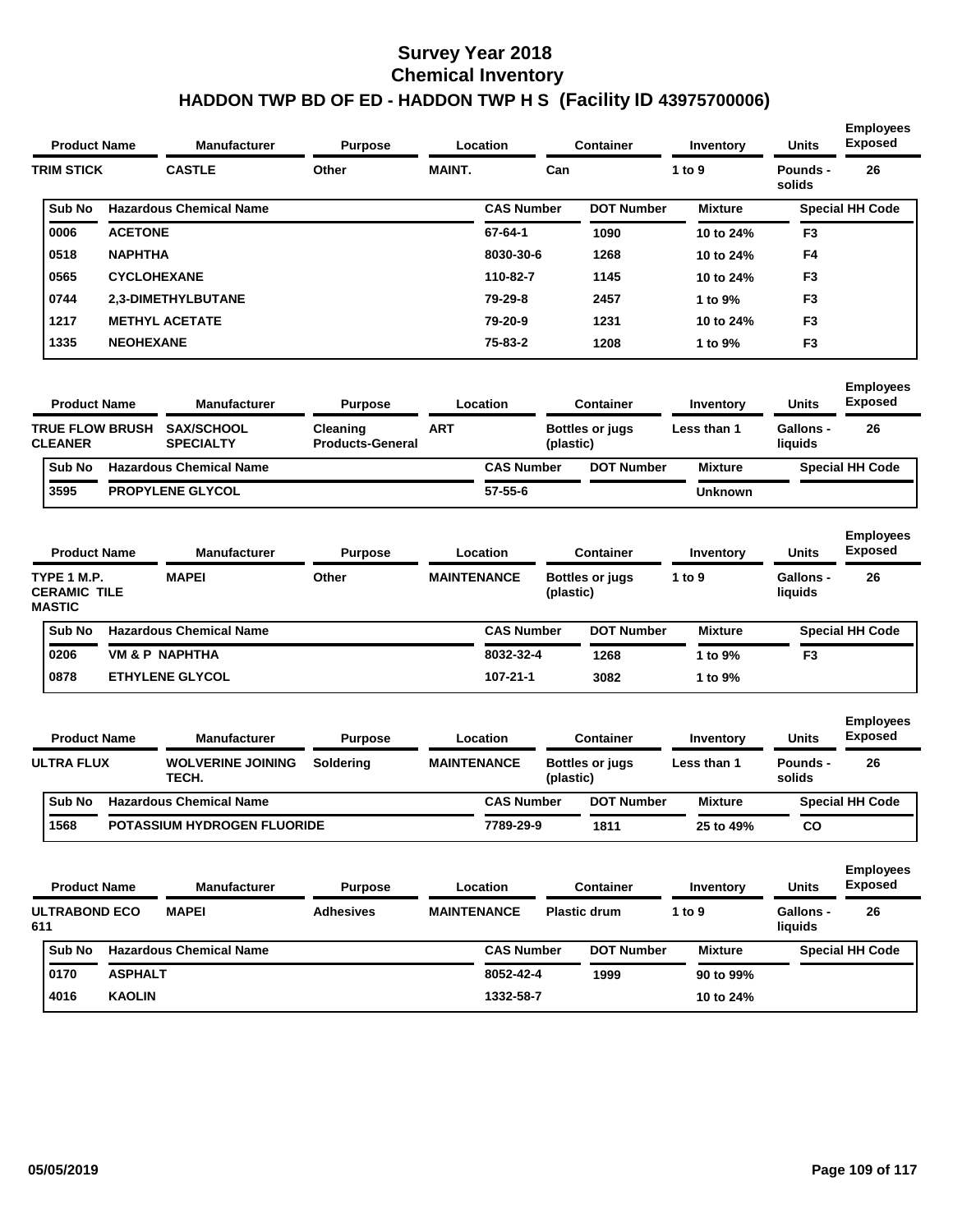# Survey Year 2018
## Chemical Inventory
## HADDON TWP BD OF ED - HADDON TWP H S (Facility ID 43975700006)

| Product Name | Manufacturer | Purpose | Location | Container | Inventory | Units | Employees Exposed |
|---|---|---|---|---|---|---|---|
| TRIM STICK | CASTLE | Other | MAINT. | Can | 1 to 9 | Pounds - solids | 26 |

| Sub No | Hazardous Chemical Name | CAS Number | DOT Number | Mixture | Special HH Code |
|---|---|---|---|---|---|
| 0006 | ACETONE | 67-64-1 | 1090 | 10 to 24% | F3 |
| 0518 | NAPHTHA | 8030-30-6 | 1268 | 10 to 24% | F4 |
| 0565 | CYCLOHEXANE | 110-82-7 | 1145 | 10 to 24% | F3 |
| 0744 | 2,3-DIMETHYLBUTANE | 79-29-8 | 2457 | 1 to 9% | F3 |
| 1217 | METHYL ACETATE | 79-20-9 | 1231 | 10 to 24% | F3 |
| 1335 | NEOHEXANE | 75-83-2 | 1208 | 1 to 9% | F3 |

| Product Name | Manufacturer | Purpose | Location | Container | Inventory | Units | Employees Exposed |
|---|---|---|---|---|---|---|---|
| TRUE FLOW BRUSH CLEANER | SAX/SCHOOL SPECIALTY | Cleaning Products-General | ART | Bottles or jugs (plastic) | Less than 1 | Gallons - liquids | 26 |

| Sub No | Hazardous Chemical Name | CAS Number | DOT Number | Mixture | Special HH Code |
|---|---|---|---|---|---|
| 3595 | PROPYLENE GLYCOL | 57-55-6 | | Unknown | |

| Product Name | Manufacturer | Purpose | Location | Container | Inventory | Units | Employees Exposed |
|---|---|---|---|---|---|---|---|
| TYPE 1 M.P. CERAMIC TILE MASTIC | MAPEI | Other | MAINTENANCE | Bottles or jugs (plastic) | 1 to 9 | Gallons - liquids | 26 |

| Sub No | Hazardous Chemical Name | CAS Number | DOT Number | Mixture | Special HH Code |
|---|---|---|---|---|---|
| 0206 | VM & P NAPHTHA | 8032-32-4 | 1268 | 1 to 9% | F3 |
| 0878 | ETHYLENE GLYCOL | 107-21-1 | 3082 | 1 to 9% | |

| Product Name | Manufacturer | Purpose | Location | Container | Inventory | Units | Employees Exposed |
|---|---|---|---|---|---|---|---|
| ULTRA FLUX | WOLVERINE JOINING TECH. | Soldering | MAINTENANCE | Bottles or jugs (plastic) | Less than 1 | Pounds - solids | 26 |

| Sub No | Hazardous Chemical Name | CAS Number | DOT Number | Mixture | Special HH Code |
|---|---|---|---|---|---|
| 1568 | POTASSIUM HYDROGEN FLUORIDE | 7789-29-9 | 1811 | 25 to 49% | CO |

| Product Name | Manufacturer | Purpose | Location | Container | Inventory | Units | Employees Exposed |
|---|---|---|---|---|---|---|---|
| ULTRABOND ECO 611 | MAPEI | Adhesives | MAINTENANCE | Plastic drum | 1 to 9 | Gallons - liquids | 26 |

| Sub No | Hazardous Chemical Name | CAS Number | DOT Number | Mixture | Special HH Code |
|---|---|---|---|---|---|
| 0170 | ASPHALT | 8052-42-4 | 1999 | 90 to 99% | |
| 4016 | KAOLIN | 1332-58-7 | | 10 to 24% | |

05/05/2019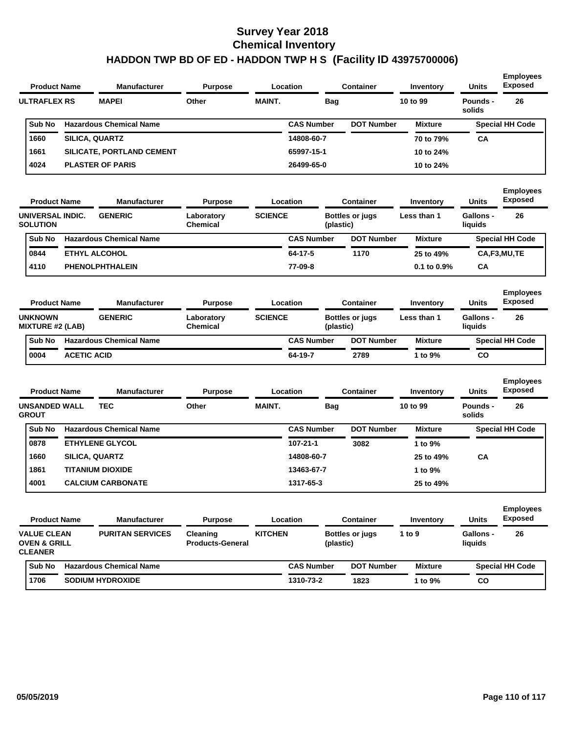# Survey Year 2018
# Chemical Inventory
# HADDON TWP BD OF ED - HADDON TWP H S (Facility ID 43975700006)

| Product Name | Manufacturer | Purpose | Location | Container | Inventory | Units | Employees Exposed |
|---|---|---|---|---|---|---|---|
| ULTRAFLEX RS | MAPEI | Other | MAINT. | Bag | 10 to 99 | Pounds - solids | 26 |

| Sub No | Hazardous Chemical Name | CAS Number | DOT Number | Mixture | Special HH Code |
|---|---|---|---|---|---|
| 1660 | SILICA, QUARTZ | 14808-60-7 | | 70 to 79% | CA |
| 1661 | SILICATE, PORTLAND CEMENT | 65997-15-1 | | 10 to 24% | |
| 4024 | PLASTER OF PARIS | 26499-65-0 | | 10 to 24% | |

| Product Name | Manufacturer | Purpose | Location | Container | Inventory | Units | Employees Exposed |
|---|---|---|---|---|---|---|---|
| UNIVERSAL INDIC. SOLUTION | GENERIC | Laboratory Chemical | SCIENCE | Bottles or jugs (plastic) | Less than 1 | Gallons - liquids | 26 |

| Sub No | Hazardous Chemical Name | CAS Number | DOT Number | Mixture | Special HH Code |
|---|---|---|---|---|---|
| 0844 | ETHYL ALCOHOL | 64-17-5 | 1170 | 25 to 49% | CA,F3,MU,TE |
| 4110 | PHENOLPHTHALEIN | 77-09-8 | | 0.1 to 0.9% | CA |

| Product Name | Manufacturer | Purpose | Location | Container | Inventory | Units | Employees Exposed |
|---|---|---|---|---|---|---|---|
| UNKNOWN MIXTURE #2 (LAB) | GENERIC | Laboratory Chemical | SCIENCE | Bottles or jugs (plastic) | Less than 1 | Gallons - liquids | 26 |

| Sub No | Hazardous Chemical Name | CAS Number | DOT Number | Mixture | Special HH Code |
|---|---|---|---|---|---|
| 0004 | ACETIC ACID | 64-19-7 | 2789 | 1 to 9% | CO |

| Product Name | Manufacturer | Purpose | Location | Container | Inventory | Units | Employees Exposed |
|---|---|---|---|---|---|---|---|
| UNSANDED WALL GROUT | TEC | Other | MAINT. | Bag | 10 to 99 | Pounds - solids | 26 |

| Sub No | Hazardous Chemical Name | CAS Number | DOT Number | Mixture | Special HH Code |
|---|---|---|---|---|---|
| 0878 | ETHYLENE GLYCOL | 107-21-1 | 3082 | 1 to 9% | |
| 1660 | SILICA, QUARTZ | 14808-60-7 | | 25 to 49% | CA |
| 1861 | TITANIUM DIOXIDE | 13463-67-7 | | 1 to 9% | |
| 4001 | CALCIUM CARBONATE | 1317-65-3 | | 25 to 49% | |

| Product Name | Manufacturer | Purpose | Location | Container | Inventory | Units | Employees Exposed |
|---|---|---|---|---|---|---|---|
| VALUE CLEAN OVEN & GRILL CLEANER | PURITAN SERVICES | Cleaning Products-General | KITCHEN | Bottles or jugs (plastic) | 1 to 9 | Gallons - liquids | 26 |

| Sub No | Hazardous Chemical Name | CAS Number | DOT Number | Mixture | Special HH Code |
|---|---|---|---|---|---|
| 1706 | SODIUM HYDROXIDE | 1310-73-2 | 1823 | 1 to 9% | CO |

05/05/2019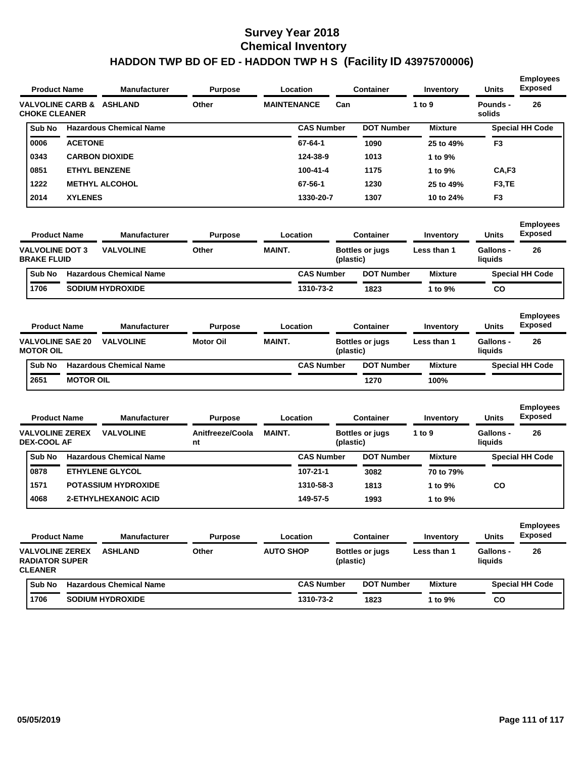# Survey Year 2018
# Chemical Inventory
# HADDON TWP BD OF ED - HADDON TWP H S (Facility ID 43975700006)

| Product Name | Manufacturer | Purpose | Location | Container | Inventory | Units | Employees Exposed |
|---|---|---|---|---|---|---|---|
| VALVOLINE CARB & CHOKE CLEANER | ASHLAND | Other | MAINTENANCE | Can | 1 to 9 | Pounds - solids | 26 |

| Sub No | Hazardous Chemical Name | CAS Number | DOT Number | Mixture | Special HH Code |
|---|---|---|---|---|---|
| 0006 | ACETONE | 67-64-1 | 1090 | 25 to 49% | F3 |
| 0343 | CARBON DIOXIDE | 124-38-9 | 1013 | 1 to 9% | |
| 0851 | ETHYL BENZENE | 100-41-4 | 1175 | 1 to 9% | CA,F3 |
| 1222 | METHYL ALCOHOL | 67-56-1 | 1230 | 25 to 49% | F3,TE |
| 2014 | XYLENES | 1330-20-7 | 1307 | 10 to 24% | F3 |

| Product Name | Manufacturer | Purpose | Location | Container | Inventory | Units | Employees Exposed |
|---|---|---|---|---|---|---|---|
| VALVOLINE DOT 3 BRAKE FLUID | VALVOLINE | Other | MAINT. | Bottles or jugs (plastic) | Less than 1 | Gallons - liquids | 26 |

| Sub No | Hazardous Chemical Name | CAS Number | DOT Number | Mixture | Special HH Code |
|---|---|---|---|---|---|
| 1706 | SODIUM HYDROXIDE | 1310-73-2 | 1823 | 1 to 9% | CO |

| Product Name | Manufacturer | Purpose | Location | Container | Inventory | Units | Employees Exposed |
|---|---|---|---|---|---|---|---|
| VALVOLINE SAE 20 MOTOR OIL | VALVOLINE | Motor Oil | MAINT. | Bottles or jugs (plastic) | Less than 1 | Gallons - liquids | 26 |

| Sub No | Hazardous Chemical Name | CAS Number | DOT Number | Mixture | Special HH Code |
|---|---|---|---|---|---|
| 2651 | MOTOR OIL | | 1270 | 100% | |

| Product Name | Manufacturer | Purpose | Location | Container | Inventory | Units | Employees Exposed |
|---|---|---|---|---|---|---|---|
| VALVOLINE ZEREX DEX-COOL AF | VALVOLINE | Anitfreeze/Coolant | MAINT. | Bottles or jugs (plastic) | 1 to 9 | Gallons - liquids | 26 |

| Sub No | Hazardous Chemical Name | CAS Number | DOT Number | Mixture | Special HH Code |
|---|---|---|---|---|---|
| 0878 | ETHYLENE GLYCOL | 107-21-1 | 3082 | 70 to 79% | |
| 1571 | POTASSIUM HYDROXIDE | 1310-58-3 | 1813 | 1 to 9% | CO |
| 4068 | 2-ETHYLHEXANOIC ACID | 149-57-5 | 1993 | 1 to 9% | |

| Product Name | Manufacturer | Purpose | Location | Container | Inventory | Units | Employees Exposed |
|---|---|---|---|---|---|---|---|
| VALVOLINE ZEREX RADIATOR SUPER CLEANER | ASHLAND | Other | AUTO SHOP | Bottles or jugs (plastic) | Less than 1 | Gallons - liquids | 26 |

| Sub No | Hazardous Chemical Name | CAS Number | DOT Number | Mixture | Special HH Code |
|---|---|---|---|---|---|
| 1706 | SODIUM HYDROXIDE | 1310-73-2 | 1823 | 1 to 9% | CO |

05/05/2019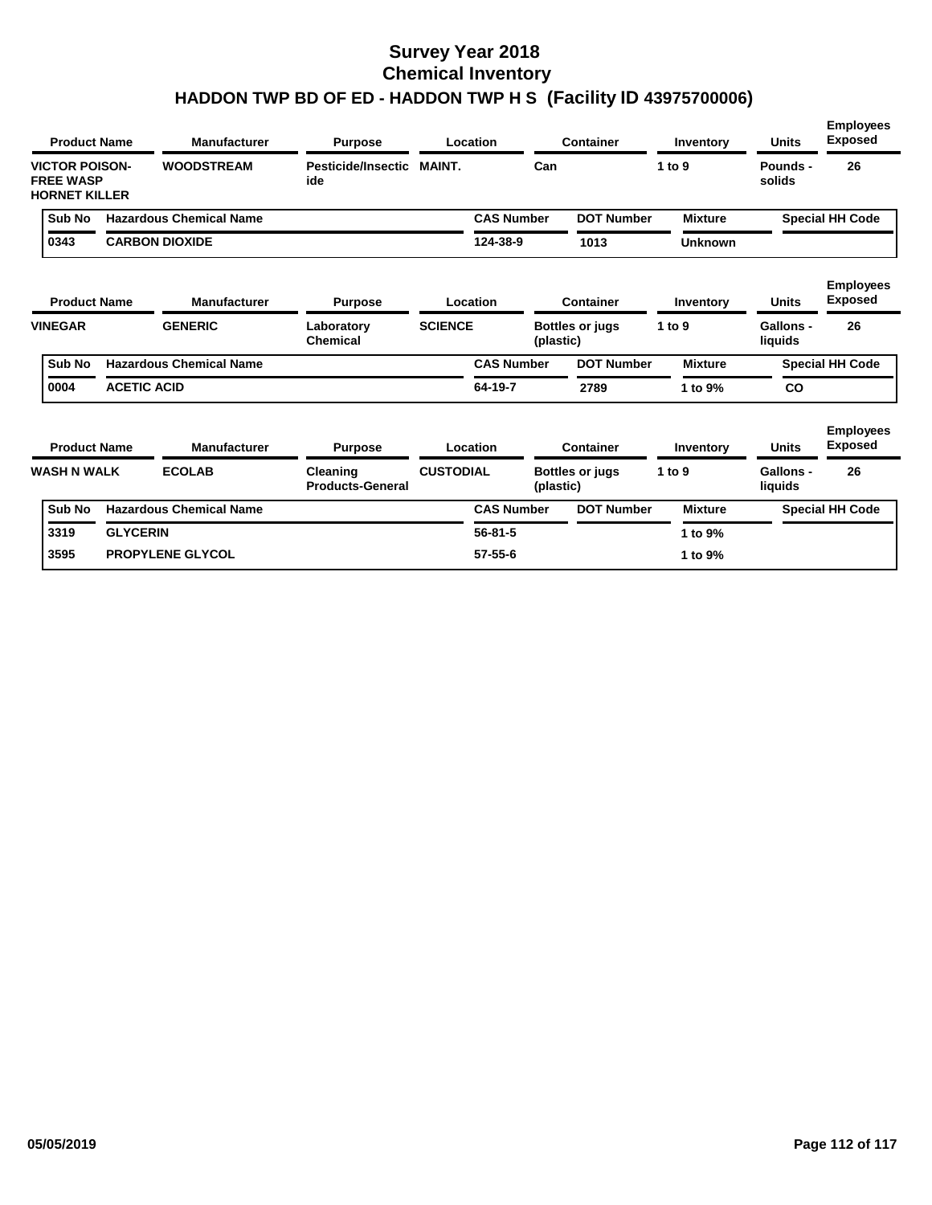# Survey Year 2018
# Chemical Inventory
## HADDON TWP BD OF ED - HADDON TWP H S (Facility ID 43975700006)

| Product Name | Manufacturer | Purpose | Location | Container | Inventory | Units | Employees Exposed |
|---|---|---|---|---|---|---|---|
| VICTOR POISON-FREE WASP HORNET KILLER | WOODSTREAM | Pesticide/Insecticide | MAINT. | Can | 1 to 9 | Pounds - solids | 26 |

| Sub No | Hazardous Chemical Name | CAS Number | DOT Number | Mixture | Special HH Code |
|---|---|---|---|---|---|
| 0343 | CARBON DIOXIDE | 124-38-9 | 1013 | Unknown | |

| Product Name | Manufacturer | Purpose | Location | Container | Inventory | Units | Employees Exposed |
|---|---|---|---|---|---|---|---|
| VINEGAR | GENERIC | Laboratory Chemical | SCIENCE | Bottles or jugs (plastic) | 1 to 9 | Gallons - liquids | 26 |

| Sub No | Hazardous Chemical Name | CAS Number | DOT Number | Mixture | Special HH Code |
|---|---|---|---|---|---|
| 0004 | ACETIC ACID | 64-19-7 | 2789 | 1 to 9% | CO |

| Product Name | Manufacturer | Purpose | Location | Container | Inventory | Units | Employees Exposed |
|---|---|---|---|---|---|---|---|
| WASH N WALK | ECOLAB | Cleaning Products-General | CUSTODIAL | Bottles or jugs (plastic) | 1 to 9 | Gallons - liquids | 26 |

| Sub No | Hazardous Chemical Name | CAS Number | DOT Number | Mixture | Special HH Code |
|---|---|---|---|---|---|
| 3319 | GLYCERIN | 56-81-5 | | 1 to 9% | |
| 3595 | PROPYLENE GLYCOL | 57-55-6 | | 1 to 9% | |

05/05/2019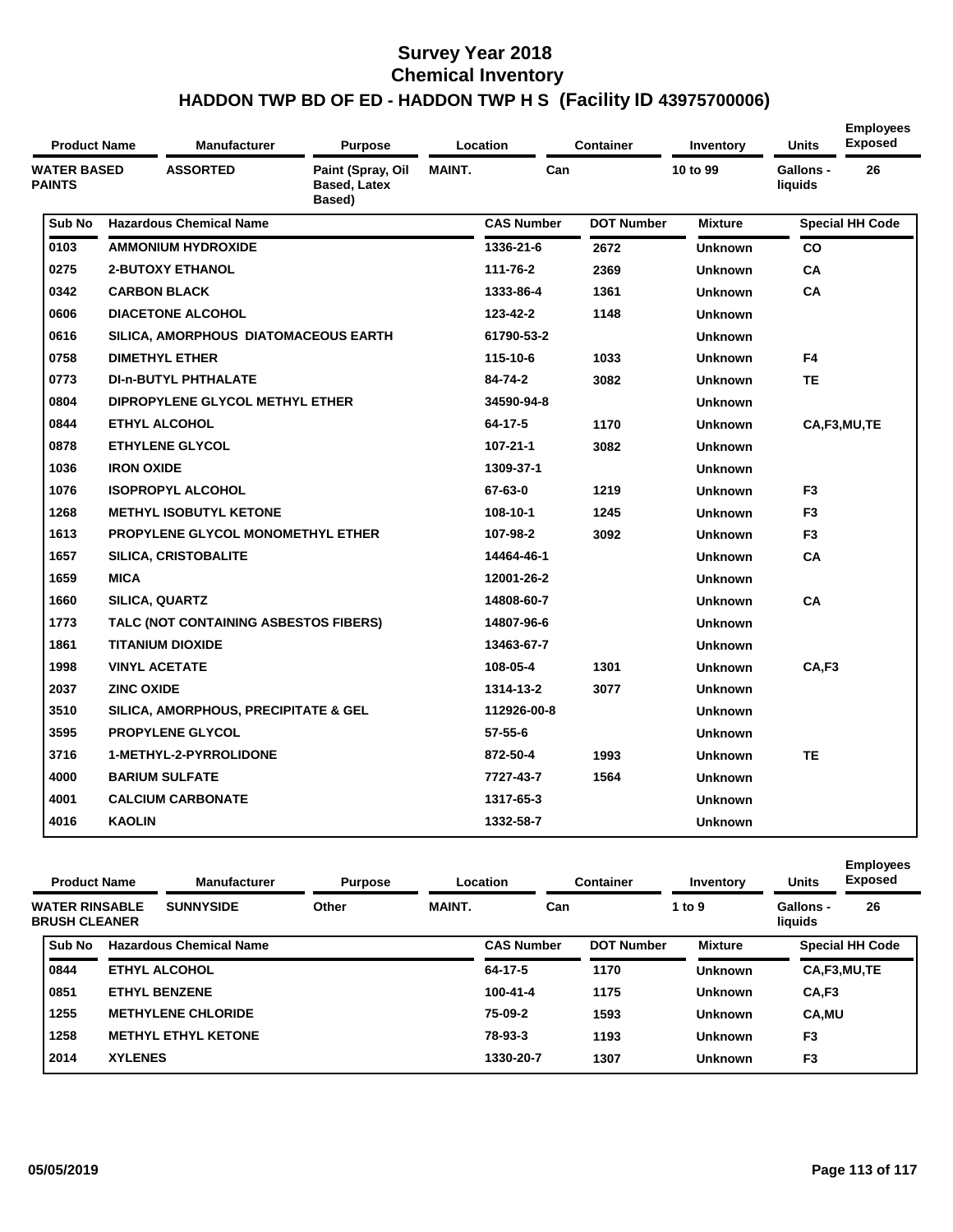# Survey Year 2018
# Chemical Inventory
# HADDON TWP BD OF ED - HADDON TWP H S (Facility ID 43975700006)

| Product Name | Manufacturer | Purpose | Location | Container | Inventory | Units | Employees Exposed |
|---|---|---|---|---|---|---|---|
| WATER BASED PAINTS | ASSORTED | Paint (Spray, Oil Based, Latex Based) | MAINT. | Can | 10 to 99 | Gallons - liquids | 26 |

| Sub No | Hazardous Chemical Name | CAS Number | DOT Number | Mixture | Special HH Code |
|---|---|---|---|---|---|
| 0103 | AMMONIUM HYDROXIDE | 1336-21-6 | 2672 | Unknown | CO |
| 0275 | 2-BUTOXY ETHANOL | 111-76-2 | 2369 | Unknown | CA |
| 0342 | CARBON BLACK | 1333-86-4 | 1361 | Unknown | CA |
| 0606 | DIACETONE ALCOHOL | 123-42-2 | 1148 | Unknown | |
| 0616 | SILICA, AMORPHOUS DIATOMACEOUS EARTH | 61790-53-2 | | Unknown | |
| 0758 | DIMETHYL ETHER | 115-10-6 | 1033 | Unknown | F4 |
| 0773 | DI-n-BUTYL PHTHALATE | 84-74-2 | 3082 | Unknown | TE |
| 0804 | DIPROPYLENE GLYCOL METHYL ETHER | 34590-94-8 | | Unknown | |
| 0844 | ETHYL ALCOHOL | 64-17-5 | 1170 | Unknown | CA,F3,MU,TE |
| 0878 | ETHYLENE GLYCOL | 107-21-1 | 3082 | Unknown | |
| 1036 | IRON OXIDE | 1309-37-1 | | Unknown | |
| 1076 | ISOPROPYL ALCOHOL | 67-63-0 | 1219 | Unknown | F3 |
| 1268 | METHYL ISOBUTYL KETONE | 108-10-1 | 1245 | Unknown | F3 |
| 1613 | PROPYLENE GLYCOL MONOMETHYL ETHER | 107-98-2 | 3092 | Unknown | F3 |
| 1657 | SILICA, CRISTOBALITE | 14464-46-1 | | Unknown | CA |
| 1659 | MICA | 12001-26-2 | | Unknown | |
| 1660 | SILICA, QUARTZ | 14808-60-7 | | Unknown | CA |
| 1773 | TALC (NOT CONTAINING ASBESTOS FIBERS) | 14807-96-6 | | Unknown | |
| 1861 | TITANIUM DIOXIDE | 13463-67-7 | | Unknown | |
| 1998 | VINYL ACETATE | 108-05-4 | 1301 | Unknown | CA,F3 |
| 2037 | ZINC OXIDE | 1314-13-2 | 3077 | Unknown | |
| 3510 | SILICA, AMORPHOUS, PRECIPITATE & GEL | 112926-00-8 | | Unknown | |
| 3595 | PROPYLENE GLYCOL | 57-55-6 | | Unknown | |
| 3716 | 1-METHYL-2-PYRROLIDONE | 872-50-4 | 1993 | Unknown | TE |
| 4000 | BARIUM SULFATE | 7727-43-7 | 1564 | Unknown | |
| 4001 | CALCIUM CARBONATE | 1317-65-3 | | Unknown | |
| 4016 | KAOLIN | 1332-58-7 | | Unknown | |

| Product Name | Manufacturer | Purpose | Location | Container | Inventory | Units | Employees Exposed |
|---|---|---|---|---|---|---|---|
| WATER RINSABLE BRUSH CLEANER | SUNNYSIDE | Other | MAINT. | Can | 1 to 9 | Gallons - liquids | 26 |

| Sub No | Hazardous Chemical Name | CAS Number | DOT Number | Mixture | Special HH Code |
|---|---|---|---|---|---|
| 0844 | ETHYL ALCOHOL | 64-17-5 | 1170 | Unknown | CA,F3,MU,TE |
| 0851 | ETHYL BENZENE | 100-41-4 | 1175 | Unknown | CA,F3 |
| 1255 | METHYLENE CHLORIDE | 75-09-2 | 1593 | Unknown | CA,MU |
| 1258 | METHYL ETHYL KETONE | 78-93-3 | 1193 | Unknown | F3 |
| 2014 | XYLENES | 1330-20-7 | 1307 | Unknown | F3 |

05/05/2019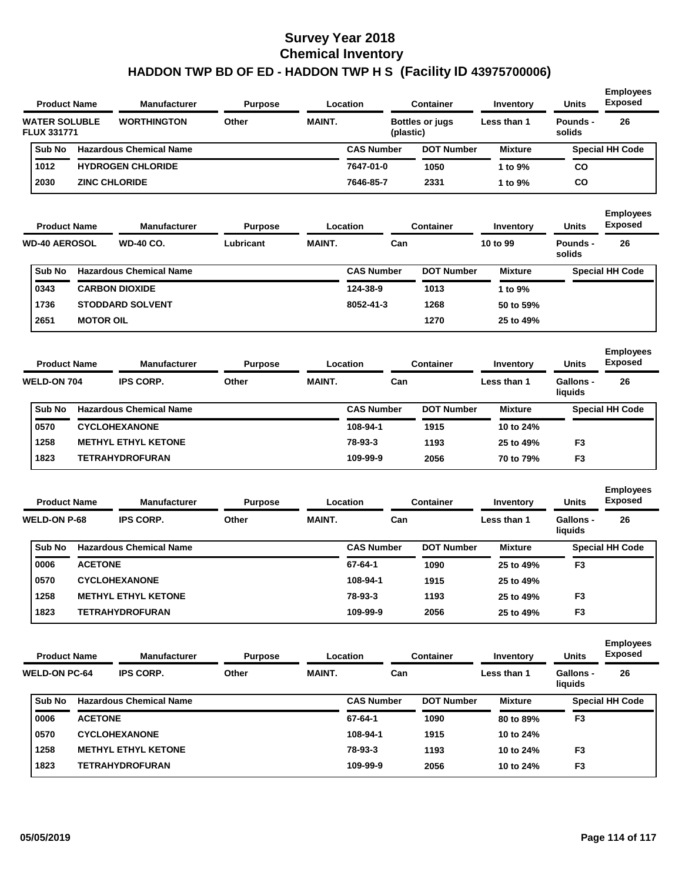# Survey Year 2018
# Chemical Inventory
# HADDON TWP BD OF ED - HADDON TWP H S (Facility ID 43975700006)

| Product Name | Manufacturer | Purpose | Location | Container | Inventory | Units | Employees Exposed |
|---|---|---|---|---|---|---|---|
| WATER SOLUBLE FLUX 331771 | WORTHINGTON | Other | MAINT. | Bottles or jugs (plastic) | Less than 1 | Pounds - solids | 26 |

| Sub No | Hazardous Chemical Name | CAS Number | DOT Number | Mixture | Special HH Code |
|---|---|---|---|---|---|
| 1012 | HYDROGEN CHLORIDE | 7647-01-0 | 1050 | 1 to 9% | CO |
| 2030 | ZINC CHLORIDE | 7646-85-7 | 2331 | 1 to 9% | CO |

| Product Name | Manufacturer | Purpose | Location | Container | Inventory | Units | Employees Exposed |
|---|---|---|---|---|---|---|---|
| WD-40 AEROSOL | WD-40 CO. | Lubricant | MAINT. | Can | 10 to 99 | Pounds - solids | 26 |

| Sub No | Hazardous Chemical Name | CAS Number | DOT Number | Mixture | Special HH Code |
|---|---|---|---|---|---|
| 0343 | CARBON DIOXIDE | 124-38-9 | 1013 | 1 to 9% | |
| 1736 | STODDARD SOLVENT | 8052-41-3 | 1268 | 50 to 59% | |
| 2651 | MOTOR OIL | | 1270 | 25 to 49% | |

| Product Name | Manufacturer | Purpose | Location | Container | Inventory | Units | Employees Exposed |
|---|---|---|---|---|---|---|---|
| WELD-ON 704 | IPS CORP. | Other | MAINT. | Can | Less than 1 | Gallons - liquids | 26 |

| Sub No | Hazardous Chemical Name | CAS Number | DOT Number | Mixture | Special HH Code |
|---|---|---|---|---|---|
| 0570 | CYCLOHEXANONE | 108-94-1 | 1915 | 10 to 24% | |
| 1258 | METHYL ETHYL KETONE | 78-93-3 | 1193 | 25 to 49% | F3 |
| 1823 | TETRAHYDROFURAN | 109-99-9 | 2056 | 70 to 79% | F3 |

| Product Name | Manufacturer | Purpose | Location | Container | Inventory | Units | Employees Exposed |
|---|---|---|---|---|---|---|---|
| WELD-ON P-68 | IPS CORP. | Other | MAINT. | Can | Less than 1 | Gallons - liquids | 26 |

| Sub No | Hazardous Chemical Name | CAS Number | DOT Number | Mixture | Special HH Code |
|---|---|---|---|---|---|
| 0006 | ACETONE | 67-64-1 | 1090 | 25 to 49% | F3 |
| 0570 | CYCLOHEXANONE | 108-94-1 | 1915 | 25 to 49% | |
| 1258 | METHYL ETHYL KETONE | 78-93-3 | 1193 | 25 to 49% | F3 |
| 1823 | TETRAHYDROFURAN | 109-99-9 | 2056 | 25 to 49% | F3 |

| Product Name | Manufacturer | Purpose | Location | Container | Inventory | Units | Employees Exposed |
|---|---|---|---|---|---|---|---|
| WELD-ON PC-64 | IPS CORP. | Other | MAINT. | Can | Less than 1 | Gallons - liquids | 26 |

| Sub No | Hazardous Chemical Name | CAS Number | DOT Number | Mixture | Special HH Code |
|---|---|---|---|---|---|
| 0006 | ACETONE | 67-64-1 | 1090 | 80 to 89% | F3 |
| 0570 | CYCLOHEXANONE | 108-94-1 | 1915 | 10 to 24% | |
| 1258 | METHYL ETHYL KETONE | 78-93-3 | 1193 | 10 to 24% | F3 |
| 1823 | TETRAHYDROFURAN | 109-99-9 | 2056 | 10 to 24% | F3 |

05/05/2019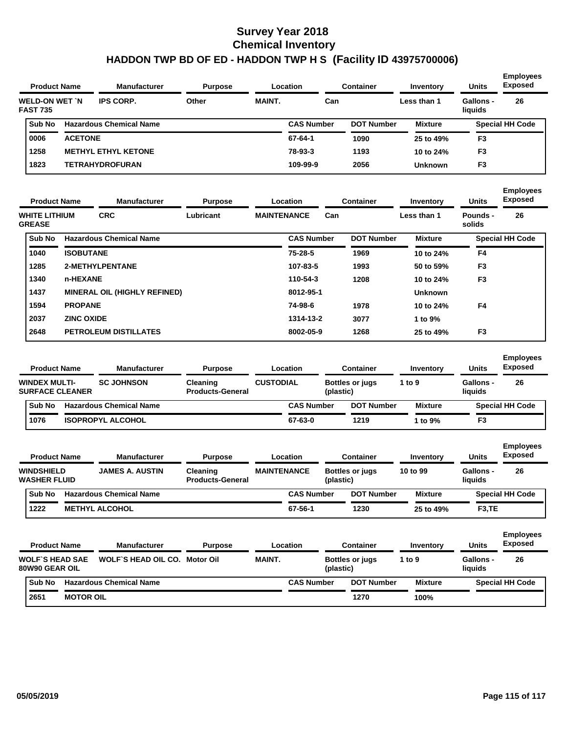# Survey Year 2018
# Chemical Inventory
# HADDON TWP BD OF ED - HADDON TWP H S (Facility ID 43975700006)

| Product Name | Manufacturer | Purpose | Location | Container | Inventory | Units | Employees Exposed |
|---|---|---|---|---|---|---|---|
| WELD-ON WET `N FAST 735 | IPS CORP. | Other | MAINT. | Can | Less than 1 | Gallons - liquids | 26 |

| Sub No | Hazardous Chemical Name | CAS Number | DOT Number | Mixture | Special HH Code |
|---|---|---|---|---|---|
| 0006 | ACETONE | 67-64-1 | 1090 | 25 to 49% | F3 |
| 1258 | METHYL ETHYL KETONE | 78-93-3 | 1193 | 10 to 24% | F3 |
| 1823 | TETRAHYDROFURAN | 109-99-9 | 2056 | Unknown | F3 |

| Product Name | Manufacturer | Purpose | Location | Container | Inventory | Units | Employees Exposed |
|---|---|---|---|---|---|---|---|
| WHITE LITHIUM GREASE | CRC | Lubricant | MAINTENANCE | Can | Less than 1 | Pounds - solids | 26 |

| Sub No | Hazardous Chemical Name | CAS Number | DOT Number | Mixture | Special HH Code |
|---|---|---|---|---|---|
| 1040 | ISOBUTANE | 75-28-5 | 1969 | 10 to 24% | F4 |
| 1285 | 2-METHYLPENTANE | 107-83-5 | 1993 | 50 to 59% | F3 |
| 1340 | n-HEXANE | 110-54-3 | 1208 | 10 to 24% | F3 |
| 1437 | MINERAL OIL (HIGHLY REFINED) | 8012-95-1 | | Unknown | |
| 1594 | PROPANE | 74-98-6 | 1978 | 10 to 24% | F4 |
| 2037 | ZINC OXIDE | 1314-13-2 | 3077 | 1 to 9% | |
| 2648 | PETROLEUM DISTILLATES | 8002-05-9 | 1268 | 25 to 49% | F3 |

| Product Name | Manufacturer | Purpose | Location | Container | Inventory | Units | Employees Exposed |
|---|---|---|---|---|---|---|---|
| WINDEX MULTI-SURFACE CLEANER | SC JOHNSON | Cleaning Products-General | CUSTODIAL | Bottles or jugs (plastic) | 1 to 9 | Gallons - liquids | 26 |

| Sub No | Hazardous Chemical Name | CAS Number | DOT Number | Mixture | Special HH Code |
|---|---|---|---|---|---|
| 1076 | ISOPROPYL ALCOHOL | 67-63-0 | 1219 | 1 to 9% | F3 |

| Product Name | Manufacturer | Purpose | Location | Container | Inventory | Units | Employees Exposed |
|---|---|---|---|---|---|---|---|
| WINDSHIELD WASHER FLUID | JAMES A. AUSTIN | Cleaning Products-General | MAINTENANCE | Bottles or jugs (plastic) | 10 to 99 | Gallons - liquids | 26 |

| Sub No | Hazardous Chemical Name | CAS Number | DOT Number | Mixture | Special HH Code |
|---|---|---|---|---|---|
| 1222 | METHYL ALCOHOL | 67-56-1 | 1230 | 25 to 49% | F3,TE |

| Product Name | Manufacturer | Purpose | Location | Container | Inventory | Units | Employees Exposed |
|---|---|---|---|---|---|---|---|
| WOLF`S HEAD SAE 80W90 GEAR OIL | WOLF`S HEAD OIL CO. | Motor Oil | MAINT. | Bottles or jugs (plastic) | 1 to 9 | Gallons - liquids | 26 |

| Sub No | Hazardous Chemical Name | CAS Number | DOT Number | Mixture | Special HH Code |
|---|---|---|---|---|---|
| 2651 | MOTOR OIL | | 1270 | 100% | |

05/05/2019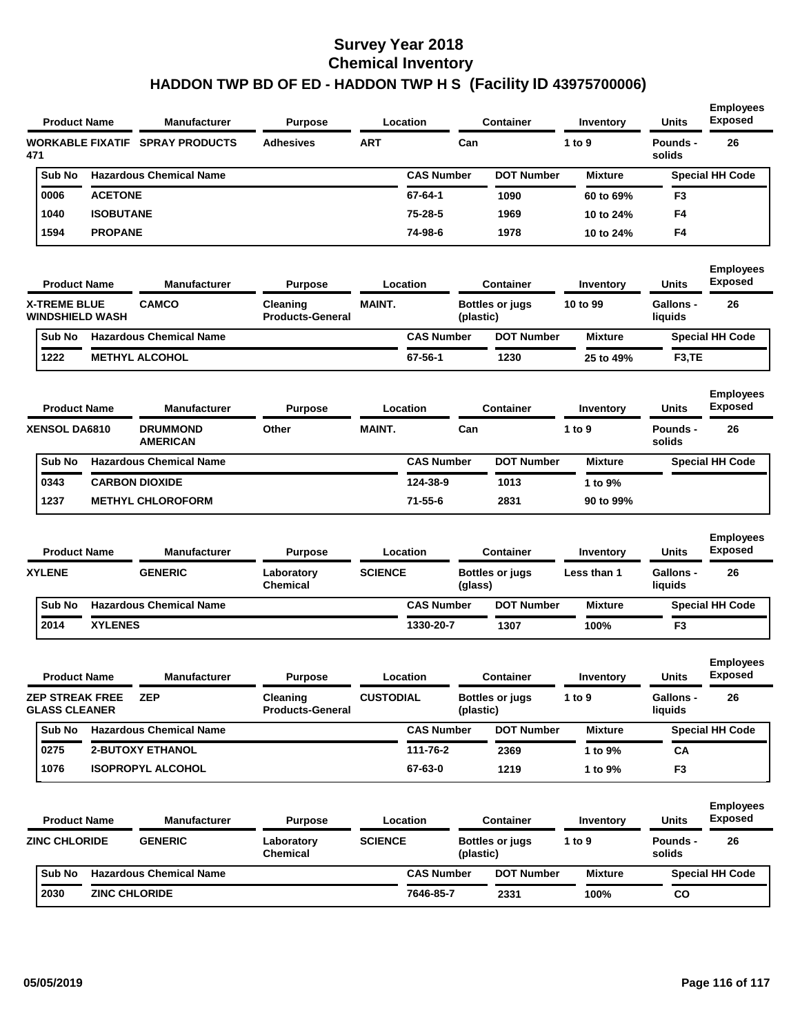# Survey Year 2018
# Chemical Inventory
# HADDON TWP BD OF ED - HADDON TWP H S (Facility ID 43975700006)

| Product Name | Manufacturer | Purpose | Location | Container | Inventory | Units | Employees Exposed |
|---|---|---|---|---|---|---|---|
| WORKABLE FIXATIF 471 | SPRAY PRODUCTS | Adhesives | ART | Can | 1 to 9 | Pounds - solids | 26 |

| Sub No | Hazardous Chemical Name | CAS Number | DOT Number | Mixture | Special HH Code |
|---|---|---|---|---|---|
| 0006 | ACETONE | 67-64-1 | 1090 | 60 to 69% | F3 |
| 1040 | ISOBUTANE | 75-28-5 | 1969 | 10 to 24% | F4 |
| 1594 | PROPANE | 74-98-6 | 1978 | 10 to 24% | F4 |

| Product Name | Manufacturer | Purpose | Location | Container | Inventory | Units | Employees Exposed |
|---|---|---|---|---|---|---|---|
| X-TREME BLUE WINDSHIELD WASH | CAMCO | Cleaning Products-General | MAINT. | Bottles or jugs (plastic) | 10 to 99 | Gallons - liquids | 26 |

| Sub No | Hazardous Chemical Name | CAS Number | DOT Number | Mixture | Special HH Code |
|---|---|---|---|---|---|
| 1222 | METHYL ALCOHOL | 67-56-1 | 1230 | 25 to 49% | F3,TE |

| Product Name | Manufacturer | Purpose | Location | Container | Inventory | Units | Employees Exposed |
|---|---|---|---|---|---|---|---|
| XENSOL DA6810 | DRUMMOND AMERICAN | Other | MAINT. | Can | 1 to 9 | Pounds - solids | 26 |

| Sub No | Hazardous Chemical Name | CAS Number | DOT Number | Mixture | Special HH Code |
|---|---|---|---|---|---|
| 0343 | CARBON DIOXIDE | 124-38-9 | 1013 | 1 to 9% | |
| 1237 | METHYL CHLOROFORM | 71-55-6 | 2831 | 90 to 99% | |

| Product Name | Manufacturer | Purpose | Location | Container | Inventory | Units | Employees Exposed |
|---|---|---|---|---|---|---|---|
| XYLENE | GENERIC | Laboratory Chemical | SCIENCE | Bottles or jugs (glass) | Less than 1 | Gallons - liquids | 26 |

| Sub No | Hazardous Chemical Name | CAS Number | DOT Number | Mixture | Special HH Code |
|---|---|---|---|---|---|
| 2014 | XYLENES | 1330-20-7 | 1307 | 100% | F3 |

| Product Name | Manufacturer | Purpose | Location | Container | Inventory | Units | Employees Exposed |
|---|---|---|---|---|---|---|---|
| ZEP STREAK FREE GLASS CLEANER | ZEP | Cleaning Products-General | CUSTODIAL | Bottles or jugs (plastic) | 1 to 9 | Gallons - liquids | 26 |

| Sub No | Hazardous Chemical Name | CAS Number | DOT Number | Mixture | Special HH Code |
|---|---|---|---|---|---|
| 0275 | 2-BUTOXY ETHANOL | 111-76-2 | 2369 | 1 to 9% | CA |
| 1076 | ISOPROPYL ALCOHOL | 67-63-0 | 1219 | 1 to 9% | F3 |

| Product Name | Manufacturer | Purpose | Location | Container | Inventory | Units | Employees Exposed |
|---|---|---|---|---|---|---|---|
| ZINC CHLORIDE | GENERIC | Laboratory Chemical | SCIENCE | Bottles or jugs (plastic) | 1 to 9 | Pounds - solids | 26 |

| Sub No | Hazardous Chemical Name | CAS Number | DOT Number | Mixture | Special HH Code |
|---|---|---|---|---|---|
| 2030 | ZINC CHLORIDE | 7646-85-7 | 2331 | 100% | CO |

05/05/2019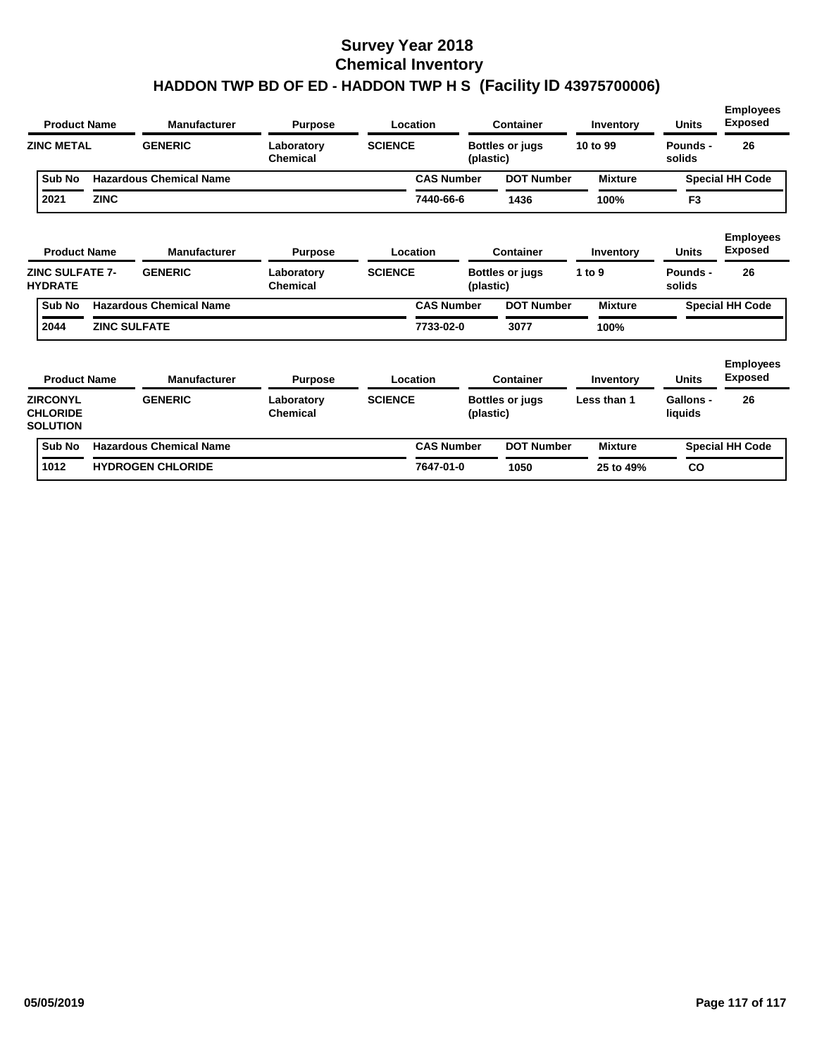# Survey Year 2018
# Chemical Inventory
# HADDON TWP BD OF ED - HADDON TWP H S (Facility ID 43975700006)

| Product Name | Manufacturer | Purpose | Location | Container | Inventory | Units | Employees Exposed |
|---|---|---|---|---|---|---|---|
| ZINC METAL | GENERIC | Laboratory Chemical | SCIENCE | Bottles or jugs (plastic) | 10 to 99 | Pounds - solids | 26 |

| Sub No | Hazardous Chemical Name | CAS Number | DOT Number | Mixture | Special HH Code |
|---|---|---|---|---|---|
| 2021 | ZINC | 7440-66-6 | 1436 | 100% | F3 |

| Product Name | Manufacturer | Purpose | Location | Container | Inventory | Units | Employees Exposed |
|---|---|---|---|---|---|---|---|
| ZINC SULFATE 7-HYDRATE | GENERIC | Laboratory Chemical | SCIENCE | Bottles or jugs (plastic) | 1 to 9 | Pounds - solids | 26 |

| Sub No | Hazardous Chemical Name | CAS Number | DOT Number | Mixture | Special HH Code |
|---|---|---|---|---|---|
| 2044 | ZINC SULFATE | 7733-02-0 | 3077 | 100% | |

| Product Name | Manufacturer | Purpose | Location | Container | Inventory | Units | Employees Exposed |
|---|---|---|---|---|---|---|---|
| ZIRCONYL CHLORIDE SOLUTION | GENERIC | Laboratory Chemical | SCIENCE | Bottles or jugs (plastic) | Less than 1 | Gallons - liquids | 26 |

| Sub No | Hazardous Chemical Name | CAS Number | DOT Number | Mixture | Special HH Code |
|---|---|---|---|---|---|
| 1012 | HYDROGEN CHLORIDE | 7647-01-0 | 1050 | 25 to 49% | CO |

05/05/2019